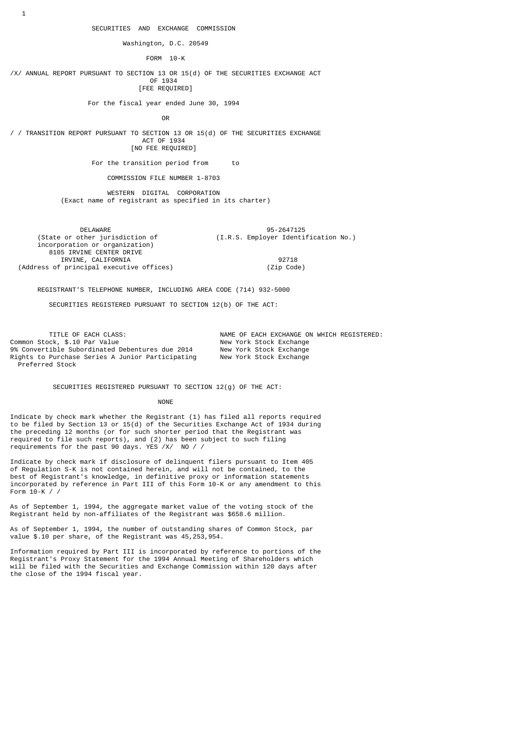# SECURITIES AND EXCHANGE COMMISSION

Washington, D.C. 20549

## FORM 10-K

/X/ ANNUAL REPORT PURSUANT TO SECTION 13 OR 15(d) OF THE SECURITIES EXCHANGE ACT OF 1934
[FEE REQUIRED]

For the fiscal year ended June 30, 1994

OR

/ / TRANSITION REPORT PURSUANT TO SECTION 13 OR 15(d) OF THE SECURITIES EXCHANGE ACT OF 1934
[NO FEE REQUIRED]

For the transition period from to

COMMISSION FILE NUMBER 1-8703

## WESTERN DIGITAL CORPORATION

(Exact name of registrant as specified in its charter)

| | |
|---|---|
| DELAWARE | 95-2647125 |
| (State or other jurisdiction of incorporation or organization) | (I.R.S. Employer Identification No.) |
| 8105 IRVINE CENTER DRIVE IRVINE, CALIFORNIA | 92718 |
| (Address of principal executive offices) | (Zip Code) |

REGISTRANT'S TELEPHONE NUMBER, INCLUDING AREA CODE (714) 932-5000

SECURITIES REGISTERED PURSUANT TO SECTION 12(b) OF THE ACT:

| TITLE OF EACH CLASS: | NAME OF EACH EXCHANGE ON WHICH REGISTERED: |
|---|---|
| Common Stock, $.10 Par Value | New York Stock Exchange |
| 9% Convertible Subordinated Debentures due 2014 | New York Stock Exchange |
| Rights to Purchase Series A Junior Participating Preferred Stock | New York Stock Exchange |

SECURITIES REGISTERED PURSUANT TO SECTION 12(g) OF THE ACT:

NONE

Indicate by check mark whether the Registrant (1) has filed all reports required to be filed by Section 13 or 15(d) of the Securities Exchange Act of 1934 during the preceding 12 months (or for such shorter period that the Registrant was required to file such reports), and (2) has been subject to such filing requirements for the past 90 days. YES /X/ NO / /

Indicate by check mark if disclosure of delinquent filers pursuant to Item 405 of Regulation S-K is not contained herein, and will not be contained, to the best of Registrant's knowledge, in definitive proxy or information statements incorporated by reference in Part III of this Form 10-K or any amendment to this Form 10-K / /

As of September 1, 1994, the aggregate market value of the voting stock of the Registrant held by non-affiliates of the Registrant was $658.6 million.

As of September 1, 1994, the number of outstanding shares of Common Stock, par value $.10 per share, of the Registrant was 45,253,954.

Information required by Part III is incorporated by reference to portions of the Registrant's Proxy Statement for the 1994 Annual Meeting of Shareholders which will be filed with the Securities and Exchange Commission within 120 days after the close of the 1994 fiscal year.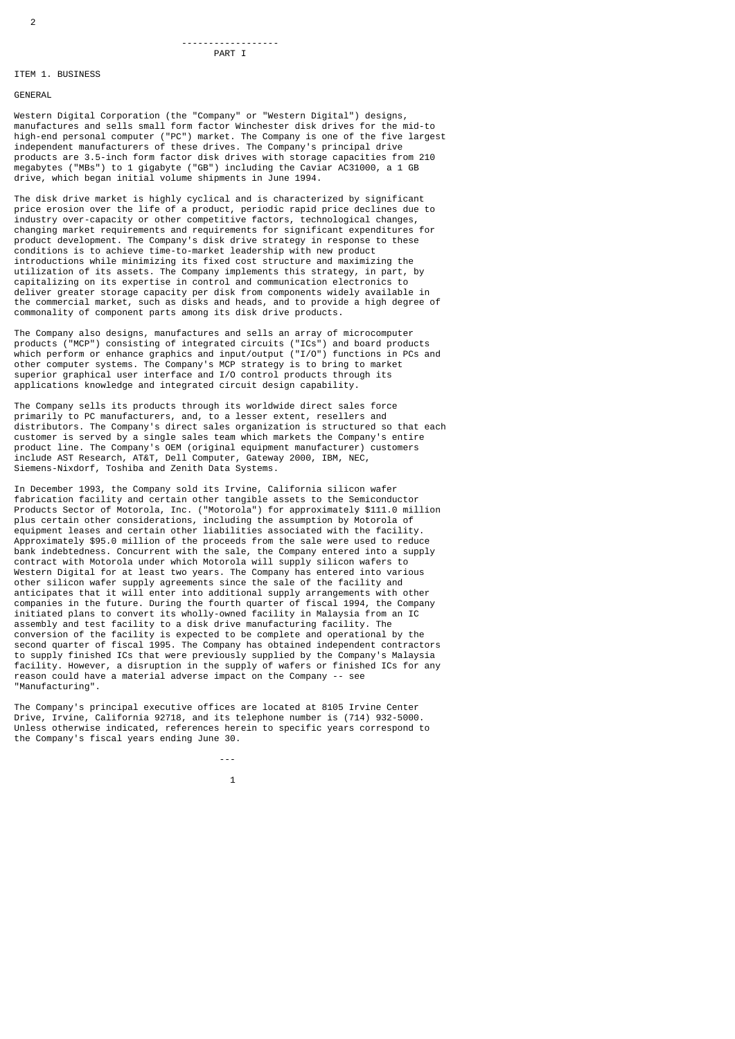PART I

## ITEM 1. BUSINESS

### GENERAL

Western Digital Corporation (the "Company" or "Western Digital") designs, manufactures and sells small form factor Winchester disk drives for the mid-to high-end personal computer ("PC") market. The Company is one of the five largest independent manufacturers of these drives. The Company's principal drive products are 3.5-inch form factor disk drives with storage capacities from 210 megabytes ("MBs") to 1 gigabyte ("GB") including the Caviar AC31000, a 1 GB drive, which began initial volume shipments in June 1994.

The disk drive market is highly cyclical and is characterized by significant price erosion over the life of a product, periodic rapid price declines due to industry over-capacity or other competitive factors, technological changes, changing market requirements and requirements for significant expenditures for product development. The Company's disk drive strategy in response to these conditions is to achieve time-to-market leadership with new product introductions while minimizing its fixed cost structure and maximizing the utilization of its assets. The Company implements this strategy, in part, by capitalizing on its expertise in control and communication electronics to deliver greater storage capacity per disk from components widely available in the commercial market, such as disks and heads, and to provide a high degree of commonality of component parts among its disk drive products.

The Company also designs, manufactures and sells an array of microcomputer products ("MCP") consisting of integrated circuits ("ICs") and board products which perform or enhance graphics and input/output ("I/O") functions in PCs and other computer systems. The Company's MCP strategy is to bring to market superior graphical user interface and I/O control products through its applications knowledge and integrated circuit design capability.

The Company sells its products through its worldwide direct sales force primarily to PC manufacturers, and, to a lesser extent, resellers and distributors. The Company's direct sales organization is structured so that each customer is served by a single sales team which markets the Company's entire product line. The Company's OEM (original equipment manufacturer) customers include AST Research, AT&T, Dell Computer, Gateway 2000, IBM, NEC, Siemens-Nixdorf, Toshiba and Zenith Data Systems.

In December 1993, the Company sold its Irvine, California silicon wafer fabrication facility and certain other tangible assets to the Semiconductor Products Sector of Motorola, Inc. ("Motorola") for approximately $111.0 million plus certain other considerations, including the assumption by Motorola of equipment leases and certain other liabilities associated with the facility. Approximately $95.0 million of the proceeds from the sale were used to reduce bank indebtedness. Concurrent with the sale, the Company entered into a supply contract with Motorola under which Motorola will supply silicon wafers to Western Digital for at least two years. The Company has entered into various other silicon wafer supply agreements since the sale of the facility and anticipates that it will enter into additional supply arrangements with other companies in the future. During the fourth quarter of fiscal 1994, the Company initiated plans to convert its wholly-owned facility in Malaysia from an IC assembly and test facility to a disk drive manufacturing facility. The conversion of the facility is expected to be complete and operational by the second quarter of fiscal 1995. The Company has obtained independent contractors to supply finished ICs that were previously supplied by the Company's Malaysia facility. However, a disruption in the supply of wafers or finished ICs for any reason could have a material adverse impact on the Company -- see "Manufacturing".

The Company's principal executive offices are located at 8105 Irvine Center Drive, Irvine, California 92718, and its telephone number is (714) 932-5000. Unless otherwise indicated, references herein to specific years correspond to the Company's fiscal years ending June 30.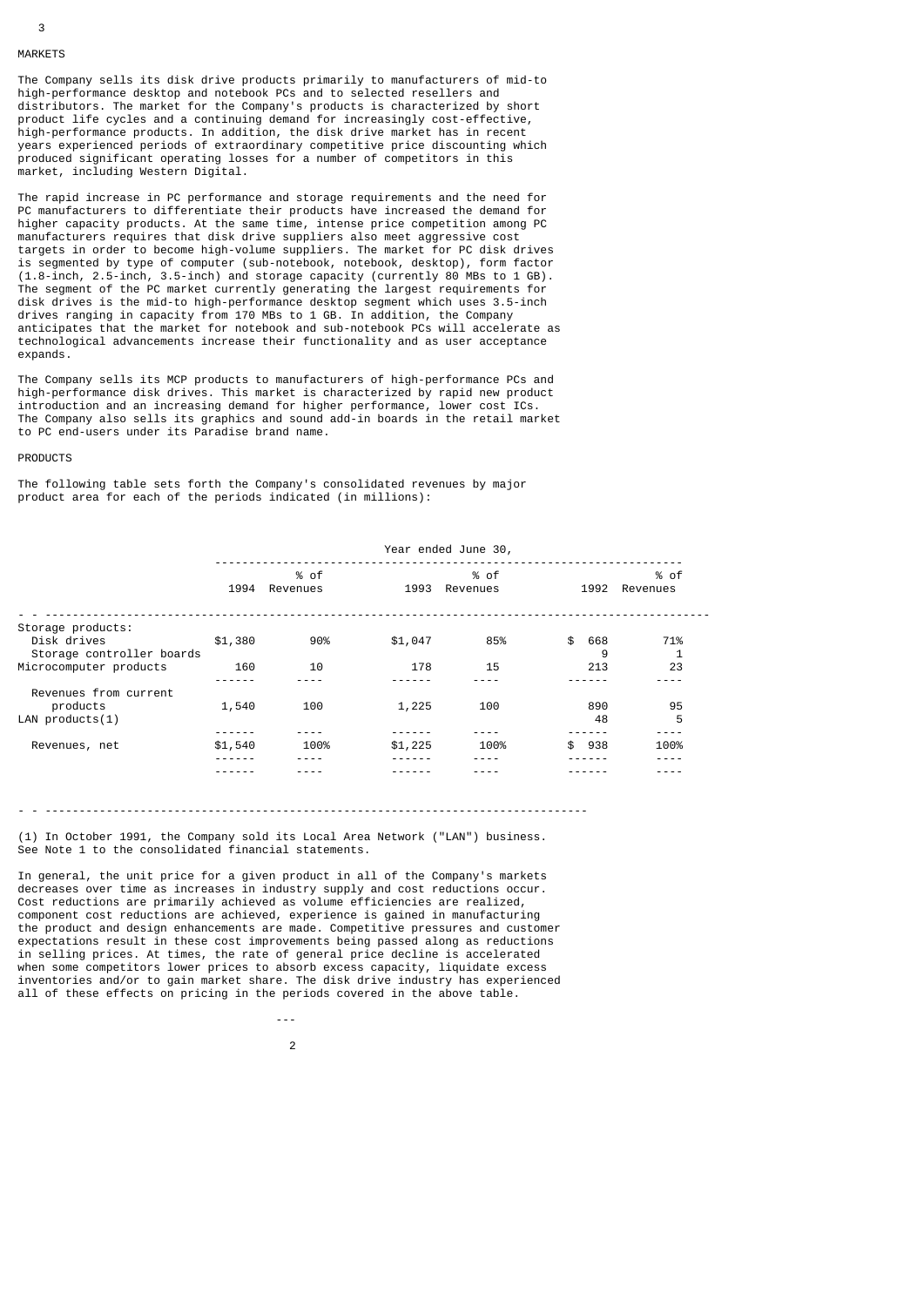## MARKETS

The Company sells its disk drive products primarily to manufacturers of mid-to high-performance desktop and notebook PCs and to selected resellers and distributors. The market for the Company's products is characterized by short product life cycles and a continuing demand for increasingly cost-effective, high-performance products. In addition, the disk drive market has in recent years experienced periods of extraordinary competitive price discounting which produced significant operating losses for a number of competitors in this market, including Western Digital.

The rapid increase in PC performance and storage requirements and the need for PC manufacturers to differentiate their products have increased the demand for higher capacity products. At the same time, intense price competition among PC manufacturers requires that disk drive suppliers also meet aggressive cost targets in order to become high-volume suppliers. The market for PC disk drives is segmented by type of computer (sub-notebook, notebook, desktop), form factor (1.8-inch, 2.5-inch, 3.5-inch) and storage capacity (currently 80 MBs to 1 GB). The segment of the PC market currently generating the largest requirements for disk drives is the mid-to high-performance desktop segment which uses 3.5-inch drives ranging in capacity from 170 MBs to 1 GB. In addition, the Company anticipates that the market for notebook and sub-notebook PCs will accelerate as technological advancements increase their functionality and as user acceptance expands.

The Company sells its MCP products to manufacturers of high-performance PCs and high-performance disk drives. This market is characterized by rapid new product introduction and an increasing demand for higher performance, lower cost ICs. The Company also sells its graphics and sound add-in boards in the retail market to PC end-users under its Paradise brand name.

## PRODUCTS

The following table sets forth the Company's consolidated revenues by major product area for each of the periods indicated (in millions):

| | Year ended June 30, | | | | | |
|---|---|---|---|---|---|---|
| | 1994 | % of Revenues | 1993 | % of Revenues | 1992 | % of Revenues |
| Storage products: | | | | | | |
| Disk drives | $1,380 | 90% | $1,047 | 85% | $ 668 | 71% |
| Storage controller boards | | | | | 9 | 1 |
| Microcomputer products | 160 | 10 | 178 | 15 | 213 | 23 |
| Revenues from current products | 1,540 | 100 | 1,225 | 100 | 890 | 95 |
| LAN products(1) | | | | | 48 | 5 |
| Revenues, net | $1,540 | 100% | $1,225 | 100% | $ 938 | 100% |

(1) In October 1991, the Company sold its Local Area Network ("LAN") business. See Note 1 to the consolidated financial statements.

In general, the unit price for a given product in all of the Company's markets decreases over time as increases in industry supply and cost reductions occur. Cost reductions are primarily achieved as volume efficiencies are realized, component cost reductions are achieved, experience is gained in manufacturing the product and design enhancements are made. Competitive pressures and customer expectations result in these cost improvements being passed along as reductions in selling prices. At times, the rate of general price decline is accelerated when some competitors lower prices to absorb excess capacity, liquidate excess inventories and/or to gain market share. The disk drive industry has experienced all of these effects on pricing in the periods covered in the above table.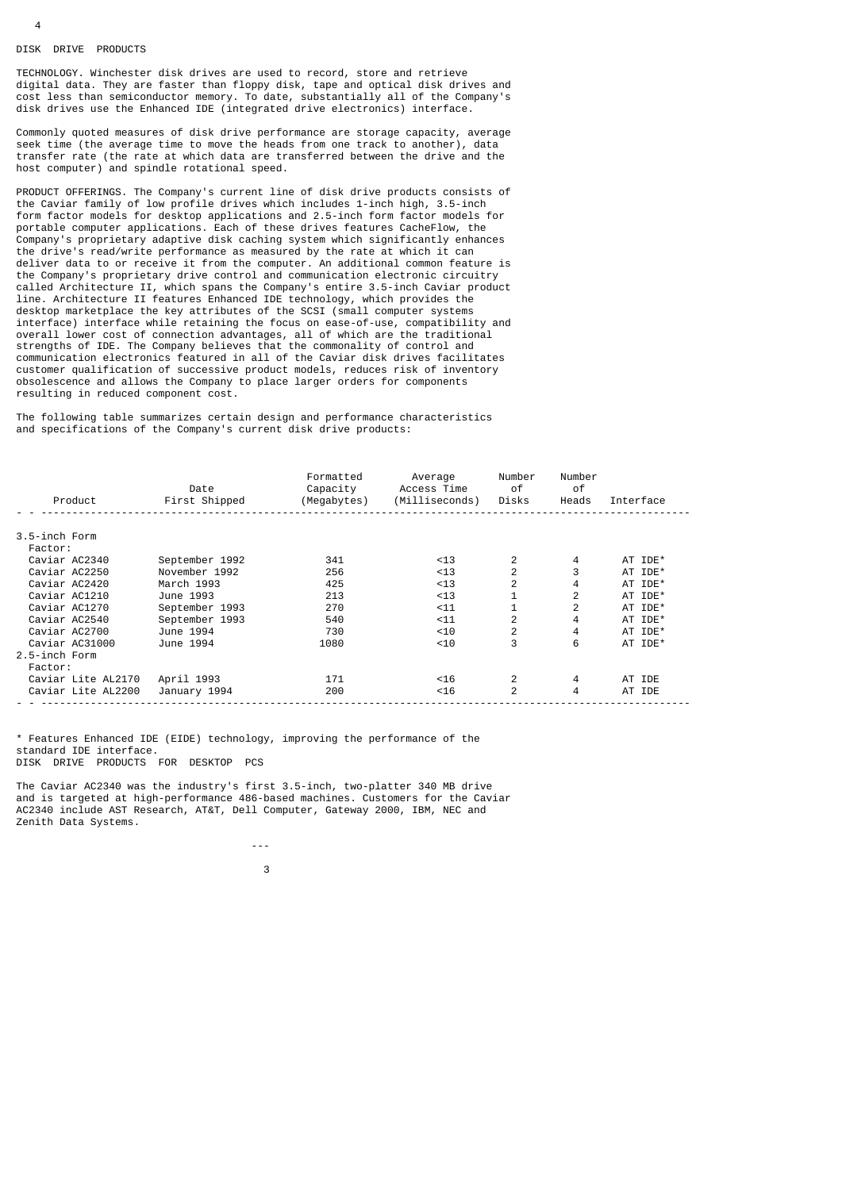## DISK DRIVE PRODUCTS

TECHNOLOGY. Winchester disk drives are used to record, store and retrieve digital data. They are faster than floppy disk, tape and optical disk drives and cost less than semiconductor memory. To date, substantially all of the Company's disk drives use the Enhanced IDE (integrated drive electronics) interface.

Commonly quoted measures of disk drive performance are storage capacity, average seek time (the average time to move the heads from one track to another), data transfer rate (the rate at which data are transferred between the drive and the host computer) and spindle rotational speed.

PRODUCT OFFERINGS. The Company's current line of disk drive products consists of the Caviar family of low profile drives which includes 1-inch high, 3.5-inch form factor models for desktop applications and 2.5-inch form factor models for portable computer applications. Each of these drives features CacheFlow, the Company's proprietary adaptive disk caching system which significantly enhances the drive's read/write performance as measured by the rate at which it can deliver data to or receive it from the computer. An additional common feature is the Company's proprietary drive control and communication electronic circuitry called Architecture II, which spans the Company's entire 3.5-inch Caviar product line. Architecture II features Enhanced IDE technology, which provides the desktop marketplace the key attributes of the SCSI (small computer systems interface) interface while retaining the focus on ease-of-use, compatibility and overall lower cost of connection advantages, all of which are the traditional strengths of IDE. The Company believes that the commonality of control and communication electronics featured in all of the Caviar disk drives facilitates customer qualification of successive product models, reduces risk of inventory obsolescence and allows the Company to place larger orders for components resulting in reduced component cost.

The following table summarizes certain design and performance characteristics and specifications of the Company's current disk drive products:

| Product | Date First Shipped | Formatted Capacity (Megabytes) | Average Access Time (Milliseconds) | Number of Disks | Number of Heads | Interface |
|---|---|---|---|---|---|---|
| 3.5-inch Form Factor: | | | | | | |
| Caviar AC2340 | September 1992 | 341 | <13 | 2 | 4 | AT IDE* |
| Caviar AC2250 | November 1992 | 256 | <13 | 2 | 3 | AT IDE* |
| Caviar AC2420 | March 1993 | 425 | <13 | 2 | 4 | AT IDE* |
| Caviar AC1210 | June 1993 | 213 | <13 | 1 | 2 | AT IDE* |
| Caviar AC1270 | September 1993 | 270 | <11 | 1 | 2 | AT IDE* |
| Caviar AC2540 | September 1993 | 540 | <11 | 2 | 4 | AT IDE* |
| Caviar AC2700 | June 1994 | 730 | <10 | 2 | 4 | AT IDE* |
| Caviar AC31000 | June 1994 | 1080 | <10 | 3 | 6 | AT IDE* |
| 2.5-inch Form Factor: | | | | | | |
| Caviar Lite AL2170 | April 1993 | 171 | <16 | 2 | 4 | AT IDE |
| Caviar Lite AL2200 | January 1994 | 200 | <16 | 2 | 4 | AT IDE |

* Features Enhanced IDE (EIDE) technology, improving the performance of the standard IDE interface.

## DISK DRIVE PRODUCTS FOR DESKTOP PCS

The Caviar AC2340 was the industry's first 3.5-inch, two-platter 340 MB drive and is targeted at high-performance 486-based machines. Customers for the Caviar AC2340 include AST Research, AT&T, Dell Computer, Gateway 2000, IBM, NEC and Zenith Data Systems.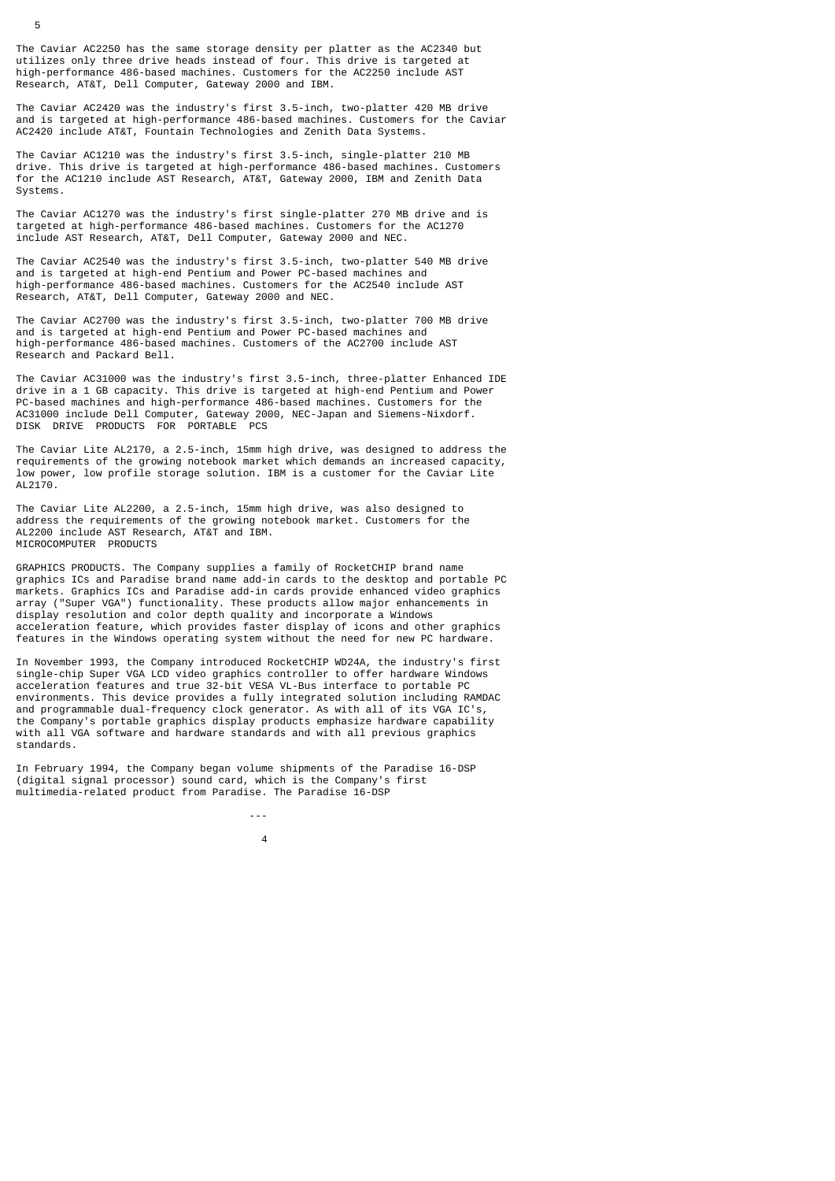The Caviar AC2250 has the same storage density per platter as the AC2340 but utilizes only three drive heads instead of four. This drive is targeted at high-performance 486-based machines. Customers for the AC2250 include AST Research, AT&T, Dell Computer, Gateway 2000 and IBM.

The Caviar AC2420 was the industry's first 3.5-inch, two-platter 420 MB drive and is targeted at high-performance 486-based machines. Customers for the Caviar AC2420 include AT&T, Fountain Technologies and Zenith Data Systems.

The Caviar AC1210 was the industry's first 3.5-inch, single-platter 210 MB drive. This drive is targeted at high-performance 486-based machines. Customers for the AC1210 include AST Research, AT&T, Gateway 2000, IBM and Zenith Data Systems.

The Caviar AC1270 was the industry's first single-platter 270 MB drive and is targeted at high-performance 486-based machines. Customers for the AC1270 include AST Research, AT&T, Dell Computer, Gateway 2000 and NEC.

The Caviar AC2540 was the industry's first 3.5-inch, two-platter 540 MB drive and is targeted at high-end Pentium and Power PC-based machines and high-performance 486-based machines. Customers for the AC2540 include AST Research, AT&T, Dell Computer, Gateway 2000 and NEC.

The Caviar AC2700 was the industry's first 3.5-inch, two-platter 700 MB drive and is targeted at high-end Pentium and Power PC-based machines and high-performance 486-based machines. Customers of the AC2700 include AST Research and Packard Bell.

The Caviar AC31000 was the industry's first 3.5-inch, three-platter Enhanced IDE drive in a 1 GB capacity. This drive is targeted at high-end Pentium and Power PC-based machines and high-performance 486-based machines. Customers for the AC31000 include Dell Computer, Gateway 2000, NEC-Japan and Siemens-Nixdorf.

## DISK DRIVE PRODUCTS FOR PORTABLE PCS

The Caviar Lite AL2170, a 2.5-inch, 15mm high drive, was designed to address the requirements of the growing notebook market which demands an increased capacity, low power, low profile storage solution. IBM is a customer for the Caviar Lite AL2170.

The Caviar Lite AL2200, a 2.5-inch, 15mm high drive, was also designed to address the requirements of the growing notebook market. Customers for the AL2200 include AST Research, AT&T and IBM.

## MICROCOMPUTER PRODUCTS

GRAPHICS PRODUCTS. The Company supplies a family of RocketCHIP brand name graphics ICs and Paradise brand name add-in cards to the desktop and portable PC markets. Graphics ICs and Paradise add-in cards provide enhanced video graphics array ("Super VGA") functionality. These products allow major enhancements in display resolution and color depth quality and incorporate a Windows acceleration feature, which provides faster display of icons and other graphics features in the Windows operating system without the need for new PC hardware.

In November 1993, the Company introduced RocketCHIP WD24A, the industry's first single-chip Super VGA LCD video graphics controller to offer hardware Windows acceleration features and true 32-bit VESA VL-Bus interface to portable PC environments. This device provides a fully integrated solution including RAMDAC and programmable dual-frequency clock generator. As with all of its VGA IC's, the Company's portable graphics display products emphasize hardware capability with all VGA software and hardware standards and with all previous graphics standards.

In February 1994, the Company began volume shipments of the Paradise 16-DSP (digital signal processor) sound card, which is the Company's first multimedia-related product from Paradise. The Paradise 16-DSP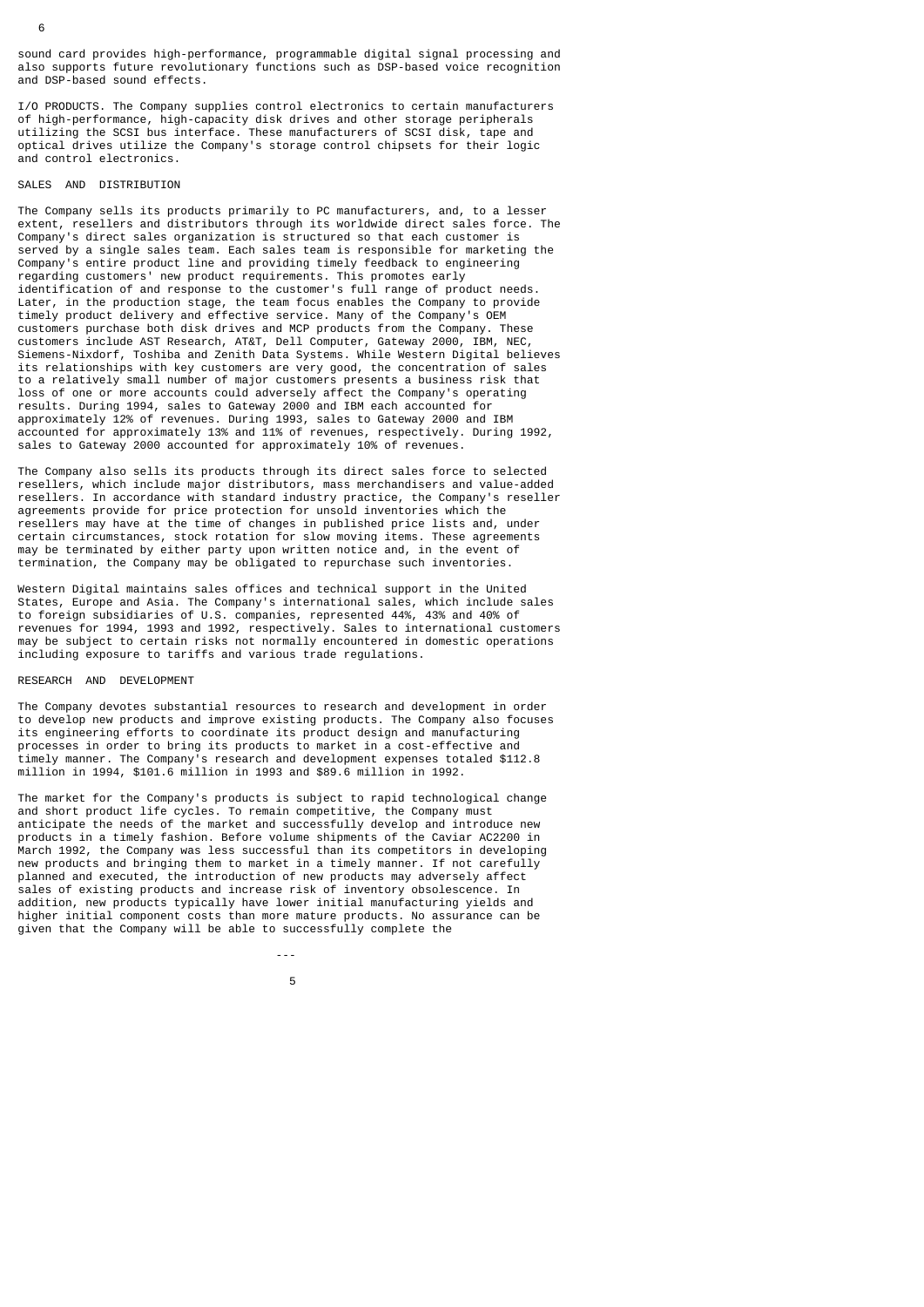sound card provides high-performance, programmable digital signal processing and also supports future revolutionary functions such as DSP-based voice recognition and DSP-based sound effects.

I/O PRODUCTS. The Company supplies control electronics to certain manufacturers of high-performance, high-capacity disk drives and other storage peripherals utilizing the SCSI bus interface. These manufacturers of SCSI disk, tape and optical drives utilize the Company's storage control chipsets for their logic and control electronics.

## SALES AND DISTRIBUTION

The Company sells its products primarily to PC manufacturers, and, to a lesser extent, resellers and distributors through its worldwide direct sales force. The Company's direct sales organization is structured so that each customer is served by a single sales team. Each sales team is responsible for marketing the Company's entire product line and providing timely feedback to engineering regarding customers' new product requirements. This promotes early identification of and response to the customer's full range of product needs. Later, in the production stage, the team focus enables the Company to provide timely product delivery and effective service. Many of the Company's OEM customers purchase both disk drives and MCP products from the Company. These customers include AST Research, AT&T, Dell Computer, Gateway 2000, IBM, NEC, Siemens-Nixdorf, Toshiba and Zenith Data Systems. While Western Digital believes its relationships with key customers are very good, the concentration of sales to a relatively small number of major customers presents a business risk that loss of one or more accounts could adversely affect the Company's operating results. During 1994, sales to Gateway 2000 and IBM each accounted for approximately 12% of revenues. During 1993, sales to Gateway 2000 and IBM accounted for approximately 13% and 11% of revenues, respectively. During 1992, sales to Gateway 2000 accounted for approximately 10% of revenues.

The Company also sells its products through its direct sales force to selected resellers, which include major distributors, mass merchandisers and value-added resellers. In accordance with standard industry practice, the Company's reseller agreements provide for price protection for unsold inventories which the resellers may have at the time of changes in published price lists and, under certain circumstances, stock rotation for slow moving items. These agreements may be terminated by either party upon written notice and, in the event of termination, the Company may be obligated to repurchase such inventories.

Western Digital maintains sales offices and technical support in the United States, Europe and Asia. The Company's international sales, which include sales to foreign subsidiaries of U.S. companies, represented 44%, 43% and 40% of revenues for 1994, 1993 and 1992, respectively. Sales to international customers may be subject to certain risks not normally encountered in domestic operations including exposure to tariffs and various trade regulations.

## RESEARCH AND DEVELOPMENT

The Company devotes substantial resources to research and development in order to develop new products and improve existing products. The Company also focuses its engineering efforts to coordinate its product design and manufacturing processes in order to bring its products to market in a cost-effective and timely manner. The Company's research and development expenses totaled $112.8 million in 1994, $101.6 million in 1993 and $89.6 million in 1992.

The market for the Company's products is subject to rapid technological change and short product life cycles. To remain competitive, the Company must anticipate the needs of the market and successfully develop and introduce new products in a timely fashion. Before volume shipments of the Caviar AC2200 in March 1992, the Company was less successful than its competitors in developing new products and bringing them to market in a timely manner. If not carefully planned and executed, the introduction of new products may adversely affect sales of existing products and increase risk of inventory obsolescence. In addition, new products typically have lower initial manufacturing yields and higher initial component costs than more mature products. No assurance can be given that the Company will be able to successfully complete the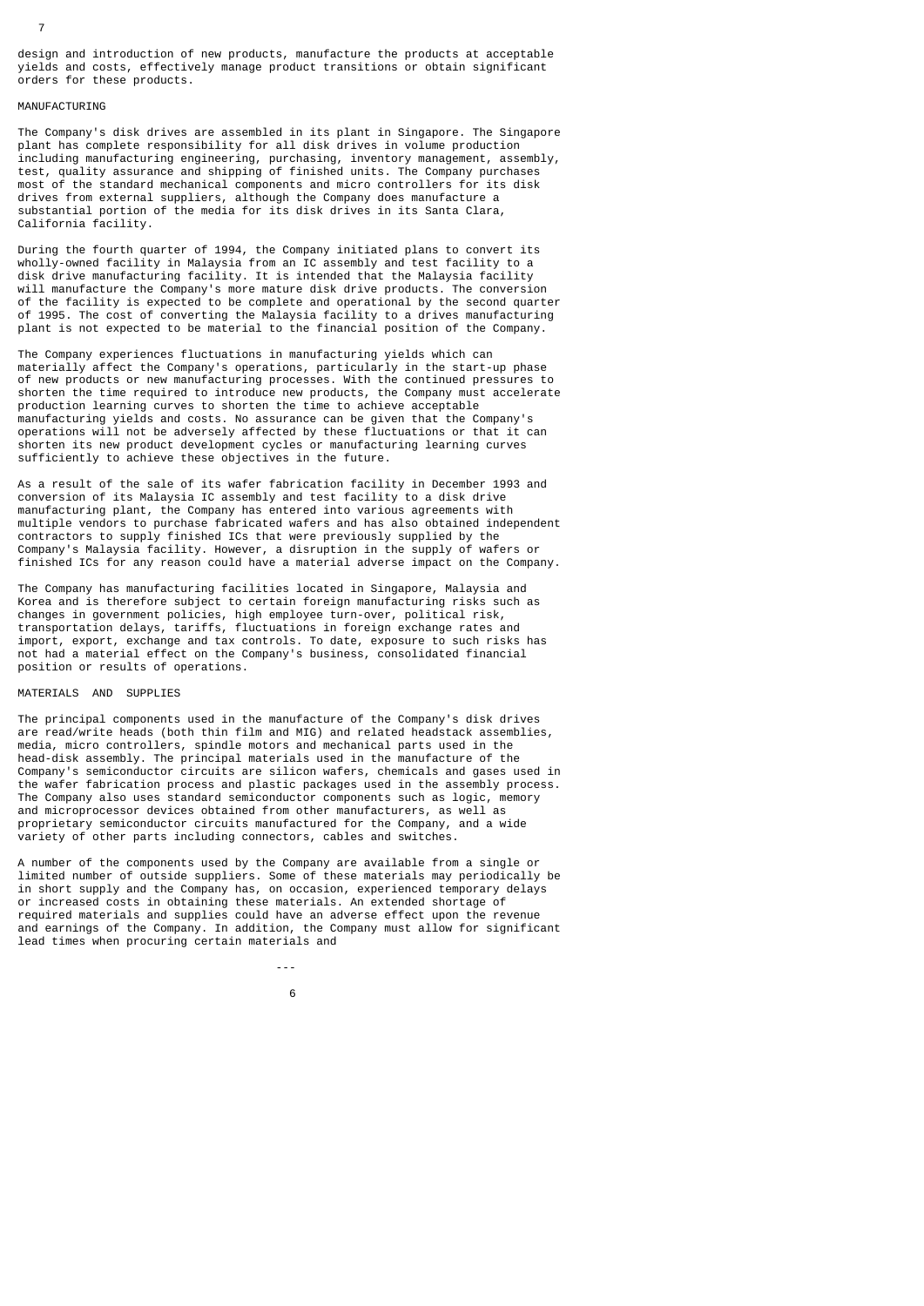design and introduction of new products, manufacture the products at acceptable yields and costs, effectively manage product transitions or obtain significant orders for these products.

## MANUFACTURING

The Company's disk drives are assembled in its plant in Singapore. The Singapore plant has complete responsibility for all disk drives in volume production including manufacturing engineering, purchasing, inventory management, assembly, test, quality assurance and shipping of finished units. The Company purchases most of the standard mechanical components and micro controllers for its disk drives from external suppliers, although the Company does manufacture a substantial portion of the media for its disk drives in its Santa Clara, California facility.

During the fourth quarter of 1994, the Company initiated plans to convert its wholly-owned facility in Malaysia from an IC assembly and test facility to a disk drive manufacturing facility. It is intended that the Malaysia facility will manufacture the Company's more mature disk drive products. The conversion of the facility is expected to be complete and operational by the second quarter of 1995. The cost of converting the Malaysia facility to a drives manufacturing plant is not expected to be material to the financial position of the Company.

The Company experiences fluctuations in manufacturing yields which can materially affect the Company's operations, particularly in the start-up phase of new products or new manufacturing processes. With the continued pressures to shorten the time required to introduce new products, the Company must accelerate production learning curves to shorten the time to achieve acceptable manufacturing yields and costs. No assurance can be given that the Company's operations will not be adversely affected by these fluctuations or that it can shorten its new product development cycles or manufacturing learning curves sufficiently to achieve these objectives in the future.

As a result of the sale of its wafer fabrication facility in December 1993 and conversion of its Malaysia IC assembly and test facility to a disk drive manufacturing plant, the Company has entered into various agreements with multiple vendors to purchase fabricated wafers and has also obtained independent contractors to supply finished ICs that were previously supplied by the Company's Malaysia facility. However, a disruption in the supply of wafers or finished ICs for any reason could have a material adverse impact on the Company.

The Company has manufacturing facilities located in Singapore, Malaysia and Korea and is therefore subject to certain foreign manufacturing risks such as changes in government policies, high employee turn-over, political risk, transportation delays, tariffs, fluctuations in foreign exchange rates and import, export, exchange and tax controls. To date, exposure to such risks has not had a material effect on the Company's business, consolidated financial position or results of operations.

## MATERIALS AND SUPPLIES

The principal components used in the manufacture of the Company's disk drives are read/write heads (both thin film and MIG) and related headstack assemblies, media, micro controllers, spindle motors and mechanical parts used in the head-disk assembly. The principal materials used in the manufacture of the Company's semiconductor circuits are silicon wafers, chemicals and gases used in the wafer fabrication process and plastic packages used in the assembly process. The Company also uses standard semiconductor components such as logic, memory and microprocessor devices obtained from other manufacturers, as well as proprietary semiconductor circuits manufactured for the Company, and a wide variety of other parts including connectors, cables and switches.

A number of the components used by the Company are available from a single or limited number of outside suppliers. Some of these materials may periodically be in short supply and the Company has, on occasion, experienced temporary delays or increased costs in obtaining these materials. An extended shortage of required materials and supplies could have an adverse effect upon the revenue and earnings of the Company. In addition, the Company must allow for significant lead times when procuring certain materials and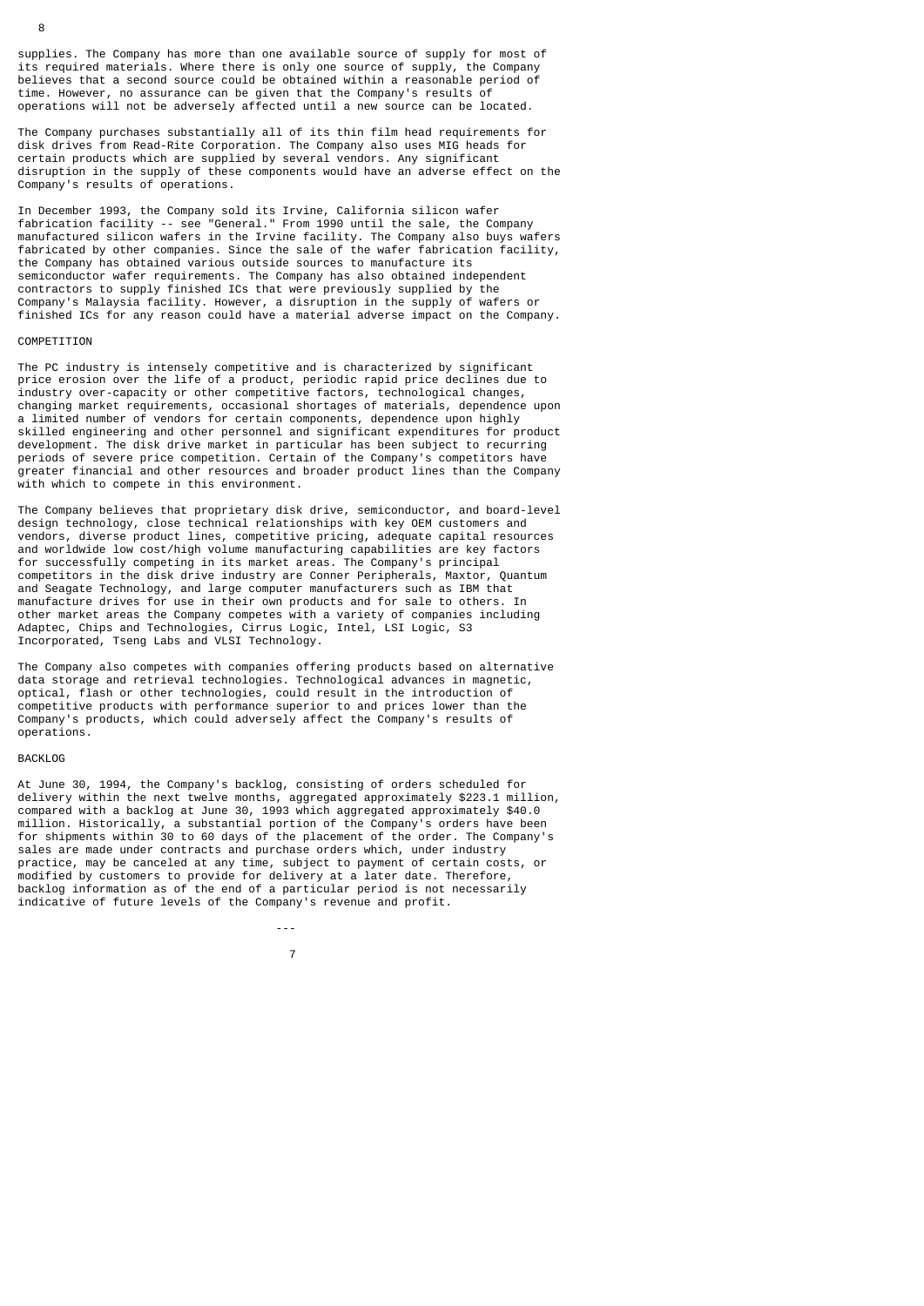supplies. The Company has more than one available source of supply for most of its required materials. Where there is only one source of supply, the Company believes that a second source could be obtained within a reasonable period of time. However, no assurance can be given that the Company's results of operations will not be adversely affected until a new source can be located.

The Company purchases substantially all of its thin film head requirements for disk drives from Read-Rite Corporation. The Company also uses MIG heads for certain products which are supplied by several vendors. Any significant disruption in the supply of these components would have an adverse effect on the Company's results of operations.

In December 1993, the Company sold its Irvine, California silicon wafer fabrication facility -- see "General." From 1990 until the sale, the Company manufactured silicon wafers in the Irvine facility. The Company also buys wafers fabricated by other companies. Since the sale of the wafer fabrication facility, the Company has obtained various outside sources to manufacture its semiconductor wafer requirements. The Company has also obtained independent contractors to supply finished ICs that were previously supplied by the Company's Malaysia facility. However, a disruption in the supply of wafers or finished ICs for any reason could have a material adverse impact on the Company.

## COMPETITION

The PC industry is intensely competitive and is characterized by significant price erosion over the life of a product, periodic rapid price declines due to industry over-capacity or other competitive factors, technological changes, changing market requirements, occasional shortages of materials, dependence upon a limited number of vendors for certain components, dependence upon highly skilled engineering and other personnel and significant expenditures for product development. The disk drive market in particular has been subject to recurring periods of severe price competition. Certain of the Company's competitors have greater financial and other resources and broader product lines than the Company with which to compete in this environment.

The Company believes that proprietary disk drive, semiconductor, and board-level design technology, close technical relationships with key OEM customers and vendors, diverse product lines, competitive pricing, adequate capital resources and worldwide low cost/high volume manufacturing capabilities are key factors for successfully competing in its market areas. The Company's principal competitors in the disk drive industry are Conner Peripherals, Maxtor, Quantum and Seagate Technology, and large computer manufacturers such as IBM that manufacture drives for use in their own products and for sale to others. In other market areas the Company competes with a variety of companies including Adaptec, Chips and Technologies, Cirrus Logic, Intel, LSI Logic, S3 Incorporated, Tseng Labs and VLSI Technology.

The Company also competes with companies offering products based on alternative data storage and retrieval technologies. Technological advances in magnetic, optical, flash or other technologies, could result in the introduction of competitive products with performance superior to and prices lower than the Company's products, which could adversely affect the Company's results of operations.

## BACKLOG

At June 30, 1994, the Company's backlog, consisting of orders scheduled for delivery within the next twelve months, aggregated approximately $223.1 million, compared with a backlog at June 30, 1993 which aggregated approximately $40.0 million. Historically, a substantial portion of the Company's orders have been for shipments within 30 to 60 days of the placement of the order. The Company's sales are made under contracts and purchase orders which, under industry practice, may be canceled at any time, subject to payment of certain costs, or modified by customers to provide for delivery at a later date. Therefore, backlog information as of the end of a particular period is not necessarily indicative of future levels of the Company's revenue and profit.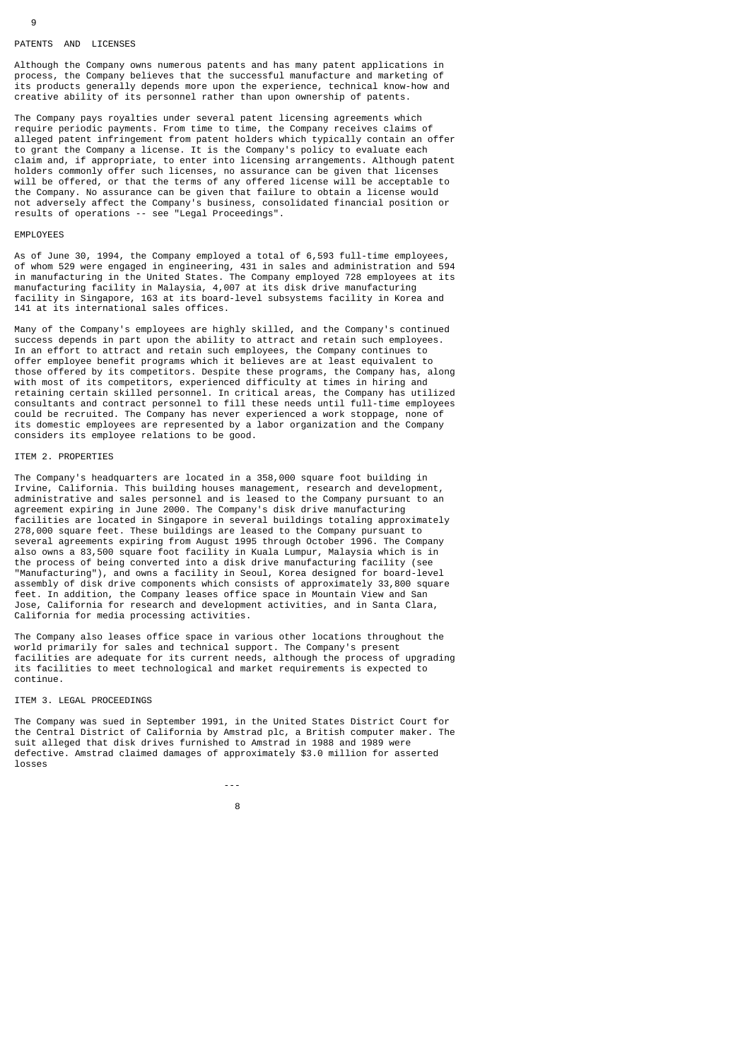## PATENTS AND LICENSES

Although the Company owns numerous patents and has many patent applications in process, the Company believes that the successful manufacture and marketing of its products generally depends more upon the experience, technical know-how and creative ability of its personnel rather than upon ownership of patents.

The Company pays royalties under several patent licensing agreements which require periodic payments. From time to time, the Company receives claims of alleged patent infringement from patent holders which typically contain an offer to grant the Company a license. It is the Company's policy to evaluate each claim and, if appropriate, to enter into licensing arrangements. Although patent holders commonly offer such licenses, no assurance can be given that licenses will be offered, or that the terms of any offered license will be acceptable to the Company. No assurance can be given that failure to obtain a license would not adversely affect the Company's business, consolidated financial position or results of operations -- see "Legal Proceedings".

## EMPLOYEES

As of June 30, 1994, the Company employed a total of 6,593 full-time employees, of whom 529 were engaged in engineering, 431 in sales and administration and 594 in manufacturing in the United States. The Company employed 728 employees at its manufacturing facility in Malaysia, 4,007 at its disk drive manufacturing facility in Singapore, 163 at its board-level subsystems facility in Korea and 141 at its international sales offices.

Many of the Company's employees are highly skilled, and the Company's continued success depends in part upon the ability to attract and retain such employees. In an effort to attract and retain such employees, the Company continues to offer employee benefit programs which it believes are at least equivalent to those offered by its competitors. Despite these programs, the Company has, along with most of its competitors, experienced difficulty at times in hiring and retaining certain skilled personnel. In critical areas, the Company has utilized consultants and contract personnel to fill these needs until full-time employees could be recruited. The Company has never experienced a work stoppage, none of its domestic employees are represented by a labor organization and the Company considers its employee relations to be good.

## ITEM 2. PROPERTIES

The Company's headquarters are located in a 358,000 square foot building in Irvine, California. This building houses management, research and development, administrative and sales personnel and is leased to the Company pursuant to an agreement expiring in June 2000. The Company's disk drive manufacturing facilities are located in Singapore in several buildings totaling approximately 278,000 square feet. These buildings are leased to the Company pursuant to several agreements expiring from August 1995 through October 1996. The Company also owns a 83,500 square foot facility in Kuala Lumpur, Malaysia which is in the process of being converted into a disk drive manufacturing facility (see "Manufacturing"), and owns a facility in Seoul, Korea designed for board-level assembly of disk drive components which consists of approximately 33,800 square feet. In addition, the Company leases office space in Mountain View and San Jose, California for research and development activities, and in Santa Clara, California for media processing activities.

The Company also leases office space in various other locations throughout the world primarily for sales and technical support. The Company's present facilities are adequate for its current needs, although the process of upgrading its facilities to meet technological and market requirements is expected to continue.

## ITEM 3. LEGAL PROCEEDINGS

The Company was sued in September 1991, in the United States District Court for the Central District of California by Amstrad plc, a British computer maker. The suit alleged that disk drives furnished to Amstrad in 1988 and 1989 were defective. Amstrad claimed damages of approximately $3.0 million for asserted losses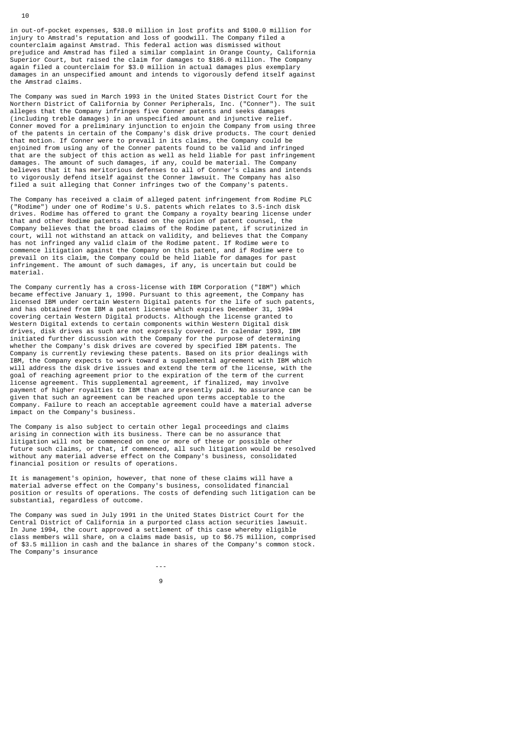in out-of-pocket expenses, $38.0 million in lost profits and $100.0 million for injury to Amstrad's reputation and loss of goodwill. The Company filed a counterclaim against Amstrad. This federal action was dismissed without prejudice and Amstrad has filed a similar complaint in Orange County, California Superior Court, but raised the claim for damages to $186.0 million. The Company again filed a counterclaim for $3.0 million in actual damages plus exemplary damages in an unspecified amount and intends to vigorously defend itself against the Amstrad claims.

The Company was sued in March 1993 in the United States District Court for the Northern District of California by Conner Peripherals, Inc. ("Conner"). The suit alleges that the Company infringes five Conner patents and seeks damages (including treble damages) in an unspecified amount and injunctive relief. Conner moved for a preliminary injunction to enjoin the Company from using three of the patents in certain of the Company's disk drive products. The court denied that motion. If Conner were to prevail in its claims, the Company could be enjoined from using any of the Conner patents found to be valid and infringed that are the subject of this action as well as held liable for past infringement damages. The amount of such damages, if any, could be material. The Company believes that it has meritorious defenses to all of Conner's claims and intends to vigorously defend itself against the Conner lawsuit. The Company has also filed a suit alleging that Conner infringes two of the Company's patents.

The Company has received a claim of alleged patent infringement from Rodime PLC ("Rodime") under one of Rodime's U.S. patents which relates to 3.5-inch disk drives. Rodime has offered to grant the Company a royalty bearing license under that and other Rodime patents. Based on the opinion of patent counsel, the Company believes that the broad claims of the Rodime patent, if scrutinized in court, will not withstand an attack on validity, and believes that the Company has not infringed any valid claim of the Rodime patent. If Rodime were to commence litigation against the Company on this patent, and if Rodime were to prevail on its claim, the Company could be held liable for damages for past infringement. The amount of such damages, if any, is uncertain but could be material.

The Company currently has a cross-license with IBM Corporation ("IBM") which became effective January 1, 1990. Pursuant to this agreement, the Company has licensed IBM under certain Western Digital patents for the life of such patents, and has obtained from IBM a patent license which expires December 31, 1994 covering certain Western Digital products. Although the license granted to Western Digital extends to certain components within Western Digital disk drives, disk drives as such are not expressly covered. In calendar 1993, IBM initiated further discussion with the Company for the purpose of determining whether the Company's disk drives are covered by specified IBM patents. The Company is currently reviewing these patents. Based on its prior dealings with IBM, the Company expects to work toward a supplemental agreement with IBM which will address the disk drive issues and extend the term of the license, with the goal of reaching agreement prior to the expiration of the term of the current license agreement. This supplemental agreement, if finalized, may involve payment of higher royalties to IBM than are presently paid. No assurance can be given that such an agreement can be reached upon terms acceptable to the Company. Failure to reach an acceptable agreement could have a material adverse impact on the Company's business.

The Company is also subject to certain other legal proceedings and claims arising in connection with its business. There can be no assurance that litigation will not be commenced on one or more of these or possible other future such claims, or that, if commenced, all such litigation would be resolved without any material adverse effect on the Company's business, consolidated financial position or results of operations.

It is management's opinion, however, that none of these claims will have a material adverse effect on the Company's business, consolidated financial position or results of operations. The costs of defending such litigation can be substantial, regardless of outcome.

The Company was sued in July 1991 in the United States District Court for the Central District of California in a purported class action securities lawsuit. In June 1994, the court approved a settlement of this case whereby eligible class members will share, on a claims made basis, up to $6.75 million, comprised of $3.5 million in cash and the balance in shares of the Company's common stock. The Company's insurance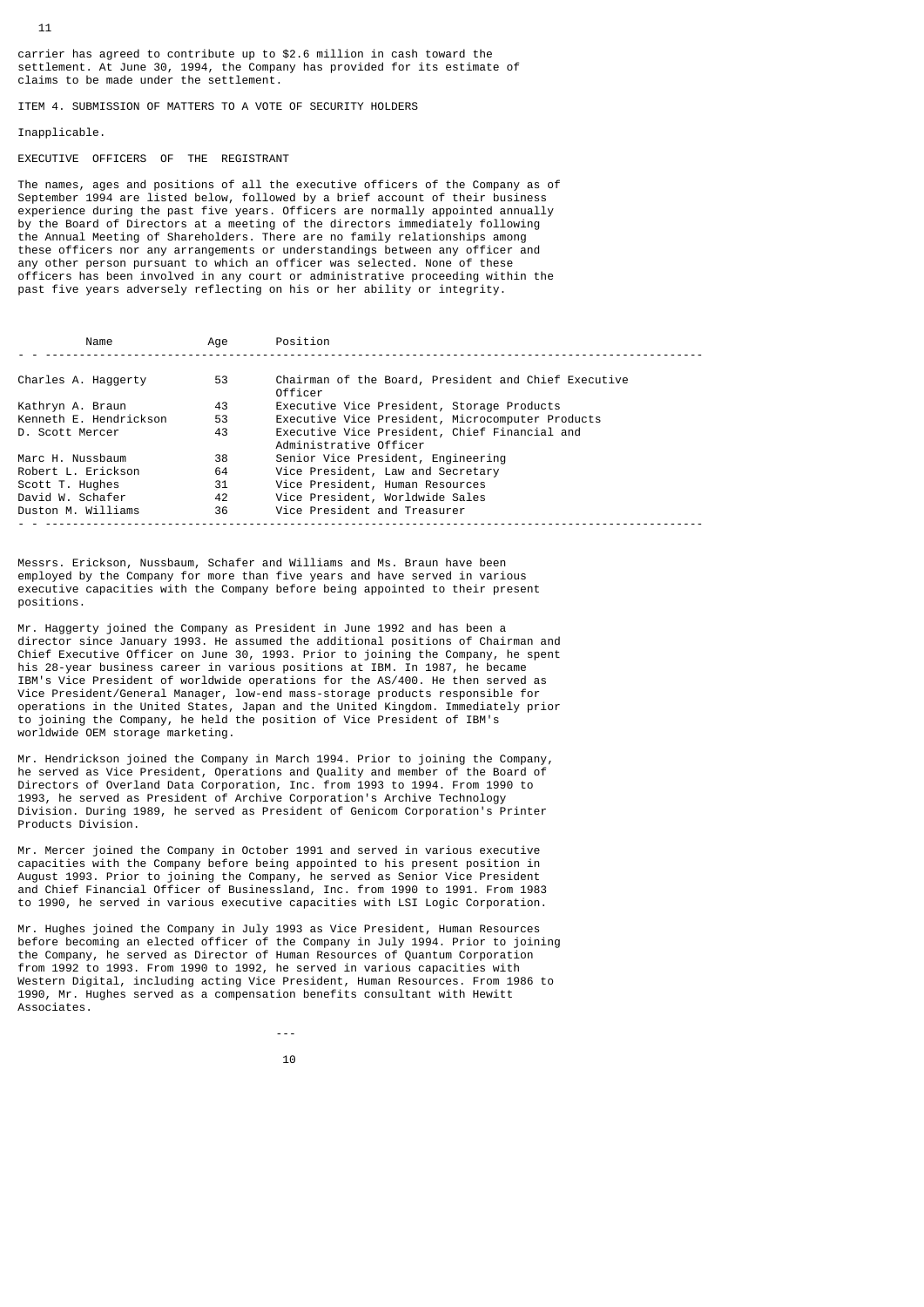carrier has agreed to contribute up to $2.6 million in cash toward the settlement. At June 30, 1994, the Company has provided for its estimate of claims to be made under the settlement.

ITEM 4. SUBMISSION OF MATTERS TO A VOTE OF SECURITY HOLDERS

Inapplicable.

EXECUTIVE OFFICERS OF THE REGISTRANT

The names, ages and positions of all the executive officers of the Company as of September 1994 are listed below, followed by a brief account of their business experience during the past five years. Officers are normally appointed annually by the Board of Directors at a meeting of the directors immediately following the Annual Meeting of Shareholders. There are no family relationships among these officers nor any arrangements or understandings between any officer and any other person pursuant to which an officer was selected. None of these officers has been involved in any court or administrative proceeding within the past five years adversely reflecting on his or her ability or integrity.

| Name | Age | Position |
|---|---|---|
| Charles A. Haggerty | 53 | Chairman of the Board, President and Chief Executive Officer |
| Kathryn A. Braun | 43 | Executive Vice President, Storage Products |
| Kenneth E. Hendrickson | 53 | Executive Vice President, Microcomputer Products |
| D. Scott Mercer | 43 | Executive Vice President, Chief Financial and Administrative Officer |
| Marc H. Nussbaum | 38 | Senior Vice President, Engineering |
| Robert L. Erickson | 64 | Vice President, Law and Secretary |
| Scott T. Hughes | 31 | Vice President, Human Resources |
| David W. Schafer | 42 | Vice President, Worldwide Sales |
| Duston M. Williams | 36 | Vice President and Treasurer |

Messrs. Erickson, Nussbaum, Schafer and Williams and Ms. Braun have been employed by the Company for more than five years and have served in various executive capacities with the Company before being appointed to their present positions.

Mr. Haggerty joined the Company as President in June 1992 and has been a director since January 1993. He assumed the additional positions of Chairman and Chief Executive Officer on June 30, 1993. Prior to joining the Company, he spent his 28-year business career in various positions at IBM. In 1987, he became IBM's Vice President of worldwide operations for the AS/400. He then served as Vice President/General Manager, low-end mass-storage products responsible for operations in the United States, Japan and the United Kingdom. Immediately prior to joining the Company, he held the position of Vice President of IBM's worldwide OEM storage marketing.

Mr. Hendrickson joined the Company in March 1994. Prior to joining the Company, he served as Vice President, Operations and Quality and member of the Board of Directors of Overland Data Corporation, Inc. from 1993 to 1994. From 1990 to 1993, he served as President of Archive Corporation's Archive Technology Division. During 1989, he served as President of Genicom Corporation's Printer Products Division.

Mr. Mercer joined the Company in October 1991 and served in various executive capacities with the Company before being appointed to his present position in August 1993. Prior to joining the Company, he served as Senior Vice President and Chief Financial Officer of Businessland, Inc. from 1990 to 1991. From 1983 to 1990, he served in various executive capacities with LSI Logic Corporation.

Mr. Hughes joined the Company in July 1993 as Vice President, Human Resources before becoming an elected officer of the Company in July 1994. Prior to joining the Company, he served as Director of Human Resources of Quantum Corporation from 1992 to 1993. From 1990 to 1992, he served in various capacities with Western Digital, including acting Vice President, Human Resources. From 1986 to 1990, Mr. Hughes served as a compensation benefits consultant with Hewitt Associates.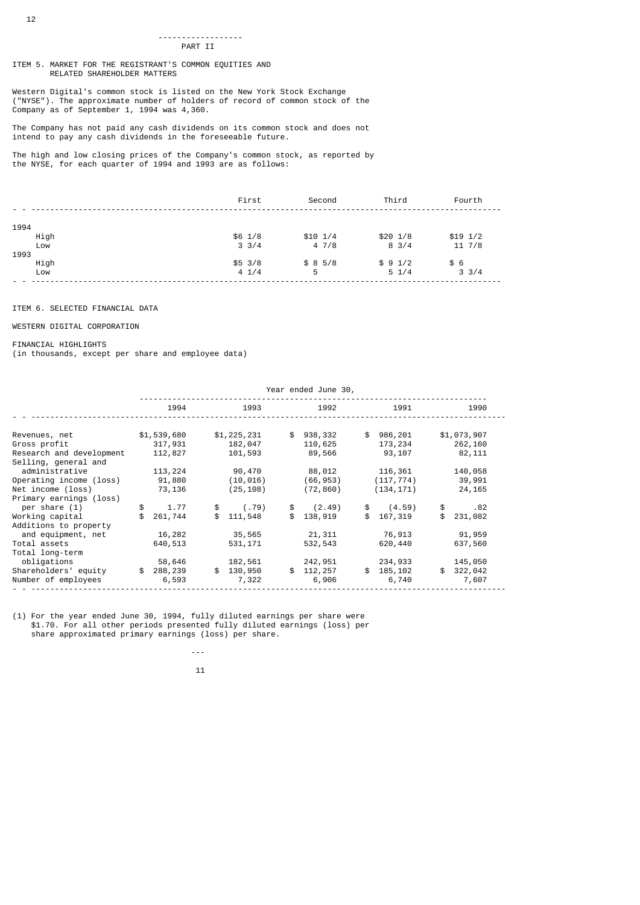## PART II

### ITEM 5. MARKET FOR THE REGISTRANT'S COMMON EQUITIES AND RELATED SHAREHOLDER MATTERS

Western Digital's common stock is listed on the New York Stock Exchange ("NYSE"). The approximate number of holders of record of common stock of the Company as of September 1, 1994 was 4,360.

The Company has not paid any cash dividends on its common stock and does not intend to pay any cash dividends in the foreseeable future.

The high and low closing prices of the Company's common stock, as reported by the NYSE, for each quarter of 1994 and 1993 are as follows:

| | First | Second | Third | Fourth |
|---|---|---|---|---|
| 1994 | | | | |
| High | $6 1/8 | $10 1/4 | $20 1/8 | $19 1/2 |
| Low | 3 3/4 | 4 7/8 | 8 3/4 | 11 7/8 |
| 1993 | | | | |
| High | $5 3/8 | $ 8 5/8 | $ 9 1/2 | $ 6 |
| Low | 4 1/4 | 5 | 5 1/4 | 3 3/4 |

### ITEM 6. SELECTED FINANCIAL DATA

WESTERN DIGITAL CORPORATION

FINANCIAL HIGHLIGHTS
(in thousands, except per share and employee data)

| | Year ended June 30, | | | | |
|---|---|---|---|---|---|
| | 1994 | 1993 | 1992 | 1991 | 1990 |
| Revenues, net | $1,539,680 | $1,225,231 | $ 938,332 | $ 986,201 | $1,073,907 |
| Gross profit | 317,931 | 182,047 | 110,625 | 173,234 | 262,160 |
| Research and development | 112,827 | 101,593 | 89,566 | 93,107 | 82,111 |
| Selling, general and administrative | 113,224 | 90,470 | 88,012 | 116,361 | 140,058 |
| Operating income (loss) | 91,880 | (10,016) | (66,953) | (117,774) | 39,991 |
| Net income (loss) | 73,136 | (25,108) | (72,860) | (134,171) | 24,165 |
| Primary earnings (loss) per share (1) | $ 1.77 | $ (.79) | $ (2.49) | $ (4.59) | $ .82 |
| Working capital | $ 261,744 | $ 111,548 | $ 138,919 | $ 167,319 | $ 231,082 |
| Additions to property and equipment, net | 16,282 | 35,565 | 21,311 | 76,913 | 91,959 |
| Total assets | 640,513 | 531,171 | 532,543 | 620,440 | 637,560 |
| Total long-term obligations | 58,646 | 182,561 | 242,951 | 234,933 | 145,050 |
| Shareholders' equity | $ 288,239 | $ 130,950 | $ 112,257 | $ 185,102 | $ 322,042 |
| Number of employees | 6,593 | 7,322 | 6,906 | 6,740 | 7,607 |

(1) For the year ended June 30, 1994, fully diluted earnings per share were $1.70. For all other periods presented fully diluted earnings (loss) per share approximated primary earnings (loss) per share.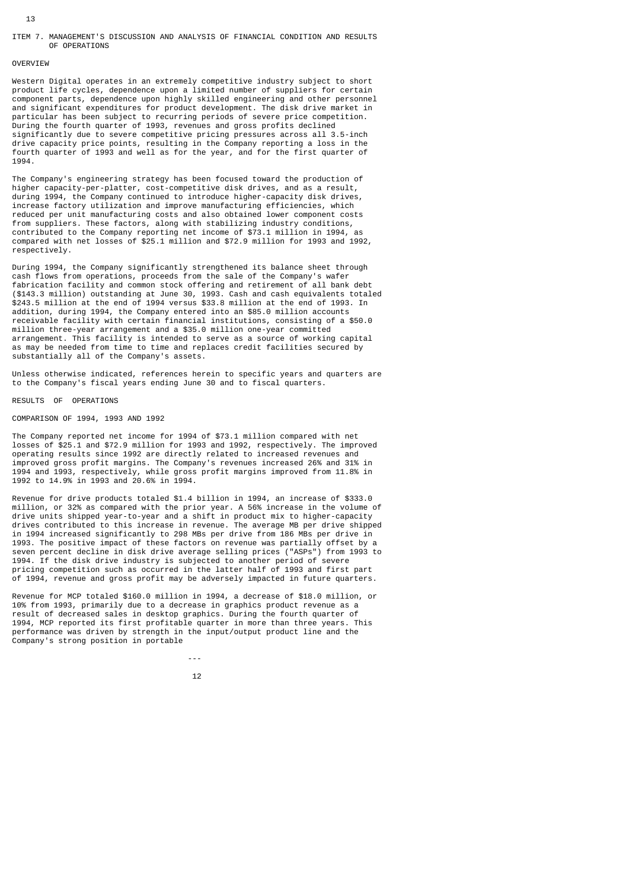## ITEM 7. MANAGEMENT'S DISCUSSION AND ANALYSIS OF FINANCIAL CONDITION AND RESULTS OF OPERATIONS

### OVERVIEW

Western Digital operates in an extremely competitive industry subject to short product life cycles, dependence upon a limited number of suppliers for certain component parts, dependence upon highly skilled engineering and other personnel and significant expenditures for product development. The disk drive market in particular has been subject to recurring periods of severe price competition. During the fourth quarter of 1993, revenues and gross profits declined significantly due to severe competitive pricing pressures across all 3.5-inch drive capacity price points, resulting in the Company reporting a loss in the fourth quarter of 1993 and well as for the year, and for the first quarter of 1994.

The Company's engineering strategy has been focused toward the production of higher capacity-per-platter, cost-competitive disk drives, and as a result, during 1994, the Company continued to introduce higher-capacity disk drives, increase factory utilization and improve manufacturing efficiencies, which reduced per unit manufacturing costs and also obtained lower component costs from suppliers. These factors, along with stabilizing industry conditions, contributed to the Company reporting net income of $73.1 million in 1994, as compared with net losses of $25.1 million and $72.9 million for 1993 and 1992, respectively.

During 1994, the Company significantly strengthened its balance sheet through cash flows from operations, proceeds from the sale of the Company's wafer fabrication facility and common stock offering and retirement of all bank debt ($143.3 million) outstanding at June 30, 1993. Cash and cash equivalents totaled $243.5 million at the end of 1994 versus $33.8 million at the end of 1993. In addition, during 1994, the Company entered into an $85.0 million accounts receivable facility with certain financial institutions, consisting of a $50.0 million three-year arrangement and a $35.0 million one-year committed arrangement. This facility is intended to serve as a source of working capital as may be needed from time to time and replaces credit facilities secured by substantially all of the Company's assets.

Unless otherwise indicated, references herein to specific years and quarters are to the Company's fiscal years ending June 30 and to fiscal quarters.

### RESULTS OF OPERATIONS

#### COMPARISON OF 1994, 1993 AND 1992

The Company reported net income for 1994 of $73.1 million compared with net losses of $25.1 and $72.9 million for 1993 and 1992, respectively. The improved operating results since 1992 are directly related to increased revenues and improved gross profit margins. The Company's revenues increased 26% and 31% in 1994 and 1993, respectively, while gross profit margins improved from 11.8% in 1992 to 14.9% in 1993 and 20.6% in 1994.

Revenue for drive products totaled $1.4 billion in 1994, an increase of $333.0 million, or 32% as compared with the prior year. A 56% increase in the volume of drive units shipped year-to-year and a shift in product mix to higher-capacity drives contributed to this increase in revenue. The average MB per drive shipped in 1994 increased significantly to 298 MBs per drive from 186 MBs per drive in 1993. The positive impact of these factors on revenue was partially offset by a seven percent decline in disk drive average selling prices ("ASPs") from 1993 to 1994. If the disk drive industry is subjected to another period of severe pricing competition such as occurred in the latter half of 1993 and first part of 1994, revenue and gross profit may be adversely impacted in future quarters.

Revenue for MCP totaled $160.0 million in 1994, a decrease of $18.0 million, or 10% from 1993, primarily due to a decrease in graphics product revenue as a result of decreased sales in desktop graphics. During the fourth quarter of 1994, MCP reported its first profitable quarter in more than three years. This performance was driven by strength in the input/output product line and the Company's strong position in portable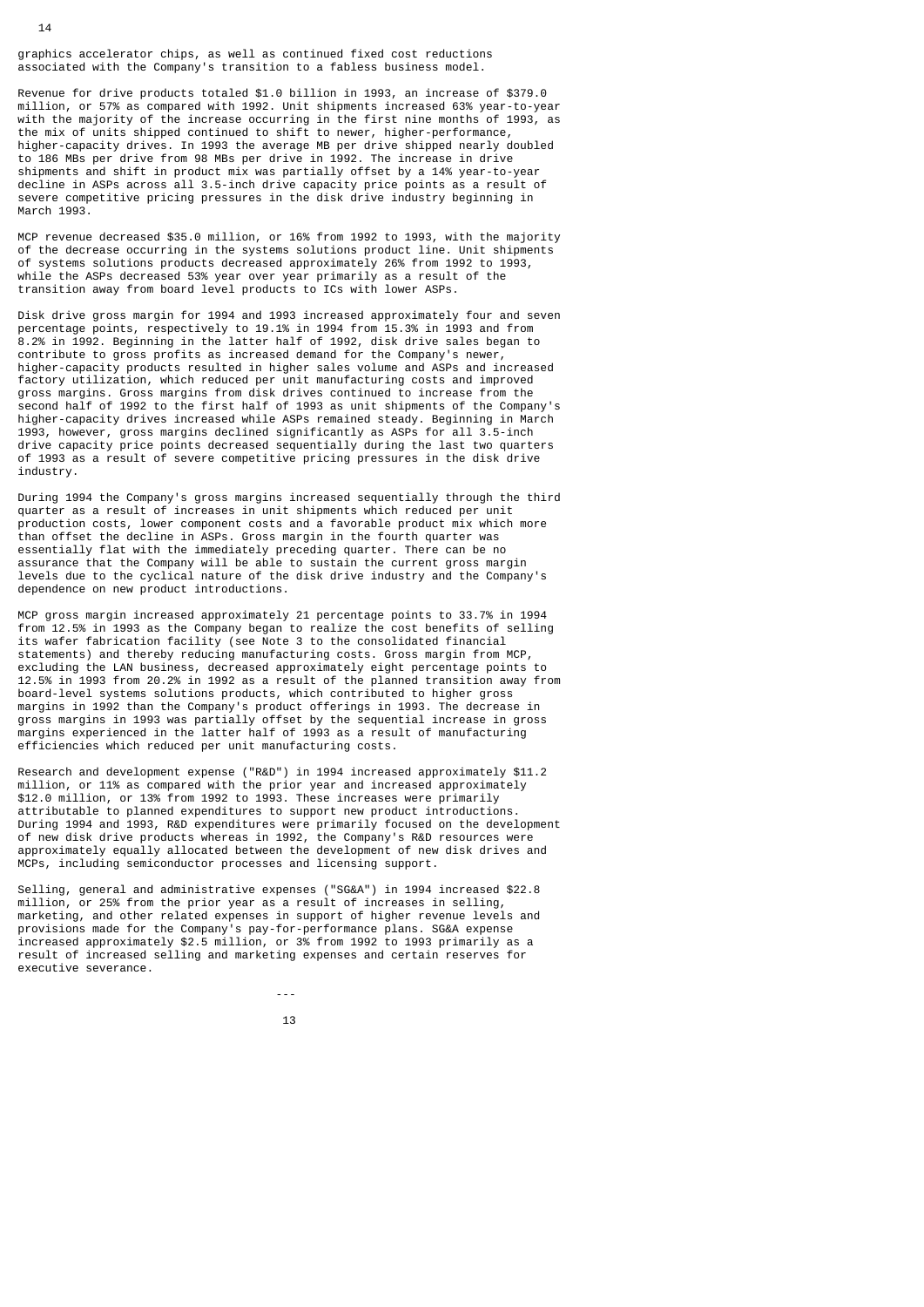graphics accelerator chips, as well as continued fixed cost reductions associated with the Company's transition to a fabless business model.

Revenue for drive products totaled $1.0 billion in 1993, an increase of $379.0 million, or 57% as compared with 1992. Unit shipments increased 63% year-to-year with the majority of the increase occurring in the first nine months of 1993, as the mix of units shipped continued to shift to newer, higher-performance, higher-capacity drives. In 1993 the average MB per drive shipped nearly doubled to 186 MBs per drive from 98 MBs per drive in 1992. The increase in drive shipments and shift in product mix was partially offset by a 14% year-to-year decline in ASPs across all 3.5-inch drive capacity price points as a result of severe competitive pricing pressures in the disk drive industry beginning in March 1993.

MCP revenue decreased $35.0 million, or 16% from 1992 to 1993, with the majority of the decrease occurring in the systems solutions product line. Unit shipments of systems solutions products decreased approximately 26% from 1992 to 1993, while the ASPs decreased 53% year over year primarily as a result of the transition away from board level products to ICs with lower ASPs.

Disk drive gross margin for 1994 and 1993 increased approximately four and seven percentage points, respectively to 19.1% in 1994 from 15.3% in 1993 and from 8.2% in 1992. Beginning in the latter half of 1992, disk drive sales began to contribute to gross profits as increased demand for the Company's newer, higher-capacity products resulted in higher sales volume and ASPs and increased factory utilization, which reduced per unit manufacturing costs and improved gross margins. Gross margins from disk drives continued to increase from the second half of 1992 to the first half of 1993 as unit shipments of the Company's higher-capacity drives increased while ASPs remained steady. Beginning in March 1993, however, gross margins declined significantly as ASPs for all 3.5-inch drive capacity price points decreased sequentially during the last two quarters of 1993 as a result of severe competitive pricing pressures in the disk drive industry.

During 1994 the Company's gross margins increased sequentially through the third quarter as a result of increases in unit shipments which reduced per unit production costs, lower component costs and a favorable product mix which more than offset the decline in ASPs. Gross margin in the fourth quarter was essentially flat with the immediately preceding quarter. There can be no assurance that the Company will be able to sustain the current gross margin levels due to the cyclical nature of the disk drive industry and the Company's dependence on new product introductions.

MCP gross margin increased approximately 21 percentage points to 33.7% in 1994 from 12.5% in 1993 as the Company began to realize the cost benefits of selling its wafer fabrication facility (see Note 3 to the consolidated financial statements) and thereby reducing manufacturing costs. Gross margin from MCP, excluding the LAN business, decreased approximately eight percentage points to 12.5% in 1993 from 20.2% in 1992 as a result of the planned transition away from board-level systems solutions products, which contributed to higher gross margins in 1992 than the Company's product offerings in 1993. The decrease in gross margins in 1993 was partially offset by the sequential increase in gross margins experienced in the latter half of 1993 as a result of manufacturing efficiencies which reduced per unit manufacturing costs.

Research and development expense ("R&D") in 1994 increased approximately $11.2 million, or 11% as compared with the prior year and increased approximately $12.0 million, or 13% from 1992 to 1993. These increases were primarily attributable to planned expenditures to support new product introductions. During 1994 and 1993, R&D expenditures were primarily focused on the development of new disk drive products whereas in 1992, the Company's R&D resources were approximately equally allocated between the development of new disk drives and MCPs, including semiconductor processes and licensing support.

Selling, general and administrative expenses ("SG&A") in 1994 increased $22.8 million, or 25% from the prior year as a result of increases in selling, marketing, and other related expenses in support of higher revenue levels and provisions made for the Company's pay-for-performance plans. SG&A expense increased approximately $2.5 million, or 3% from 1992 to 1993 primarily as a result of increased selling and marketing expenses and certain reserves for executive severance.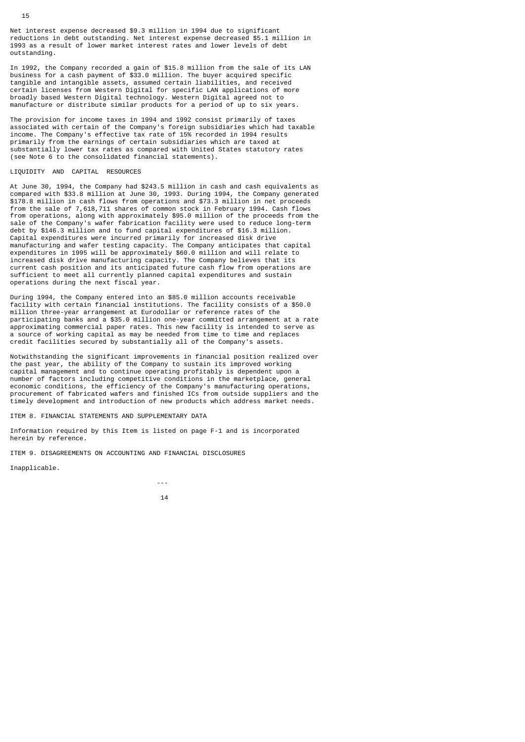Net interest expense decreased $9.3 million in 1994 due to significant reductions in debt outstanding. Net interest expense decreased $5.1 million in 1993 as a result of lower market interest rates and lower levels of debt outstanding.

In 1992, the Company recorded a gain of $15.8 million from the sale of its LAN business for a cash payment of $33.0 million. The buyer acquired specific tangible and intangible assets, assumed certain liabilities, and received certain licenses from Western Digital for specific LAN applications of more broadly based Western Digital technology. Western Digital agreed not to manufacture or distribute similar products for a period of up to six years.

The provision for income taxes in 1994 and 1992 consist primarily of taxes associated with certain of the Company's foreign subsidiaries which had taxable income. The Company's effective tax rate of 15% recorded in 1994 results primarily from the earnings of certain subsidiaries which are taxed at substantially lower tax rates as compared with United States statutory rates (see Note 6 to the consolidated financial statements).

## LIQUIDITY AND CAPITAL RESOURCES

At June 30, 1994, the Company had $243.5 million in cash and cash equivalents as compared with $33.8 million at June 30, 1993. During 1994, the Company generated $178.8 million in cash flows from operations and $73.3 million in net proceeds from the sale of 7,618,711 shares of common stock in February 1994. Cash flows from operations, along with approximately $95.0 million of the proceeds from the sale of the Company's wafer fabrication facility were used to reduce long-term debt by $146.3 million and to fund capital expenditures of $16.3 million. Capital expenditures were incurred primarily for increased disk drive manufacturing and wafer testing capacity. The Company anticipates that capital expenditures in 1995 will be approximately $60.0 million and will relate to increased disk drive manufacturing capacity. The Company believes that its current cash position and its anticipated future cash flow from operations are sufficient to meet all currently planned capital expenditures and sustain operations during the next fiscal year.

During 1994, the Company entered into an $85.0 million accounts receivable facility with certain financial institutions. The facility consists of a $50.0 million three-year arrangement at Eurodollar or reference rates of the participating banks and a $35.0 million one-year committed arrangement at a rate approximating commercial paper rates. This new facility is intended to serve as a source of working capital as may be needed from time to time and replaces credit facilities secured by substantially all of the Company's assets.

Notwithstanding the significant improvements in financial position realized over the past year, the ability of the Company to sustain its improved working capital management and to continue operating profitably is dependent upon a number of factors including competitive conditions in the marketplace, general economic conditions, the efficiency of the Company's manufacturing operations, procurement of fabricated wafers and finished ICs from outside suppliers and the timely development and introduction of new products which address market needs.

## ITEM 8. FINANCIAL STATEMENTS AND SUPPLEMENTARY DATA

Information required by this Item is listed on page F-1 and is incorporated herein by reference.

## ITEM 9. DISAGREEMENTS ON ACCOUNTING AND FINANCIAL DISCLOSURES

Inapplicable.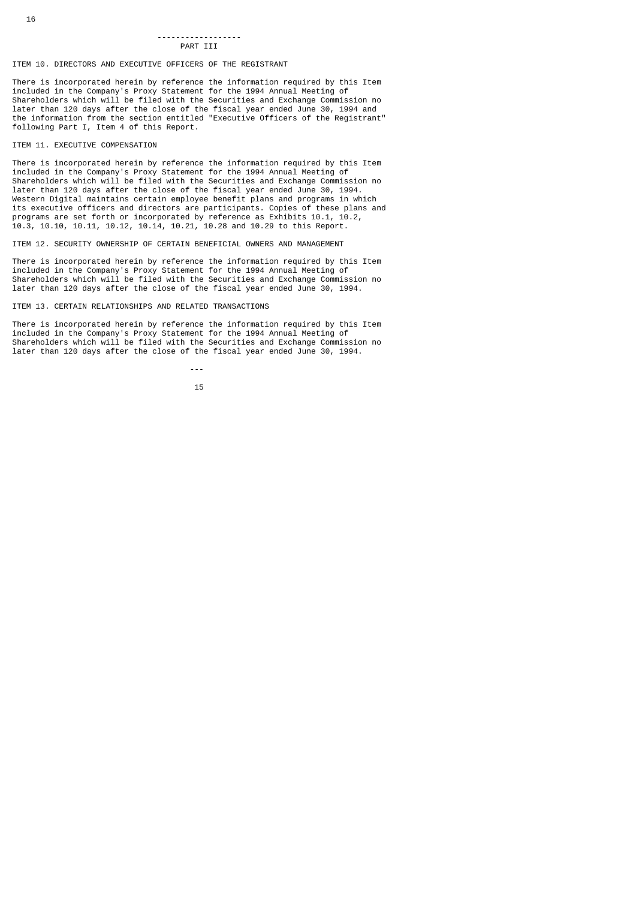# PART III

## ITEM 10. DIRECTORS AND EXECUTIVE OFFICERS OF THE REGISTRANT

There is incorporated herein by reference the information required by this Item included in the Company's Proxy Statement for the 1994 Annual Meeting of Shareholders which will be filed with the Securities and Exchange Commission no later than 120 days after the close of the fiscal year ended June 30, 1994 and the information from the section entitled "Executive Officers of the Registrant" following Part I, Item 4 of this Report.

## ITEM 11. EXECUTIVE COMPENSATION

There is incorporated herein by reference the information required by this Item included in the Company's Proxy Statement for the 1994 Annual Meeting of Shareholders which will be filed with the Securities and Exchange Commission no later than 120 days after the close of the fiscal year ended June 30, 1994. Western Digital maintains certain employee benefit plans and programs in which its executive officers and directors are participants. Copies of these plans and programs are set forth or incorporated by reference as Exhibits 10.1, 10.2, 10.3, 10.10, 10.11, 10.12, 10.14, 10.21, 10.28 and 10.29 to this Report.

## ITEM 12. SECURITY OWNERSHIP OF CERTAIN BENEFICIAL OWNERS AND MANAGEMENT

There is incorporated herein by reference the information required by this Item included in the Company's Proxy Statement for the 1994 Annual Meeting of Shareholders which will be filed with the Securities and Exchange Commission no later than 120 days after the close of the fiscal year ended June 30, 1994.

## ITEM 13. CERTAIN RELATIONSHIPS AND RELATED TRANSACTIONS

There is incorporated herein by reference the information required by this Item included in the Company's Proxy Statement for the 1994 Annual Meeting of Shareholders which will be filed with the Securities and Exchange Commission no later than 120 days after the close of the fiscal year ended June 30, 1994.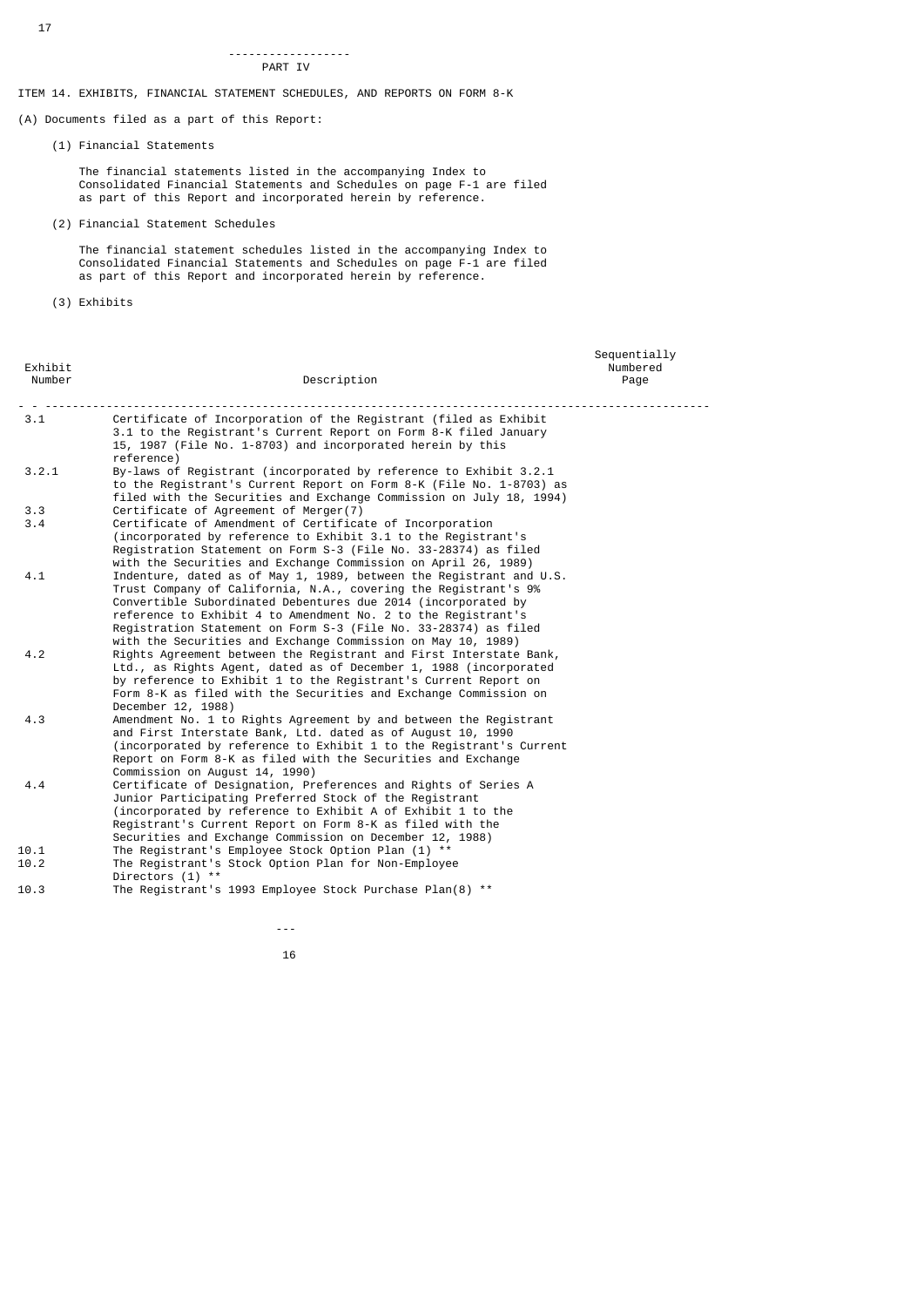## PART IV

### ITEM 14. EXHIBITS, FINANCIAL STATEMENT SCHEDULES, AND REPORTS ON FORM 8-K

(A) Documents filed as a part of this Report:

(1) Financial Statements

The financial statements listed in the accompanying Index to Consolidated Financial Statements and Schedules on page F-1 are filed as part of this Report and incorporated herein by reference.

(2) Financial Statement Schedules

The financial statement schedules listed in the accompanying Index to Consolidated Financial Statements and Schedules on page F-1 are filed as part of this Report and incorporated herein by reference.

(3) Exhibits

| Exhibit Number | Description | Sequentially Numbered Page |
|---|---|---|
| 3.1 | Certificate of Incorporation of the Registrant (filed as Exhibit 3.1 to the Registrant's Current Report on Form 8-K filed January 15, 1987 (File No. 1-8703) and incorporated herein by this reference) | |
| 3.2.1 | By-laws of Registrant (incorporated by reference to Exhibit 3.2.1 to the Registrant's Current Report on Form 8-K (File No. 1-8703) as filed with the Securities and Exchange Commission on July 18, 1994) | |
| 3.3 | Certificate of Agreement of Merger(7) | |
| 3.4 | Certificate of Amendment of Certificate of Incorporation (incorporated by reference to Exhibit 3.1 to the Registrant's Registration Statement on Form S-3 (File No. 33-28374) as filed with the Securities and Exchange Commission on April 26, 1989) | |
| 4.1 | Indenture, dated as of May 1, 1989, between the Registrant and U.S. Trust Company of California, N.A., covering the Registrant's 9% Convertible Subordinated Debentures due 2014 (incorporated by reference to Exhibit 4 to Amendment No. 2 to the Registrant's Registration Statement on Form S-3 (File No. 33-28374) as filed with the Securities and Exchange Commission on May 10, 1989) | |
| 4.2 | Rights Agreement between the Registrant and First Interstate Bank, Ltd., as Rights Agent, dated as of December 1, 1988 (incorporated by reference to Exhibit 1 to the Registrant's Current Report on Form 8-K as filed with the Securities and Exchange Commission on December 12, 1988) | |
| 4.3 | Amendment No. 1 to Rights Agreement by and between the Registrant and First Interstate Bank, Ltd. dated as of August 10, 1990 (incorporated by reference to Exhibit 1 to the Registrant's Current Report on Form 8-K as filed with the Securities and Exchange Commission on August 14, 1990) | |
| 4.4 | Certificate of Designation, Preferences and Rights of Series A Junior Participating Preferred Stock of the Registrant (incorporated by reference to Exhibit A of Exhibit 1 to the Registrant's Current Report on Form 8-K as filed with the Securities and Exchange Commission on December 12, 1988) | |
| 10.1 | The Registrant's Employee Stock Option Plan (1) ** | |
| 10.2 | The Registrant's Stock Option Plan for Non-Employee Directors (1) ** | |
| 10.3 | The Registrant's 1993 Employee Stock Purchase Plan(8) ** | |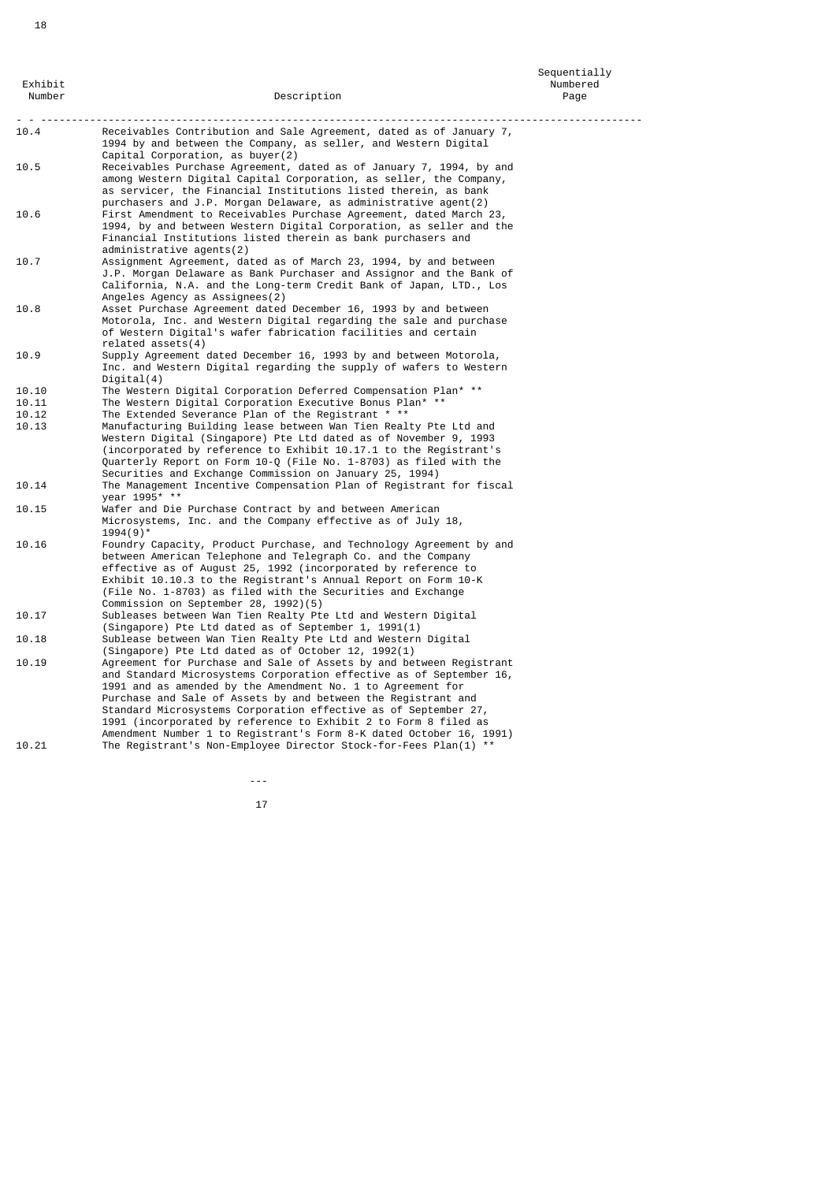| Exhibit Number | Description | Sequentially Numbered Page |
|---|---|---|
| 10.4 | Receivables Contribution and Sale Agreement, dated as of January 7, 1994 by and between the Company, as seller, and Western Digital Capital Corporation, as buyer(2) | |
| 10.5 | Receivables Purchase Agreement, dated as of January 7, 1994, by and among Western Digital Capital Corporation, as seller, the Company, as servicer, the Financial Institutions listed therein, as bank purchasers and J.P. Morgan Delaware, as administrative agent(2) | |
| 10.6 | First Amendment to Receivables Purchase Agreement, dated March 23, 1994, by and between Western Digital Corporation, as seller and the Financial Institutions listed therein as bank purchasers and administrative agents(2) | |
| 10.7 | Assignment Agreement, dated as of March 23, 1994, by and between J.P. Morgan Delaware as Bank Purchaser and Assignor and the Bank of California, N.A. and the Long-term Credit Bank of Japan, LTD., Los Angeles Agency as Assignees(2) | |
| 10.8 | Asset Purchase Agreement dated December 16, 1993 by and between Motorola, Inc. and Western Digital regarding the sale and purchase of Western Digital's wafer fabrication facilities and certain related assets(4) | |
| 10.9 | Supply Agreement dated December 16, 1993 by and between Motorola, Inc. and Western Digital regarding the supply of wafers to Western Digital(4) | |
| 10.10 | The Western Digital Corporation Deferred Compensation Plan* ** | |
| 10.11 | The Western Digital Corporation Executive Bonus Plan* ** | |
| 10.12 | The Extended Severance Plan of the Registrant * ** | |
| 10.13 | Manufacturing Building lease between Wan Tien Realty Pte Ltd and Western Digital (Singapore) Pte Ltd dated as of November 9, 1993 (incorporated by reference to Exhibit 10.17.1 to the Registrant's Quarterly Report on Form 10-Q (File No. 1-8703) as filed with the Securities and Exchange Commission on January 25, 1994) | |
| 10.14 | The Management Incentive Compensation Plan of Registrant for fiscal year 1995* ** | |
| 10.15 | Wafer and Die Purchase Contract by and between American Microsystems, Inc. and the Company effective as of July 18, 1994(9)* | |
| 10.16 | Foundry Capacity, Product Purchase, and Technology Agreement by and between American Telephone and Telegraph Co. and the Company effective as of August 25, 1992 (incorporated by reference to Exhibit 10.10.3 to the Registrant's Annual Report on Form 10-K (File No. 1-8703) as filed with the Securities and Exchange Commission on September 28, 1992)(5) | |
| 10.17 | Subleases between Wan Tien Realty Pte Ltd and Western Digital (Singapore) Pte Ltd dated as of September 1, 1991(1) | |
| 10.18 | Sublease between Wan Tien Realty Pte Ltd and Western Digital (Singapore) Pte Ltd dated as of October 12, 1992(1) | |
| 10.19 | Agreement for Purchase and Sale of Assets by and between Registrant and Standard Microsystems Corporation effective as of September 16, 1991 and as amended by the Amendment No. 1 to Agreement for Purchase and Sale of Assets by and between the Registrant and Standard Microsystems Corporation effective as of September 27, 1991 (incorporated by reference to Exhibit 2 to Form 8 filed as Amendment Number 1 to Registrant's Form 8-K dated October 16, 1991) | |
| 10.21 | The Registrant's Non-Employee Director Stock-for-Fees Plan(1) ** | |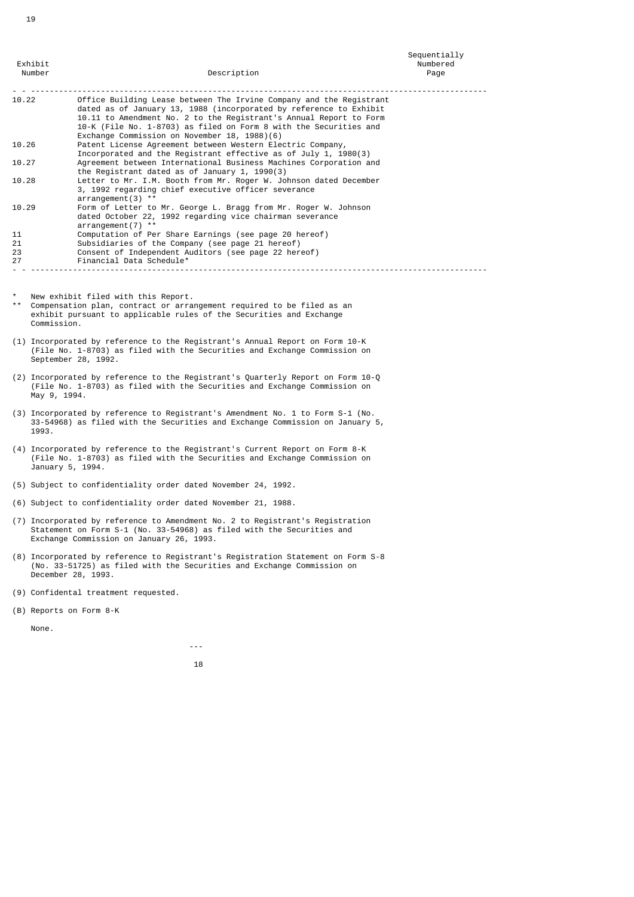| Exhibit Number | Description | Sequentially Numbered Page |
|---|---|---|
| 10.22 | Office Building Lease between The Irvine Company and the Registrant dated as of January 13, 1988 (incorporated by reference to Exhibit 10.11 to Amendment No. 2 to the Registrant's Annual Report to Form 10-K (File No. 1-8703) as filed on Form 8 with the Securities and Exchange Commission on November 18, 1988)(6) | |
| 10.26 | Patent License Agreement between Western Electric Company, Incorporated and the Registrant effective as of July 1, 1980(3) | |
| 10.27 | Agreement between International Business Machines Corporation and the Registrant dated as of January 1, 1990(3) | |
| 10.28 | Letter to Mr. I.M. Booth from Mr. Roger W. Johnson dated December 3, 1992 regarding chief executive officer severance arrangement(3) ** | |
| 10.29 | Form of Letter to Mr. George L. Bragg from Mr. Roger W. Johnson dated October 22, 1992 regarding vice chairman severance arrangement(7) ** | |
| 11 | Computation of Per Share Earnings (see page 20 hereof) | |
| 21 | Subsidiaries of the Company (see page 21 hereof) | |
| 23 | Consent of Independent Auditors (see page 22 hereof) | |
| 27 | Financial Data Schedule* | |

\* New exhibit filed with this Report.

** Compensation plan, contract or arrangement required to be filed as an exhibit pursuant to applicable rules of the Securities and Exchange Commission.

(1) Incorporated by reference to the Registrant's Annual Report on Form 10-K (File No. 1-8703) as filed with the Securities and Exchange Commission on September 28, 1992.

(2) Incorporated by reference to the Registrant's Quarterly Report on Form 10-Q (File No. 1-8703) as filed with the Securities and Exchange Commission on May 9, 1994.

(3) Incorporated by reference to Registrant's Amendment No. 1 to Form S-1 (No. 33-54968) as filed with the Securities and Exchange Commission on January 5, 1993.

(4) Incorporated by reference to the Registrant's Current Report on Form 8-K (File No. 1-8703) as filed with the Securities and Exchange Commission on January 5, 1994.

(5) Subject to confidentiality order dated November 24, 1992.

(6) Subject to confidentiality order dated November 21, 1988.

(7) Incorporated by reference to Amendment No. 2 to Registrant's Registration Statement on Form S-1 (No. 33-54968) as filed with the Securities and Exchange Commission on January 26, 1993.

(8) Incorporated by reference to Registrant's Registration Statement on Form S-8 (No. 33-51725) as filed with the Securities and Exchange Commission on December 28, 1993.

(9) Confidental treatment requested.

(B) Reports on Form 8-K

None.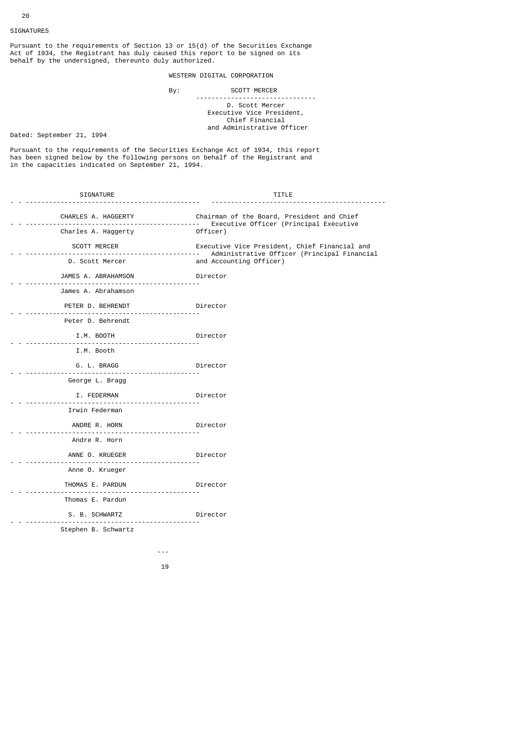## SIGNATURES

Pursuant to the requirements of Section 13 or 15(d) of the Securities Exchange Act of 1934, the Registrant has duly caused this report to be signed on its behalf by the undersigned, thereunto duly authorized.

WESTERN DIGITAL CORPORATION

By: SCOTT MERCER
D. Scott Mercer
Executive Vice President,
Chief Financial
and Administrative Officer

Dated: September 21, 1994

Pursuant to the requirements of the Securities Exchange Act of 1934, this report has been signed below by the following persons on behalf of the Registrant and in the capacities indicated on September 21, 1994.

| SIGNATURE | TITLE |
|---|---|
| CHARLES A. HAGGERTY<br>Charles A. Haggerty | Chairman of the Board, President and Chief Executive Officer (Principal Executive Officer) |
| SCOTT MERCER<br>D. Scott Mercer | Executive Vice President, Chief Financial and Administrative Officer (Principal Financial and Accounting Officer) |
| JAMES A. ABRAHAMSON<br>James A. Abrahamson | Director |
| PETER D. BEHRENDT<br>Peter D. Behrendt | Director |
| I.M. BOOTH<br>I.M. Booth | Director |
| G. L. BRAGG<br>George L. Bragg | Director |
| I. FEDERMAN<br>Irwin Federman | Director |
| ANDRE R. HORN<br>Andre R. Horn | Director |
| ANNE O. KRUEGER<br>Anne O. Krueger | Director |
| THOMAS E. PARDUN<br>Thomas E. Pardun | Director |
| S. B. SCHWARTZ<br>Stephen B. Schwartz | Director |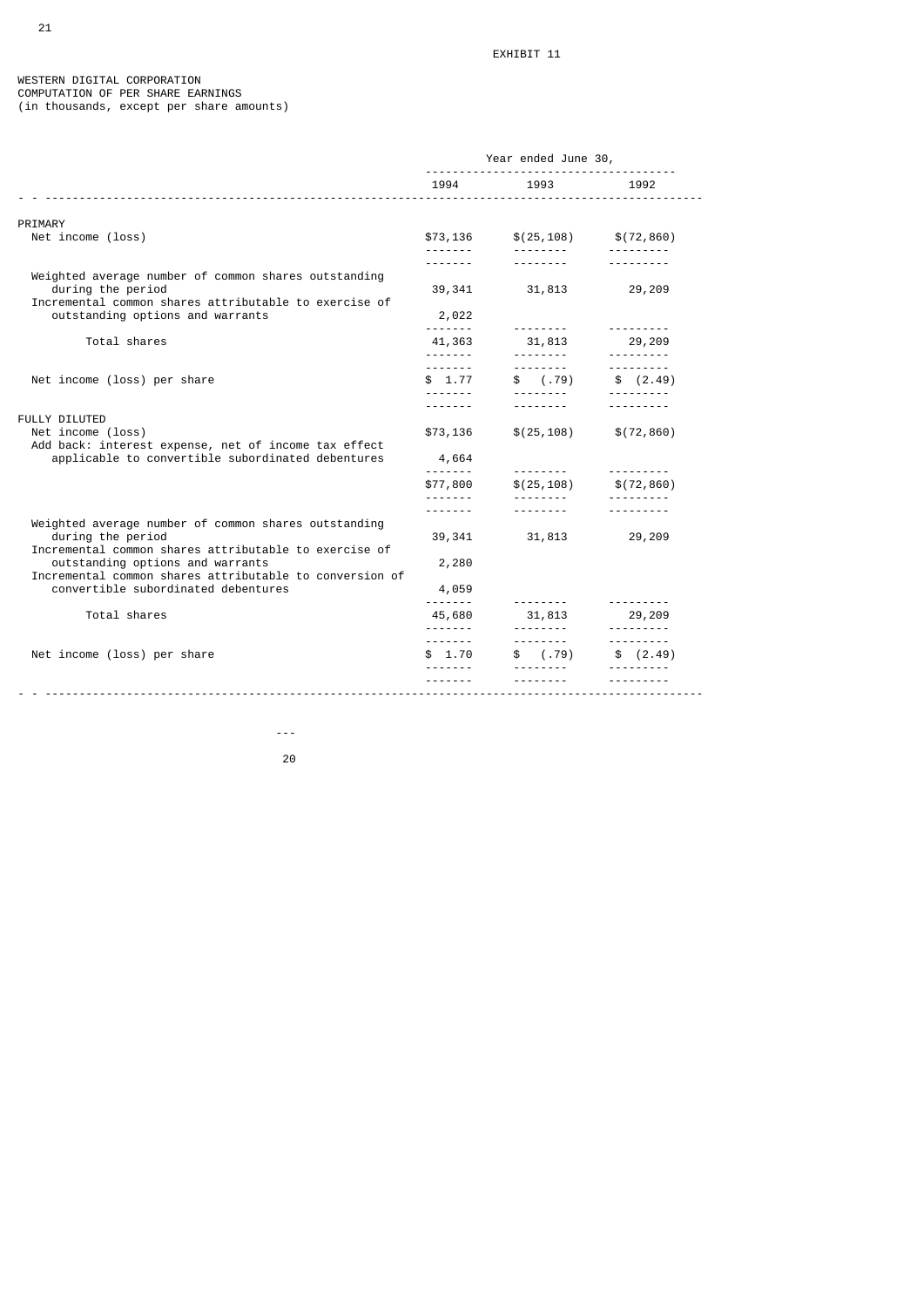EXHIBIT 11

WESTERN DIGITAL CORPORATION
COMPUTATION OF PER SHARE EARNINGS
(in thousands, except per share amounts)

| | Year ended June 30, | | |
|---|---|---|---|
| | 1994 | 1993 | 1992 |
| **PRIMARY** | | | |
| Net income (loss) | $73,136 | $(25,108) | $(72,860) |
| Weighted average number of common shares outstanding during the period | 39,341 | 31,813 | 29,209 |
| Incremental common shares attributable to exercise of outstanding options and warrants | 2,022 | | |
| Total shares | 41,363 | 31,813 | 29,209 |
| Net income (loss) per share | $ 1.77 | $ (.79) | $ (2.49) |
| **FULLY DILUTED** | | | |
| Net income (loss) | $73,136 | $(25,108) | $(72,860) |
| Add back: interest expense, net of income tax effect applicable to convertible subordinated debentures | 4,664 | | |
| | $77,800 | $(25,108) | $(72,860) |
| Weighted average number of common shares outstanding during the period | 39,341 | 31,813 | 29,209 |
| Incremental common shares attributable to exercise of outstanding options and warrants | 2,280 | | |
| Incremental common shares attributable to conversion of convertible subordinated debentures | 4,059 | | |
| Total shares | 45,680 | 31,813 | 29,209 |
| Net income (loss) per share | $ 1.70 | $ (.79) | $ (2.49) |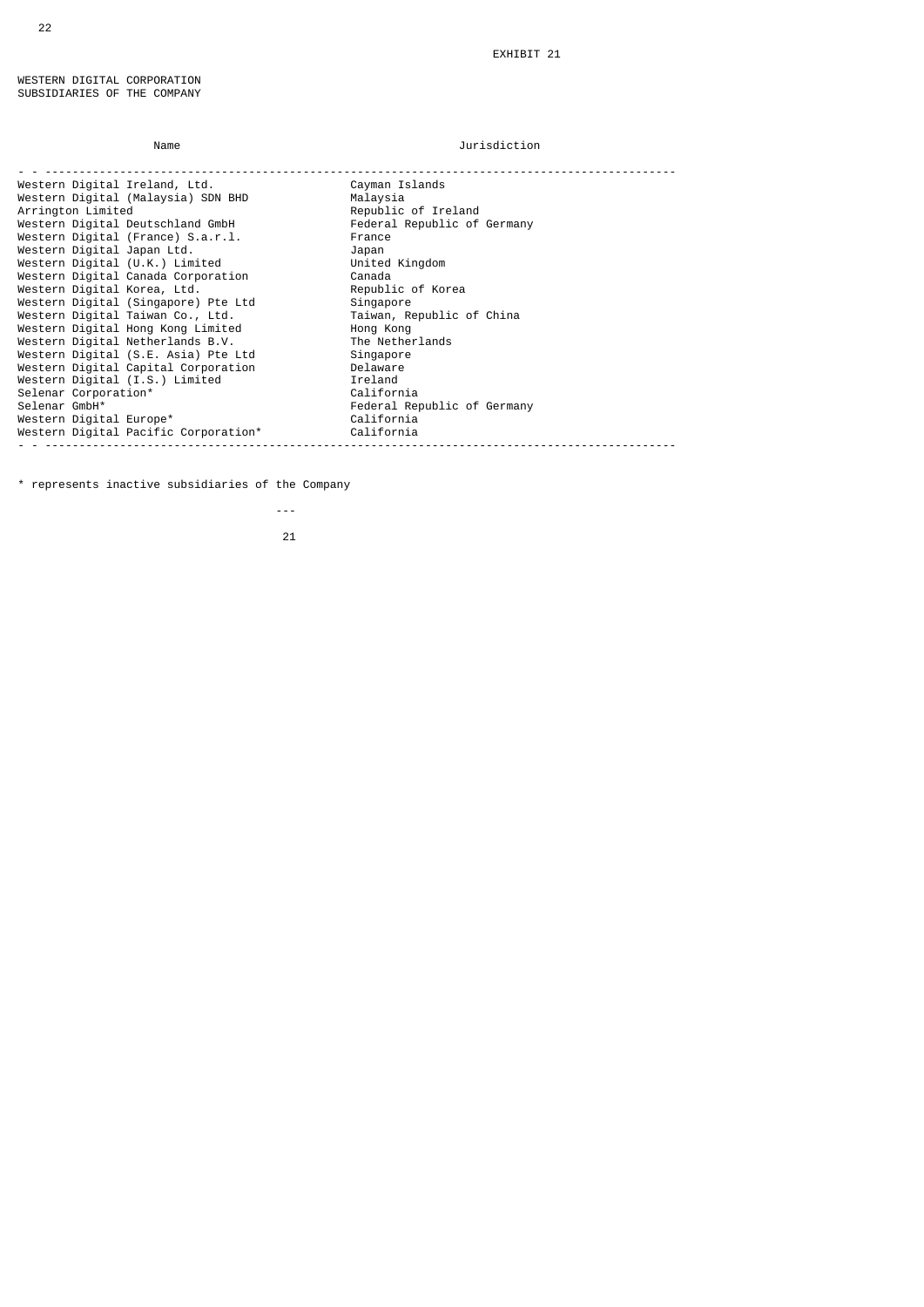EXHIBIT 21

WESTERN DIGITAL CORPORATION
SUBSIDIARIES OF THE COMPANY

| Name | Jurisdiction |
| --- | --- |
| Western Digital Ireland, Ltd. | Cayman Islands |
| Western Digital (Malaysia) SDN BHD | Malaysia |
| Arrington Limited | Republic of Ireland |
| Western Digital Deutschland GmbH | Federal Republic of Germany |
| Western Digital (France) S.a.r.l. | France |
| Western Digital Japan Ltd. | Japan |
| Western Digital (U.K.) Limited | United Kingdom |
| Western Digital Canada Corporation | Canada |
| Western Digital Korea, Ltd. | Republic of Korea |
| Western Digital (Singapore) Pte Ltd | Singapore |
| Western Digital Taiwan Co., Ltd. | Taiwan, Republic of China |
| Western Digital Hong Kong Limited | Hong Kong |
| Western Digital Netherlands B.V. | The Netherlands |
| Western Digital (S.E. Asia) Pte Ltd | Singapore |
| Western Digital Capital Corporation | Delaware |
| Western Digital (I.S.) Limited | Ireland |
| Selenar Corporation* | California |
| Selenar GmbH* | Federal Republic of Germany |
| Western Digital Europe* | California |
| Western Digital Pacific Corporation* | California |

* represents inactive subsidiaries of the Company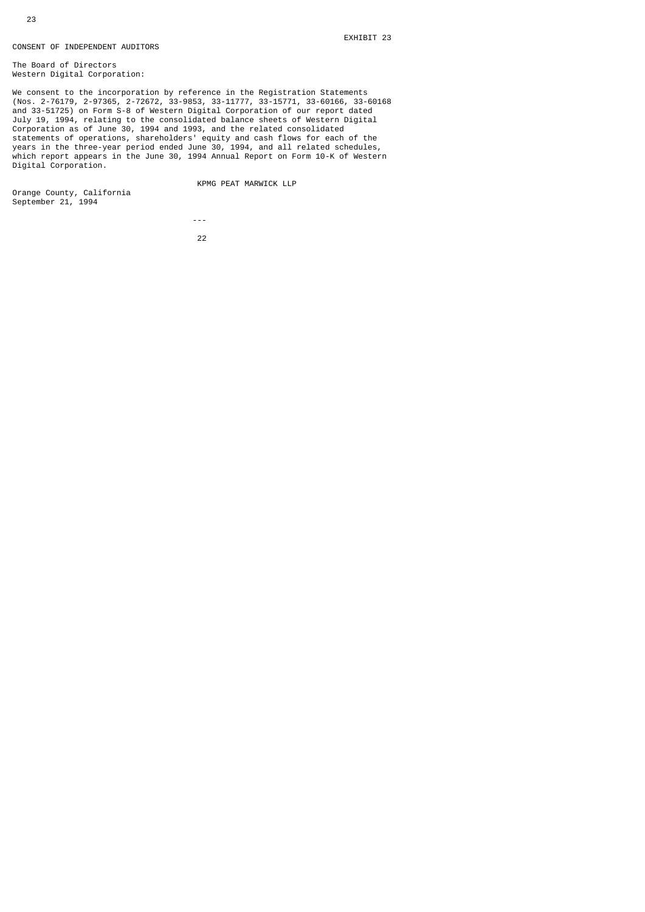EXHIBIT 23

CONSENT OF INDEPENDENT AUDITORS

The Board of Directors
Western Digital Corporation:

We consent to the incorporation by reference in the Registration Statements (Nos. 2-76179, 2-97365, 2-72672, 33-9853, 33-11777, 33-15771, 33-60166, 33-60168 and 33-51725) on Form S-8 of Western Digital Corporation of our report dated July 19, 1994, relating to the consolidated balance sheets of Western Digital Corporation as of June 30, 1994 and 1993, and the related consolidated statements of operations, shareholders' equity and cash flows for each of the years in the three-year period ended June 30, 1994, and all related schedules, which report appears in the June 30, 1994 Annual Report on Form 10-K of Western Digital Corporation.

KPMG PEAT MARWICK LLP

Orange County, California
September 21, 1994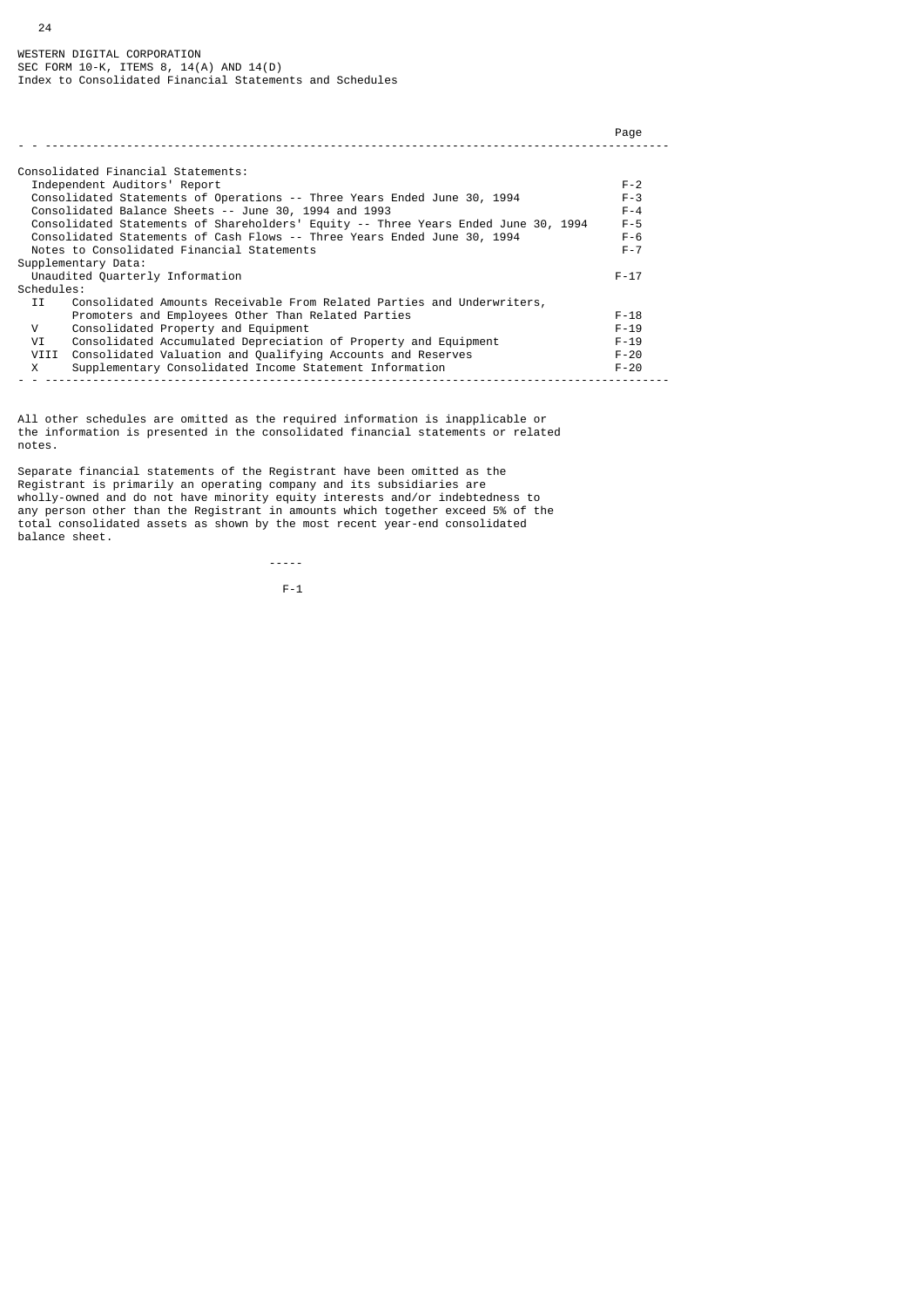WESTERN DIGITAL CORPORATION
SEC FORM 10-K, ITEMS 8, 14(A) AND 14(D)
Index to Consolidated Financial Statements and Schedules

| | Page |
|---|---|
| Consolidated Financial Statements: | |
| Independent Auditors' Report | F-2 |
| Consolidated Statements of Operations -- Three Years Ended June 30, 1994 | F-3 |
| Consolidated Balance Sheets -- June 30, 1994 and 1993 | F-4 |
| Consolidated Statements of Shareholders' Equity -- Three Years Ended June 30, 1994 | F-5 |
| Consolidated Statements of Cash Flows -- Three Years Ended June 30, 1994 | F-6 |
| Notes to Consolidated Financial Statements | F-7 |
| Supplementary Data: | |
| Unaudited Quarterly Information | F-17 |
| Schedules: | |
| II Consolidated Amounts Receivable From Related Parties and Underwriters, Promoters and Employees Other Than Related Parties | F-18 |
| V Consolidated Property and Equipment | F-19 |
| VI Consolidated Accumulated Depreciation of Property and Equipment | F-19 |
| VIII Consolidated Valuation and Qualifying Accounts and Reserves | F-20 |
| X Supplementary Consolidated Income Statement Information | F-20 |

All other schedules are omitted as the required information is inapplicable or the information is presented in the consolidated financial statements or related notes.

Separate financial statements of the Registrant have been omitted as the Registrant is primarily an operating company and its subsidiaries are wholly-owned and do not have minority equity interests and/or indebtedness to any person other than the Registrant in amounts which together exceed 5% of the total consolidated assets as shown by the most recent year-end consolidated balance sheet.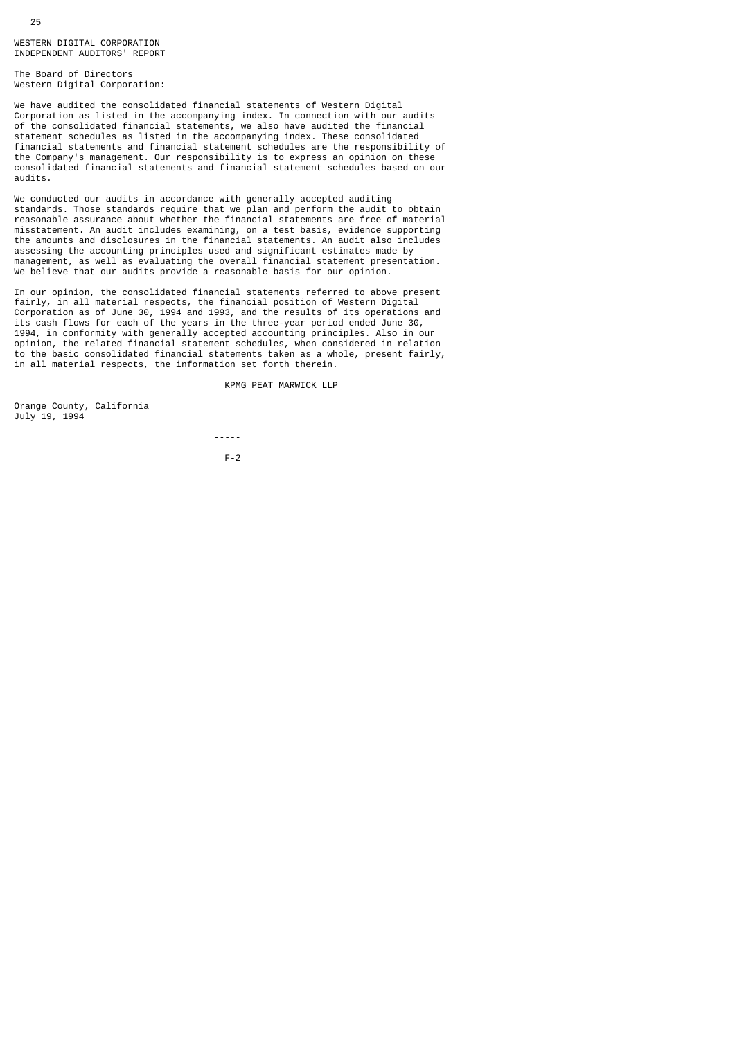WESTERN DIGITAL CORPORATION
INDEPENDENT AUDITORS' REPORT

The Board of Directors
Western Digital Corporation:

We have audited the consolidated financial statements of Western Digital Corporation as listed in the accompanying index. In connection with our audits of the consolidated financial statements, we also have audited the financial statement schedules as listed in the accompanying index. These consolidated financial statements and financial statement schedules are the responsibility of the Company's management. Our responsibility is to express an opinion on these consolidated financial statements and financial statement schedules based on our audits.

We conducted our audits in accordance with generally accepted auditing standards. Those standards require that we plan and perform the audit to obtain reasonable assurance about whether the financial statements are free of material misstatement. An audit includes examining, on a test basis, evidence supporting the amounts and disclosures in the financial statements. An audit also includes assessing the accounting principles used and significant estimates made by management, as well as evaluating the overall financial statement presentation. We believe that our audits provide a reasonable basis for our opinion.

In our opinion, the consolidated financial statements referred to above present fairly, in all material respects, the financial position of Western Digital Corporation as of June 30, 1994 and 1993, and the results of its operations and its cash flows for each of the years in the three-year period ended June 30, 1994, in conformity with generally accepted accounting principles. Also in our opinion, the related financial statement schedules, when considered in relation to the basic consolidated financial statements taken as a whole, present fairly, in all material respects, the information set forth therein.

KPMG PEAT MARWICK LLP

Orange County, California
July 19, 1994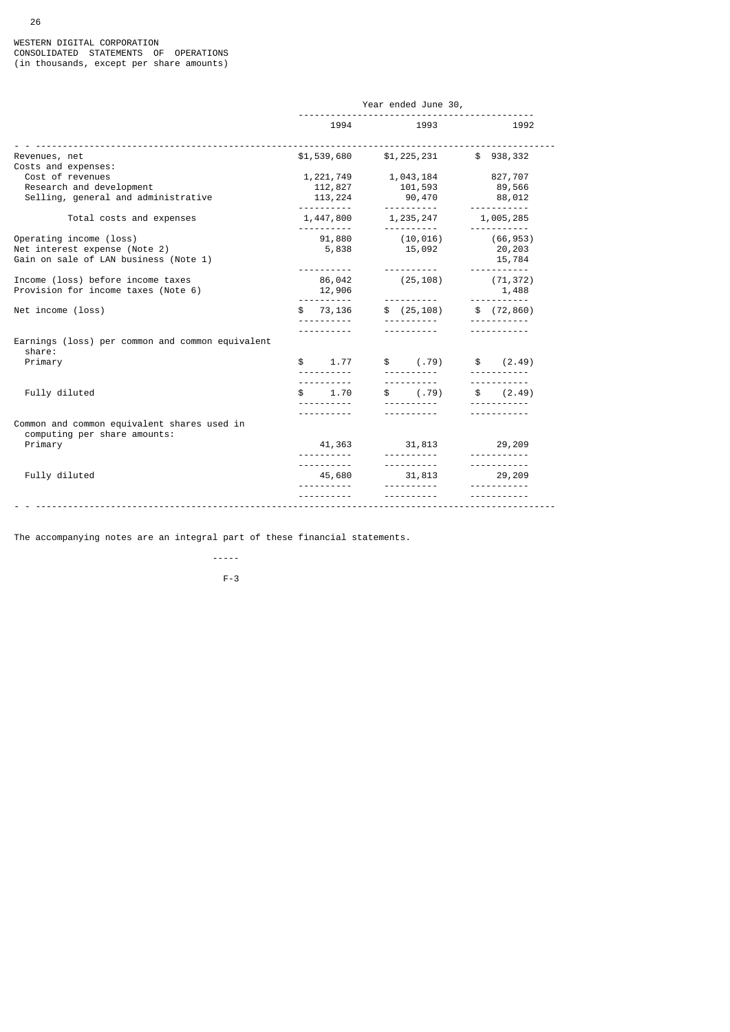WESTERN DIGITAL CORPORATION
CONSOLIDATED STATEMENTS OF OPERATIONS
(in thousands, except per share amounts)

| | Year ended June 30, | | |
|---|---|---|---|
| | 1994 | 1993 | 1992 |
| Revenues, net | $1,539,680 | $1,225,231 | $ 938,332 |
| Costs and expenses: | | | |
| Cost of revenues | 1,221,749 | 1,043,184 | 827,707 |
| Research and development | 112,827 | 101,593 | 89,566 |
| Selling, general and administrative | 113,224 | 90,470 | 88,012 |
| Total costs and expenses | 1,447,800 | 1,235,247 | 1,005,285 |
| Operating income (loss) | 91,880 | (10,016) | (66,953) |
| Net interest expense (Note 2) | 5,838 | 15,092 | 20,203 |
| Gain on sale of LAN business (Note 1) | | | 15,784 |
| Income (loss) before income taxes | 86,042 | (25,108) | (71,372) |
| Provision for income taxes (Note 6) | 12,906 | | 1,488 |
| Net income (loss) | $ 73,136 | $ (25,108) | $ (72,860) |
| Earnings (loss) per common and common equivalent share: | | | |
| Primary | $ 1.77 | $ (.79) | $ (2.49) |
| Fully diluted | $ 1.70 | $ (.79) | $ (2.49) |
| Common and common equivalent shares used in computing per share amounts: | | | |
| Primary | 41,363 | 31,813 | 29,209 |
| Fully diluted | 45,680 | 31,813 | 29,209 |

The accompanying notes are an integral part of these financial statements.

F-3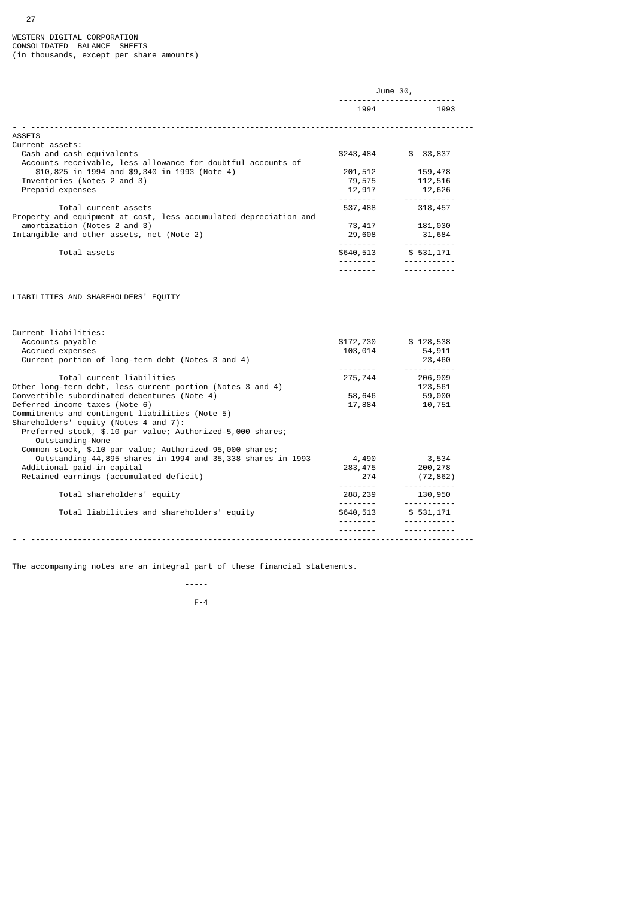WESTERN DIGITAL CORPORATION
CONSOLIDATED BALANCE SHEETS
(in thousands, except per share amounts)

| | June 30, 1994 | June 30, 1993 |
|---|---|---|
| **ASSETS** | | |
| Current assets: | | |
| Cash and cash equivalents | $243,484 | $ 33,837 |
| Accounts receivable, less allowance for doubtful accounts of $10,825 in 1994 and $9,340 in 1993 (Note 4) | 201,512 | 159,478 |
| Inventories (Notes 2 and 3) | 79,575 | 112,516 |
| Prepaid expenses | 12,917 | 12,626 |
| Total current assets | 537,488 | 318,457 |
| Property and equipment at cost, less accumulated depreciation and amortization (Notes 2 and 3) | 73,417 | 181,030 |
| Intangible and other assets, net (Note 2) | 29,608 | 31,684 |
| Total assets | $640,513 | $ 531,171 |
| **LIABILITIES AND SHAREHOLDERS' EQUITY** | | |
| Current liabilities: | | |
| Accounts payable | $172,730 | $ 128,538 |
| Accrued expenses | 103,014 | 54,911 |
| Current portion of long-term debt (Notes 3 and 4) | | 23,460 |
| Total current liabilities | 275,744 | 206,909 |
| Other long-term debt, less current portion (Notes 3 and 4) | | 123,561 |
| Convertible subordinated debentures (Note 4) | 58,646 | 59,000 |
| Deferred income taxes (Note 6) | 17,884 | 10,751 |
| Commitments and contingent liabilities (Note 5) | | |
| Shareholders' equity (Notes 4 and 7): | | |
| Preferred stock, $.10 par value; Authorized-5,000 shares; Outstanding-None | | |
| Common stock, $.10 par value; Authorized-95,000 shares; Outstanding-44,895 shares in 1994 and 35,338 shares in 1993 | 4,490 | 3,534 |
| Additional paid-in capital | 283,475 | 200,278 |
| Retained earnings (accumulated deficit) | 274 | (72,862) |
| Total shareholders' equity | 288,239 | 130,950 |
| Total liabilities and shareholders' equity | $640,513 | $ 531,171 |

The accompanying notes are an integral part of these financial statements.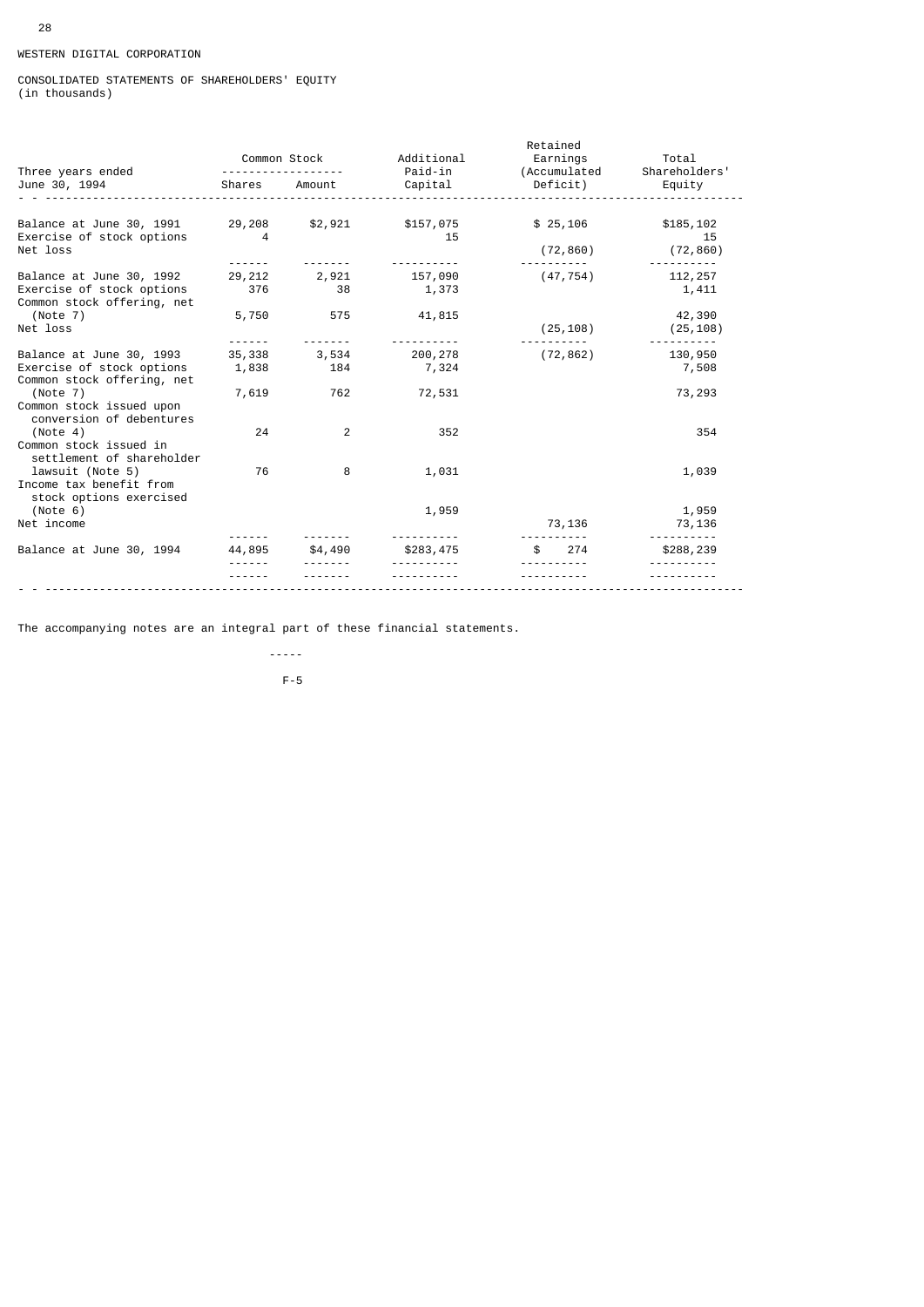WESTERN DIGITAL CORPORATION

CONSOLIDATED STATEMENTS OF SHAREHOLDERS' EQUITY
(in thousands)

| Three years ended June 30, 1994 | Common Stock | | Additional Paid-in Capital | Retained Earnings (Accumulated Deficit) | Total Shareholders' Equity |
|---|---|---|---|---|---|
| | Shares | Amount | | | |
| Balance at June 30, 1991 | 29,208 | $2,921 | $157,075 | $ 25,106 | $185,102 |
| Exercise of stock options | 4 | | 15 | | 15 |
| Net loss | | | | (72,860) | (72,860) |
| Balance at June 30, 1992 | 29,212 | 2,921 | 157,090 | (47,754) | 112,257 |
| Exercise of stock options | 376 | 38 | 1,373 | | 1,411 |
| Common stock offering, net (Note 7) | 5,750 | 575 | 41,815 | | 42,390 |
| Net loss | | | | (25,108) | (25,108) |
| Balance at June 30, 1993 | 35,338 | 3,534 | 200,278 | (72,862) | 130,950 |
| Exercise of stock options | 1,838 | 184 | 7,324 | | 7,508 |
| Common stock offering, net (Note 7) | 7,619 | 762 | 72,531 | | 73,293 |
| Common stock issued upon conversion of debentures (Note 4) | 24 | 2 | 352 | | 354 |
| Common stock issued in settlement of shareholder lawsuit (Note 5) | 76 | 8 | 1,031 | | 1,039 |
| Income tax benefit from stock options exercised (Note 6) | | | 1,959 | | 1,959 |
| Net income | | | | 73,136 | 73,136 |
| Balance at June 30, 1994 | 44,895 | $4,490 | $283,475 | $ 274 | $288,239 |

The accompanying notes are an integral part of these financial statements.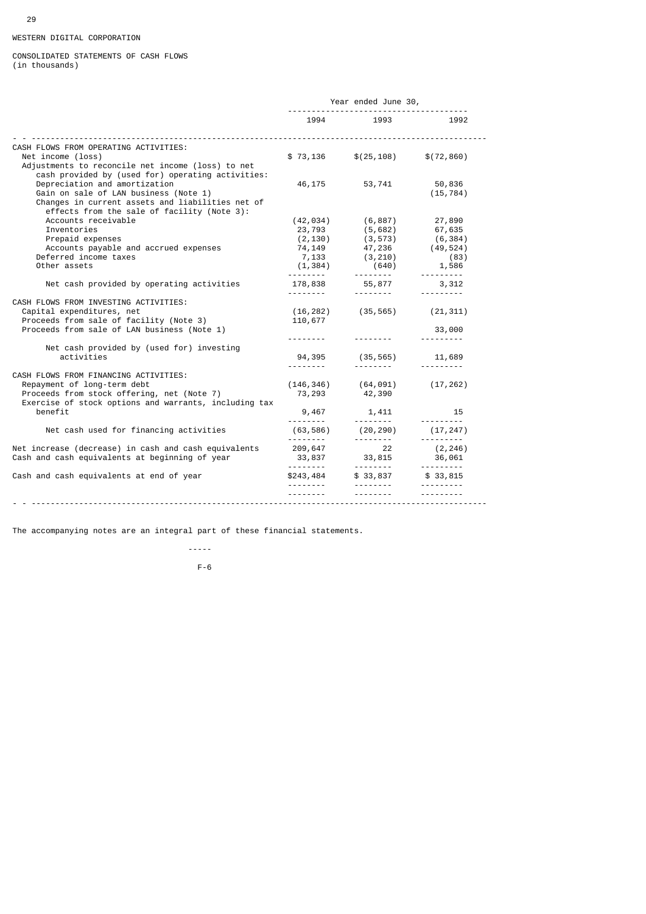WESTERN DIGITAL CORPORATION

CONSOLIDATED STATEMENTS OF CASH FLOWS
(in thousands)

| | Year ended June 30, | | |
|---|---|---|---|
| | 1994 | 1993 | 1992 |
| CASH FLOWS FROM OPERATING ACTIVITIES: | | | |
| Net income (loss) | $ 73,136 | $(25,108) | $(72,860) |
| Adjustments to reconcile net income (loss) to net cash provided by (used for) operating activities: | | | |
| Depreciation and amortization | 46,175 | 53,741 | 50,836 |
| Gain on sale of LAN business (Note 1) | | | (15,784) |
| Changes in current assets and liabilities net of effects from the sale of facility (Note 3): | | | |
| Accounts receivable | (42,034) | (6,887) | 27,890 |
| Inventories | 23,793 | (5,682) | 67,635 |
| Prepaid expenses | (2,130) | (3,573) | (6,384) |
| Accounts payable and accrued expenses | 74,149 | 47,236 | (49,524) |
| Deferred income taxes | 7,133 | (3,210) | (83) |
| Other assets | (1,384) | (640) | 1,586 |
| Net cash provided by operating activities | 178,838 | 55,877 | 3,312 |
| CASH FLOWS FROM INVESTING ACTIVITIES: | | | |
| Capital expenditures, net | (16,282) | (35,565) | (21,311) |
| Proceeds from sale of facility (Note 3) | 110,677 | | |
| Proceeds from sale of LAN business (Note 1) | | | 33,000 |
| Net cash provided by (used for) investing activities | 94,395 | (35,565) | 11,689 |
| CASH FLOWS FROM FINANCING ACTIVITIES: | | | |
| Repayment of long-term debt | (146,346) | (64,091) | (17,262) |
| Proceeds from stock offering, net (Note 7) | 73,293 | 42,390 | |
| Exercise of stock options and warrants, including tax benefit | 9,467 | 1,411 | 15 |
| Net cash used for financing activities | (63,586) | (20,290) | (17,247) |
| Net increase (decrease) in cash and cash equivalents | 209,647 | 22 | (2,246) |
| Cash and cash equivalents at beginning of year | 33,837 | 33,815 | 36,061 |
| Cash and cash equivalents at end of year | $243,484 | $ 33,837 | $ 33,815 |

The accompanying notes are an integral part of these financial statements.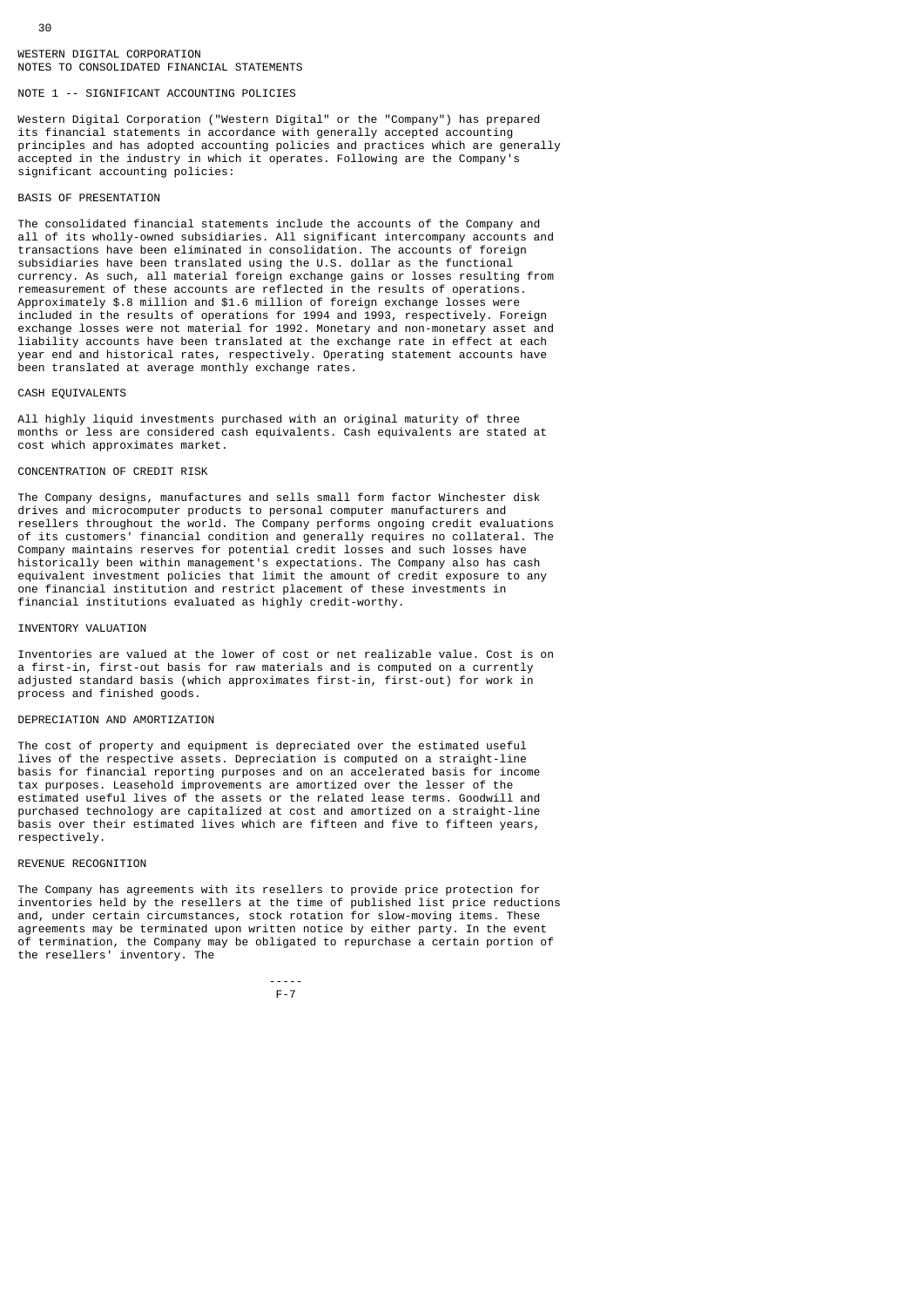WESTERN DIGITAL CORPORATION
NOTES TO CONSOLIDATED FINANCIAL STATEMENTS

## NOTE 1 -- SIGNIFICANT ACCOUNTING POLICIES

Western Digital Corporation ("Western Digital" or the "Company") has prepared its financial statements in accordance with generally accepted accounting principles and has adopted accounting policies and practices which are generally accepted in the industry in which it operates. Following are the Company's significant accounting policies:

### BASIS OF PRESENTATION

The consolidated financial statements include the accounts of the Company and all of its wholly-owned subsidiaries. All significant intercompany accounts and transactions have been eliminated in consolidation. The accounts of foreign subsidiaries have been translated using the U.S. dollar as the functional currency. As such, all material foreign exchange gains or losses resulting from remeasurement of these accounts are reflected in the results of operations. Approximately $.8 million and $1.6 million of foreign exchange losses were included in the results of operations for 1994 and 1993, respectively. Foreign exchange losses were not material for 1992. Monetary and non-monetary asset and liability accounts have been translated at the exchange rate in effect at each year end and historical rates, respectively. Operating statement accounts have been translated at average monthly exchange rates.

### CASH EQUIVALENTS

All highly liquid investments purchased with an original maturity of three months or less are considered cash equivalents. Cash equivalents are stated at cost which approximates market.

### CONCENTRATION OF CREDIT RISK

The Company designs, manufactures and sells small form factor Winchester disk drives and microcomputer products to personal computer manufacturers and resellers throughout the world. The Company performs ongoing credit evaluations of its customers' financial condition and generally requires no collateral. The Company maintains reserves for potential credit losses and such losses have historically been within management's expectations. The Company also has cash equivalent investment policies that limit the amount of credit exposure to any one financial institution and restrict placement of these investments in financial institutions evaluated as highly credit-worthy.

### INVENTORY VALUATION

Inventories are valued at the lower of cost or net realizable value. Cost is on a first-in, first-out basis for raw materials and is computed on a currently adjusted standard basis (which approximates first-in, first-out) for work in process and finished goods.

### DEPRECIATION AND AMORTIZATION

The cost of property and equipment is depreciated over the estimated useful lives of the respective assets. Depreciation is computed on a straight-line basis for financial reporting purposes and on an accelerated basis for income tax purposes. Leasehold improvements are amortized over the lesser of the estimated useful lives of the assets or the related lease terms. Goodwill and purchased technology are capitalized at cost and amortized on a straight-line basis over their estimated lives which are fifteen and five to fifteen years, respectively.

### REVENUE RECOGNITION

The Company has agreements with its resellers to provide price protection for inventories held by the resellers at the time of published list price reductions and, under certain circumstances, stock rotation for slow-moving items. These agreements may be terminated upon written notice by either party. In the event of termination, the Company may be obligated to repurchase a certain portion of the resellers' inventory. The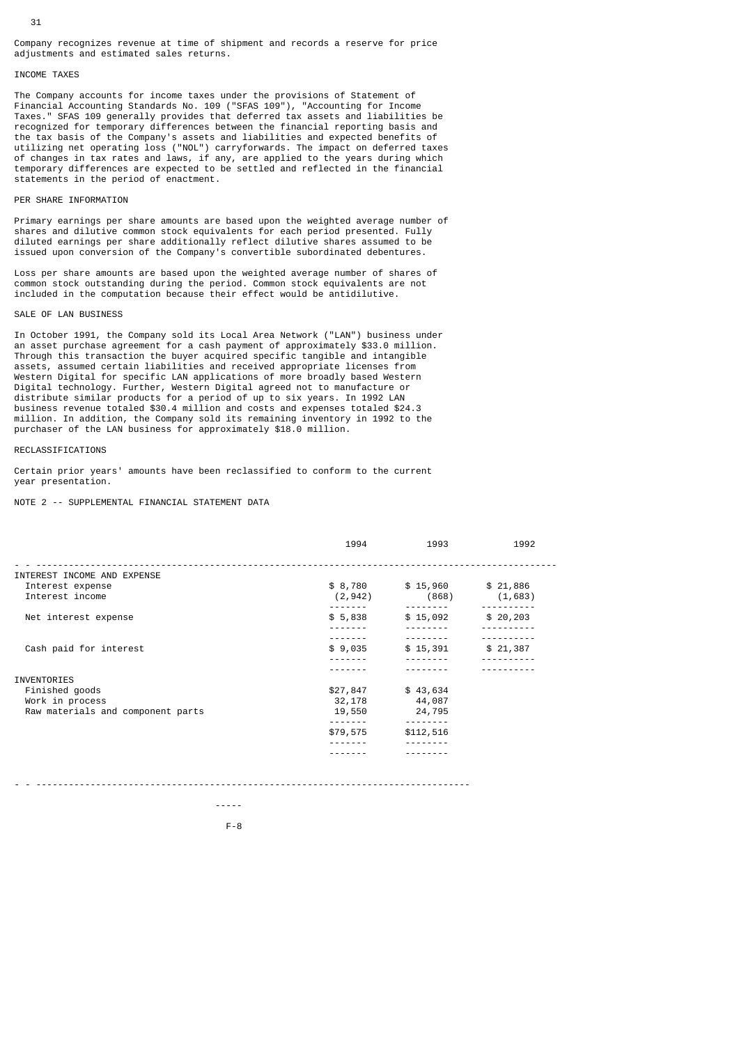Company recognizes revenue at time of shipment and records a reserve for price adjustments and estimated sales returns.

### INCOME TAXES

The Company accounts for income taxes under the provisions of Statement of Financial Accounting Standards No. 109 ("SFAS 109"), "Accounting for Income Taxes." SFAS 109 generally provides that deferred tax assets and liabilities be recognized for temporary differences between the financial reporting basis and the tax basis of the Company's assets and liabilities and expected benefits of utilizing net operating loss ("NOL") carryforwards. The impact on deferred taxes of changes in tax rates and laws, if any, are applied to the years during which temporary differences are expected to be settled and reflected in the financial statements in the period of enactment.

### PER SHARE INFORMATION

Primary earnings per share amounts are based upon the weighted average number of shares and dilutive common stock equivalents for each period presented. Fully diluted earnings per share additionally reflect dilutive shares assumed to be issued upon conversion of the Company's convertible subordinated debentures.

Loss per share amounts are based upon the weighted average number of shares of common stock outstanding during the period. Common stock equivalents are not included in the computation because their effect would be antidilutive.

### SALE OF LAN BUSINESS

In October 1991, the Company sold its Local Area Network ("LAN") business under an asset purchase agreement for a cash payment of approximately $33.0 million. Through this transaction the buyer acquired specific tangible and intangible assets, assumed certain liabilities and received appropriate licenses from Western Digital for specific LAN applications of more broadly based Western Digital technology. Further, Western Digital agreed not to manufacture or distribute similar products for a period of up to six years. In 1992 LAN business revenue totaled $30.4 million and costs and expenses totaled $24.3 million. In addition, the Company sold its remaining inventory in 1992 to the purchaser of the LAN business for approximately $18.0 million.

### RECLASSIFICATIONS

Certain prior years' amounts have been reclassified to conform to the current year presentation.

## NOTE 2 -- SUPPLEMENTAL FINANCIAL STATEMENT DATA

| | 1994 | 1993 | 1992 |
|---|---|---|---|
| INTEREST INCOME AND EXPENSE | | | |
| Interest expense | $ 8,780 | $ 15,960 | $ 21,886 |
| Interest income | (2,942) | (868) | (1,683) |
| Net interest expense | $ 5,838 | $ 15,092 | $ 20,203 |
| Cash paid for interest | $ 9,035 | $ 15,391 | $ 21,387 |
| INVENTORIES | | | |
| Finished goods | $27,847 | $ 43,634 | |
| Work in process | 32,178 | 44,087 | |
| Raw materials and component parts | 19,550 | 24,795 | |
| | $79,575 | $112,516 | |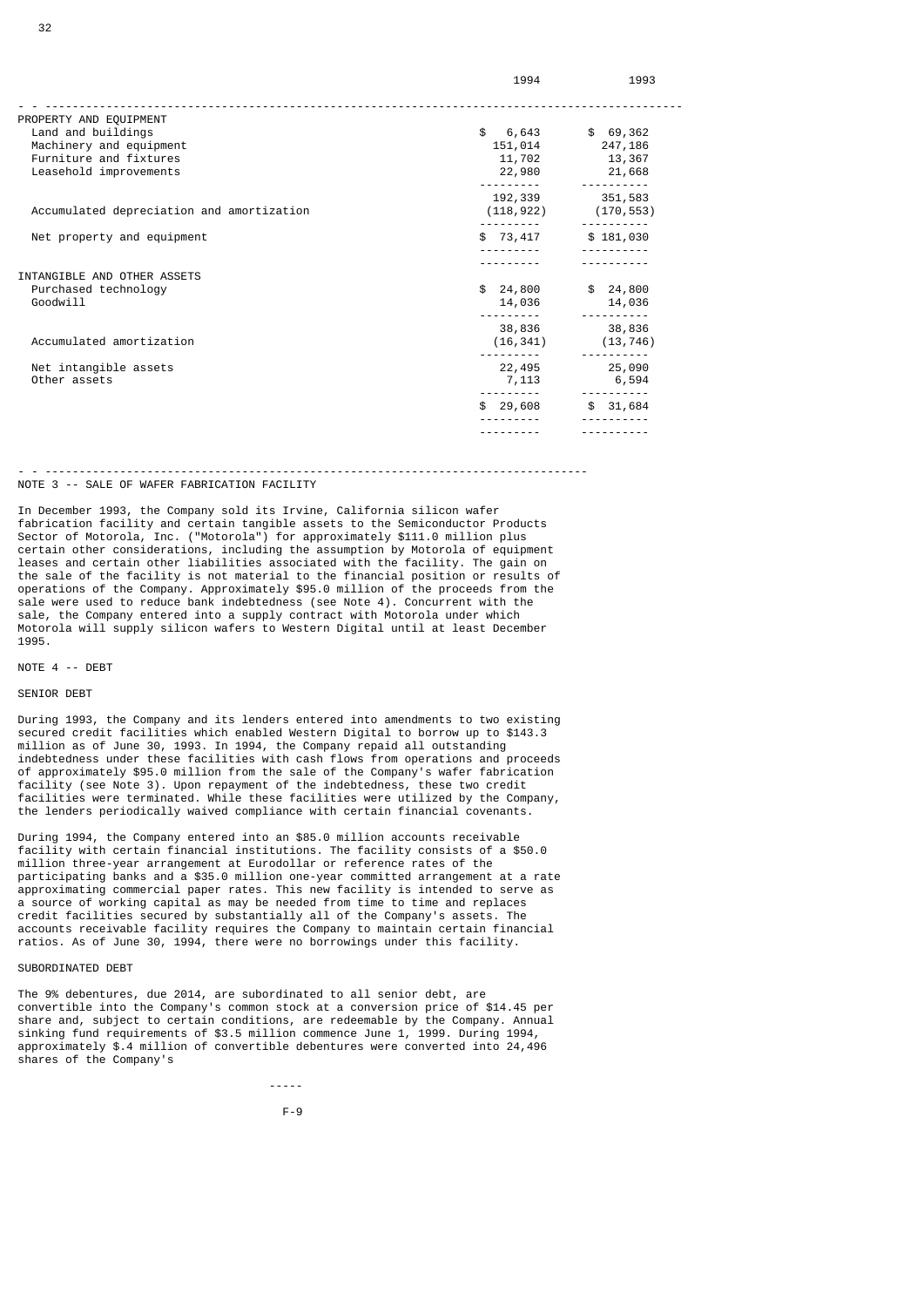| | 1994 | 1993 |
|---|---|---|
| PROPERTY AND EQUIPMENT | | |
| Land and buildings | $ 6,643 | $ 69,362 |
| Machinery and equipment | 151,014 | 247,186 |
| Furniture and fixtures | 11,702 | 13,367 |
| Leasehold improvements | 22,980 | 21,668 |
| | 192,339 | 351,583 |
| Accumulated depreciation and amortization | (118,922) | (170,553) |
| Net property and equipment | $ 73,417 | $ 181,030 |
| INTANGIBLE AND OTHER ASSETS | | |
| Purchased technology | $ 24,800 | $ 24,800 |
| Goodwill | 14,036 | 14,036 |
| | 38,836 | 38,836 |
| Accumulated amortization | (16,341) | (13,746) |
| Net intangible assets | 22,495 | 25,090 |
| Other assets | 7,113 | 6,594 |
| | $ 29,608 | $ 31,684 |

NOTE 3 -- SALE OF WAFER FABRICATION FACILITY

In December 1993, the Company sold its Irvine, California silicon wafer fabrication facility and certain tangible assets to the Semiconductor Products Sector of Motorola, Inc. ("Motorola") for approximately $111.0 million plus certain other considerations, including the assumption by Motorola of equipment leases and certain other liabilities associated with the facility. The gain on the sale of the facility is not material to the financial position or results of operations of the Company. Approximately $95.0 million of the proceeds from the sale were used to reduce bank indebtedness (see Note 4). Concurrent with the sale, the Company entered into a supply contract with Motorola under which Motorola will supply silicon wafers to Western Digital until at least December 1995.

NOTE 4 -- DEBT

SENIOR DEBT

During 1993, the Company and its lenders entered into amendments to two existing secured credit facilities which enabled Western Digital to borrow up to $143.3 million as of June 30, 1993. In 1994, the Company repaid all outstanding indebtedness under these facilities with cash flows from operations and proceeds of approximately $95.0 million from the sale of the Company's wafer fabrication facility (see Note 3). Upon repayment of the indebtedness, these two credit facilities were terminated. While these facilities were utilized by the Company, the lenders periodically waived compliance with certain financial covenants.

During 1994, the Company entered into an $85.0 million accounts receivable facility with certain financial institutions. The facility consists of a $50.0 million three-year arrangement at Eurodollar or reference rates of the participating banks and a $35.0 million one-year committed arrangement at a rate approximating commercial paper rates. This new facility is intended to serve as a source of working capital as may be needed from time to time and replaces credit facilities secured by substantially all of the Company's assets. The accounts receivable facility requires the Company to maintain certain financial ratios. As of June 30, 1994, there were no borrowings under this facility.

SUBORDINATED DEBT

The 9% debentures, due 2014, are subordinated to all senior debt, are convertible into the Company's common stock at a conversion price of $14.45 per share and, subject to certain conditions, are redeemable by the Company. Annual sinking fund requirements of $3.5 million commence June 1, 1999. During 1994, approximately $.4 million of convertible debentures were converted into 24,496 shares of the Company's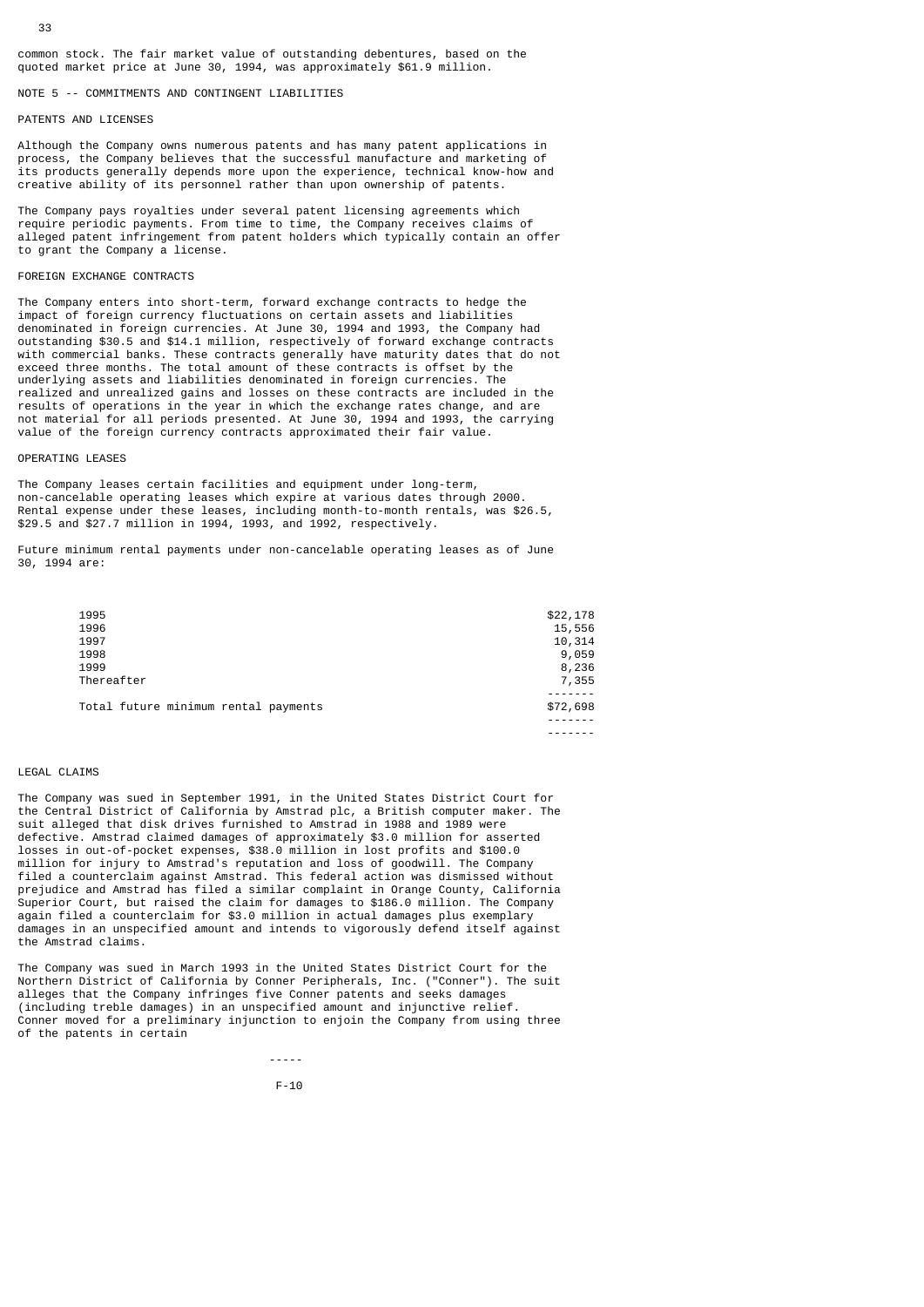common stock. The fair market value of outstanding debentures, based on the quoted market price at June 30, 1994, was approximately $61.9 million.

## NOTE 5 -- COMMITMENTS AND CONTINGENT LIABILITIES

### PATENTS AND LICENSES

Although the Company owns numerous patents and has many patent applications in process, the Company believes that the successful manufacture and marketing of its products generally depends more upon the experience, technical know-how and creative ability of its personnel rather than upon ownership of patents.

The Company pays royalties under several patent licensing agreements which require periodic payments. From time to time, the Company receives claims of alleged patent infringement from patent holders which typically contain an offer to grant the Company a license.

### FOREIGN EXCHANGE CONTRACTS

The Company enters into short-term, forward exchange contracts to hedge the impact of foreign currency fluctuations on certain assets and liabilities denominated in foreign currencies. At June 30, 1994 and 1993, the Company had outstanding $30.5 and $14.1 million, respectively of forward exchange contracts with commercial banks. These contracts generally have maturity dates that do not exceed three months. The total amount of these contracts is offset by the underlying assets and liabilities denominated in foreign currencies. The realized and unrealized gains and losses on these contracts are included in the results of operations in the year in which the exchange rates change, and are not material for all periods presented. At June 30, 1994 and 1993, the carrying value of the foreign currency contracts approximated their fair value.

### OPERATING LEASES

The Company leases certain facilities and equipment under long-term, non-cancelable operating leases which expire at various dates through 2000. Rental expense under these leases, including month-to-month rentals, was $26.5, $29.5 and $27.7 million in 1994, 1993, and 1992, respectively.

Future minimum rental payments under non-cancelable operating leases as of June 30, 1994 are:

| | |
|---|---|
| 1995 | $22,178 |
| 1996 | 15,556 |
| 1997 | 10,314 |
| 1998 | 9,059 |
| 1999 | 8,236 |
| Thereafter | 7,355 |
| Total future minimum rental payments | $72,698 |

### LEGAL CLAIMS

The Company was sued in September 1991, in the United States District Court for the Central District of California by Amstrad plc, a British computer maker. The suit alleged that disk drives furnished to Amstrad in 1988 and 1989 were defective. Amstrad claimed damages of approximately $3.0 million for asserted losses in out-of-pocket expenses, $38.0 million in lost profits and $100.0 million for injury to Amstrad's reputation and loss of goodwill. The Company filed a counterclaim against Amstrad. This federal action was dismissed without prejudice and Amstrad has filed a similar complaint in Orange County, California Superior Court, but raised the claim for damages to $186.0 million. The Company again filed a counterclaim for $3.0 million in actual damages plus exemplary damages in an unspecified amount and intends to vigorously defend itself against the Amstrad claims.

The Company was sued in March 1993 in the United States District Court for the Northern District of California by Conner Peripherals, Inc. ("Conner"). The suit alleges that the Company infringes five Conner patents and seeks damages (including treble damages) in an unspecified amount and injunctive relief. Conner moved for a preliminary injunction to enjoin the Company from using three of the patents in certain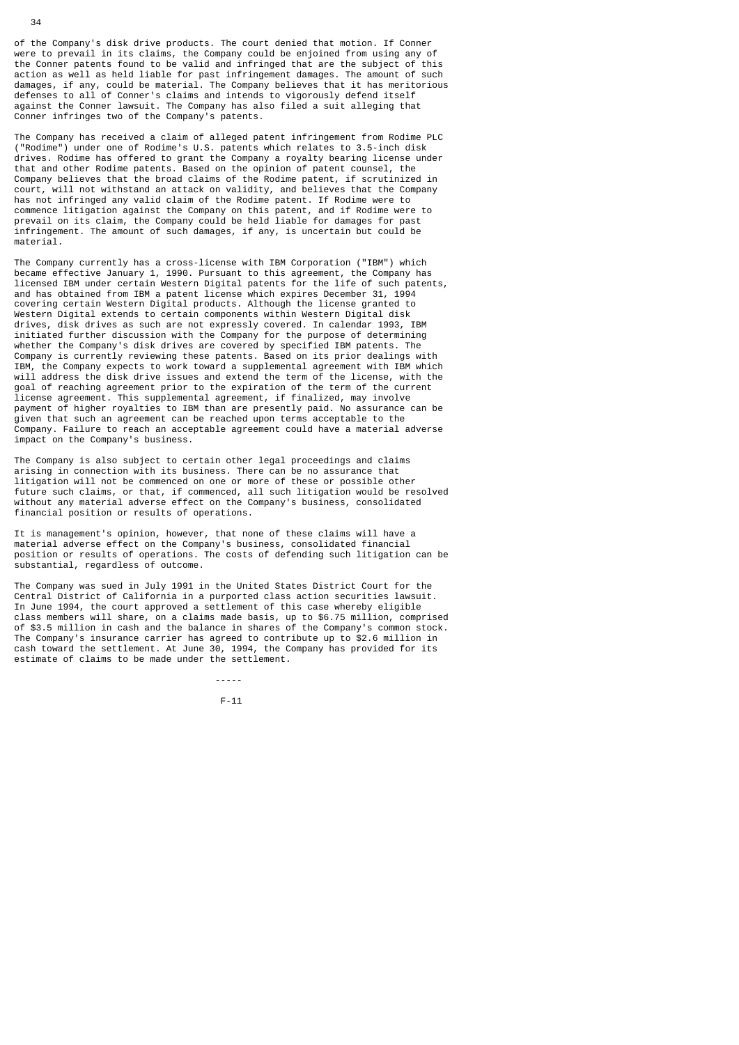of the Company's disk drive products. The court denied that motion. If Conner were to prevail in its claims, the Company could be enjoined from using any of the Conner patents found to be valid and infringed that are the subject of this action as well as held liable for past infringement damages. The amount of such damages, if any, could be material. The Company believes that it has meritorious defenses to all of Conner's claims and intends to vigorously defend itself against the Conner lawsuit. The Company has also filed a suit alleging that Conner infringes two of the Company's patents.

The Company has received a claim of alleged patent infringement from Rodime PLC ("Rodime") under one of Rodime's U.S. patents which relates to 3.5-inch disk drives. Rodime has offered to grant the Company a royalty bearing license under that and other Rodime patents. Based on the opinion of patent counsel, the Company believes that the broad claims of the Rodime patent, if scrutinized in court, will not withstand an attack on validity, and believes that the Company has not infringed any valid claim of the Rodime patent. If Rodime were to commence litigation against the Company on this patent, and if Rodime were to prevail on its claim, the Company could be held liable for damages for past infringement. The amount of such damages, if any, is uncertain but could be material.

The Company currently has a cross-license with IBM Corporation ("IBM") which became effective January 1, 1990. Pursuant to this agreement, the Company has licensed IBM under certain Western Digital patents for the life of such patents, and has obtained from IBM a patent license which expires December 31, 1994 covering certain Western Digital products. Although the license granted to Western Digital extends to certain components within Western Digital disk drives, disk drives as such are not expressly covered. In calendar 1993, IBM initiated further discussion with the Company for the purpose of determining whether the Company's disk drives are covered by specified IBM patents. The Company is currently reviewing these patents. Based on its prior dealings with IBM, the Company expects to work toward a supplemental agreement with IBM which will address the disk drive issues and extend the term of the license, with the goal of reaching agreement prior to the expiration of the term of the current license agreement. This supplemental agreement, if finalized, may involve payment of higher royalties to IBM than are presently paid. No assurance can be given that such an agreement can be reached upon terms acceptable to the Company. Failure to reach an acceptable agreement could have a material adverse impact on the Company's business.

The Company is also subject to certain other legal proceedings and claims arising in connection with its business. There can be no assurance that litigation will not be commenced on one or more of these or possible other future such claims, or that, if commenced, all such litigation would be resolved without any material adverse effect on the Company's business, consolidated financial position or results of operations.

It is management's opinion, however, that none of these claims will have a material adverse effect on the Company's business, consolidated financial position or results of operations. The costs of defending such litigation can be substantial, regardless of outcome.

The Company was sued in July 1991 in the United States District Court for the Central District of California in a purported class action securities lawsuit. In June 1994, the court approved a settlement of this case whereby eligible class members will share, on a claims made basis, up to $6.75 million, comprised of $3.5 million in cash and the balance in shares of the Company's common stock. The Company's insurance carrier has agreed to contribute up to $2.6 million in cash toward the settlement. At June 30, 1994, the Company has provided for its estimate of claims to be made under the settlement.

-----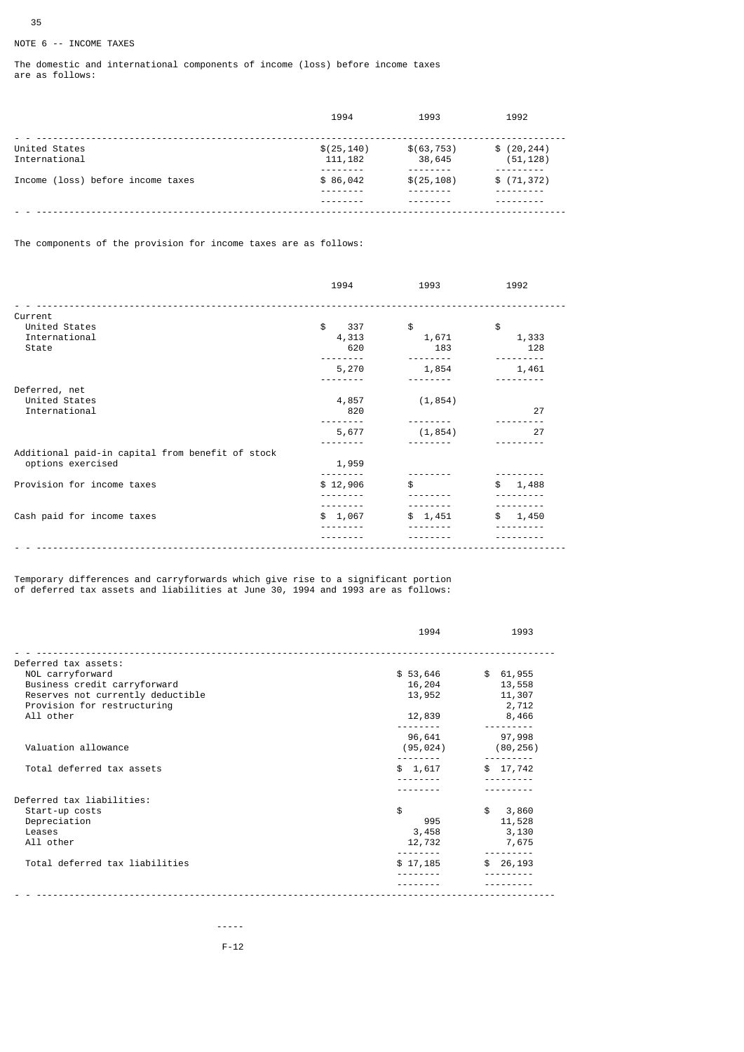NOTE 6 -- INCOME TAXES

The domestic and international components of income (loss) before income taxes are as follows:

| | 1994 | 1993 | 1992 |
|---|---|---|---|
| United States | $(25,140) | $(63,753) | $ (20,244) |
| International | 111,182 | 38,645 | (51,128) |
| Income (loss) before income taxes | $ 86,042 | $(25,108) | $ (71,372) |

The components of the provision for income taxes are as follows:

| | 1994 | 1993 | 1992 |
|---|---|---|---|
| Current | | | |
| United States | $ 337 | $ | $ |
| International | 4,313 | 1,671 | 1,333 |
| State | 620 | 183 | 128 |
| | 5,270 | 1,854 | 1,461 |
| Deferred, net | | | |
| United States | 4,857 | (1,854) | |
| International | 820 | | 27 |
| | 5,677 | (1,854) | 27 |
| Additional paid-in capital from benefit of stock options exercised | 1,959 | | |
| Provision for income taxes | $ 12,906 | $ | $ 1,488 |
| Cash paid for income taxes | $ 1,067 | $ 1,451 | $ 1,450 |

Temporary differences and carryforwards which give rise to a significant portion of deferred tax assets and liabilities at June 30, 1994 and 1993 are as follows:

| | 1994 | 1993 |
|---|---|---|
| Deferred tax assets: | | |
| NOL carryforward | $ 53,646 | $ 61,955 |
| Business credit carryforward | 16,204 | 13,558 |
| Reserves not currently deductible | 13,952 | 11,307 |
| Provision for restructuring | | 2,712 |
| All other | 12,839 | 8,466 |
| | 96,641 | 97,998 |
| Valuation allowance | (95,024) | (80,256) |
| Total deferred tax assets | $ 1,617 | $ 17,742 |
| Deferred tax liabilities: | | |
| Start-up costs | $ | $ 3,860 |
| Depreciation | 995 | 11,528 |
| Leases | 3,458 | 3,130 |
| All other | 12,732 | 7,675 |
| Total deferred tax liabilities | $ 17,185 | $ 26,193 |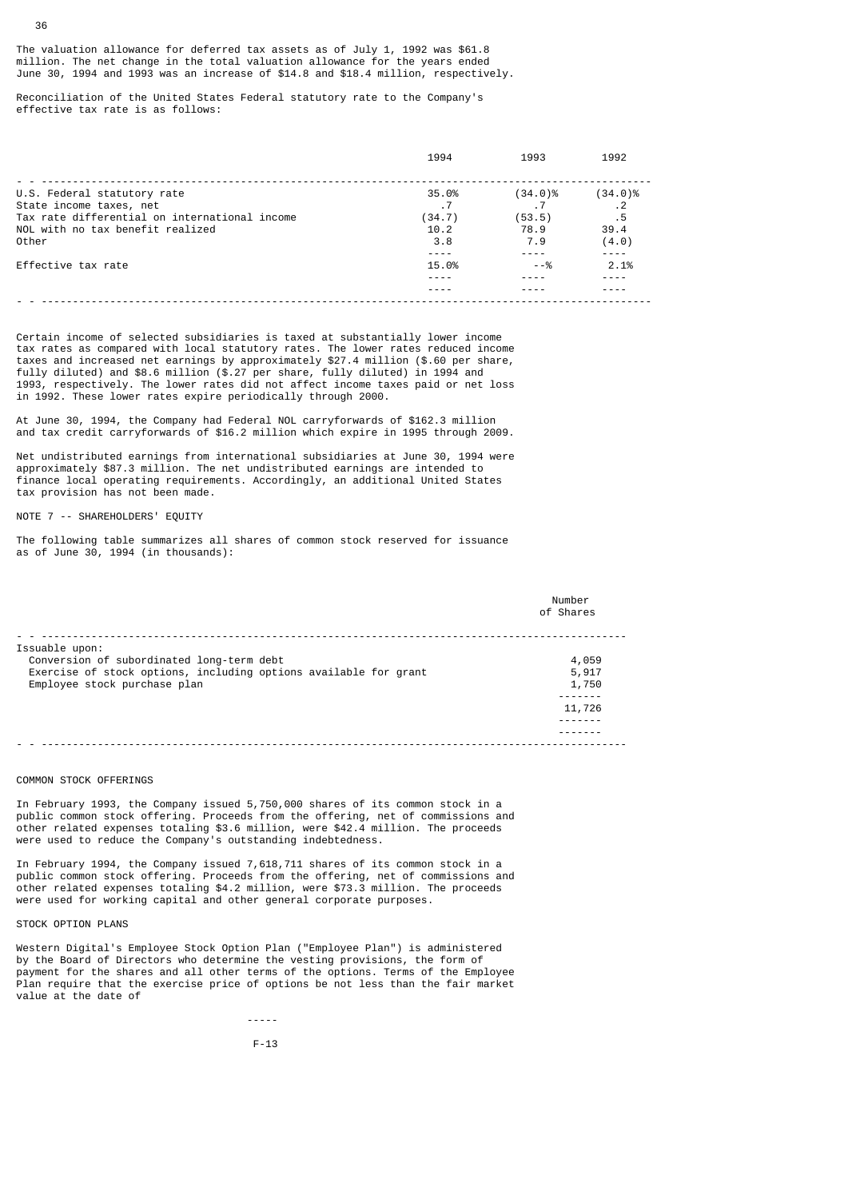The valuation allowance for deferred tax assets as of July 1, 1992 was $61.8 million. The net change in the total valuation allowance for the years ended June 30, 1994 and 1993 was an increase of $14.8 and $18.4 million, respectively.

Reconciliation of the United States Federal statutory rate to the Company's effective tax rate is as follows:

| | 1994 | 1993 | 1992 |
|---|---|---|---|
| U.S. Federal statutory rate | 35.0% | (34.0)% | (34.0)% |
| State income taxes, net | .7 | .7 | .2 |
| Tax rate differential on international income | (34.7) | (53.5) | .5 |
| NOL with no tax benefit realized | 10.2 | 78.9 | 39.4 |
| Other | 3.8 | 7.9 | (4.0) |
| Effective tax rate | 15.0% | --% | 2.1% |

Certain income of selected subsidiaries is taxed at substantially lower income tax rates as compared with local statutory rates. The lower rates reduced income taxes and increased net earnings by approximately $27.4 million ($.60 per share, fully diluted) and $8.6 million ($.27 per share, fully diluted) in 1994 and 1993, respectively. The lower rates did not affect income taxes paid or net loss in 1992. These lower rates expire periodically through 2000.

At June 30, 1994, the Company had Federal NOL carryforwards of $162.3 million and tax credit carryforwards of $16.2 million which expire in 1995 through 2009.

Net undistributed earnings from international subsidiaries at June 30, 1994 were approximately $87.3 million. The net undistributed earnings are intended to finance local operating requirements. Accordingly, an additional United States tax provision has not been made.

NOTE 7 -- SHAREHOLDERS' EQUITY

The following table summarizes all shares of common stock reserved for issuance as of June 30, 1994 (in thousands):

| | Number of Shares |
|---|---|
| Issuable upon: | |
| Conversion of subordinated long-term debt | 4,059 |
| Exercise of stock options, including options available for grant | 5,917 |
| Employee stock purchase plan | 1,750 |
| | 11,726 |

COMMON STOCK OFFERINGS

In February 1993, the Company issued 5,750,000 shares of its common stock in a public common stock offering. Proceeds from the offering, net of commissions and other related expenses totaling $3.6 million, were $42.4 million. The proceeds were used to reduce the Company's outstanding indebtedness.

In February 1994, the Company issued 7,618,711 shares of its common stock in a public common stock offering. Proceeds from the offering, net of commissions and other related expenses totaling $4.2 million, were $73.3 million. The proceeds were used for working capital and other general corporate purposes.

STOCK OPTION PLANS

Western Digital's Employee Stock Option Plan ("Employee Plan") is administered by the Board of Directors who determine the vesting provisions, the form of payment for the shares and all other terms of the options. Terms of the Employee Plan require that the exercise price of options be not less than the fair market value at the date of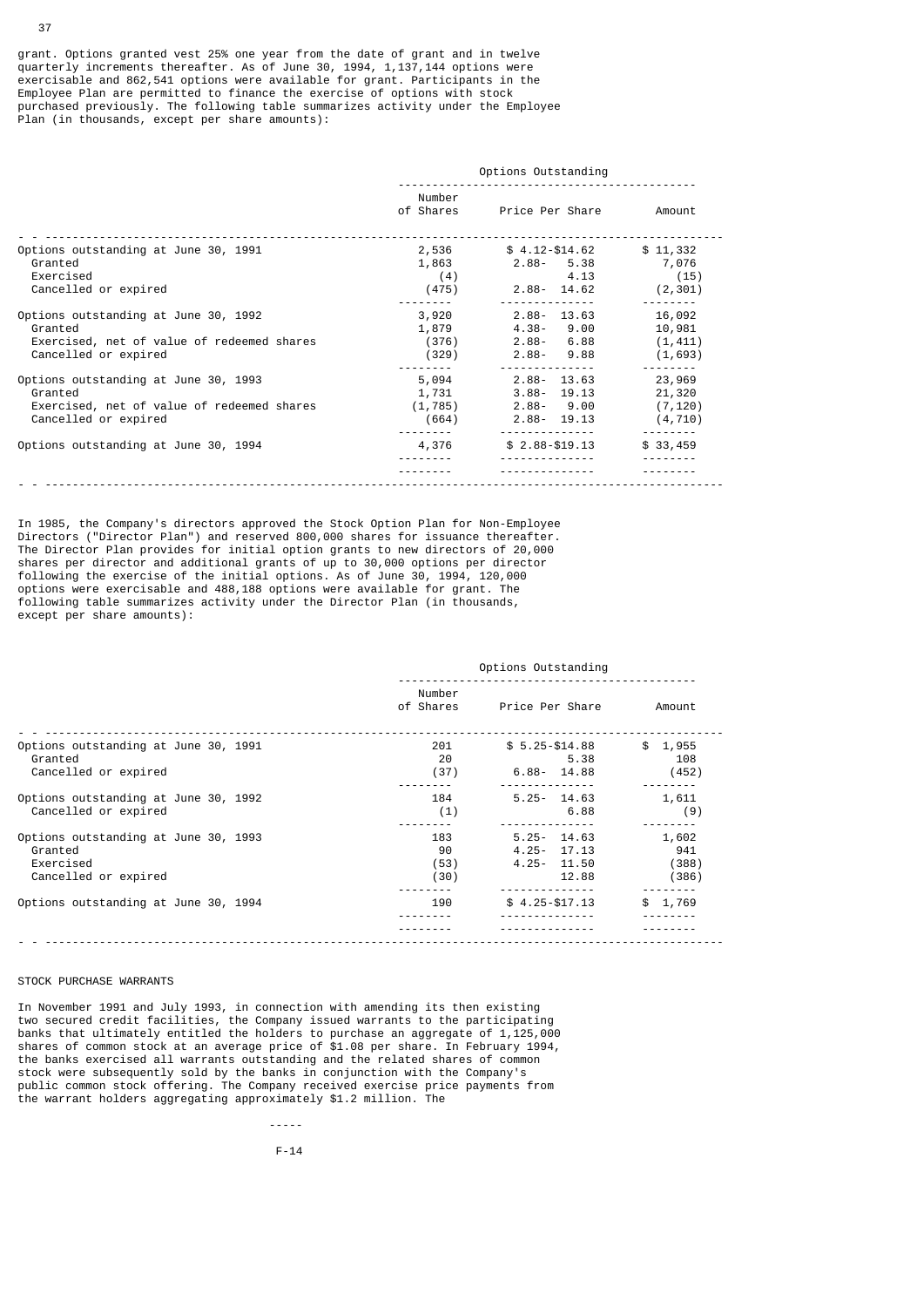grant. Options granted vest 25% one year from the date of grant and in twelve quarterly increments thereafter. As of June 30, 1994, 1,137,144 options were exercisable and 862,541 options were available for grant. Participants in the Employee Plan are permitted to finance the exercise of options with stock purchased previously. The following table summarizes activity under the Employee Plan (in thousands, except per share amounts):

| | Options Outstanding | | |
|---|---|---|---|
| | Number of Shares | Price Per Share | Amount |
| Options outstanding at June 30, 1991 | 2,536 | $ 4.12-$14.62 | $ 11,332 |
| Granted | 1,863 | 2.88- 5.38 | 7,076 |
| Exercised | (4) | 4.13 | (15) |
| Cancelled or expired | (475) | 2.88- 14.62 | (2,301) |
| Options outstanding at June 30, 1992 | 3,920 | 2.88- 13.63 | 16,092 |
| Granted | 1,879 | 4.38- 9.00 | 10,981 |
| Exercised, net of value of redeemed shares | (376) | 2.88- 6.88 | (1,411) |
| Cancelled or expired | (329) | 2.88- 9.88 | (1,693) |
| Options outstanding at June 30, 1993 | 5,094 | 2.88- 13.63 | 23,969 |
| Granted | 1,731 | 3.88- 19.13 | 21,320 |
| Exercised, net of value of redeemed shares | (1,785) | 2.88- 9.00 | (7,120) |
| Cancelled or expired | (664) | 2.88- 19.13 | (4,710) |
| Options outstanding at June 30, 1994 | 4,376 | $ 2.88-$19.13 | $ 33,459 |

In 1985, the Company's directors approved the Stock Option Plan for Non-Employee Directors ("Director Plan") and reserved 800,000 shares for issuance thereafter. The Director Plan provides for initial option grants to new directors of 20,000 shares per director and additional grants of up to 30,000 options per director following the exercise of the initial options. As of June 30, 1994, 120,000 options were exercisable and 488,188 options were available for grant. The following table summarizes activity under the Director Plan (in thousands, except per share amounts):

| | Options Outstanding | | |
|---|---|---|---|
| | Number of Shares | Price Per Share | Amount |
| Options outstanding at June 30, 1991 | 201 | $ 5.25-$14.88 | $ 1,955 |
| Granted | 20 | 5.38 | 108 |
| Cancelled or expired | (37) | 6.88- 14.88 | (452) |
| Options outstanding at June 30, 1992 | 184 | 5.25- 14.63 | 1,611 |
| Cancelled or expired | (1) | 6.88 | (9) |
| Options outstanding at June 30, 1993 | 183 | 5.25- 14.63 | 1,602 |
| Granted | 90 | 4.25- 17.13 | 941 |
| Exercised | (53) | 4.25- 11.50 | (388) |
| Cancelled or expired | (30) | 12.88 | (386) |
| Options outstanding at June 30, 1994 | 190 | $ 4.25-$17.13 | $ 1,769 |

STOCK PURCHASE WARRANTS

In November 1991 and July 1993, in connection with amending its then existing two secured credit facilities, the Company issued warrants to the participating banks that ultimately entitled the holders to purchase an aggregate of 1,125,000 shares of common stock at an average price of $1.08 per share. In February 1994, the banks exercised all warrants outstanding and the related shares of common stock were subsequently sold by the banks in conjunction with the Company's public common stock offering. The Company received exercise price payments from the warrant holders aggregating approximately $1.2 million. The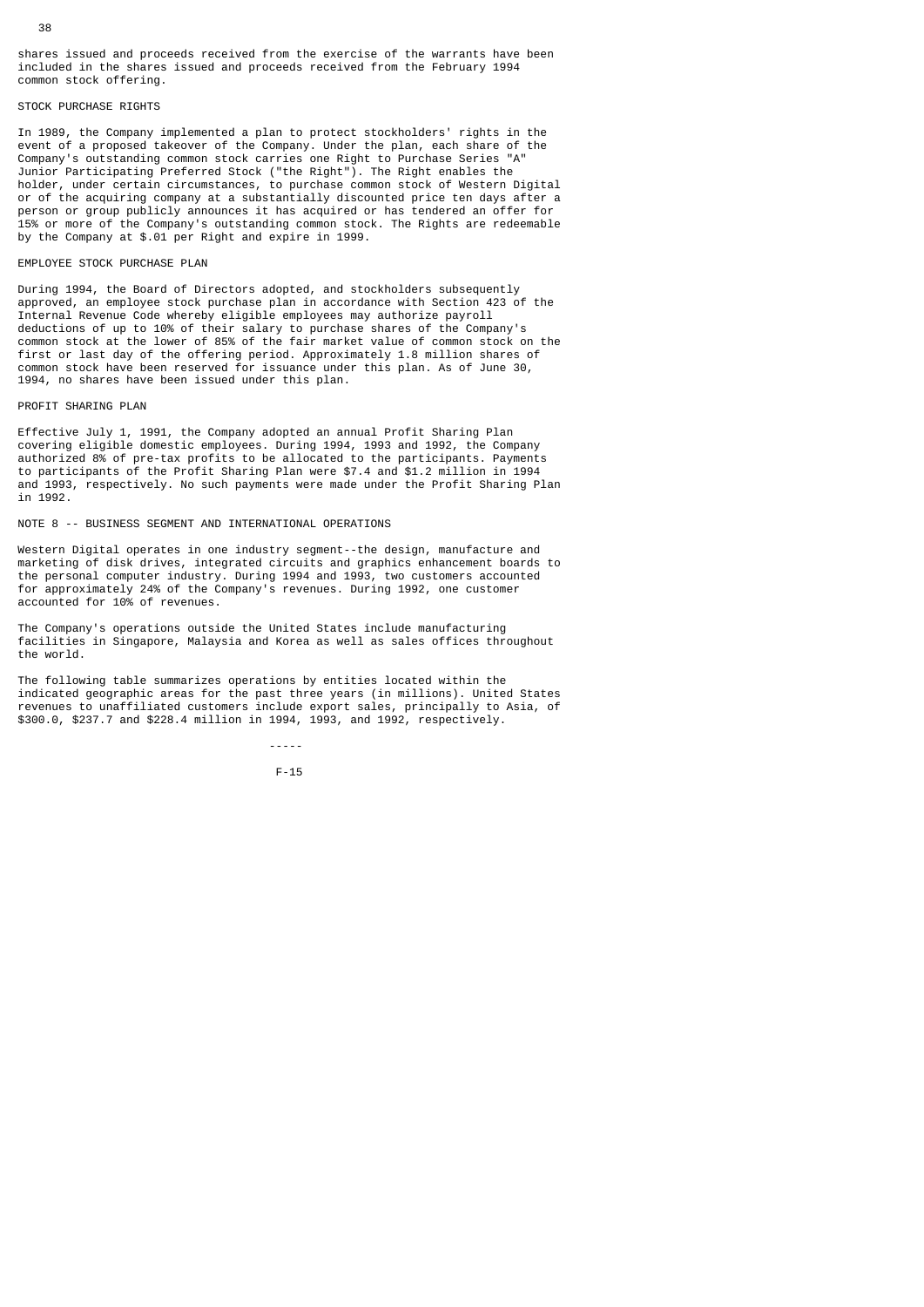shares issued and proceeds received from the exercise of the warrants have been included in the shares issued and proceeds received from the February 1994 common stock offering.

### STOCK PURCHASE RIGHTS

In 1989, the Company implemented a plan to protect stockholders' rights in the event of a proposed takeover of the Company. Under the plan, each share of the Company's outstanding common stock carries one Right to Purchase Series "A" Junior Participating Preferred Stock ("the Right"). The Right enables the holder, under certain circumstances, to purchase common stock of Western Digital or of the acquiring company at a substantially discounted price ten days after a person or group publicly announces it has acquired or has tendered an offer for 15% or more of the Company's outstanding common stock. The Rights are redeemable by the Company at $.01 per Right and expire in 1999.

### EMPLOYEE STOCK PURCHASE PLAN

During 1994, the Board of Directors adopted, and stockholders subsequently approved, an employee stock purchase plan in accordance with Section 423 of the Internal Revenue Code whereby eligible employees may authorize payroll deductions of up to 10% of their salary to purchase shares of the Company's common stock at the lower of 85% of the fair market value of common stock on the first or last day of the offering period. Approximately 1.8 million shares of common stock have been reserved for issuance under this plan. As of June 30, 1994, no shares have been issued under this plan.

### PROFIT SHARING PLAN

Effective July 1, 1991, the Company adopted an annual Profit Sharing Plan covering eligible domestic employees. During 1994, 1993 and 1992, the Company authorized 8% of pre-tax profits to be allocated to the participants. Payments to participants of the Profit Sharing Plan were $7.4 and $1.2 million in 1994 and 1993, respectively. No such payments were made under the Profit Sharing Plan in 1992.

## NOTE 8 -- BUSINESS SEGMENT AND INTERNATIONAL OPERATIONS

Western Digital operates in one industry segment--the design, manufacture and marketing of disk drives, integrated circuits and graphics enhancement boards to the personal computer industry. During 1994 and 1993, two customers accounted for approximately 24% of the Company's revenues. During 1992, one customer accounted for 10% of revenues.

The Company's operations outside the United States include manufacturing facilities in Singapore, Malaysia and Korea as well as sales offices throughout the world.

The following table summarizes operations by entities located within the indicated geographic areas for the past three years (in millions). United States revenues to unaffiliated customers include export sales, principally to Asia, of $300.0, $237.7 and $228.4 million in 1994, 1993, and 1992, respectively.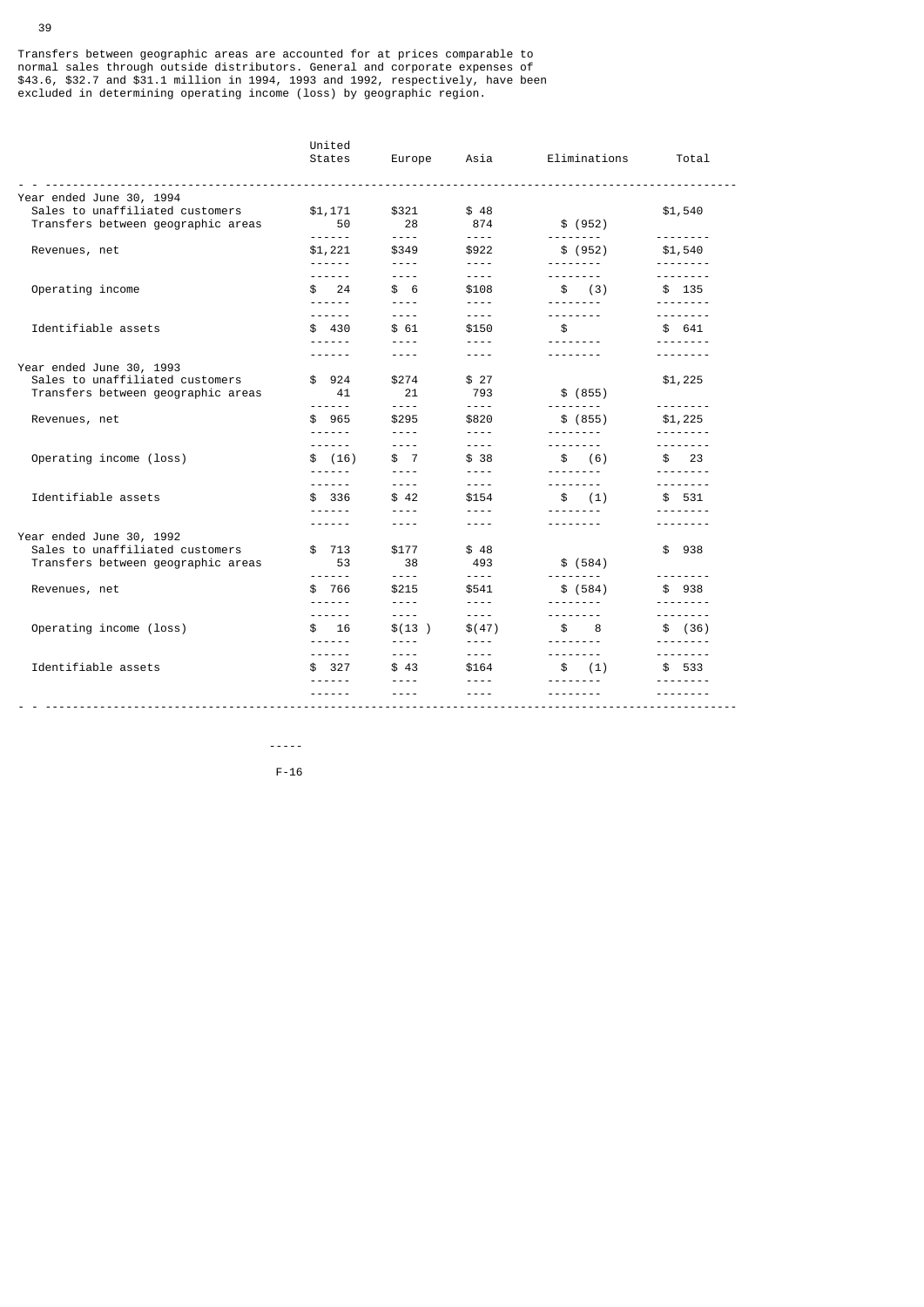Transfers between geographic areas are accounted for at prices comparable to normal sales through outside distributors. General and corporate expenses of $43.6, $32.7 and $31.1 million in 1994, 1993 and 1992, respectively, have been excluded in determining operating income (loss) by geographic region.

| | United States | Europe | Asia | Eliminations | Total |
|---|---|---|---|---|---|
| **Year ended June 30, 1994** | | | | | |
| Sales to unaffiliated customers | $1,171 | $321 | $ 48 | | $1,540 |
| Transfers between geographic areas | 50 | 28 | 874 | $ (952) | |
| Revenues, net | $1,221 | $349 | $922 | $ (952) | $1,540 |
| Operating income | $ 24 | $ 6 | $108 | $ (3) | $ 135 |
| Identifiable assets | $ 430 | $ 61 | $150 | $ | $ 641 |
| **Year ended June 30, 1993** | | | | | |
| Sales to unaffiliated customers | $ 924 | $274 | $ 27 | | $1,225 |
| Transfers between geographic areas | 41 | 21 | 793 | $ (855) | |
| Revenues, net | $ 965 | $295 | $820 | $ (855) | $1,225 |
| Operating income (loss) | $ (16) | $ 7 | $ 38 | $ (6) | $ 23 |
| Identifiable assets | $ 336 | $ 42 | $154 | $ (1) | $ 531 |
| **Year ended June 30, 1992** | | | | | |
| Sales to unaffiliated customers | $ 713 | $177 | $ 48 | | $ 938 |
| Transfers between geographic areas | 53 | 38 | 493 | $ (584) | |
| Revenues, net | $ 766 | $215 | $541 | $ (584) | $ 938 |
| Operating income (loss) | $ 16 | $(13 ) | $(47) | $ 8 | $ (36) |
| Identifiable assets | $ 327 | $ 43 | $164 | $ (1) | $ 533 |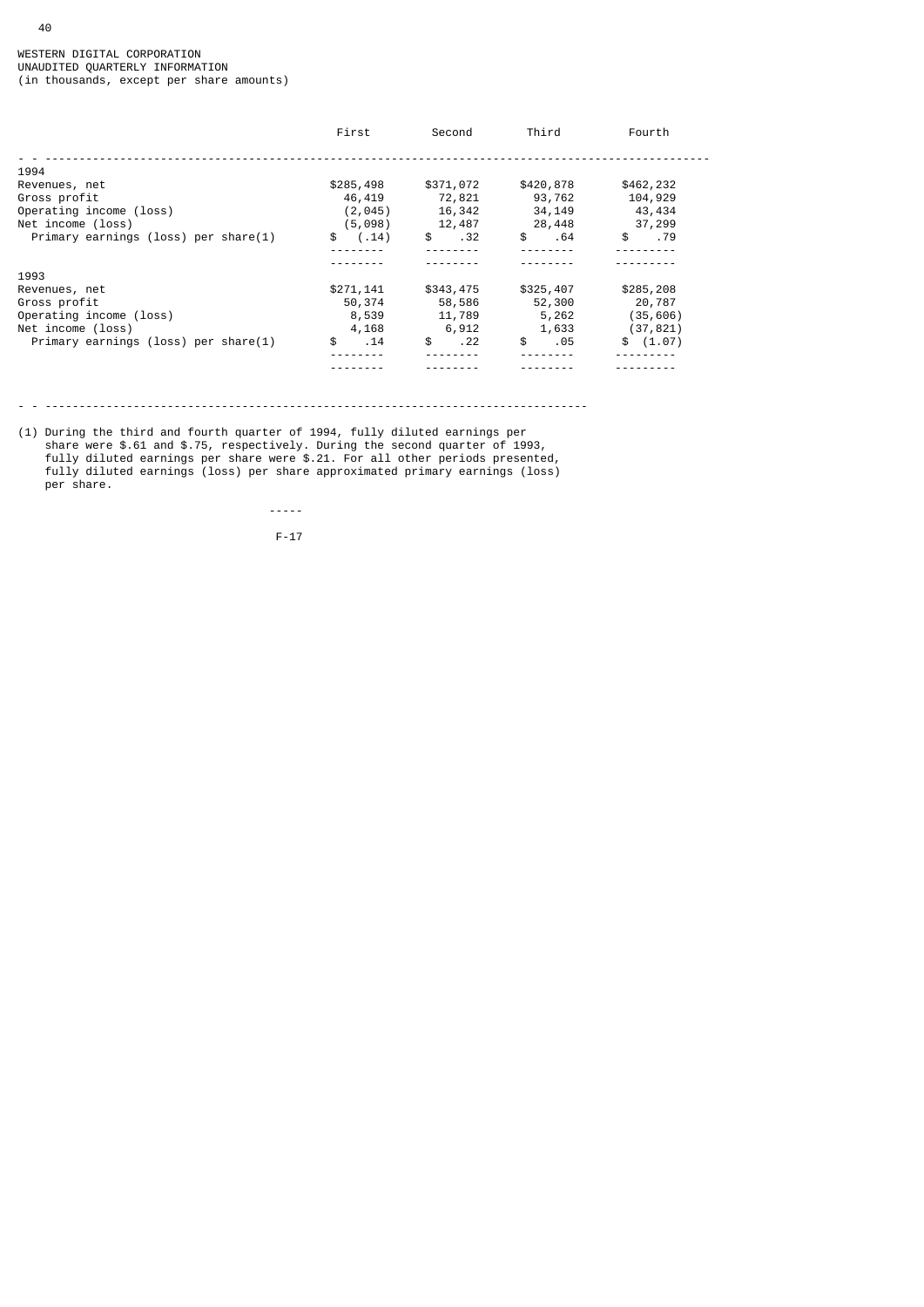WESTERN DIGITAL CORPORATION
UNAUDITED QUARTERLY INFORMATION
(in thousands, except per share amounts)

| | First | Second | Third | Fourth |
|---|---|---|---|---|
| **1994** | | | | |
| Revenues, net | $285,498 | $371,072 | $420,878 | $462,232 |
| Gross profit | 46,419 | 72,821 | 93,762 | 104,929 |
| Operating income (loss) | (2,045) | 16,342 | 34,149 | 43,434 |
| Net income (loss) | (5,098) | 12,487 | 28,448 | 37,299 |
| Primary earnings (loss) per share(1) | $ (.14) | $ .32 | $ .64 | $ .79 |
| **1993** | | | | |
| Revenues, net | $271,141 | $343,475 | $325,407 | $285,208 |
| Gross profit | 50,374 | 58,586 | 52,300 | 20,787 |
| Operating income (loss) | 8,539 | 11,789 | 5,262 | (35,606) |
| Net income (loss) | 4,168 | 6,912 | 1,633 | (37,821) |
| Primary earnings (loss) per share(1) | $ .14 | $ .22 | $ .05 | $ (1.07) |

(1) During the third and fourth quarter of 1994, fully diluted earnings per share were $.61 and $.75, respectively. During the second quarter of 1993, fully diluted earnings per share were $.21. For all other periods presented, fully diluted earnings (loss) per share approximated primary earnings (loss) per share.

-----

F-17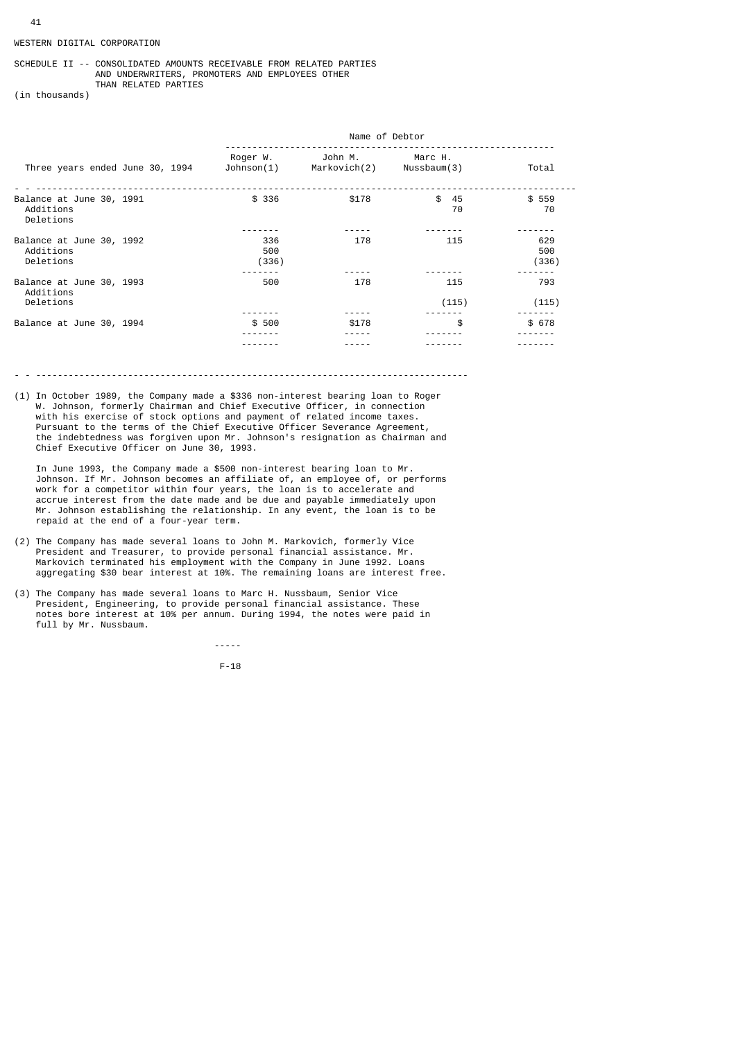WESTERN DIGITAL CORPORATION

SCHEDULE II -- CONSOLIDATED AMOUNTS RECEIVABLE FROM RELATED PARTIES AND UNDERWRITERS, PROMOTERS AND EMPLOYEES OTHER THAN RELATED PARTIES

(in thousands)

| | Name of Debtor | | | |
|---|---|---|---|---|
| Three years ended June 30, 1994 | Roger W. Johnson(1) | John M. Markovich(2) | Marc H. Nussbaum(3) | Total |
| Balance at June 30, 1991 | $ 336 | $178 | $ 45 | $ 559 |
| Additions | | | 70 | 70 |
| Deletions | | | | |
| Balance at June 30, 1992 | 336 | 178 | 115 | 629 |
| Additions | 500 | | | 500 |
| Deletions | (336) | | | (336) |
| Balance at June 30, 1993 | 500 | 178 | 115 | 793 |
| Additions | | | | |
| Deletions | | | (115) | (115) |
| Balance at June 30, 1994 | $ 500 | $178 | $ | $ 678 |

(1) In October 1989, the Company made a $336 non-interest bearing loan to Roger W. Johnson, formerly Chairman and Chief Executive Officer, in connection with his exercise of stock options and payment of related income taxes. Pursuant to the terms of the Chief Executive Officer Severance Agreement, the indebtedness was forgiven upon Mr. Johnson's resignation as Chairman and Chief Executive Officer on June 30, 1993.

In June 1993, the Company made a $500 non-interest bearing loan to Mr. Johnson. If Mr. Johnson becomes an affiliate of, an employee of, or performs work for a competitor within four years, the loan is to accelerate and accrue interest from the date made and be due and payable immediately upon Mr. Johnson establishing the relationship. In any event, the loan is to be repaid at the end of a four-year term.

(2) The Company has made several loans to John M. Markovich, formerly Vice President and Treasurer, to provide personal financial assistance. Mr. Markovich terminated his employment with the Company in June 1992. Loans aggregating $30 bear interest at 10%. The remaining loans are interest free.

(3) The Company has made several loans to Marc H. Nussbaum, Senior Vice President, Engineering, to provide personal financial assistance. These notes bore interest at 10% per annum. During 1994, the notes were paid in full by Mr. Nussbaum.

-----

F-18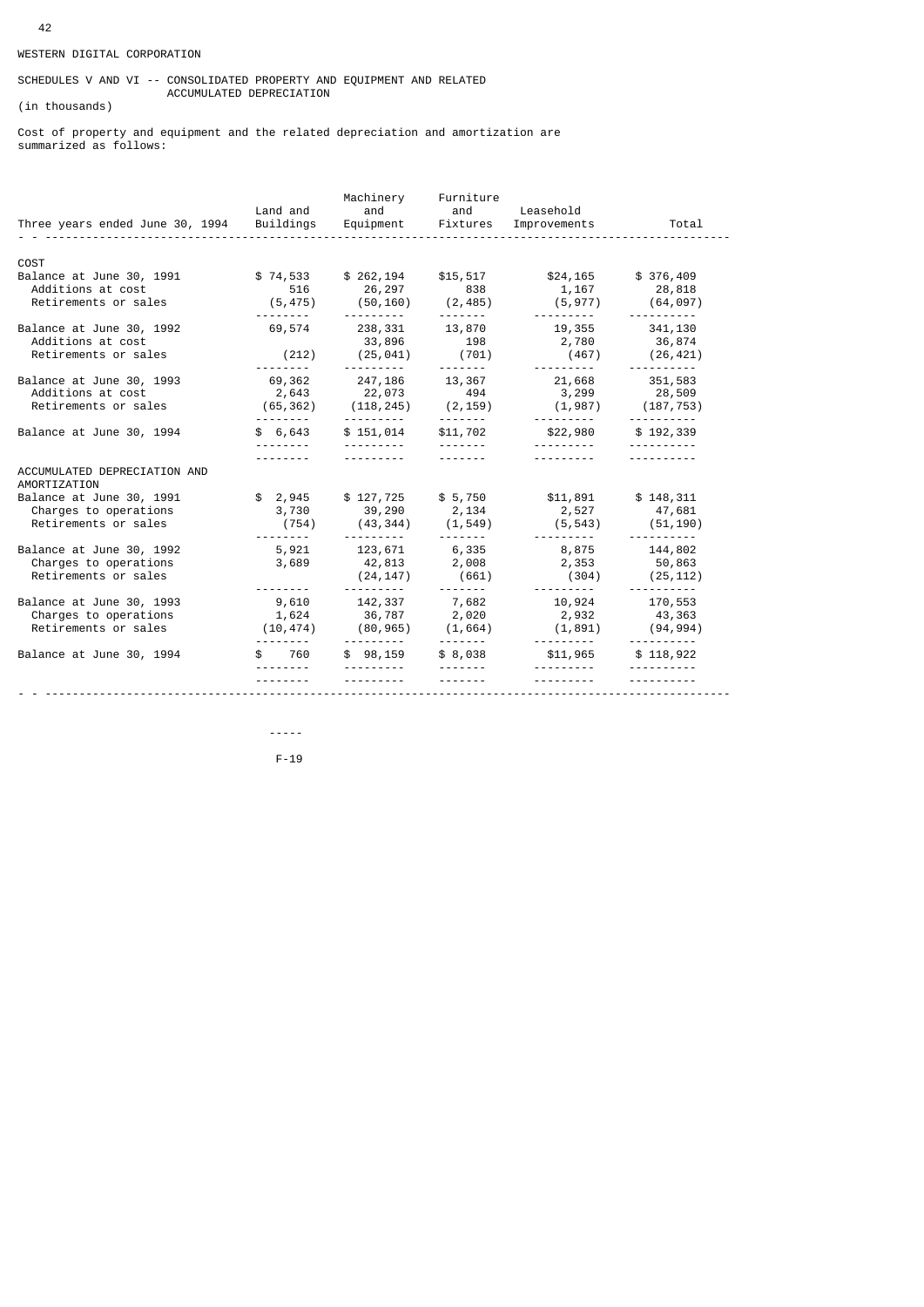WESTERN DIGITAL CORPORATION

SCHEDULES V AND VI -- CONSOLIDATED PROPERTY AND EQUIPMENT AND RELATED ACCUMULATED DEPRECIATION

(in thousands)

Cost of property and equipment and the related depreciation and amortization are summarized as follows:

| Three years ended June 30, 1994 | Land and Buildings | Machinery and Equipment | Furniture and Fixtures | Leasehold Improvements | Total |
|---|---|---|---|---|---|
| COST | | | | | |
| Balance at June 30, 1991 | $ 74,533 | $ 262,194 | $15,517 | $24,165 | $ 376,409 |
| Additions at cost | 516 | 26,297 | 838 | 1,167 | 28,818 |
| Retirements or sales | (5,475) | (50,160) | (2,485) | (5,977) | (64,097) |
| Balance at June 30, 1992 | 69,574 | 238,331 | 13,870 | 19,355 | 341,130 |
| Additions at cost | | 33,896 | 198 | 2,780 | 36,874 |
| Retirements or sales | (212) | (25,041) | (701) | (467) | (26,421) |
| Balance at June 30, 1993 | 69,362 | 247,186 | 13,367 | 21,668 | 351,583 |
| Additions at cost | 2,643 | 22,073 | 494 | 3,299 | 28,509 |
| Retirements or sales | (65,362) | (118,245) | (2,159) | (1,987) | (187,753) |
| Balance at June 30, 1994 | $ 6,643 | $ 151,014 | $11,702 | $22,980 | $ 192,339 |
| ACCUMULATED DEPRECIATION AND AMORTIZATION | | | | | |
| Balance at June 30, 1991 | $ 2,945 | $ 127,725 | $ 5,750 | $11,891 | $ 148,311 |
| Charges to operations | 3,730 | 39,290 | 2,134 | 2,527 | 47,681 |
| Retirements or sales | (754) | (43,344) | (1,549) | (5,543) | (51,190) |
| Balance at June 30, 1992 | 5,921 | 123,671 | 6,335 | 8,875 | 144,802 |
| Charges to operations | 3,689 | 42,813 | 2,008 | 2,353 | 50,863 |
| Retirements or sales | | (24,147) | (661) | (304) | (25,112) |
| Balance at June 30, 1993 | 9,610 | 142,337 | 7,682 | 10,924 | 170,553 |
| Charges to operations | 1,624 | 36,787 | 2,020 | 2,932 | 43,363 |
| Retirements or sales | (10,474) | (80,965) | (1,664) | (1,891) | (94,994) |
| Balance at June 30, 1994 | $ 760 | $ 98,159 | $ 8,038 | $11,965 | $ 118,922 |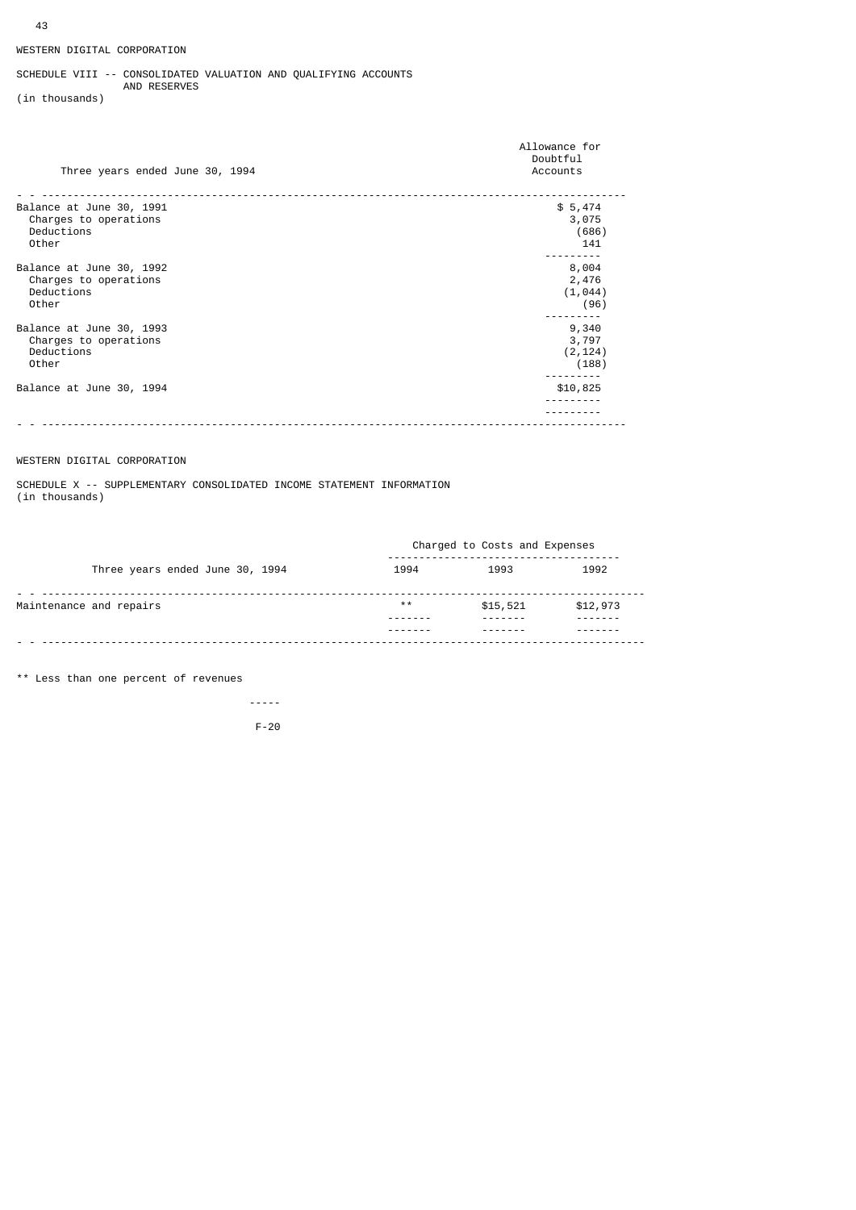WESTERN DIGITAL CORPORATION

SCHEDULE VIII -- CONSOLIDATED VALUATION AND QUALIFYING ACCOUNTS AND RESERVES
(in thousands)

| Three years ended June 30, 1994 | Allowance for Doubtful Accounts |
|---|---|
| Balance at June 30, 1991 | $ 5,474 |
| Charges to operations | 3,075 |
| Deductions | (686) |
| Other | 141 |
| Balance at June 30, 1992 | 8,004 |
| Charges to operations | 2,476 |
| Deductions | (1,044) |
| Other | (96) |
| Balance at June 30, 1993 | 9,340 |
| Charges to operations | 3,797 |
| Deductions | (2,124) |
| Other | (188) |
| Balance at June 30, 1994 | $10,825 |

WESTERN DIGITAL CORPORATION

SCHEDULE X -- SUPPLEMENTARY CONSOLIDATED INCOME STATEMENT INFORMATION
(in thousands)

| Three years ended June 30, 1994 | Charged to Costs and Expenses | | |
|---|---|---|---|
| | 1994 | 1993 | 1992 |
| Maintenance and repairs | ** | $15,521 | $12,973 |

** Less than one percent of revenues

F-20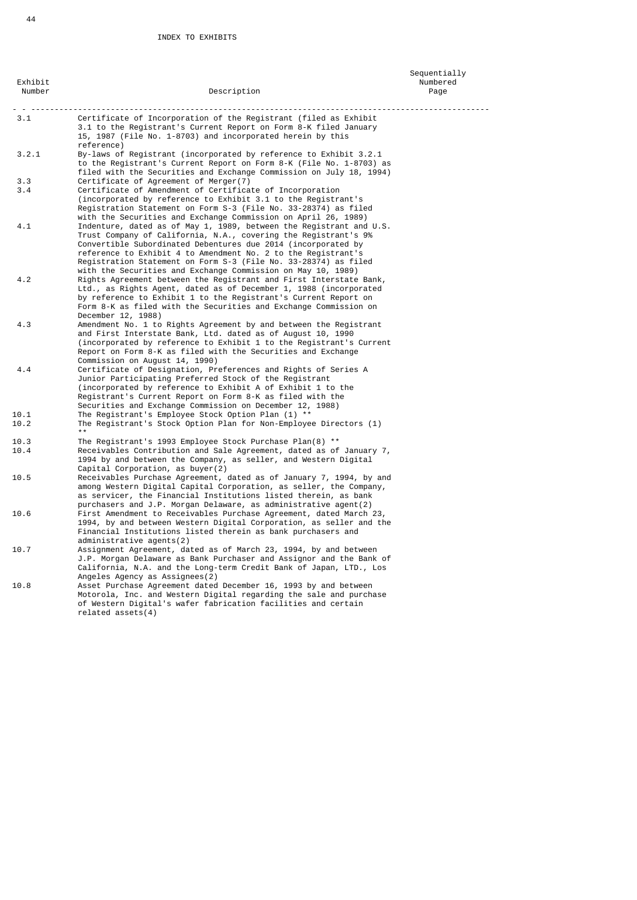INDEX TO EXHIBITS

| Exhibit Number | Description | Sequentially Numbered Page |
|---|---|---|
| 3.1 | Certificate of Incorporation of the Registrant (filed as Exhibit 3.1 to the Registrant's Current Report on Form 8-K filed January 15, 1987 (File No. 1-8703) and incorporated herein by this reference) | |
| 3.2.1 | By-laws of Registrant (incorporated by reference to Exhibit 3.2.1 to the Registrant's Current Report on Form 8-K (File No. 1-8703) as filed with the Securities and Exchange Commission on July 18, 1994) | |
| 3.3 | Certificate of Agreement of Merger(7) | |
| 3.4 | Certificate of Amendment of Certificate of Incorporation (incorporated by reference to Exhibit 3.1 to the Registrant's Registration Statement on Form S-3 (File No. 33-28374) as filed with the Securities and Exchange Commission on April 26, 1989) | |
| 4.1 | Indenture, dated as of May 1, 1989, between the Registrant and U.S. Trust Company of California, N.A., covering the Registrant's 9% Convertible Subordinated Debentures due 2014 (incorporated by reference to Exhibit 4 to Amendment No. 2 to the Registrant's Registration Statement on Form S-3 (File No. 33-28374) as filed with the Securities and Exchange Commission on May 10, 1989) | |
| 4.2 | Rights Agreement between the Registrant and First Interstate Bank, Ltd., as Rights Agent, dated as of December 1, 1988 (incorporated by reference to Exhibit 1 to the Registrant's Current Report on Form 8-K as filed with the Securities and Exchange Commission on December 12, 1988) | |
| 4.3 | Amendment No. 1 to Rights Agreement by and between the Registrant and First Interstate Bank, Ltd. dated as of August 10, 1990 (incorporated by reference to Exhibit 1 to the Registrant's Current Report on Form 8-K as filed with the Securities and Exchange Commission on August 14, 1990) | |
| 4.4 | Certificate of Designation, Preferences and Rights of Series A Junior Participating Preferred Stock of the Registrant (incorporated by reference to Exhibit A of Exhibit 1 to the Registrant's Current Report on Form 8-K as filed with the Securities and Exchange Commission on December 12, 1988) | |
| 10.1 | The Registrant's Employee Stock Option Plan (1) ** | |
| 10.2 | The Registrant's Stock Option Plan for Non-Employee Directors (1) ** | |
| 10.3 | The Registrant's 1993 Employee Stock Purchase Plan(8) ** | |
| 10.4 | Receivables Contribution and Sale Agreement, dated as of January 7, 1994 by and between the Company, as seller, and Western Digital Capital Corporation, as buyer(2) | |
| 10.5 | Receivables Purchase Agreement, dated as of January 7, 1994, by and among Western Digital Capital Corporation, as seller, the Company, as servicer, the Financial Institutions listed therein, as bank purchasers and J.P. Morgan Delaware, as administrative agent(2) | |
| 10.6 | First Amendment to Receivables Purchase Agreement, dated March 23, 1994, by and between Western Digital Corporation, as seller and the Financial Institutions listed therein as bank purchasers and administrative agents(2) | |
| 10.7 | Assignment Agreement, dated as of March 23, 1994, by and between J.P. Morgan Delaware as Bank Purchaser and Assignor and the Bank of California, N.A. and the Long-term Credit Bank of Japan, LTD., Los Angeles Agency as Assignees(2) | |
| 10.8 | Asset Purchase Agreement dated December 16, 1993 by and between Motorola, Inc. and Western Digital regarding the sale and purchase of Western Digital's wafer fabrication facilities and certain related assets(4) | |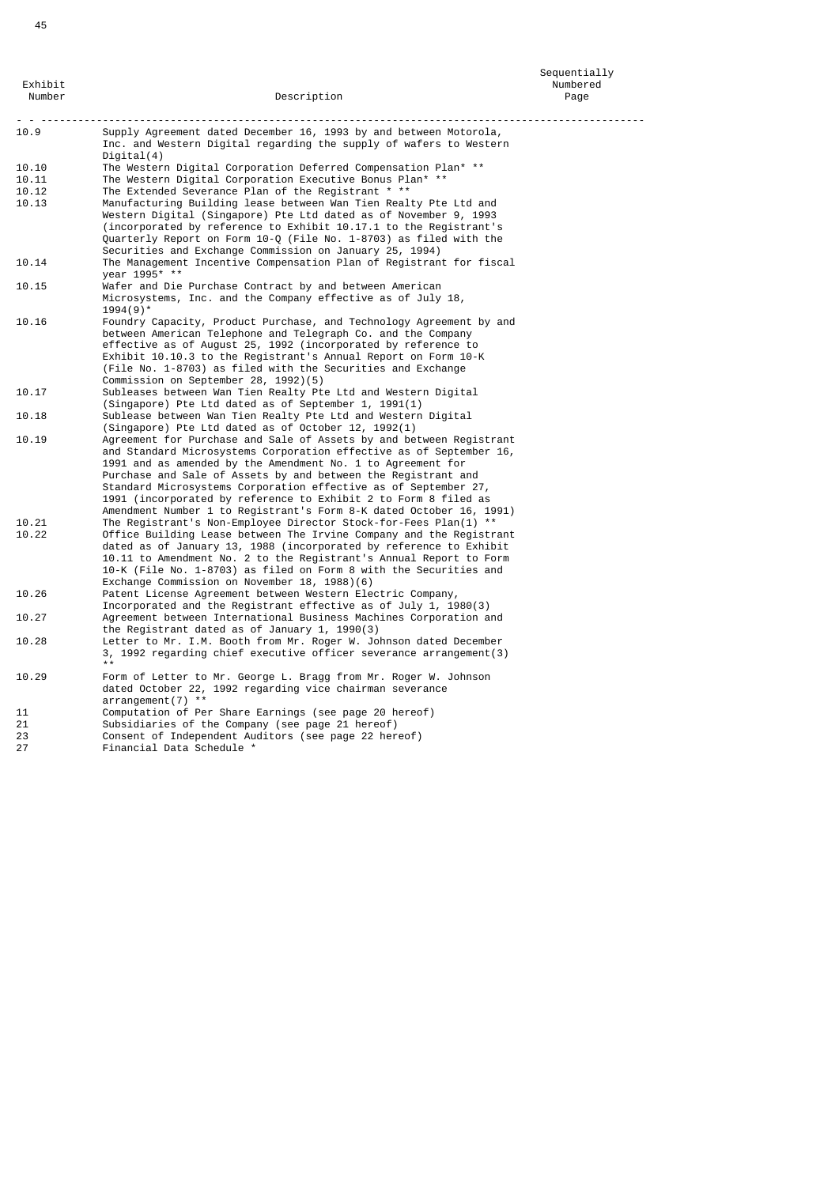| Exhibit Number | Description | Sequentially Numbered Page |
|---|---|---|
| 10.9 | Supply Agreement dated December 16, 1993 by and between Motorola, Inc. and Western Digital regarding the supply of wafers to Western Digital(4) | |
| 10.10 | The Western Digital Corporation Deferred Compensation Plan* ** | |
| 10.11 | The Western Digital Corporation Executive Bonus Plan* ** | |
| 10.12 | The Extended Severance Plan of the Registrant * ** | |
| 10.13 | Manufacturing Building lease between Wan Tien Realty Pte Ltd and Western Digital (Singapore) Pte Ltd dated as of November 9, 1993 (incorporated by reference to Exhibit 10.17.1 to the Registrant's Quarterly Report on Form 10-Q (File No. 1-8703) as filed with the Securities and Exchange Commission on January 25, 1994) | |
| 10.14 | The Management Incentive Compensation Plan of Registrant for fiscal year 1995* ** | |
| 10.15 | Wafer and Die Purchase Contract by and between American Microsystems, Inc. and the Company effective as of July 18, 1994(9)* | |
| 10.16 | Foundry Capacity, Product Purchase, and Technology Agreement by and between American Telephone and Telegraph Co. and the Company effective as of August 25, 1992 (incorporated by reference to Exhibit 10.10.3 to the Registrant's Annual Report on Form 10-K (File No. 1-8703) as filed with the Securities and Exchange Commission on September 28, 1992)(5) | |
| 10.17 | Subleases between Wan Tien Realty Pte Ltd and Western Digital (Singapore) Pte Ltd dated as of September 1, 1991(1) | |
| 10.18 | Sublease between Wan Tien Realty Pte Ltd and Western Digital (Singapore) Pte Ltd dated as of October 12, 1992(1) | |
| 10.19 | Agreement for Purchase and Sale of Assets by and between Registrant and Standard Microsystems Corporation effective as of September 16, 1991 and as amended by the Amendment No. 1 to Agreement for Purchase and Sale of Assets by and between the Registrant and Standard Microsystems Corporation effective as of September 27, 1991 (incorporated by reference to Exhibit 2 to Form 8 filed as Amendment Number 1 to Registrant's Form 8-K dated October 16, 1991) | |
| 10.21 | The Registrant's Non-Employee Director Stock-for-Fees Plan(1) ** | |
| 10.22 | Office Building Lease between The Irvine Company and the Registrant dated as of January 13, 1988 (incorporated by reference to Exhibit 10.11 to Amendment No. 2 to the Registrant's Annual Report to Form 10-K (File No. 1-8703) as filed on Form 8 with the Securities and Exchange Commission on November 18, 1988)(6) | |
| 10.26 | Patent License Agreement between Western Electric Company, Incorporated and the Registrant effective as of July 1, 1980(3) | |
| 10.27 | Agreement between International Business Machines Corporation and the Registrant dated as of January 1, 1990(3) | |
| 10.28 | Letter to Mr. I.M. Booth from Mr. Roger W. Johnson dated December 3, 1992 regarding chief executive officer severance arrangement(3) ** | |
| 10.29 | Form of Letter to Mr. George L. Bragg from Mr. Roger W. Johnson dated October 22, 1992 regarding vice chairman severance arrangement(7) ** | |
| 11 | Computation of Per Share Earnings (see page 20 hereof) | |
| 21 | Subsidiaries of the Company (see page 21 hereof) | |
| 23 | Consent of Independent Auditors (see page 22 hereof) | |
| 27 | Financial Data Schedule * | |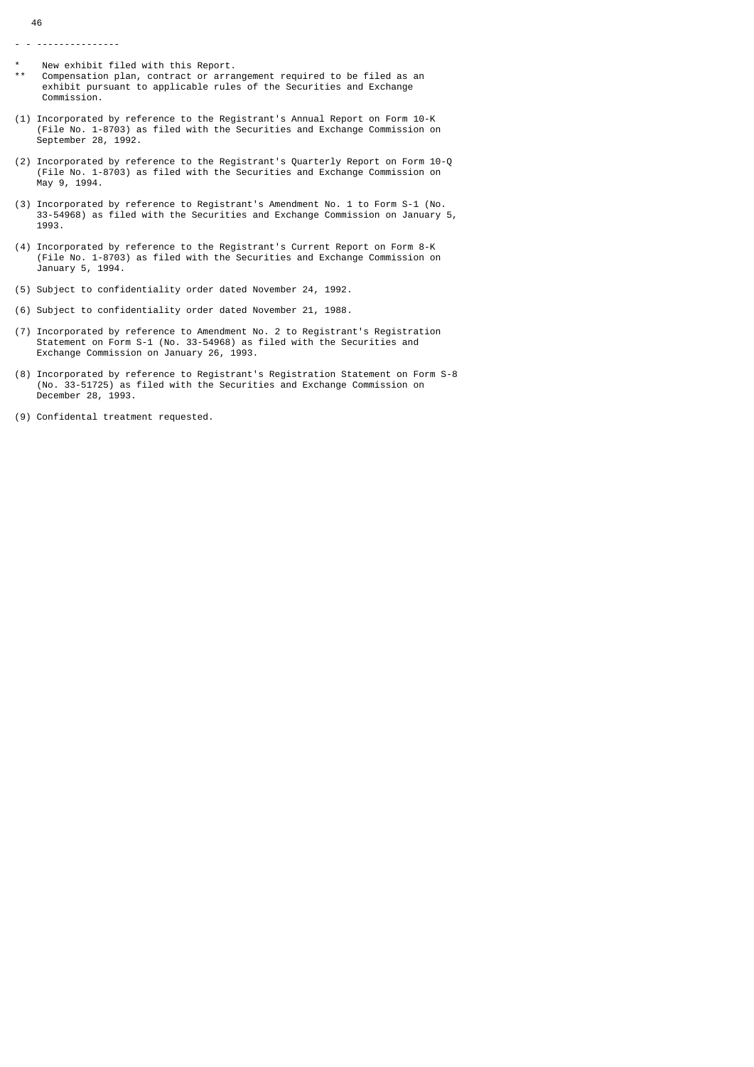- - ---------------

\* New exhibit filed with this Report.

\** Compensation plan, contract or arrangement required to be filed as an exhibit pursuant to applicable rules of the Securities and Exchange Commission.

(1) Incorporated by reference to the Registrant's Annual Report on Form 10-K (File No. 1-8703) as filed with the Securities and Exchange Commission on September 28, 1992.

(2) Incorporated by reference to the Registrant's Quarterly Report on Form 10-Q (File No. 1-8703) as filed with the Securities and Exchange Commission on May 9, 1994.

(3) Incorporated by reference to Registrant's Amendment No. 1 to Form S-1 (No. 33-54968) as filed with the Securities and Exchange Commission on January 5, 1993.

(4) Incorporated by reference to the Registrant's Current Report on Form 8-K (File No. 1-8703) as filed with the Securities and Exchange Commission on January 5, 1994.

(5) Subject to confidentiality order dated November 24, 1992.

(6) Subject to confidentiality order dated November 21, 1988.

(7) Incorporated by reference to Amendment No. 2 to Registrant's Registration Statement on Form S-1 (No. 33-54968) as filed with the Securities and Exchange Commission on January 26, 1993.

(8) Incorporated by reference to Registrant's Registration Statement on Form S-8 (No. 33-51725) as filed with the Securities and Exchange Commission on December 28, 1993.

(9) Confidental treatment requested.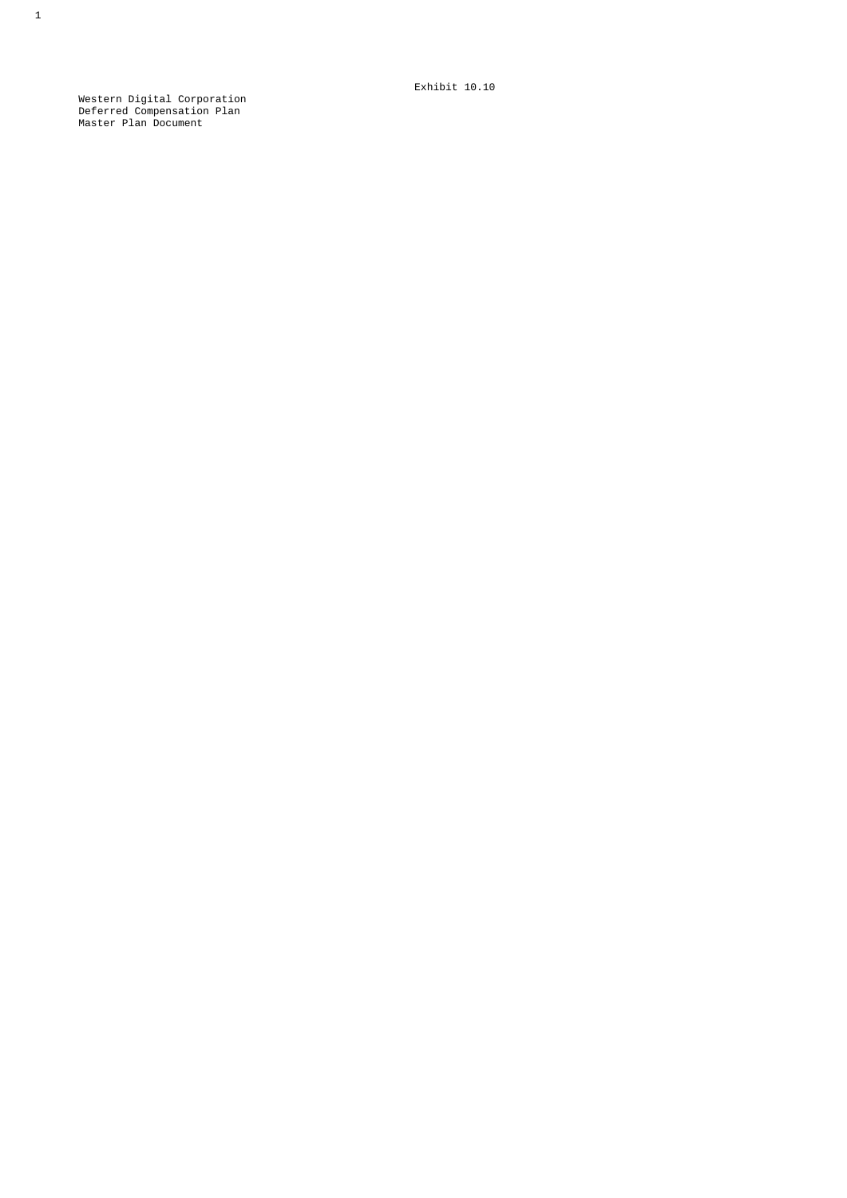Exhibit 10.10

Western Digital Corporation
Deferred Compensation Plan
Master Plan Document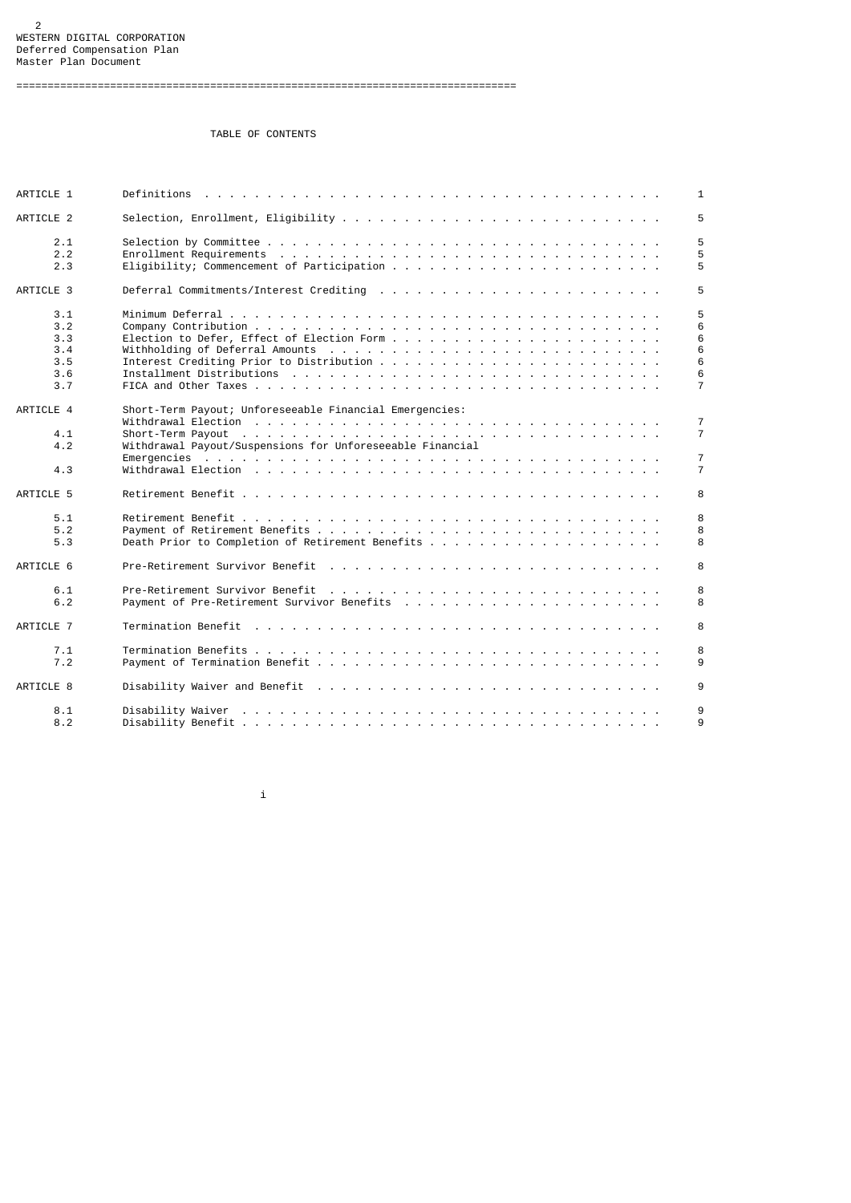WESTERN DIGITAL CORPORATION
Deferred Compensation Plan
Master Plan Document

---

TABLE OF CONTENTS

| | | |
|---|---|---|
| ARTICLE 1 | Definitions | 1 |
| ARTICLE 2 | Selection, Enrollment, Eligibility | 5 |
| 2.1 | Selection by Committee | 5 |
| 2.2 | Enrollment Requirements | 5 |
| 2.3 | Eligibility; Commencement of Participation | 5 |
| ARTICLE 3 | Deferral Commitments/Interest Crediting | 5 |
| 3.1 | Minimum Deferral | 5 |
| 3.2 | Company Contribution | 6 |
| 3.3 | Election to Defer, Effect of Election Form | 6 |
| 3.4 | Withholding of Deferral Amounts | 6 |
| 3.5 | Interest Crediting Prior to Distribution | 6 |
| 3.6 | Installment Distributions | 6 |
| 3.7 | FICA and Other Taxes | 7 |
| ARTICLE 4 | Short-Term Payout; Unforeseeable Financial Emergencies: Withdrawal Election | 7 |
| 4.1 | Short-Term Payout | 7 |
| 4.2 | Withdrawal Payout/Suspensions for Unforeseeable Financial Emergencies | 7 |
| 4.3 | Withdrawal Election | 7 |
| ARTICLE 5 | Retirement Benefit | 8 |
| 5.1 | Retirement Benefit | 8 |
| 5.2 | Payment of Retirement Benefits | 8 |
| 5.3 | Death Prior to Completion of Retirement Benefits | 8 |
| ARTICLE 6 | Pre-Retirement Survivor Benefit | 8 |
| 6.1 | Pre-Retirement Survivor Benefit | 8 |
| 6.2 | Payment of Pre-Retirement Survivor Benefits | 8 |
| ARTICLE 7 | Termination Benefit | 8 |
| 7.1 | Termination Benefits | 8 |
| 7.2 | Payment of Termination Benefit | 9 |
| ARTICLE 8 | Disability Waiver and Benefit | 9 |
| 8.1 | Disability Waiver | 9 |
| 8.2 | Disability Benefit | 9 |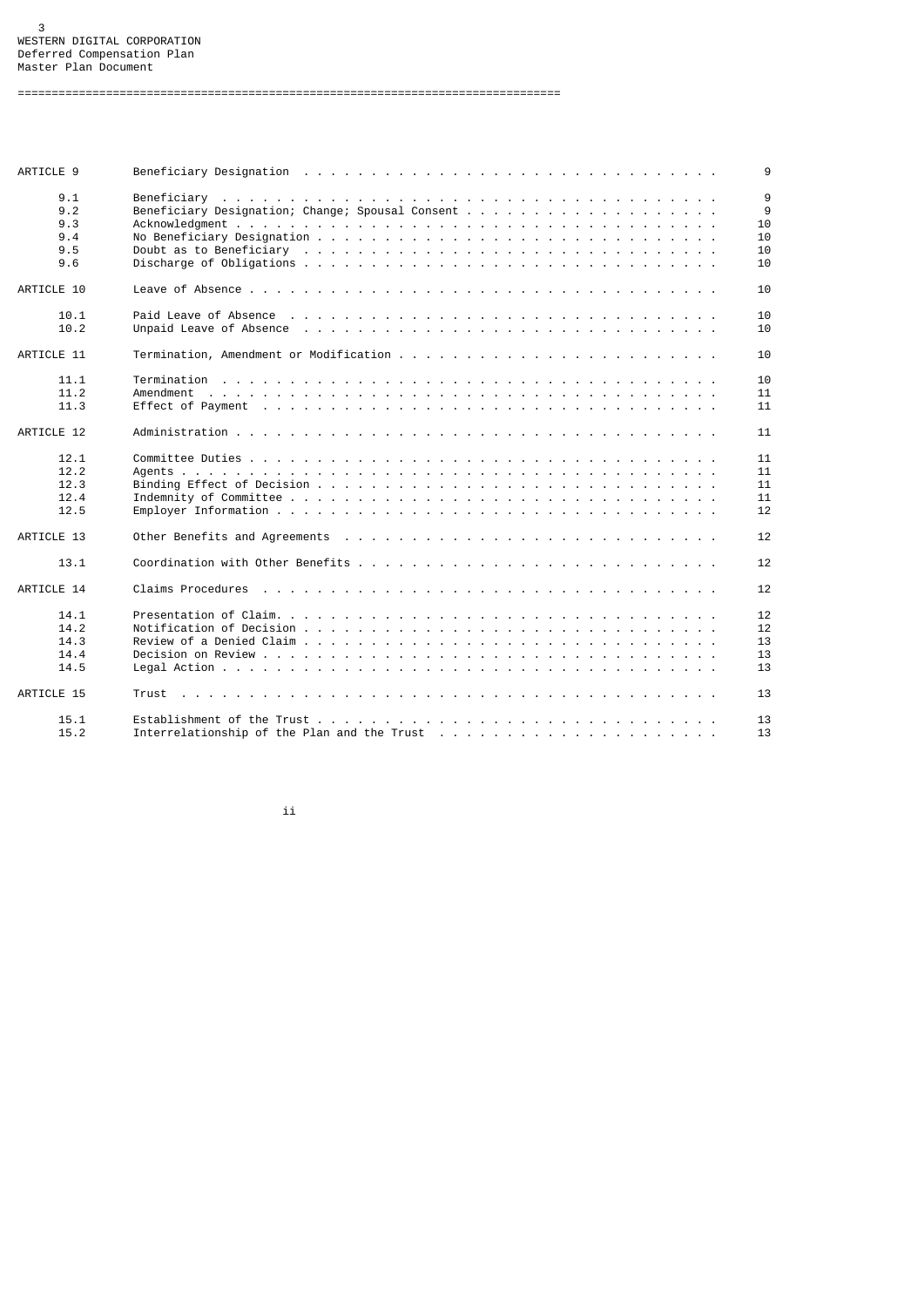| | | |
|---|---|---|
| ARTICLE 9 | Beneficiary Designation | 9 |
| 9.1 | Beneficiary | 9 |
| 9.2 | Beneficiary Designation; Change; Spousal Consent | 9 |
| 9.3 | Acknowledgment | 10 |
| 9.4 | No Beneficiary Designation | 10 |
| 9.5 | Doubt as to Beneficiary | 10 |
| 9.6 | Discharge of Obligations | 10 |
| ARTICLE 10 | Leave of Absence | 10 |
| 10.1 | Paid Leave of Absence | 10 |
| 10.2 | Unpaid Leave of Absence | 10 |
| ARTICLE 11 | Termination, Amendment or Modification | 10 |
| 11.1 | Termination | 10 |
| 11.2 | Amendment | 11 |
| 11.3 | Effect of Payment | 11 |
| ARTICLE 12 | Administration | 11 |
| 12.1 | Committee Duties | 11 |
| 12.2 | Agents | 11 |
| 12.3 | Binding Effect of Decision | 11 |
| 12.4 | Indemnity of Committee | 11 |
| 12.5 | Employer Information | 12 |
| ARTICLE 13 | Other Benefits and Agreements | 12 |
| 13.1 | Coordination with Other Benefits | 12 |
| ARTICLE 14 | Claims Procedures | 12 |
| 14.1 | Presentation of Claim. | 12 |
| 14.2 | Notification of Decision | 12 |
| 14.3 | Review of a Denied Claim | 13 |
| 14.4 | Decision on Review | 13 |
| 14.5 | Legal Action | 13 |
| ARTICLE 15 | Trust | 13 |
| 15.1 | Establishment of the Trust | 13 |
| 15.2 | Interrelationship of the Plan and the Trust | 13 |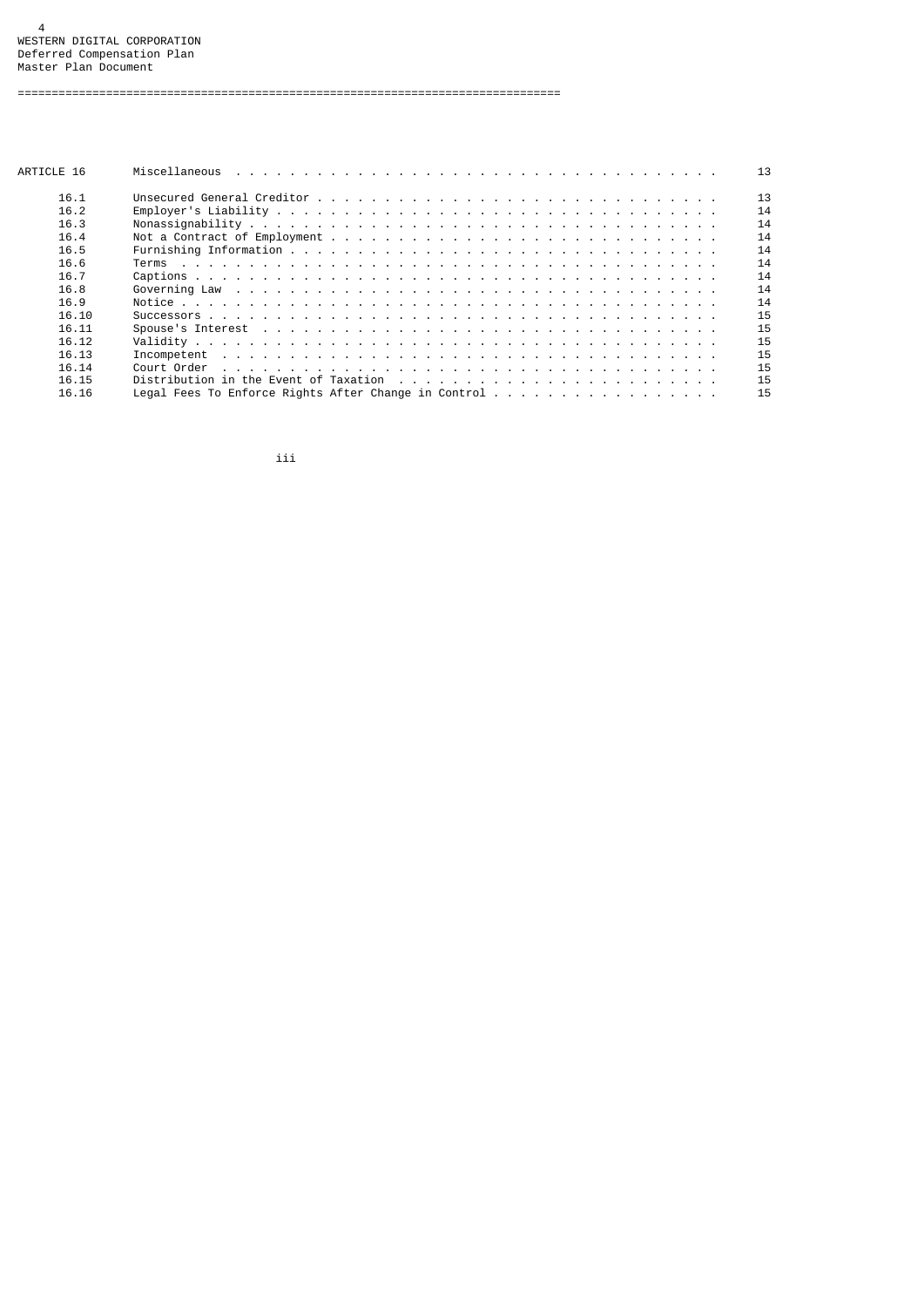| | | |
|---|---|---|
| ARTICLE 16 | Miscellaneous | 13 |
| 16.1 | Unsecured General Creditor | 13 |
| 16.2 | Employer's Liability | 14 |
| 16.3 | Nonassignability | 14 |
| 16.4 | Not a Contract of Employment | 14 |
| 16.5 | Furnishing Information | 14 |
| 16.6 | Terms | 14 |
| 16.7 | Captions | 14 |
| 16.8 | Governing Law | 14 |
| 16.9 | Notice | 14 |
| 16.10 | Successors | 15 |
| 16.11 | Spouse's Interest | 15 |
| 16.12 | Validity | 15 |
| 16.13 | Incompetent | 15 |
| 16.14 | Court Order | 15 |
| 16.15 | Distribution in the Event of Taxation | 15 |
| 16.16 | Legal Fees To Enforce Rights After Change in Control | 15 |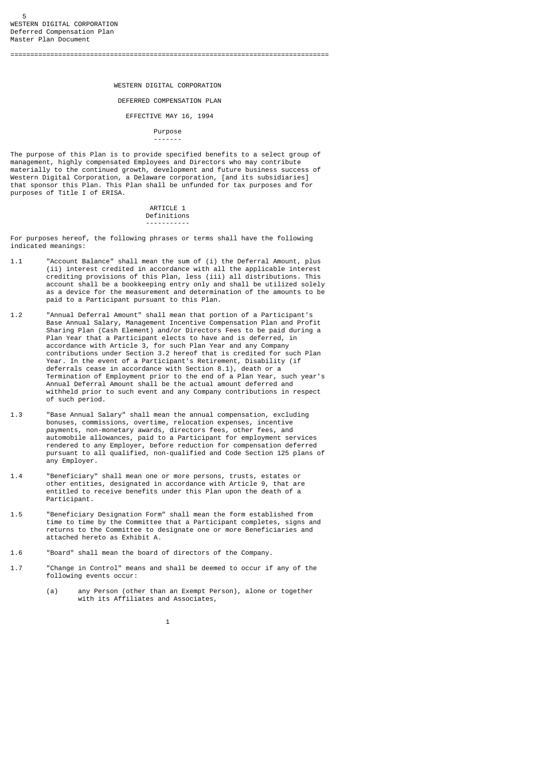WESTERN DIGITAL CORPORATION
Deferred Compensation Plan
Master Plan Document

---

# WESTERN DIGITAL CORPORATION

## DEFERRED COMPENSATION PLAN

### EFFECTIVE MAY 16, 1994

### Purpose

The purpose of this Plan is to provide specified benefits to a select group of management, highly compensated Employees and Directors who may contribute materially to the continued growth, development and future business success of Western Digital Corporation, a Delaware corporation, [and its subsidiaries] that sponsor this Plan. This Plan shall be unfunded for tax purposes and for purposes of Title I of ERISA.

## ARTICLE 1
## Definitions

For purposes hereof, the following phrases or terms shall have the following indicated meanings:

1.1 "Account Balance" shall mean the sum of (i) the Deferral Amount, plus (ii) interest credited in accordance with all the applicable interest crediting provisions of this Plan, less (iii) all distributions. This account shall be a bookkeeping entry only and shall be utilized solely as a device for the measurement and determination of the amounts to be paid to a Participant pursuant to this Plan.

1.2 "Annual Deferral Amount" shall mean that portion of a Participant's Base Annual Salary, Management Incentive Compensation Plan and Profit Sharing Plan (Cash Element) and/or Directors Fees to be paid during a Plan Year that a Participant elects to have and is deferred, in accordance with Article 3, for such Plan Year and any Company contributions under Section 3.2 hereof that is credited for such Plan Year. In the event of a Participant's Retirement, Disability (if deferrals cease in accordance with Section 8.1), death or a Termination of Employment prior to the end of a Plan Year, such year's Annual Deferral Amount shall be the actual amount deferred and withheld prior to such event and any Company contributions in respect of such period.

1.3 "Base Annual Salary" shall mean the annual compensation, excluding bonuses, commissions, overtime, relocation expenses, incentive payments, non-monetary awards, directors fees, other fees, and automobile allowances, paid to a Participant for employment services rendered to any Employer, before reduction for compensation deferred pursuant to all qualified, non-qualified and Code Section 125 plans of any Employer.

1.4 "Beneficiary" shall mean one or more persons, trusts, estates or other entities, designated in accordance with Article 9, that are entitled to receive benefits under this Plan upon the death of a Participant.

1.5 "Beneficiary Designation Form" shall mean the form established from time to time by the Committee that a Participant completes, signs and returns to the Committee to designate one or more Beneficiaries and attached hereto as Exhibit A.

1.6 "Board" shall mean the board of directors of the Company.

1.7 "Change in Control" means and shall be deemed to occur if any of the following events occur:

(a) any Person (other than an Exempt Person), alone or together with its Affiliates and Associates,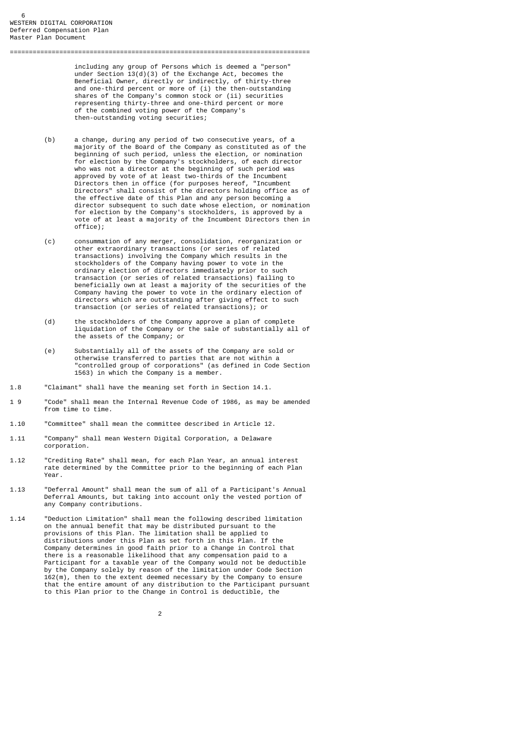including any group of Persons which is deemed a "person" under Section 13(d)(3) of the Exchange Act, becomes the Beneficial Owner, directly or indirectly, of thirty-three and one-third percent or more of (i) the then-outstanding shares of the Company's common stock or (ii) securities representing thirty-three and one-third percent or more of the combined voting power of the Company's then-outstanding voting securities;

(b) a change, during any period of two consecutive years, of a majority of the Board of the Company as constituted as of the beginning of such period, unless the election, or nomination for election by the Company's stockholders, of each director who was not a director at the beginning of such period was approved by vote of at least two-thirds of the Incumbent Directors then in office (for purposes hereof, "Incumbent Directors" shall consist of the directors holding office as of the effective date of this Plan and any person becoming a director subsequent to such date whose election, or nomination for election by the Company's stockholders, is approved by a vote of at least a majority of the Incumbent Directors then in office);

(c) consummation of any merger, consolidation, reorganization or other extraordinary transactions (or series of related transactions) involving the Company which results in the stockholders of the Company having power to vote in the ordinary election of directors immediately prior to such transaction (or series of related transactions) failing to beneficially own at least a majority of the securities of the Company having the power to vote in the ordinary election of directors which are outstanding after giving effect to such transaction (or series of related transactions); or

(d) the stockholders of the Company approve a plan of complete liquidation of the Company or the sale of substantially all of the assets of the Company; or

(e) Substantially all of the assets of the Company are sold or otherwise transferred to parties that are not within a "controlled group of corporations" (as defined in Code Section 1563) in which the Company is a member.

1.8 "Claimant" shall have the meaning set forth in Section 14.1.

1 9 "Code" shall mean the Internal Revenue Code of 1986, as may be amended from time to time.

1.10 "Committee" shall mean the committee described in Article 12.

1.11 "Company" shall mean Western Digital Corporation, a Delaware corporation.

1.12 "Crediting Rate" shall mean, for each Plan Year, an annual interest rate determined by the Committee prior to the beginning of each Plan Year.

1.13 "Deferral Amount" shall mean the sum of all of a Participant's Annual Deferral Amounts, but taking into account only the vested portion of any Company contributions.

1.14 "Deduction Limitation" shall mean the following described limitation on the annual benefit that may be distributed pursuant to the provisions of this Plan. The limitation shall be applied to distributions under this Plan as set forth in this Plan. If the Company determines in good faith prior to a Change in Control that there is a reasonable likelihood that any compensation paid to a Participant for a taxable year of the Company would not be deductible by the Company solely by reason of the limitation under Code Section 162(m), then to the extent deemed necessary by the Company to ensure that the entire amount of any distribution to the Participant pursuant to this Plan prior to the Change in Control is deductible, the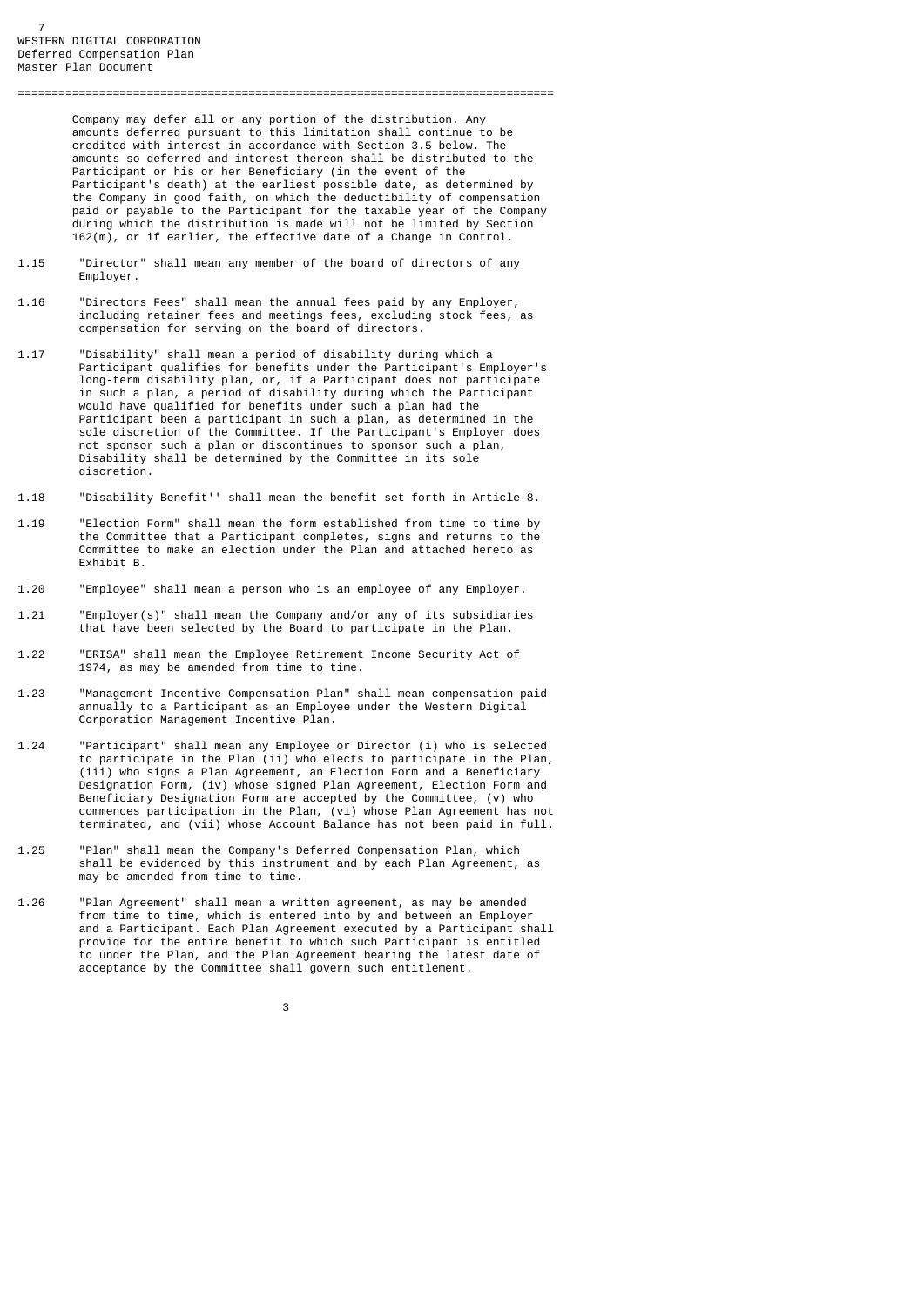Company may defer all or any portion of the distribution. Any amounts deferred pursuant to this limitation shall continue to be credited with interest in accordance with Section 3.5 below. The amounts so deferred and interest thereon shall be distributed to the Participant or his or her Beneficiary (in the event of the Participant's death) at the earliest possible date, as determined by the Company in good faith, on which the deductibility of compensation paid or payable to the Participant for the taxable year of the Company during which the distribution is made will not be limited by Section 162(m), or if earlier, the effective date of a Change in Control.

1.15 "Director" shall mean any member of the board of directors of any Employer.

1.16 "Directors Fees" shall mean the annual fees paid by any Employer, including retainer fees and meetings fees, excluding stock fees, as compensation for serving on the board of directors.

1.17 "Disability" shall mean a period of disability during which a Participant qualifies for benefits under the Participant's Employer's long-term disability plan, or, if a Participant does not participate in such a plan, a period of disability during which the Participant would have qualified for benefits under such a plan had the Participant been a participant in such a plan, as determined in the sole discretion of the Committee. If the Participant's Employer does not sponsor such a plan or discontinues to sponsor such a plan, Disability shall be determined by the Committee in its sole discretion.

1.18 "Disability Benefit'' shall mean the benefit set forth in Article 8.

1.19 "Election Form" shall mean the form established from time to time by the Committee that a Participant completes, signs and returns to the Committee to make an election under the Plan and attached hereto as Exhibit B.

1.20 "Employee" shall mean a person who is an employee of any Employer.

1.21 "Employer(s)" shall mean the Company and/or any of its subsidiaries that have been selected by the Board to participate in the Plan.

1.22 "ERISA" shall mean the Employee Retirement Income Security Act of 1974, as may be amended from time to time.

1.23 "Management Incentive Compensation Plan" shall mean compensation paid annually to a Participant as an Employee under the Western Digital Corporation Management Incentive Plan.

1.24 "Participant" shall mean any Employee or Director (i) who is selected to participate in the Plan (ii) who elects to participate in the Plan, (iii) who signs a Plan Agreement, an Election Form and a Beneficiary Designation Form, (iv) whose signed Plan Agreement, Election Form and Beneficiary Designation Form are accepted by the Committee, (v) who commences participation in the Plan, (vi) whose Plan Agreement has not terminated, and (vii) whose Account Balance has not been paid in full.

1.25 "Plan" shall mean the Company's Deferred Compensation Plan, which shall be evidenced by this instrument and by each Plan Agreement, as may be amended from time to time.

1.26 "Plan Agreement" shall mean a written agreement, as may be amended from time to time, which is entered into by and between an Employer and a Participant. Each Plan Agreement executed by a Participant shall provide for the entire benefit to which such Participant is entitled to under the Plan, and the Plan Agreement bearing the latest date of acceptance by the Committee shall govern such entitlement.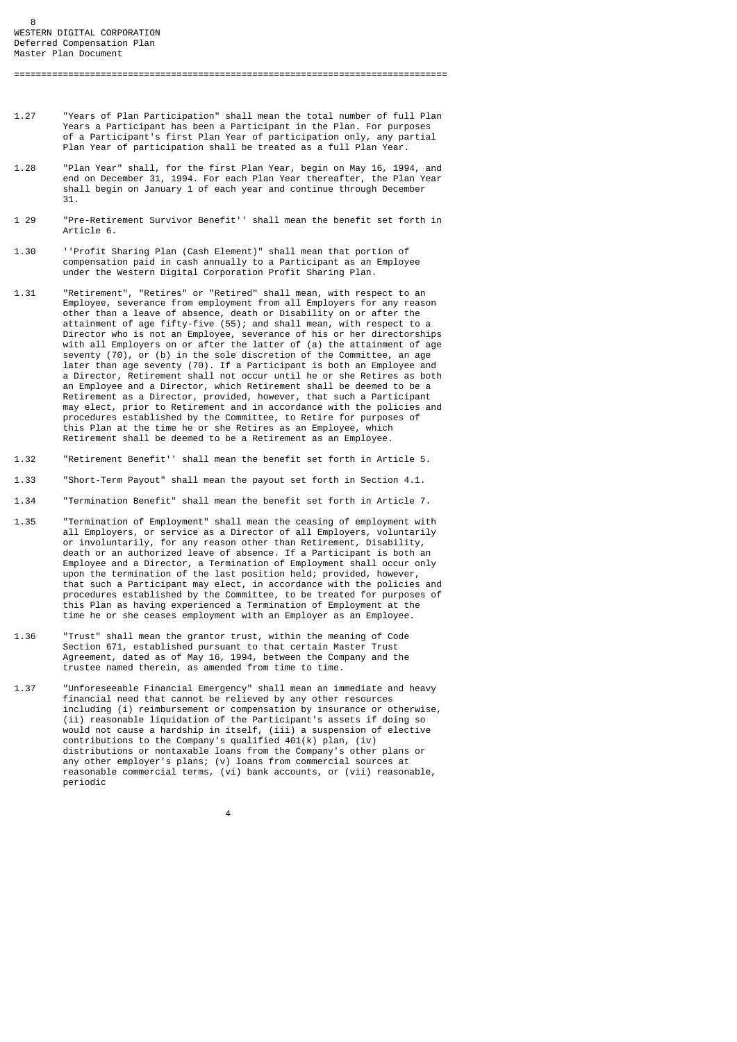1.27 "Years of Plan Participation" shall mean the total number of full Plan Years a Participant has been a Participant in the Plan. For purposes of a Participant's first Plan Year of participation only, any partial Plan Year of participation shall be treated as a full Plan Year.

1.28 "Plan Year" shall, for the first Plan Year, begin on May 16, 1994, and end on December 31, 1994. For each Plan Year thereafter, the Plan Year shall begin on January 1 of each year and continue through December 31.

1 29 "Pre-Retirement Survivor Benefit'' shall mean the benefit set forth in Article 6.

1.30 ''Profit Sharing Plan (Cash Element)" shall mean that portion of compensation paid in cash annually to a Participant as an Employee under the Western Digital Corporation Profit Sharing Plan.

1.31 "Retirement", "Retires" or "Retired" shall mean, with respect to an Employee, severance from employment from all Employers for any reason other than a leave of absence, death or Disability on or after the attainment of age fifty-five (55); and shall mean, with respect to a Director who is not an Employee, severance of his or her directorships with all Employers on or after the latter of (a) the attainment of age seventy (70), or (b) in the sole discretion of the Committee, an age later than age seventy (70). If a Participant is both an Employee and a Director, Retirement shall not occur until he or she Retires as both an Employee and a Director, which Retirement shall be deemed to be a Retirement as a Director, provided, however, that such a Participant may elect, prior to Retirement and in accordance with the policies and procedures established by the Committee, to Retire for purposes of this Plan at the time he or she Retires as an Employee, which Retirement shall be deemed to be a Retirement as an Employee.

1.32 "Retirement Benefit'' shall mean the benefit set forth in Article 5.

1.33 "Short-Term Payout" shall mean the payout set forth in Section 4.1.

1.34 "Termination Benefit" shall mean the benefit set forth in Article 7.

1.35 "Termination of Employment" shall mean the ceasing of employment with all Employers, or service as a Director of all Employers, voluntarily or involuntarily, for any reason other than Retirement, Disability, death or an authorized leave of absence. If a Participant is both an Employee and a Director, a Termination of Employment shall occur only upon the termination of the last position held; provided, however, that such a Participant may elect, in accordance with the policies and procedures established by the Committee, to be treated for purposes of this Plan as having experienced a Termination of Employment at the time he or she ceases employment with an Employer as an Employee.

1.36 "Trust" shall mean the grantor trust, within the meaning of Code Section 671, established pursuant to that certain Master Trust Agreement, dated as of May 16, 1994, between the Company and the trustee named therein, as amended from time to time.

1.37 "Unforeseeable Financial Emergency" shall mean an immediate and heavy financial need that cannot be relieved by any other resources including (i) reimbursement or compensation by insurance or otherwise, (ii) reasonable liquidation of the Participant's assets if doing so would not cause a hardship in itself, (iii) a suspension of elective contributions to the Company's qualified 401(k) plan, (iv) distributions or nontaxable loans from the Company's other plans or any other employer's plans; (v) loans from commercial sources at reasonable commercial terms, (vi) bank accounts, or (vii) reasonable, periodic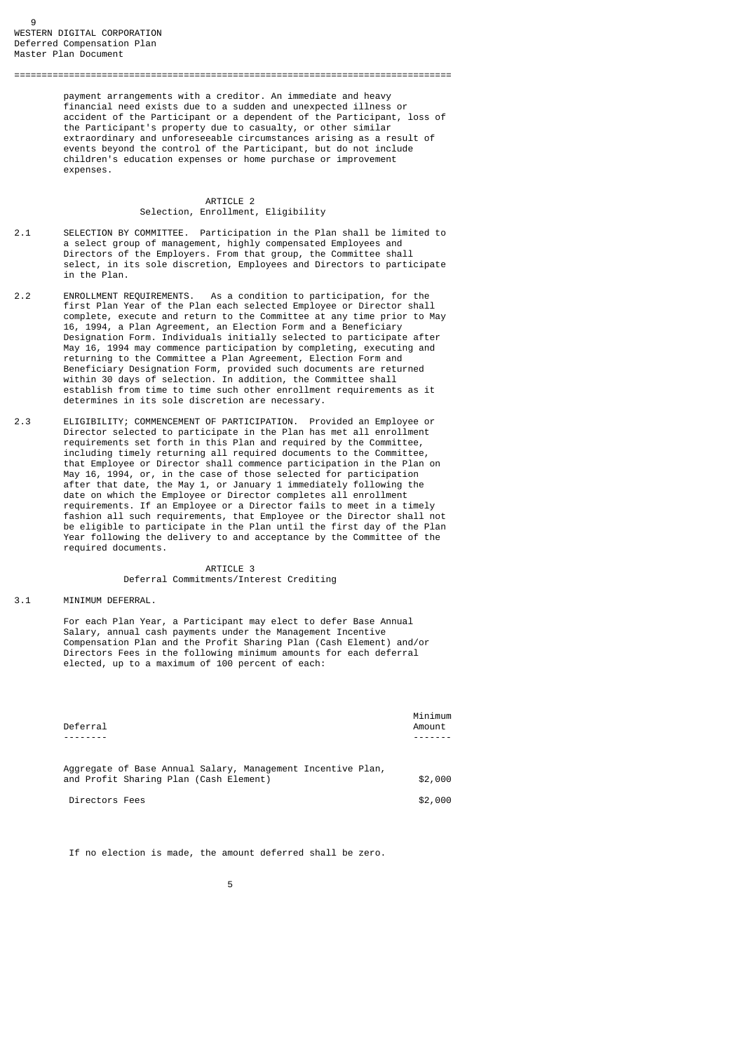payment arrangements with a creditor. An immediate and heavy financial need exists due to a sudden and unexpected illness or accident of the Participant or a dependent of the Participant, loss of the Participant's property due to casualty, or other similar extraordinary and unforeseeable circumstances arising as a result of events beyond the control of the Participant, but do not include children's education expenses or home purchase or improvement expenses.

## ARTICLE 2
### Selection, Enrollment, Eligibility

2.1 SELECTION BY COMMITTEE. Participation in the Plan shall be limited to a select group of management, highly compensated Employees and Directors of the Employers. From that group, the Committee shall select, in its sole discretion, Employees and Directors to participate in the Plan.

2.2 ENROLLMENT REQUIREMENTS. As a condition to participation, for the first Plan Year of the Plan each selected Employee or Director shall complete, execute and return to the Committee at any time prior to May 16, 1994, a Plan Agreement, an Election Form and a Beneficiary Designation Form. Individuals initially selected to participate after May 16, 1994 may commence participation by completing, executing and returning to the Committee a Plan Agreement, Election Form and Beneficiary Designation Form, provided such documents are returned within 30 days of selection. In addition, the Committee shall establish from time to time such other enrollment requirements as it determines in its sole discretion are necessary.

2.3 ELIGIBILITY; COMMENCEMENT OF PARTICIPATION. Provided an Employee or Director selected to participate in the Plan has met all enrollment requirements set forth in this Plan and required by the Committee, including timely returning all required documents to the Committee, that Employee or Director shall commence participation in the Plan on May 16, 1994, or, in the case of those selected for participation after that date, the May 1, or January 1 immediately following the date on which the Employee or Director completes all enrollment requirements. If an Employee or a Director fails to meet in a timely fashion all such requirements, that Employee or the Director shall not be eligible to participate in the Plan until the first day of the Plan Year following the delivery to and acceptance by the Committee of the required documents.

## ARTICLE 3
### Deferral Commitments/Interest Crediting

3.1 MINIMUM DEFERRAL.

For each Plan Year, a Participant may elect to defer Base Annual Salary, annual cash payments under the Management Incentive Compensation Plan and the Profit Sharing Plan (Cash Element) and/or Directors Fees in the following minimum amounts for each deferral elected, up to a maximum of 100 percent of each:

| Deferral | Minimum Amount |
|---|---|
| Aggregate of Base Annual Salary, Management Incentive Plan, and Profit Sharing Plan (Cash Element) | $2,000 |
| Directors Fees | $2,000 |

If no election is made, the amount deferred shall be zero.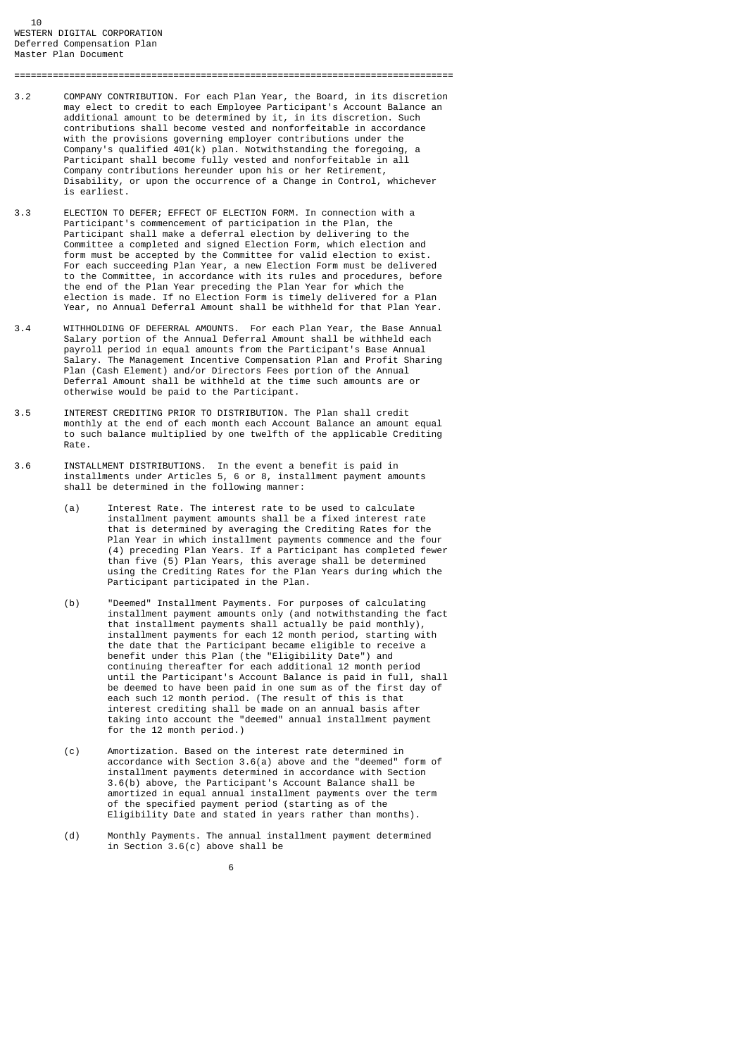3.2 COMPANY CONTRIBUTION. For each Plan Year, the Board, in its discretion may elect to credit to each Employee Participant's Account Balance an additional amount to be determined by it, in its discretion. Such contributions shall become vested and nonforfeitable in accordance with the provisions governing employer contributions under the Company's qualified 401(k) plan. Notwithstanding the foregoing, a Participant shall become fully vested and nonforfeitable in all Company contributions hereunder upon his or her Retirement, Disability, or upon the occurrence of a Change in Control, whichever is earliest.

3.3 ELECTION TO DEFER; EFFECT OF ELECTION FORM. In connection with a Participant's commencement of participation in the Plan, the Participant shall make a deferral election by delivering to the Committee a completed and signed Election Form, which election and form must be accepted by the Committee for valid election to exist. For each succeeding Plan Year, a new Election Form must be delivered to the Committee, in accordance with its rules and procedures, before the end of the Plan Year preceding the Plan Year for which the election is made. If no Election Form is timely delivered for a Plan Year, no Annual Deferral Amount shall be withheld for that Plan Year.

3.4 WITHHOLDING OF DEFERRAL AMOUNTS. For each Plan Year, the Base Annual Salary portion of the Annual Deferral Amount shall be withheld each payroll period in equal amounts from the Participant's Base Annual Salary. The Management Incentive Compensation Plan and Profit Sharing Plan (Cash Element) and/or Directors Fees portion of the Annual Deferral Amount shall be withheld at the time such amounts are or otherwise would be paid to the Participant.

3.5 INTEREST CREDITING PRIOR TO DISTRIBUTION. The Plan shall credit monthly at the end of each month each Account Balance an amount equal to such balance multiplied by one twelfth of the applicable Crediting Rate.

3.6 INSTALLMENT DISTRIBUTIONS. In the event a benefit is paid in installments under Articles 5, 6 or 8, installment payment amounts shall be determined in the following manner:

(a) Interest Rate. The interest rate to be used to calculate installment payment amounts shall be a fixed interest rate that is determined by averaging the Crediting Rates for the Plan Year in which installment payments commence and the four (4) preceding Plan Years. If a Participant has completed fewer than five (5) Plan Years, this average shall be determined using the Crediting Rates for the Plan Years during which the Participant participated in the Plan.

(b) "Deemed" Installment Payments. For purposes of calculating installment payment amounts only (and notwithstanding the fact that installment payments shall actually be paid monthly), installment payments for each 12 month period, starting with the date that the Participant became eligible to receive a benefit under this Plan (the "Eligibility Date") and continuing thereafter for each additional 12 month period until the Participant's Account Balance is paid in full, shall be deemed to have been paid in one sum as of the first day of each such 12 month period. (The result of this is that interest crediting shall be made on an annual basis after taking into account the "deemed" annual installment payment for the 12 month period.)

(c) Amortization. Based on the interest rate determined in accordance with Section 3.6(a) above and the "deemed" form of installment payments determined in accordance with Section 3.6(b) above, the Participant's Account Balance shall be amortized in equal annual installment payments over the term of the specified payment period (starting as of the Eligibility Date and stated in years rather than months).

(d) Monthly Payments. The annual installment payment determined in Section 3.6(c) above shall be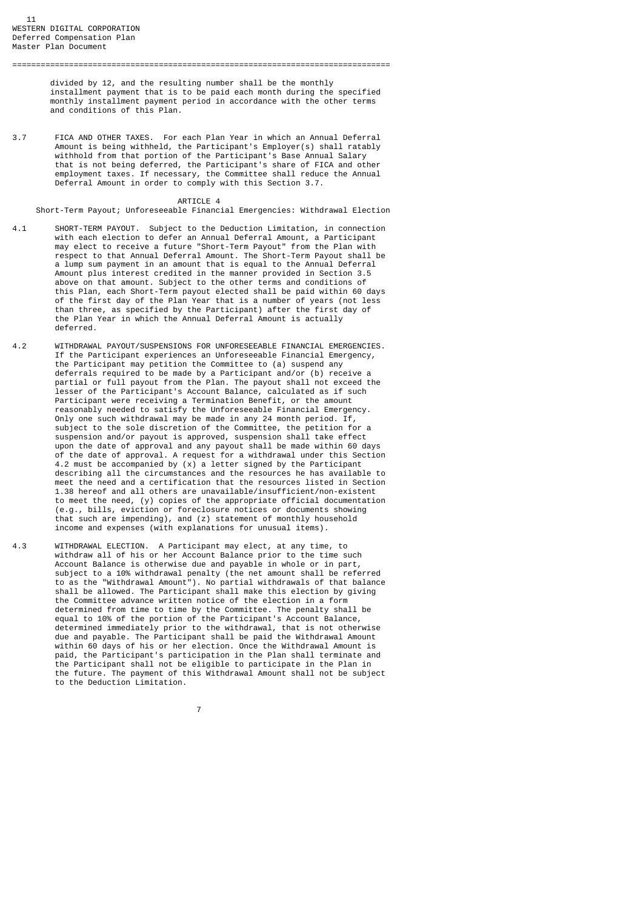divided by 12, and the resulting number shall be the monthly installment payment that is to be paid each month during the specified monthly installment payment period in accordance with the other terms and conditions of this Plan.

3.7 FICA AND OTHER TAXES. For each Plan Year in which an Annual Deferral Amount is being withheld, the Participant's Employer(s) shall ratably withhold from that portion of the Participant's Base Annual Salary that is not being deferred, the Participant's share of FICA and other employment taxes. If necessary, the Committee shall reduce the Annual Deferral Amount in order to comply with this Section 3.7.

## ARTICLE 4

## Short-Term Payout; Unforeseeable Financial Emergencies: Withdrawal Election

4.1 SHORT-TERM PAYOUT. Subject to the Deduction Limitation, in connection with each election to defer an Annual Deferral Amount, a Participant may elect to receive a future "Short-Term Payout" from the Plan with respect to that Annual Deferral Amount. The Short-Term Payout shall be a lump sum payment in an amount that is equal to the Annual Deferral Amount plus interest credited in the manner provided in Section 3.5 above on that amount. Subject to the other terms and conditions of this Plan, each Short-Term payout elected shall be paid within 60 days of the first day of the Plan Year that is a number of years (not less than three, as specified by the Participant) after the first day of the Plan Year in which the Annual Deferral Amount is actually deferred.

4.2 WITHDRAWAL PAYOUT/SUSPENSIONS FOR UNFORESEEABLE FINANCIAL EMERGENCIES. If the Participant experiences an Unforeseeable Financial Emergency, the Participant may petition the Committee to (a) suspend any deferrals required to be made by a Participant and/or (b) receive a partial or full payout from the Plan. The payout shall not exceed the lesser of the Participant's Account Balance, calculated as if such Participant were receiving a Termination Benefit, or the amount reasonably needed to satisfy the Unforeseeable Financial Emergency. Only one such withdrawal may be made in any 24 month period. If, subject to the sole discretion of the Committee, the petition for a suspension and/or payout is approved, suspension shall take effect upon the date of approval and any payout shall be made within 60 days of the date of approval. A request for a withdrawal under this Section 4.2 must be accompanied by (x) a letter signed by the Participant describing all the circumstances and the resources he has available to meet the need and a certification that the resources listed in Section 1.38 hereof and all others are unavailable/insufficient/non-existent to meet the need, (y) copies of the appropriate official documentation (e.g., bills, eviction or foreclosure notices or documents showing that such are impending), and (z) statement of monthly household income and expenses (with explanations for unusual items).

4.3 WITHDRAWAL ELECTION. A Participant may elect, at any time, to withdraw all of his or her Account Balance prior to the time such Account Balance is otherwise due and payable in whole or in part, subject to a 10% withdrawal penalty (the net amount shall be referred to as the "Withdrawal Amount"). No partial withdrawals of that balance shall be allowed. The Participant shall make this election by giving the Committee advance written notice of the election in a form determined from time to time by the Committee. The penalty shall be equal to 10% of the portion of the Participant's Account Balance, determined immediately prior to the withdrawal, that is not otherwise due and payable. The Participant shall be paid the Withdrawal Amount within 60 days of his or her election. Once the Withdrawal Amount is paid, the Participant's participation in the Plan shall terminate and the Participant shall not be eligible to participate in the Plan in the future. The payment of this Withdrawal Amount shall not be subject to the Deduction Limitation.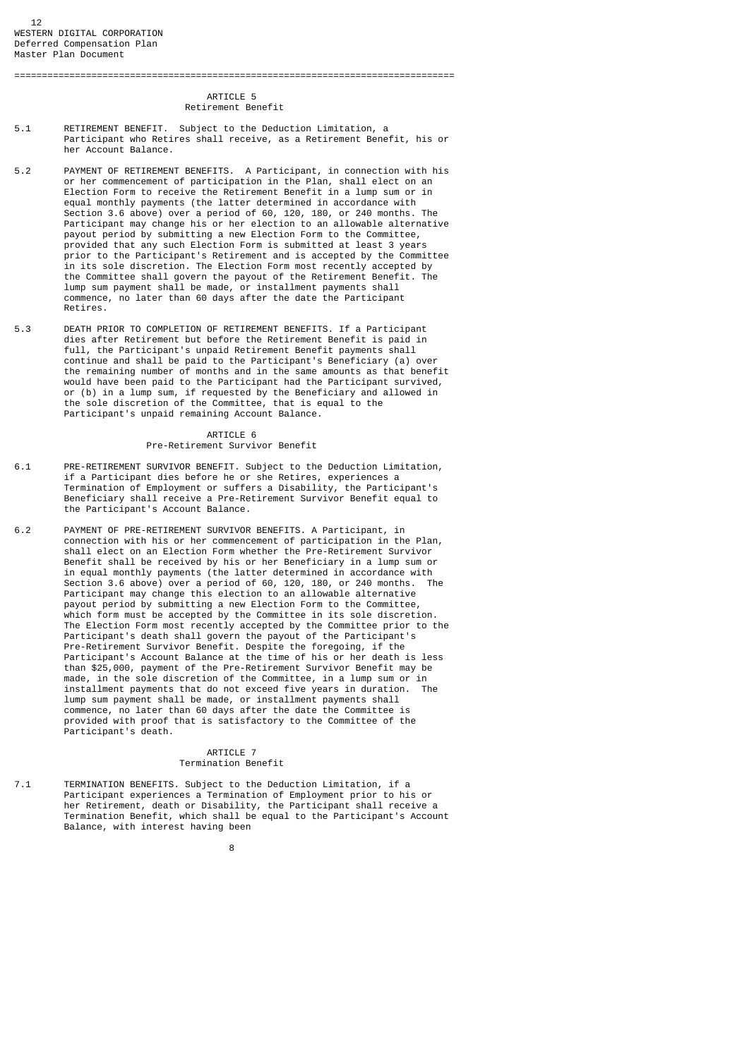## ARTICLE 5
### Retirement Benefit

5.1 RETIREMENT BENEFIT. Subject to the Deduction Limitation, a Participant who Retires shall receive, as a Retirement Benefit, his or her Account Balance.

5.2 PAYMENT OF RETIREMENT BENEFITS. A Participant, in connection with his or her commencement of participation in the Plan, shall elect on an Election Form to receive the Retirement Benefit in a lump sum or in equal monthly payments (the latter determined in accordance with Section 3.6 above) over a period of 60, 120, 180, or 240 months. The Participant may change his or her election to an allowable alternative payout period by submitting a new Election Form to the Committee, provided that any such Election Form is submitted at least 3 years prior to the Participant's Retirement and is accepted by the Committee in its sole discretion. The Election Form most recently accepted by the Committee shall govern the payout of the Retirement Benefit. The lump sum payment shall be made, or installment payments shall commence, no later than 60 days after the date the Participant Retires.

5.3 DEATH PRIOR TO COMPLETION OF RETIREMENT BENEFITS. If a Participant dies after Retirement but before the Retirement Benefit is paid in full, the Participant's unpaid Retirement Benefit payments shall continue and shall be paid to the Participant's Beneficiary (a) over the remaining number of months and in the same amounts as that benefit would have been paid to the Participant had the Participant survived, or (b) in a lump sum, if requested by the Beneficiary and allowed in the sole discretion of the Committee, that is equal to the Participant's unpaid remaining Account Balance.

## ARTICLE 6
### Pre-Retirement Survivor Benefit

6.1 PRE-RETIREMENT SURVIVOR BENEFIT. Subject to the Deduction Limitation, if a Participant dies before he or she Retires, experiences a Termination of Employment or suffers a Disability, the Participant's Beneficiary shall receive a Pre-Retirement Survivor Benefit equal to the Participant's Account Balance.

6.2 PAYMENT OF PRE-RETIREMENT SURVIVOR BENEFITS. A Participant, in connection with his or her commencement of participation in the Plan, shall elect on an Election Form whether the Pre-Retirement Survivor Benefit shall be received by his or her Beneficiary in a lump sum or in equal monthly payments (the latter determined in accordance with Section 3.6 above) over a period of 60, 120, 180, or 240 months. The Participant may change this election to an allowable alternative payout period by submitting a new Election Form to the Committee, which form must be accepted by the Committee in its sole discretion. The Election Form most recently accepted by the Committee prior to the Participant's death shall govern the payout of the Participant's Pre-Retirement Survivor Benefit. Despite the foregoing, if the Participant's Account Balance at the time of his or her death is less than $25,000, payment of the Pre-Retirement Survivor Benefit may be made, in the sole discretion of the Committee, in a lump sum or in installment payments that do not exceed five years in duration. The lump sum payment shall be made, or installment payments shall commence, no later than 60 days after the date the Committee is provided with proof that is satisfactory to the Committee of the Participant's death.

## ARTICLE 7
### Termination Benefit

7.1 TERMINATION BENEFITS. Subject to the Deduction Limitation, if a Participant experiences a Termination of Employment prior to his or her Retirement, death or Disability, the Participant shall receive a Termination Benefit, which shall be equal to the Participant's Account Balance, with interest having been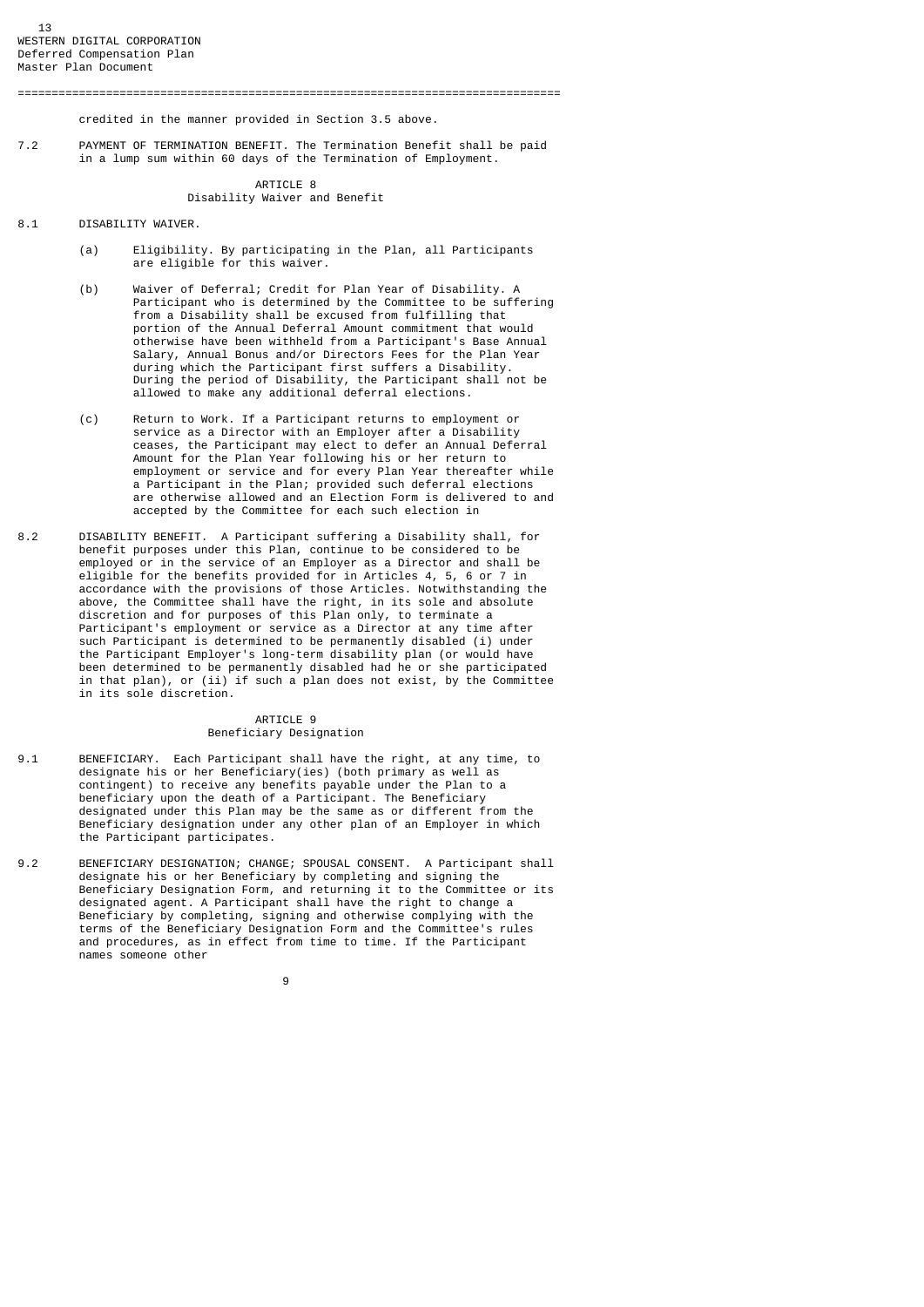credited in the manner provided in Section 3.5 above.

7.2 PAYMENT OF TERMINATION BENEFIT. The Termination Benefit shall be paid in a lump sum within 60 days of the Termination of Employment.

## ARTICLE 8
## Disability Waiver and Benefit

8.1 DISABILITY WAIVER.

(a) Eligibility. By participating in the Plan, all Participants are eligible for this waiver.

(b) Waiver of Deferral; Credit for Plan Year of Disability. A Participant who is determined by the Committee to be suffering from a Disability shall be excused from fulfilling that portion of the Annual Deferral Amount commitment that would otherwise have been withheld from a Participant's Base Annual Salary, Annual Bonus and/or Directors Fees for the Plan Year during which the Participant first suffers a Disability. During the period of Disability, the Participant shall not be allowed to make any additional deferral elections.

(c) Return to Work. If a Participant returns to employment or service as a Director with an Employer after a Disability ceases, the Participant may elect to defer an Annual Deferral Amount for the Plan Year following his or her return to employment or service and for every Plan Year thereafter while a Participant in the Plan; provided such deferral elections are otherwise allowed and an Election Form is delivered to and accepted by the Committee for each such election in

8.2 DISABILITY BENEFIT. A Participant suffering a Disability shall, for benefit purposes under this Plan, continue to be considered to be employed or in the service of an Employer as a Director and shall be eligible for the benefits provided for in Articles 4, 5, 6 or 7 in accordance with the provisions of those Articles. Notwithstanding the above, the Committee shall have the right, in its sole and absolute discretion and for purposes of this Plan only, to terminate a Participant's employment or service as a Director at any time after such Participant is determined to be permanently disabled (i) under the Participant Employer's long-term disability plan (or would have been determined to be permanently disabled had he or she participated in that plan), or (ii) if such a plan does not exist, by the Committee in its sole discretion.

## ARTICLE 9
## Beneficiary Designation

9.1 BENEFICIARY. Each Participant shall have the right, at any time, to designate his or her Beneficiary(ies) (both primary as well as contingent) to receive any benefits payable under the Plan to a beneficiary upon the death of a Participant. The Beneficiary designated under this Plan may be the same as or different from the Beneficiary designation under any other plan of an Employer in which the Participant participates.

9.2 BENEFICIARY DESIGNATION; CHANGE; SPOUSAL CONSENT. A Participant shall designate his or her Beneficiary by completing and signing the Beneficiary Designation Form, and returning it to the Committee or its designated agent. A Participant shall have the right to change a Beneficiary by completing, signing and otherwise complying with the terms of the Beneficiary Designation Form and the Committee's rules and procedures, as in effect from time to time. If the Participant names someone other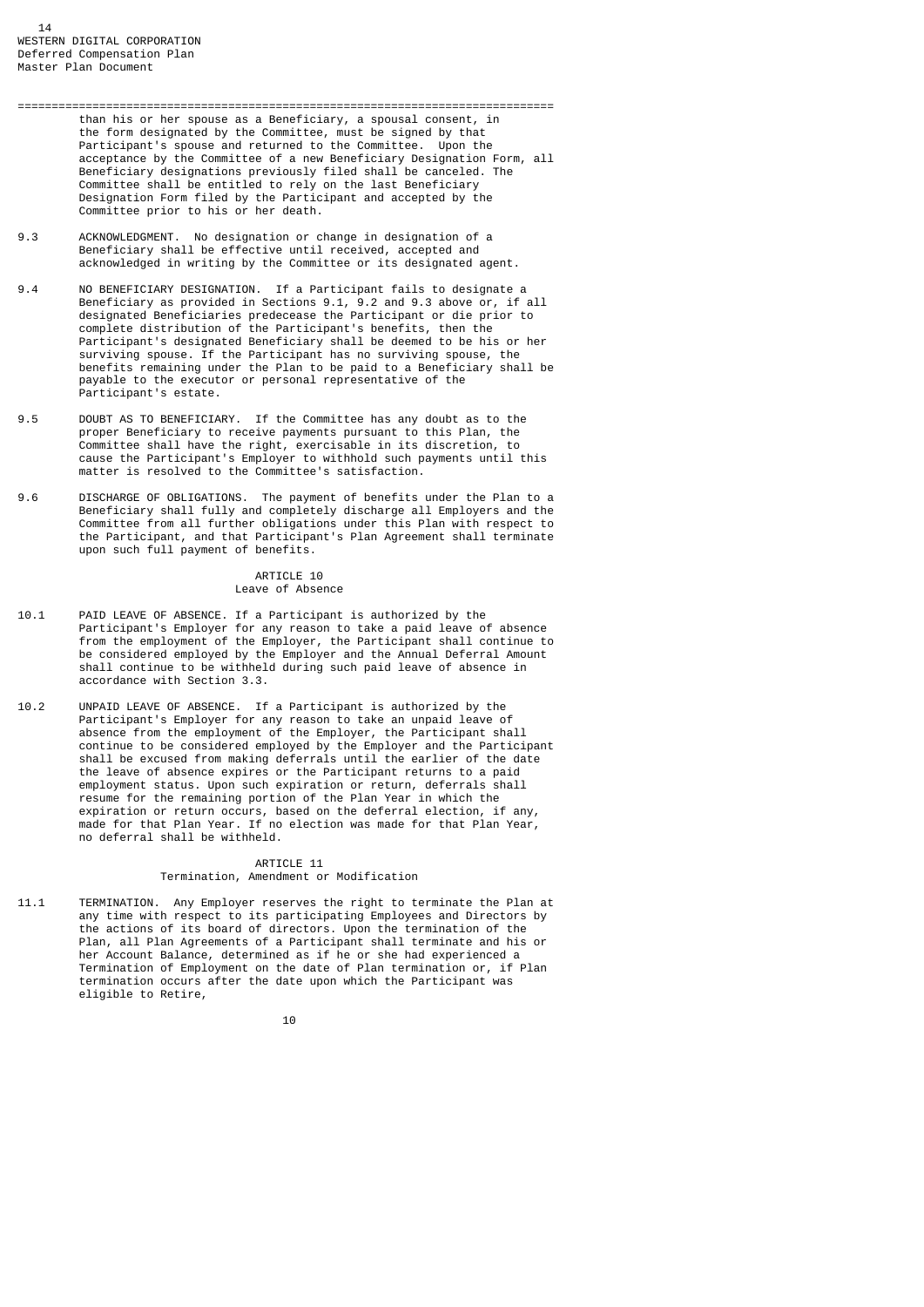than his or her spouse as a Beneficiary, a spousal consent, in the form designated by the Committee, must be signed by that Participant's spouse and returned to the Committee. Upon the acceptance by the Committee of a new Beneficiary Designation Form, all Beneficiary designations previously filed shall be canceled. The Committee shall be entitled to rely on the last Beneficiary Designation Form filed by the Participant and accepted by the Committee prior to his or her death.

9.3 ACKNOWLEDGMENT. No designation or change in designation of a Beneficiary shall be effective until received, accepted and acknowledged in writing by the Committee or its designated agent.

9.4 NO BENEFICIARY DESIGNATION. If a Participant fails to designate a Beneficiary as provided in Sections 9.1, 9.2 and 9.3 above or, if all designated Beneficiaries predecease the Participant or die prior to complete distribution of the Participant's benefits, then the Participant's designated Beneficiary shall be deemed to be his or her surviving spouse. If the Participant has no surviving spouse, the benefits remaining under the Plan to be paid to a Beneficiary shall be payable to the executor or personal representative of the Participant's estate.

9.5 DOUBT AS TO BENEFICIARY. If the Committee has any doubt as to the proper Beneficiary to receive payments pursuant to this Plan, the Committee shall have the right, exercisable in its discretion, to cause the Participant's Employer to withhold such payments until this matter is resolved to the Committee's satisfaction.

9.6 DISCHARGE OF OBLIGATIONS. The payment of benefits under the Plan to a Beneficiary shall fully and completely discharge all Employers and the Committee from all further obligations under this Plan with respect to the Participant, and that Participant's Plan Agreement shall terminate upon such full payment of benefits.

## ARTICLE 10
## Leave of Absence

10.1 PAID LEAVE OF ABSENCE. If a Participant is authorized by the Participant's Employer for any reason to take a paid leave of absence from the employment of the Employer, the Participant shall continue to be considered employed by the Employer and the Annual Deferral Amount shall continue to be withheld during such paid leave of absence in accordance with Section 3.3.

10.2 UNPAID LEAVE OF ABSENCE. If a Participant is authorized by the Participant's Employer for any reason to take an unpaid leave of absence from the employment of the Employer, the Participant shall continue to be considered employed by the Employer and the Participant shall be excused from making deferrals until the earlier of the date the leave of absence expires or the Participant returns to a paid employment status. Upon such expiration or return, deferrals shall resume for the remaining portion of the Plan Year in which the expiration or return occurs, based on the deferral election, if any, made for that Plan Year. If no election was made for that Plan Year, no deferral shall be withheld.

## ARTICLE 11
## Termination, Amendment or Modification

11.1 TERMINATION. Any Employer reserves the right to terminate the Plan at any time with respect to its participating Employees and Directors by the actions of its board of directors. Upon the termination of the Plan, all Plan Agreements of a Participant shall terminate and his or her Account Balance, determined as if he or she had experienced a Termination of Employment on the date of Plan termination or, if Plan termination occurs after the date upon which the Participant was eligible to Retire,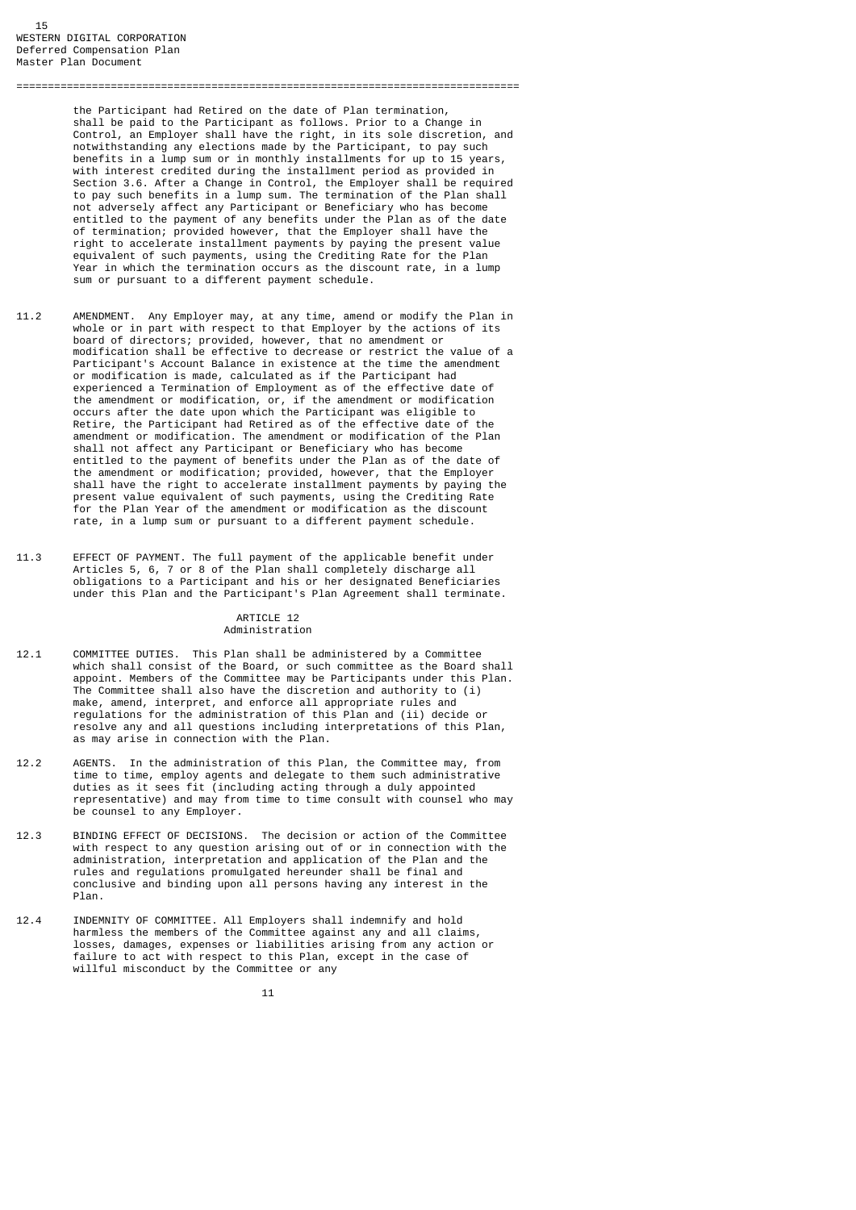the Participant had Retired on the date of Plan termination, shall be paid to the Participant as follows. Prior to a Change in Control, an Employer shall have the right, in its sole discretion, and notwithstanding any elections made by the Participant, to pay such benefits in a lump sum or in monthly installments for up to 15 years, with interest credited during the installment period as provided in Section 3.6. After a Change in Control, the Employer shall be required to pay such benefits in a lump sum. The termination of the Plan shall not adversely affect any Participant or Beneficiary who has become entitled to the payment of any benefits under the Plan as of the date of termination; provided however, that the Employer shall have the right to accelerate installment payments by paying the present value equivalent of such payments, using the Crediting Rate for the Plan Year in which the termination occurs as the discount rate, in a lump sum or pursuant to a different payment schedule.

11.2 AMENDMENT. Any Employer may, at any time, amend or modify the Plan in whole or in part with respect to that Employer by the actions of its board of directors; provided, however, that no amendment or modification shall be effective to decrease or restrict the value of a Participant's Account Balance in existence at the time the amendment or modification is made, calculated as if the Participant had experienced a Termination of Employment as of the effective date of the amendment or modification, or, if the amendment or modification occurs after the date upon which the Participant was eligible to Retire, the Participant had Retired as of the effective date of the amendment or modification. The amendment or modification of the Plan shall not affect any Participant or Beneficiary who has become entitled to the payment of benefits under the Plan as of the date of the amendment or modification; provided, however, that the Employer shall have the right to accelerate installment payments by paying the present value equivalent of such payments, using the Crediting Rate for the Plan Year of the amendment or modification as the discount rate, in a lump sum or pursuant to a different payment schedule.

11.3 EFFECT OF PAYMENT. The full payment of the applicable benefit under Articles 5, 6, 7 or 8 of the Plan shall completely discharge all obligations to a Participant and his or her designated Beneficiaries under this Plan and the Participant's Plan Agreement shall terminate.

## ARTICLE 12
## Administration

12.1 COMMITTEE DUTIES. This Plan shall be administered by a Committee which shall consist of the Board, or such committee as the Board shall appoint. Members of the Committee may be Participants under this Plan. The Committee shall also have the discretion and authority to (i) make, amend, interpret, and enforce all appropriate rules and regulations for the administration of this Plan and (ii) decide or resolve any and all questions including interpretations of this Plan, as may arise in connection with the Plan.

12.2 AGENTS. In the administration of this Plan, the Committee may, from time to time, employ agents and delegate to them such administrative duties as it sees fit (including acting through a duly appointed representative) and may from time to time consult with counsel who may be counsel to any Employer.

12.3 BINDING EFFECT OF DECISIONS. The decision or action of the Committee with respect to any question arising out of or in connection with the administration, interpretation and application of the Plan and the rules and regulations promulgated hereunder shall be final and conclusive and binding upon all persons having any interest in the Plan.

12.4 INDEMNITY OF COMMITTEE. All Employers shall indemnify and hold harmless the members of the Committee against any and all claims, losses, damages, expenses or liabilities arising from any action or failure to act with respect to this Plan, except in the case of willful misconduct by the Committee or any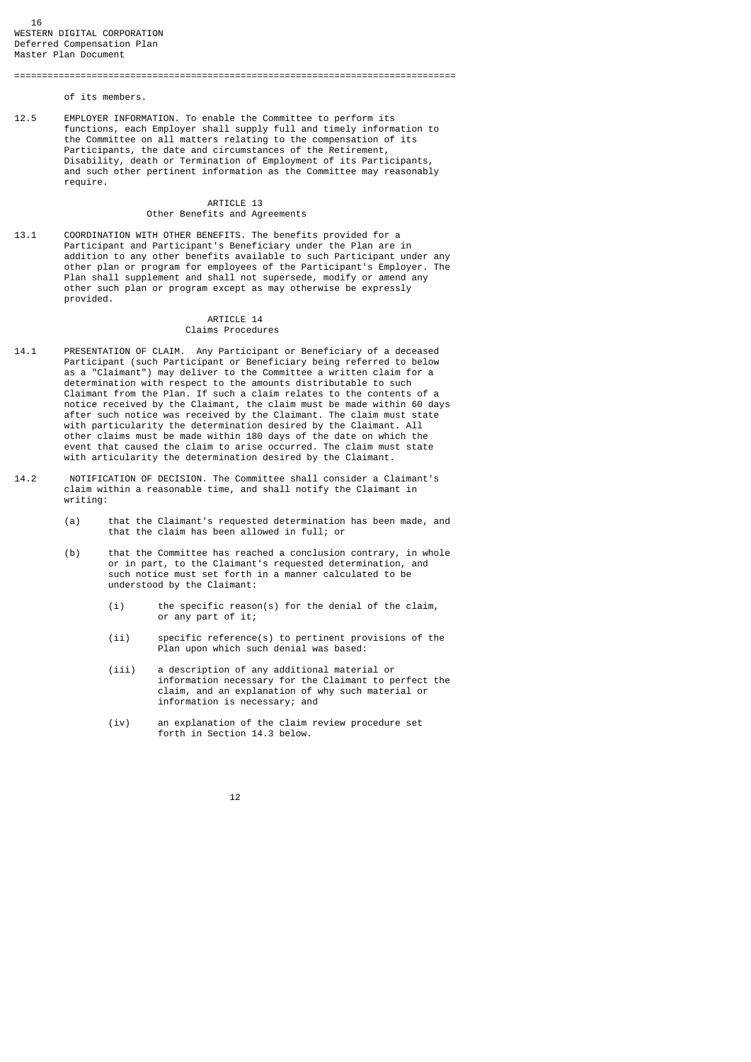of its members.

12.5 EMPLOYER INFORMATION. To enable the Committee to perform its functions, each Employer shall supply full and timely information to the Committee on all matters relating to the compensation of its Participants, the date and circumstances of the Retirement, Disability, death or Termination of Employment of its Participants, and such other pertinent information as the Committee may reasonably require.

## ARTICLE 13
### Other Benefits and Agreements

13.1 COORDINATION WITH OTHER BENEFITS. The benefits provided for a Participant and Participant's Beneficiary under the Plan are in addition to any other benefits available to such Participant under any other plan or program for employees of the Participant's Employer. The Plan shall supplement and shall not supersede, modify or amend any other such plan or program except as may otherwise be expressly provided.

## ARTICLE 14
### Claims Procedures

14.1 PRESENTATION OF CLAIM. Any Participant or Beneficiary of a deceased Participant (such Participant or Beneficiary being referred to below as a "Claimant") may deliver to the Committee a written claim for a determination with respect to the amounts distributable to such Claimant from the Plan. If such a claim relates to the contents of a notice received by the Claimant, the claim must be made within 60 days after such notice was received by the Claimant. The claim must state with particularity the determination desired by the Claimant. All other claims must be made within 180 days of the date on which the event that caused the claim to arise occurred. The claim must state with articularity the determination desired by the Claimant.

14.2 NOTIFICATION OF DECISION. The Committee shall consider a Claimant's claim within a reasonable time, and shall notify the Claimant in writing:

(a) that the Claimant's requested determination has been made, and that the claim has been allowed in full; or

(b) that the Committee has reached a conclusion contrary, in whole or in part, to the Claimant's requested determination, and such notice must set forth in a manner calculated to be understood by the Claimant:

   (i) the specific reason(s) for the denial of the claim, or any part of it;

   (ii) specific reference(s) to pertinent provisions of the Plan upon which such denial was based:

   (iii) a description of any additional material or information necessary for the Claimant to perfect the claim, and an explanation of why such material or information is necessary; and

   (iv) an explanation of the claim review procedure set forth in Section 14.3 below.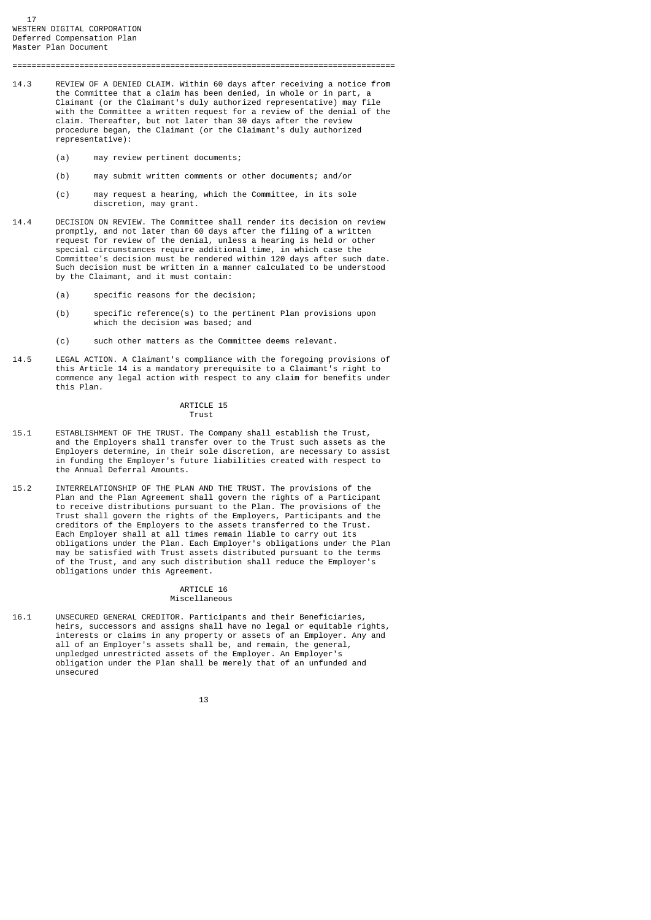14.3 REVIEW OF A DENIED CLAIM. Within 60 days after receiving a notice from the Committee that a claim has been denied, in whole or in part, a Claimant (or the Claimant's duly authorized representative) may file with the Committee a written request for a review of the denial of the claim. Thereafter, but not later than 30 days after the review procedure began, the Claimant (or the Claimant's duly authorized representative):

(a) may review pertinent documents;

(b) may submit written comments or other documents; and/or

(c) may request a hearing, which the Committee, in its sole discretion, may grant.

14.4 DECISION ON REVIEW. The Committee shall render its decision on review promptly, and not later than 60 days after the filing of a written request for review of the denial, unless a hearing is held or other special circumstances require additional time, in which case the Committee's decision must be rendered within 120 days after such date. Such decision must be written in a manner calculated to be understood by the Claimant, and it must contain:

(a) specific reasons for the decision;

(b) specific reference(s) to the pertinent Plan provisions upon which the decision was based; and

(c) such other matters as the Committee deems relevant.

14.5 LEGAL ACTION. A Claimant's compliance with the foregoing provisions of this Article 14 is a mandatory prerequisite to a Claimant's right to commence any legal action with respect to any claim for benefits under this Plan.

## ARTICLE 15
## Trust

15.1 ESTABLISHMENT OF THE TRUST. The Company shall establish the Trust, and the Employers shall transfer over to the Trust such assets as the Employers determine, in their sole discretion, are necessary to assist in funding the Employer's future liabilities created with respect to the Annual Deferral Amounts.

15.2 INTERRELATIONSHIP OF THE PLAN AND THE TRUST. The provisions of the Plan and the Plan Agreement shall govern the rights of a Participant to receive distributions pursuant to the Plan. The provisions of the Trust shall govern the rights of the Employers, Participants and the creditors of the Employers to the assets transferred to the Trust. Each Employer shall at all times remain liable to carry out its obligations under the Plan. Each Employer's obligations under the Plan may be satisfied with Trust assets distributed pursuant to the terms of the Trust, and any such distribution shall reduce the Employer's obligations under this Agreement.

## ARTICLE 16
## Miscellaneous

16.1 UNSECURED GENERAL CREDITOR. Participants and their Beneficiaries, heirs, successors and assigns shall have no legal or equitable rights, interests or claims in any property or assets of an Employer. Any and all of an Employer's assets shall be, and remain, the general, unpledged unrestricted assets of the Employer. An Employer's obligation under the Plan shall be merely that of an unfunded and unsecured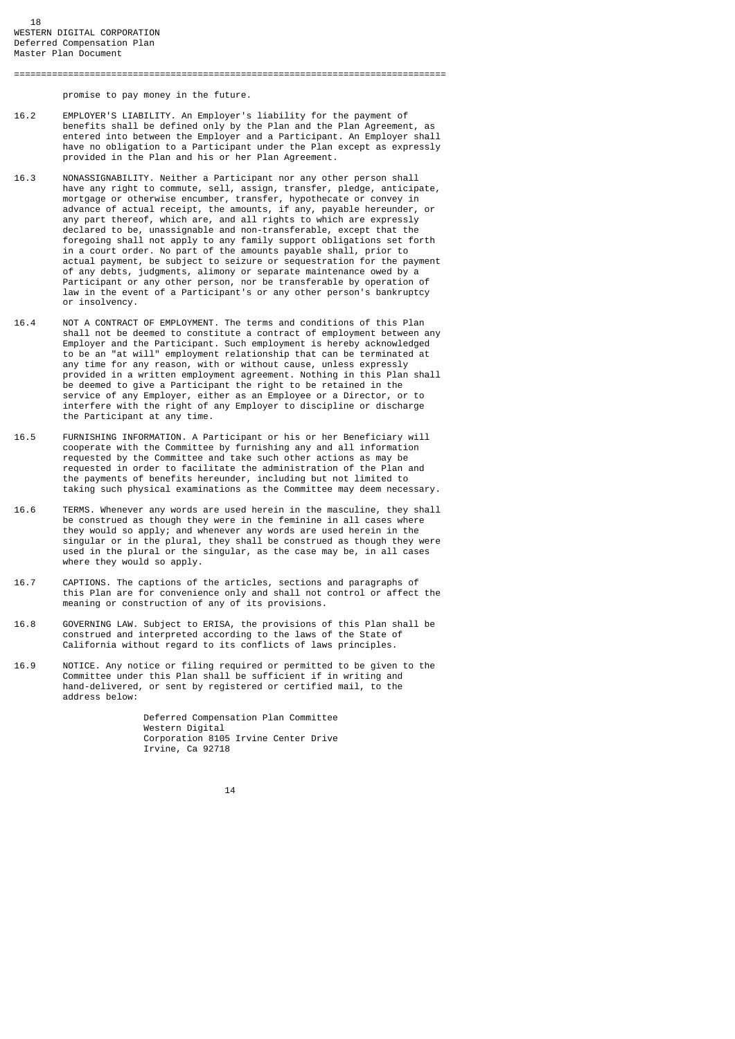promise to pay money in the future.

16.2 EMPLOYER'S LIABILITY. An Employer's liability for the payment of benefits shall be defined only by the Plan and the Plan Agreement, as entered into between the Employer and a Participant. An Employer shall have no obligation to a Participant under the Plan except as expressly provided in the Plan and his or her Plan Agreement.

16.3 NONASSIGNABILITY. Neither a Participant nor any other person shall have any right to commute, sell, assign, transfer, pledge, anticipate, mortgage or otherwise encumber, transfer, hypothecate or convey in advance of actual receipt, the amounts, if any, payable hereunder, or any part thereof, which are, and all rights to which are expressly declared to be, unassignable and non-transferable, except that the foregoing shall not apply to any family support obligations set forth in a court order. No part of the amounts payable shall, prior to actual payment, be subject to seizure or sequestration for the payment of any debts, judgments, alimony or separate maintenance owed by a Participant or any other person, nor be transferable by operation of law in the event of a Participant's or any other person's bankruptcy or insolvency.

16.4 NOT A CONTRACT OF EMPLOYMENT. The terms and conditions of this Plan shall not be deemed to constitute a contract of employment between any Employer and the Participant. Such employment is hereby acknowledged to be an "at will" employment relationship that can be terminated at any time for any reason, with or without cause, unless expressly provided in a written employment agreement. Nothing in this Plan shall be deemed to give a Participant the right to be retained in the service of any Employer, either as an Employee or a Director, or to interfere with the right of any Employer to discipline or discharge the Participant at any time.

16.5 FURNISHING INFORMATION. A Participant or his or her Beneficiary will cooperate with the Committee by furnishing any and all information requested by the Committee and take such other actions as may be requested in order to facilitate the administration of the Plan and the payments of benefits hereunder, including but not limited to taking such physical examinations as the Committee may deem necessary.

16.6 TERMS. Whenever any words are used herein in the masculine, they shall be construed as though they were in the feminine in all cases where they would so apply; and whenever any words are used herein in the singular or in the plural, they shall be construed as though they were used in the plural or the singular, as the case may be, in all cases where they would so apply.

16.7 CAPTIONS. The captions of the articles, sections and paragraphs of this Plan are for convenience only and shall not control or affect the meaning or construction of any of its provisions.

16.8 GOVERNING LAW. Subject to ERISA, the provisions of this Plan shall be construed and interpreted according to the laws of the State of California without regard to its conflicts of laws principles.

16.9 NOTICE. Any notice or filing required or permitted to be given to the Committee under this Plan shall be sufficient if in writing and hand-delivered, or sent by registered or certified mail, to the address below:

Deferred Compensation Plan Committee
Western Digital
Corporation 8105 Irvine Center Drive
Irvine, Ca 92718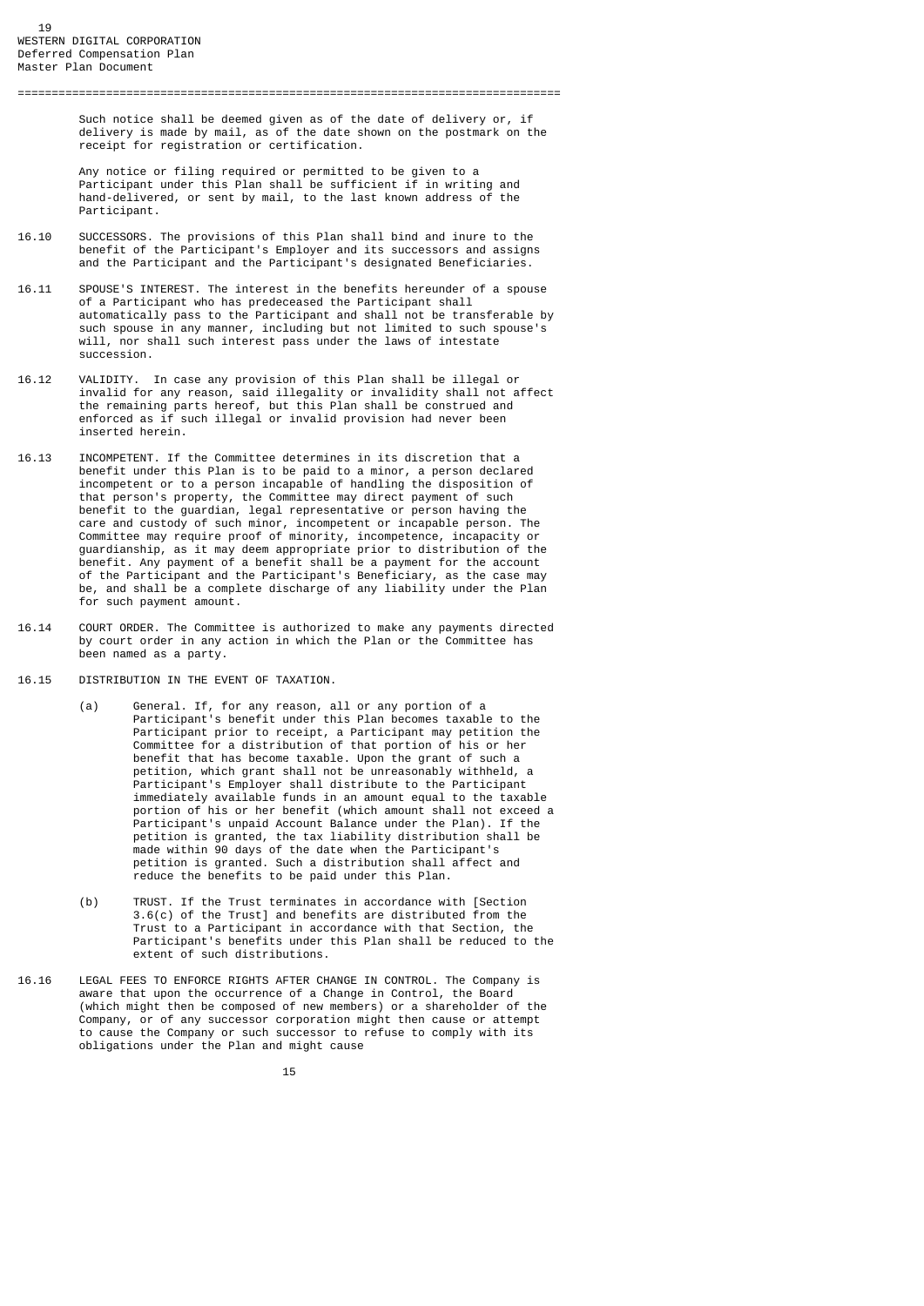Such notice shall be deemed given as of the date of delivery or, if delivery is made by mail, as of the date shown on the postmark on the receipt for registration or certification.

Any notice or filing required or permitted to be given to a Participant under this Plan shall be sufficient if in writing and hand-delivered, or sent by mail, to the last known address of the Participant.

16.10 SUCCESSORS. The provisions of this Plan shall bind and inure to the benefit of the Participant's Employer and its successors and assigns and the Participant and the Participant's designated Beneficiaries.

16.11 SPOUSE'S INTEREST. The interest in the benefits hereunder of a spouse of a Participant who has predeceased the Participant shall automatically pass to the Participant and shall not be transferable by such spouse in any manner, including but not limited to such spouse's will, nor shall such interest pass under the laws of intestate succession.

16.12 VALIDITY. In case any provision of this Plan shall be illegal or invalid for any reason, said illegality or invalidity shall not affect the remaining parts hereof, but this Plan shall be construed and enforced as if such illegal or invalid provision had never been inserted herein.

16.13 INCOMPETENT. If the Committee determines in its discretion that a benefit under this Plan is to be paid to a minor, a person declared incompetent or to a person incapable of handling the disposition of that person's property, the Committee may direct payment of such benefit to the guardian, legal representative or person having the care and custody of such minor, incompetent or incapable person. The Committee may require proof of minority, incompetence, incapacity or guardianship, as it may deem appropriate prior to distribution of the benefit. Any payment of a benefit shall be a payment for the account of the Participant and the Participant's Beneficiary, as the case may be, and shall be a complete discharge of any liability under the Plan for such payment amount.

16.14 COURT ORDER. The Committee is authorized to make any payments directed by court order in any action in which the Plan or the Committee has been named as a party.

16.15 DISTRIBUTION IN THE EVENT OF TAXATION.

(a) General. If, for any reason, all or any portion of a Participant's benefit under this Plan becomes taxable to the Participant prior to receipt, a Participant may petition the Committee for a distribution of that portion of his or her benefit that has become taxable. Upon the grant of such a petition, which grant shall not be unreasonably withheld, a Participant's Employer shall distribute to the Participant immediately available funds in an amount equal to the taxable portion of his or her benefit (which amount shall not exceed a Participant's unpaid Account Balance under the Plan). If the petition is granted, the tax liability distribution shall be made within 90 days of the date when the Participant's petition is granted. Such a distribution shall affect and reduce the benefits to be paid under this Plan.

(b) TRUST. If the Trust terminates in accordance with [Section 3.6(c) of the Trust] and benefits are distributed from the Trust to a Participant in accordance with that Section, the Participant's benefits under this Plan shall be reduced to the extent of such distributions.

16.16 LEGAL FEES TO ENFORCE RIGHTS AFTER CHANGE IN CONTROL. The Company is aware that upon the occurrence of a Change in Control, the Board (which might then be composed of new members) or a shareholder of the Company, or of any successor corporation might then cause or attempt to cause the Company or such successor to refuse to comply with its obligations under the Plan and might cause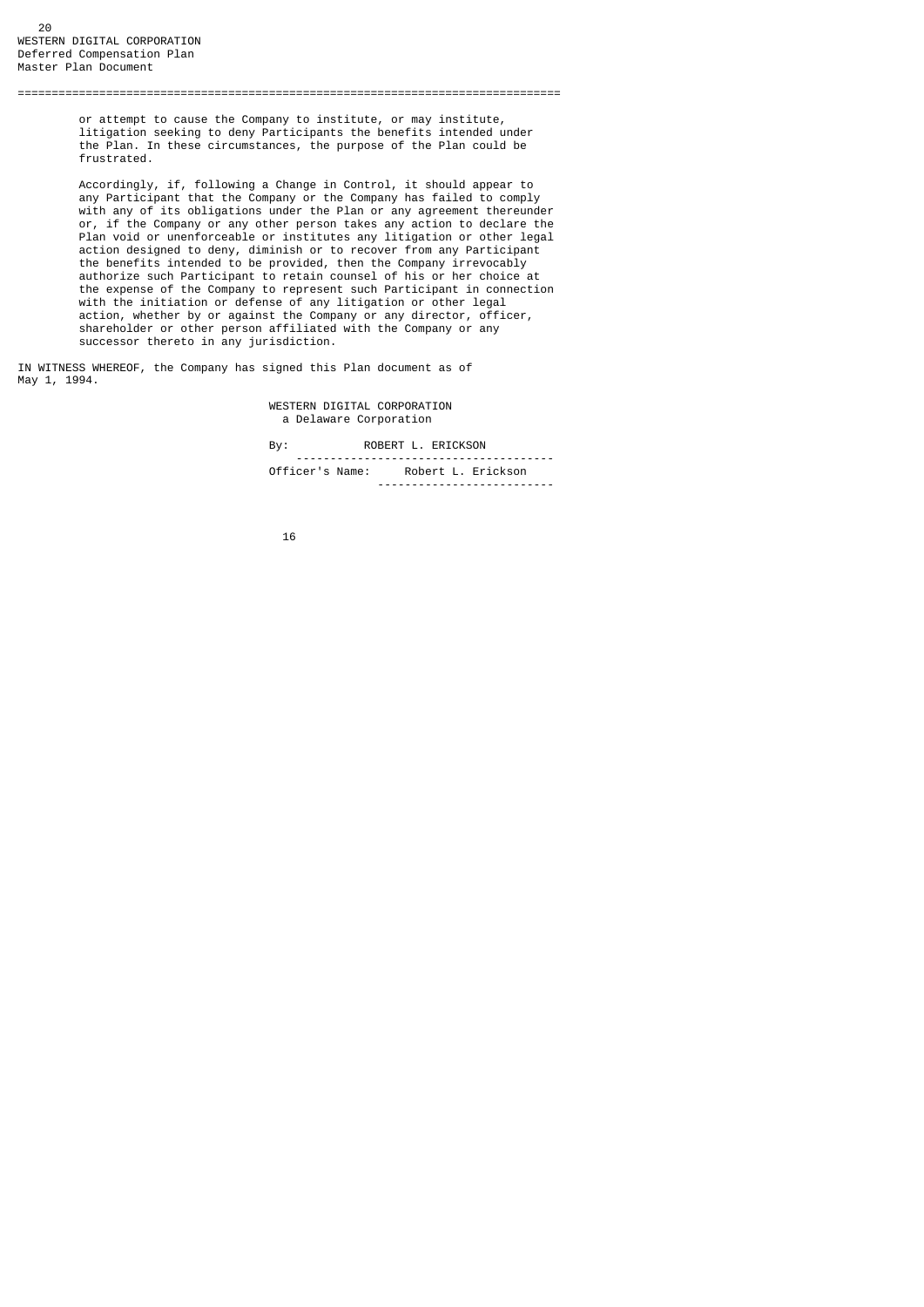or attempt to cause the Company to institute, or may institute, litigation seeking to deny Participants the benefits intended under the Plan. In these circumstances, the purpose of the Plan could be frustrated.

Accordingly, if, following a Change in Control, it should appear to any Participant that the Company or the Company has failed to comply with any of its obligations under the Plan or any agreement thereunder or, if the Company or any other person takes any action to declare the Plan void or unenforceable or institutes any litigation or other legal action designed to deny, diminish or to recover from any Participant the benefits intended to be provided, then the Company irrevocably authorize such Participant to retain counsel of his or her choice at the expense of the Company to represent such Participant in connection with the initiation or defense of any litigation or other legal action, whether by or against the Company or any director, officer, shareholder or other person affiliated with the Company or any successor thereto in any jurisdiction.

IN WITNESS WHEREOF, the Company has signed this Plan document as of May 1, 1994.

WESTERN DIGITAL CORPORATION
a Delaware Corporation

By: ROBERT L. ERICKSON

Officer's Name: Robert L. Erickson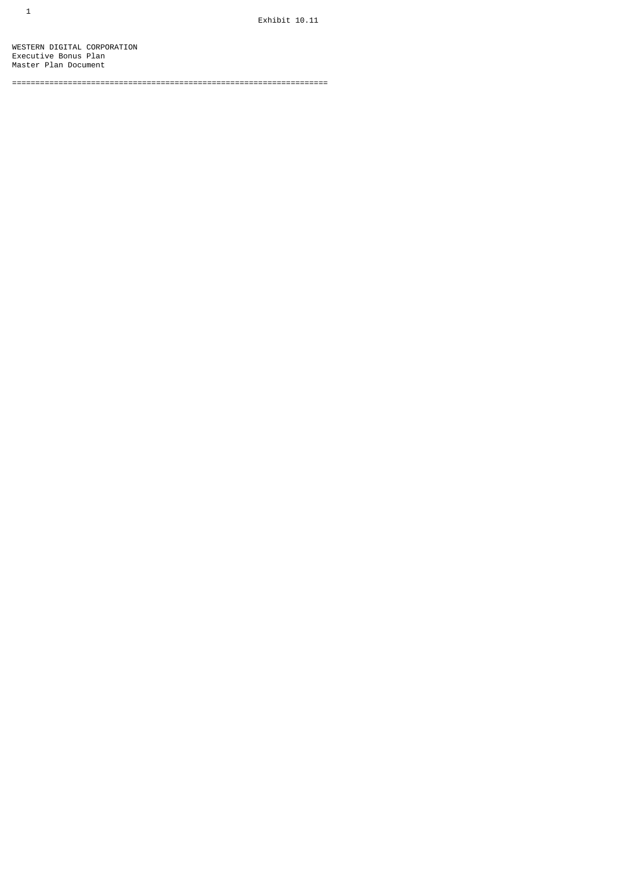Exhibit 10.11

WESTERN DIGITAL CORPORATION
Executive Bonus Plan
Master Plan Document

===================================================================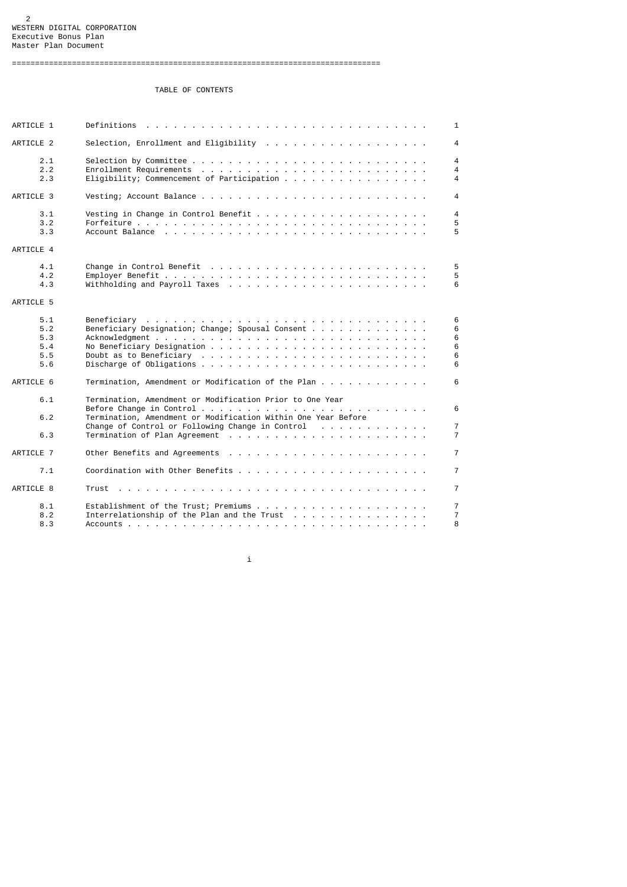WESTERN DIGITAL CORPORATION
Executive Bonus Plan
Master Plan Document

---

TABLE OF CONTENTS

| | | |
|---|---|---|
| ARTICLE 1 | Definitions | 1 |
| ARTICLE 2 | Selection, Enrollment and Eligibility | 4 |
| 2.1 | Selection by Committee | 4 |
| 2.2 | Enrollment Requirements | 4 |
| 2.3 | Eligibility; Commencement of Participation | 4 |
| ARTICLE 3 | Vesting; Account Balance | 4 |
| 3.1 | Vesting in Change in Control Benefit | 4 |
| 3.2 | Forfeiture | 5 |
| 3.3 | Account Balance | 5 |
| ARTICLE 4 | | |
| 4.1 | Change in Control Benefit | 5 |
| 4.2 | Employer Benefit | 5 |
| 4.3 | Withholding and Payroll Taxes | 6 |
| ARTICLE 5 | | |
| 5.1 | Beneficiary | 6 |
| 5.2 | Beneficiary Designation; Change; Spousal Consent | 6 |
| 5.3 | Acknowledgment | 6 |
| 5.4 | No Beneficiary Designation | 6 |
| 5.5 | Doubt as to Beneficiary | 6 |
| 5.6 | Discharge of Obligations | 6 |
| ARTICLE 6 | Termination, Amendment or Modification of the Plan | 6 |
| 6.1 | Termination, Amendment or Modification Prior to One Year Before Change in Control | 6 |
| 6.2 | Termination, Amendment or Modification Within One Year Before Change of Control or Following Change in Control | 7 |
| 6.3 | Termination of Plan Agreement | 7 |
| ARTICLE 7 | Other Benefits and Agreements | 7 |
| 7.1 | Coordination with Other Benefits | 7 |
| ARTICLE 8 | Trust | 7 |
| 8.1 | Establishment of the Trust; Premiums | 7 |
| 8.2 | Interrelationship of the Plan and the Trust | 7 |
| 8.3 | Accounts | 8 |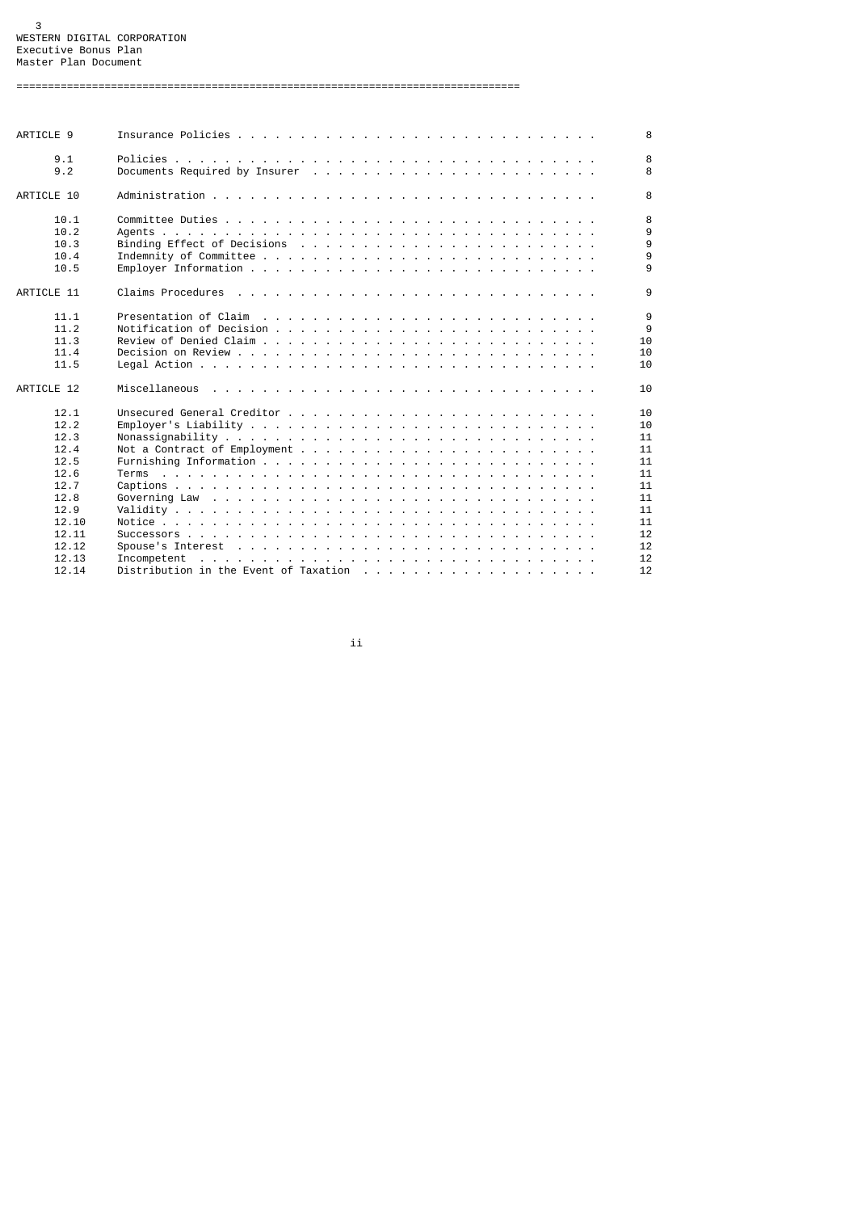WESTERN DIGITAL CORPORATION
Executive Bonus Plan
Master Plan Document

| | | |
|---|---|---|
| ARTICLE 9 | Insurance Policies | 8 |
| 9.1 | Policies | 8 |
| 9.2 | Documents Required by Insurer | 8 |
| ARTICLE 10 | Administration | 8 |
| 10.1 | Committee Duties | 8 |
| 10.2 | Agents | 9 |
| 10.3 | Binding Effect of Decisions | 9 |
| 10.4 | Indemnity of Committee | 9 |
| 10.5 | Employer Information | 9 |
| ARTICLE 11 | Claims Procedures | 9 |
| 11.1 | Presentation of Claim | 9 |
| 11.2 | Notification of Decision | 9 |
| 11.3 | Review of Denied Claim | 10 |
| 11.4 | Decision on Review | 10 |
| 11.5 | Legal Action | 10 |
| ARTICLE 12 | Miscellaneous | 10 |
| 12.1 | Unsecured General Creditor | 10 |
| 12.2 | Employer's Liability | 10 |
| 12.3 | Nonassignability | 11 |
| 12.4 | Not a Contract of Employment | 11 |
| 12.5 | Furnishing Information | 11 |
| 12.6 | Terms | 11 |
| 12.7 | Captions | 11 |
| 12.8 | Governing Law | 11 |
| 12.9 | Validity | 11 |
| 12.10 | Notice | 11 |
| 12.11 | Successors | 12 |
| 12.12 | Spouse's Interest | 12 |
| 12.13 | Incompetent | 12 |
| 12.14 | Distribution in the Event of Taxation | 12 |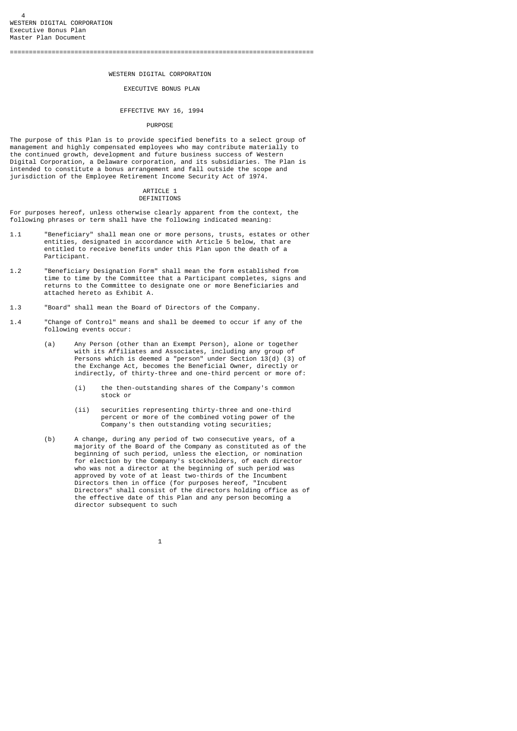# WESTERN DIGITAL CORPORATION

## EXECUTIVE BONUS PLAN

EFFECTIVE MAY 16, 1994

### PURPOSE

The purpose of this Plan is to provide specified benefits to a select group of management and highly compensated employees who may contribute materially to the continued growth, development and future business success of Western Digital Corporation, a Delaware corporation, and its subsidiaries. The Plan is intended to constitute a bonus arrangement and fall outside the scope and jurisdiction of the Employee Retirement Income Security Act of 1974.

### ARTICLE 1
### DEFINITIONS

For purposes hereof, unless otherwise clearly apparent from the context, the following phrases or term shall have the following indicated meaning:

1.1 "Beneficiary" shall mean one or more persons, trusts, estates or other entities, designated in accordance with Article 5 below, that are entitled to receive benefits under this Plan upon the death of a Participant.

1.2 "Beneficiary Designation Form" shall mean the form established from time to time by the Committee that a Participant completes, signs and returns to the Committee to designate one or more Beneficiaries and attached hereto as Exhibit A.

1.3 "Board" shall mean the Board of Directors of the Company.

1.4 "Change of Control" means and shall be deemed to occur if any of the following events occur:

 (a) Any Person (other than an Exempt Person), alone or together with its Affiliates and Associates, including any group of Persons which is deemed a "person" under Section 13(d) (3) of the Exchange Act, becomes the Beneficial Owner, directly or indirectly, of thirty-three and one-third percent or more of:

  (i) the then-outstanding shares of the Company's common stock or

  (ii) securities representing thirty-three and one-third percent or more of the combined voting power of the Company's then outstanding voting securities;

 (b) A change, during any period of two consecutive years, of a majority of the Board of the Company as constituted as of the beginning of such period, unless the election, or nomination for election by the Company's stockholders, of each director who was not a director at the beginning of such period was approved by vote of at least two-thirds of the Incumbent Directors then in office (for purposes hereof, "Incubent Directors" shall consist of the directors holding office as of the effective date of this Plan and any person becoming a director subsequent to such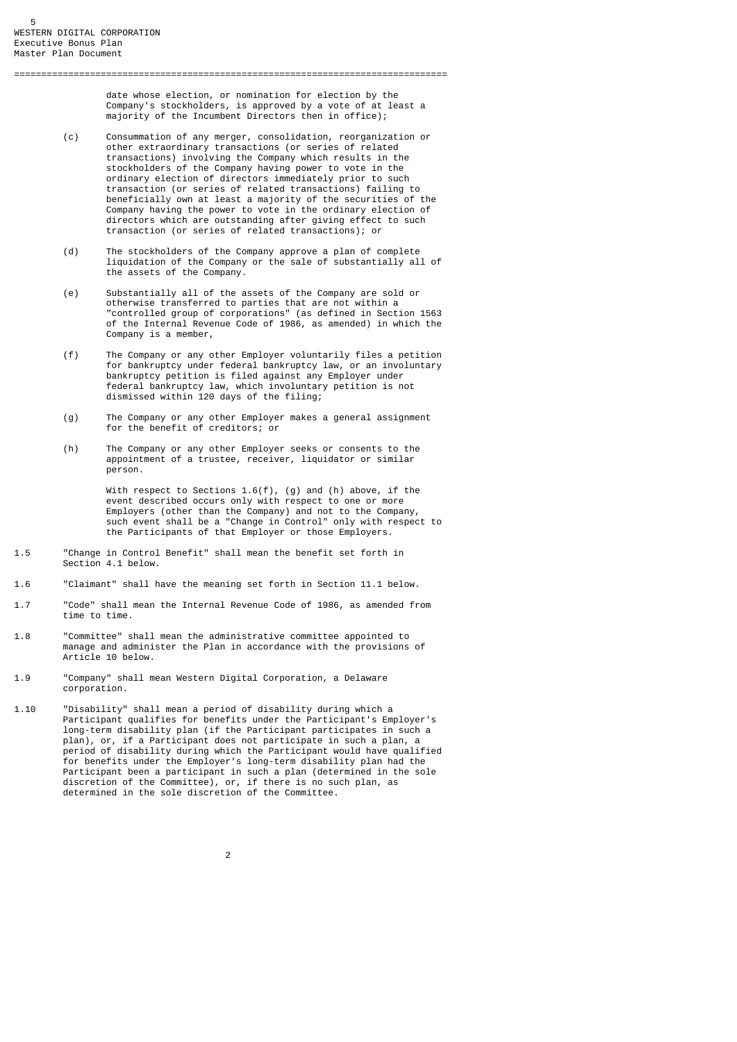date whose election, or nomination for election by the Company's stockholders, is approved by a vote of at least a majority of the Incumbent Directors then in office);

(c) Consummation of any merger, consolidation, reorganization or other extraordinary transactions (or series of related transactions) involving the Company which results in the stockholders of the Company having power to vote in the ordinary election of directors immediately prior to such transaction (or series of related transactions) failing to beneficially own at least a majority of the securities of the Company having the power to vote in the ordinary election of directors which are outstanding after giving effect to such transaction (or series of related transactions); or

(d) The stockholders of the Company approve a plan of complete liquidation of the Company or the sale of substantially all of the assets of the Company.

(e) Substantially all of the assets of the Company are sold or otherwise transferred to parties that are not within a "controlled group of corporations" (as defined in Section 1563 of the Internal Revenue Code of 1986, as amended) in which the Company is a member,

(f) The Company or any other Employer voluntarily files a petition for bankruptcy under federal bankruptcy law, or an involuntary bankruptcy petition is filed against any Employer under federal bankruptcy law, which involuntary petition is not dismissed within 120 days of the filing;

(g) The Company or any other Employer makes a general assignment for the benefit of creditors; or

(h) The Company or any other Employer seeks or consents to the appointment of a trustee, receiver, liquidator or similar person.

With respect to Sections 1.6(f), (g) and (h) above, if the event described occurs only with respect to one or more Employers (other than the Company) and not to the Company, such event shall be a "Change in Control" only with respect to the Participants of that Employer or those Employers.

1.5 "Change in Control Benefit" shall mean the benefit set forth in Section 4.1 below.

1.6 "Claimant" shall have the meaning set forth in Section 11.1 below.

1.7 "Code" shall mean the Internal Revenue Code of 1986, as amended from time to time.

1.8 "Committee" shall mean the administrative committee appointed to manage and administer the Plan in accordance with the provisions of Article 10 below.

1.9 "Company" shall mean Western Digital Corporation, a Delaware corporation.

1.10 "Disability" shall mean a period of disability during which a Participant qualifies for benefits under the Participant's Employer's long-term disability plan (if the Participant participates in such a plan), or, if a Participant does not participate in such a plan, a period of disability during which the Participant would have qualified for benefits under the Employer's long-term disability plan had the Participant been a participant in such a plan (determined in the sole discretion of the Committee), or, if there is no such plan, as determined in the sole discretion of the Committee.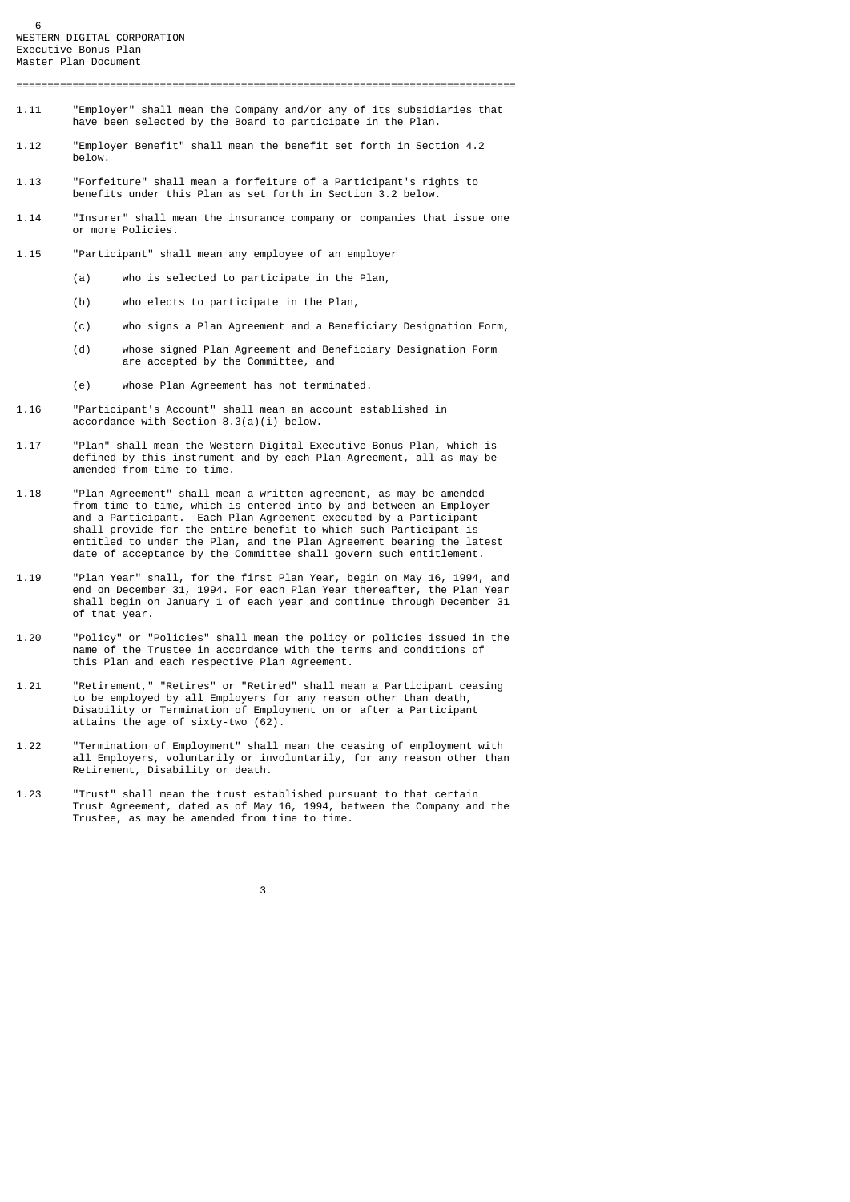1.11 "Employer" shall mean the Company and/or any of its subsidiaries that have been selected by the Board to participate in the Plan.

1.12 "Employer Benefit" shall mean the benefit set forth in Section 4.2 below.

1.13 "Forfeiture" shall mean a forfeiture of a Participant's rights to benefits under this Plan as set forth in Section 3.2 below.

1.14 "Insurer" shall mean the insurance company or companies that issue one or more Policies.

1.15 "Participant" shall mean any employee of an employer

  (a) who is selected to participate in the Plan,

  (b) who elects to participate in the Plan,

  (c) who signs a Plan Agreement and a Beneficiary Designation Form,

  (d) whose signed Plan Agreement and Beneficiary Designation Form are accepted by the Committee, and

  (e) whose Plan Agreement has not terminated.

1.16 "Participant's Account" shall mean an account established in accordance with Section 8.3(a)(i) below.

1.17 "Plan" shall mean the Western Digital Executive Bonus Plan, which is defined by this instrument and by each Plan Agreement, all as may be amended from time to time.

1.18 "Plan Agreement" shall mean a written agreement, as may be amended from time to time, which is entered into by and between an Employer and a Participant. Each Plan Agreement executed by a Participant shall provide for the entire benefit to which such Participant is entitled to under the Plan, and the Plan Agreement bearing the latest date of acceptance by the Committee shall govern such entitlement.

1.19 "Plan Year" shall, for the first Plan Year, begin on May 16, 1994, and end on December 31, 1994. For each Plan Year thereafter, the Plan Year shall begin on January 1 of each year and continue through December 31 of that year.

1.20 "Policy" or "Policies" shall mean the policy or policies issued in the name of the Trustee in accordance with the terms and conditions of this Plan and each respective Plan Agreement.

1.21 "Retirement," "Retires" or "Retired" shall mean a Participant ceasing to be employed by all Employers for any reason other than death, Disability or Termination of Employment on or after a Participant attains the age of sixty-two (62).

1.22 "Termination of Employment" shall mean the ceasing of employment with all Employers, voluntarily or involuntarily, for any reason other than Retirement, Disability or death.

1.23 "Trust" shall mean the trust established pursuant to that certain Trust Agreement, dated as of May 16, 1994, between the Company and the Trustee, as may be amended from time to time.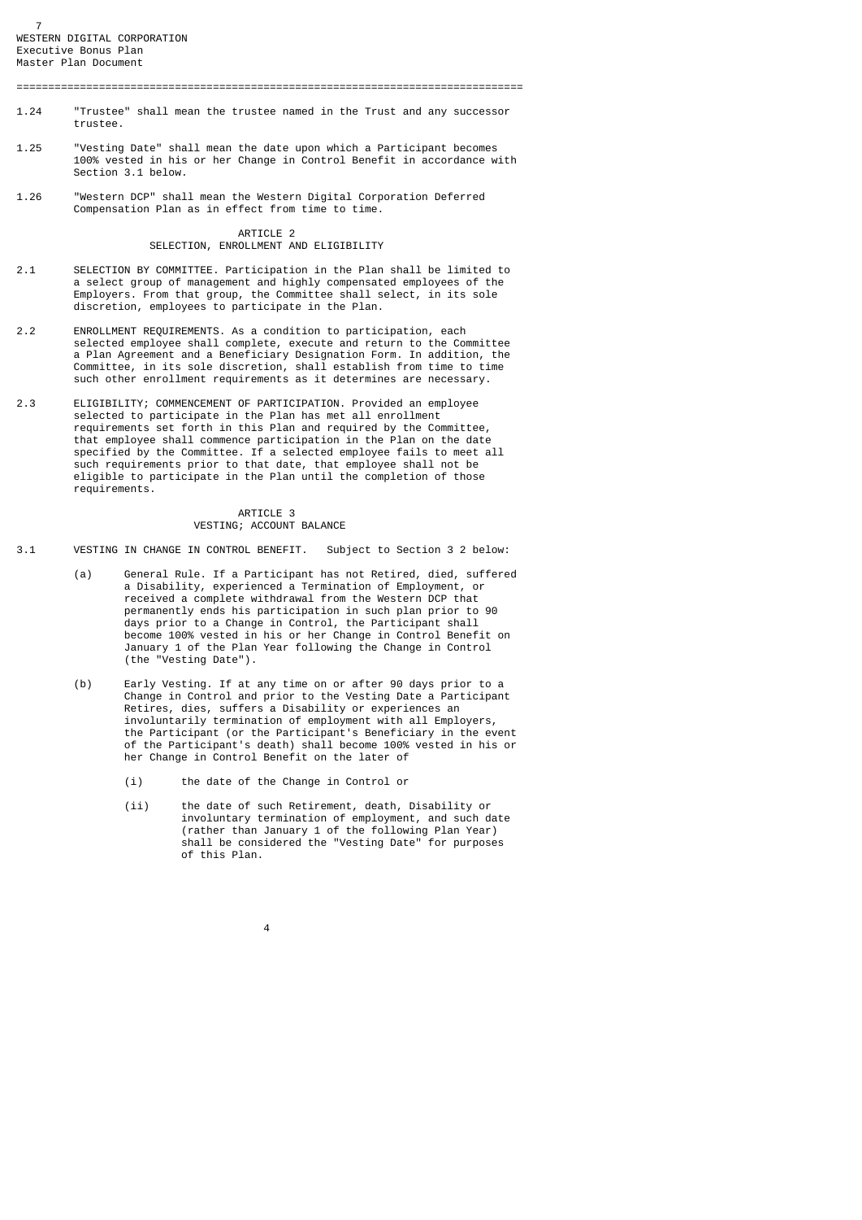1.24 "Trustee" shall mean the trustee named in the Trust and any successor trustee.

1.25 "Vesting Date" shall mean the date upon which a Participant becomes 100% vested in his or her Change in Control Benefit in accordance with Section 3.1 below.

1.26 "Western DCP" shall mean the Western Digital Corporation Deferred Compensation Plan as in effect from time to time.

## ARTICLE 2
## SELECTION, ENROLLMENT AND ELIGIBILITY

2.1 SELECTION BY COMMITTEE. Participation in the Plan shall be limited to a select group of management and highly compensated employees of the Employers. From that group, the Committee shall select, in its sole discretion, employees to participate in the Plan.

2.2 ENROLLMENT REQUIREMENTS. As a condition to participation, each selected employee shall complete, execute and return to the Committee a Plan Agreement and a Beneficiary Designation Form. In addition, the Committee, in its sole discretion, shall establish from time to time such other enrollment requirements as it determines are necessary.

2.3 ELIGIBILITY; COMMENCEMENT OF PARTICIPATION. Provided an employee selected to participate in the Plan has met all enrollment requirements set forth in this Plan and required by the Committee, that employee shall commence participation in the Plan on the date specified by the Committee. If a selected employee fails to meet all such requirements prior to that date, that employee shall not be eligible to participate in the Plan until the completion of those requirements.

## ARTICLE 3
## VESTING; ACCOUNT BALANCE

3.1 VESTING IN CHANGE IN CONTROL BENEFIT. Subject to Section 3 2 below:

(a) General Rule. If a Participant has not Retired, died, suffered a Disability, experienced a Termination of Employment, or received a complete withdrawal from the Western DCP that permanently ends his participation in such plan prior to 90 days prior to a Change in Control, the Participant shall become 100% vested in his or her Change in Control Benefit on January 1 of the Plan Year following the Change in Control (the "Vesting Date").

(b) Early Vesting. If at any time on or after 90 days prior to a Change in Control and prior to the Vesting Date a Participant Retires, dies, suffers a Disability or experiences an involuntarily termination of employment with all Employers, the Participant (or the Participant's Beneficiary in the event of the Participant's death) shall become 100% vested in his or her Change in Control Benefit on the later of

(i) the date of the Change in Control or

(ii) the date of such Retirement, death, Disability or involuntary termination of employment, and such date (rather than January 1 of the following Plan Year) shall be considered the "Vesting Date" for purposes of this Plan.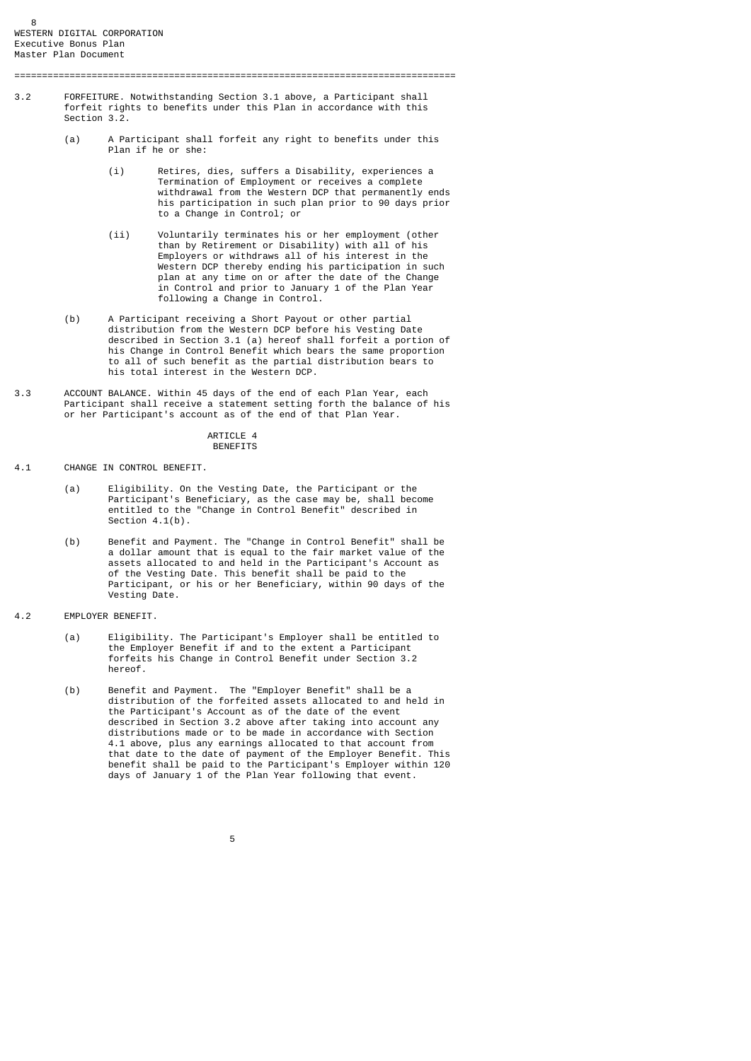3.2 FORFEITURE. Notwithstanding Section 3.1 above, a Participant shall forfeit rights to benefits under this Plan in accordance with this Section 3.2.

(a) A Participant shall forfeit any right to benefits under this Plan if he or she:

(i) Retires, dies, suffers a Disability, experiences a Termination of Employment or receives a complete withdrawal from the Western DCP that permanently ends his participation in such plan prior to 90 days prior to a Change in Control; or

(ii) Voluntarily terminates his or her employment (other than by Retirement or Disability) with all of his Employers or withdraws all of his interest in the Western DCP thereby ending his participation in such plan at any time on or after the date of the Change in Control and prior to January 1 of the Plan Year following a Change in Control.

(b) A Participant receiving a Short Payout or other partial distribution from the Western DCP before his Vesting Date described in Section 3.1 (a) hereof shall forfeit a portion of his Change in Control Benefit which bears the same proportion to all of such benefit as the partial distribution bears to his total interest in the Western DCP.

3.3 ACCOUNT BALANCE. Within 45 days of the end of each Plan Year, each Participant shall receive a statement setting forth the balance of his or her Participant's account as of the end of that Plan Year.

## ARTICLE 4
## BENEFITS

4.1 CHANGE IN CONTROL BENEFIT.

(a) Eligibility. On the Vesting Date, the Participant or the Participant's Beneficiary, as the case may be, shall become entitled to the "Change in Control Benefit" described in Section 4.1(b).

(b) Benefit and Payment. The "Change in Control Benefit" shall be a dollar amount that is equal to the fair market value of the assets allocated to and held in the Participant's Account as of the Vesting Date. This benefit shall be paid to the Participant, or his or her Beneficiary, within 90 days of the Vesting Date.

4.2 EMPLOYER BENEFIT.

(a) Eligibility. The Participant's Employer shall be entitled to the Employer Benefit if and to the extent a Participant forfeits his Change in Control Benefit under Section 3.2 hereof.

(b) Benefit and Payment. The "Employer Benefit" shall be a distribution of the forfeited assets allocated to and held in the Participant's Account as of the date of the event described in Section 3.2 above after taking into account any distributions made or to be made in accordance with Section 4.1 above, plus any earnings allocated to that account from that date to the date of payment of the Employer Benefit. This benefit shall be paid to the Participant's Employer within 120 days of January 1 of the Plan Year following that event.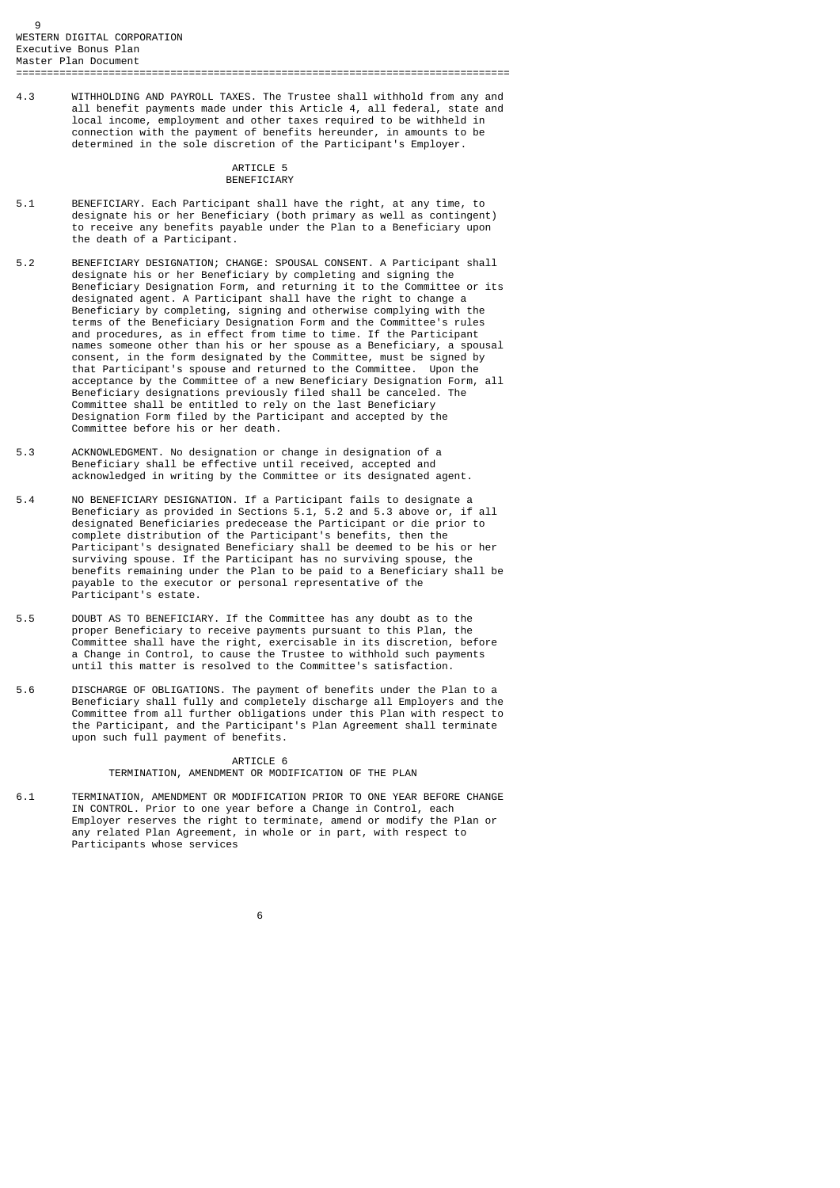4.3 WITHHOLDING AND PAYROLL TAXES. The Trustee shall withhold from any and all benefit payments made under this Article 4, all federal, state and local income, employment and other taxes required to be withheld in connection with the payment of benefits hereunder, in amounts to be determined in the sole discretion of the Participant's Employer.

## ARTICLE 5
## BENEFICIARY

5.1 BENEFICIARY. Each Participant shall have the right, at any time, to designate his or her Beneficiary (both primary as well as contingent) to receive any benefits payable under the Plan to a Beneficiary upon the death of a Participant.

5.2 BENEFICIARY DESIGNATION; CHANGE: SPOUSAL CONSENT. A Participant shall designate his or her Beneficiary by completing and signing the Beneficiary Designation Form, and returning it to the Committee or its designated agent. A Participant shall have the right to change a Beneficiary by completing, signing and otherwise complying with the terms of the Beneficiary Designation Form and the Committee's rules and procedures, as in effect from time to time. If the Participant names someone other than his or her spouse as a Beneficiary, a spousal consent, in the form designated by the Committee, must be signed by that Participant's spouse and returned to the Committee. Upon the acceptance by the Committee of a new Beneficiary Designation Form, all Beneficiary designations previously filed shall be canceled. The Committee shall be entitled to rely on the last Beneficiary Designation Form filed by the Participant and accepted by the Committee before his or her death.

5.3 ACKNOWLEDGMENT. No designation or change in designation of a Beneficiary shall be effective until received, accepted and acknowledged in writing by the Committee or its designated agent.

5.4 NO BENEFICIARY DESIGNATION. If a Participant fails to designate a Beneficiary as provided in Sections 5.1, 5.2 and 5.3 above or, if all designated Beneficiaries predecease the Participant or die prior to complete distribution of the Participant's benefits, then the Participant's designated Beneficiary shall be deemed to be his or her surviving spouse. If the Participant has no surviving spouse, the benefits remaining under the Plan to be paid to a Beneficiary shall be payable to the executor or personal representative of the Participant's estate.

5.5 DOUBT AS TO BENEFICIARY. If the Committee has any doubt as to the proper Beneficiary to receive payments pursuant to this Plan, the Committee shall have the right, exercisable in its discretion, before a Change in Control, to cause the Trustee to withhold such payments until this matter is resolved to the Committee's satisfaction.

5.6 DISCHARGE OF OBLIGATIONS. The payment of benefits under the Plan to a Beneficiary shall fully and completely discharge all Employers and the Committee from all further obligations under this Plan with respect to the Participant, and the Participant's Plan Agreement shall terminate upon such full payment of benefits.

## ARTICLE 6
## TERMINATION, AMENDMENT OR MODIFICATION OF THE PLAN

6.1 TERMINATION, AMENDMENT OR MODIFICATION PRIOR TO ONE YEAR BEFORE CHANGE IN CONTROL. Prior to one year before a Change in Control, each Employer reserves the right to terminate, amend or modify the Plan or any related Plan Agreement, in whole or in part, with respect to Participants whose services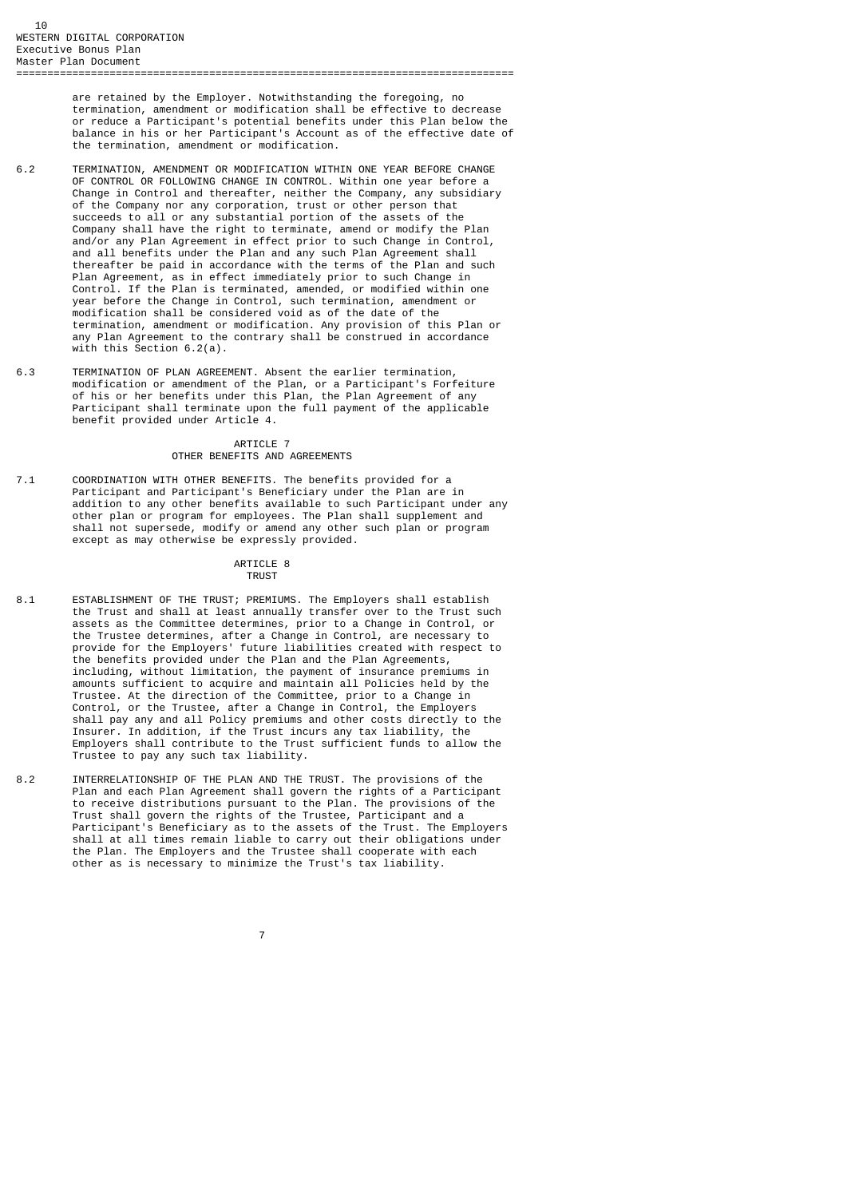are retained by the Employer. Notwithstanding the foregoing, no termination, amendment or modification shall be effective to decrease or reduce a Participant's potential benefits under this Plan below the balance in his or her Participant's Account as of the effective date of the termination, amendment or modification.

6.2 TERMINATION, AMENDMENT OR MODIFICATION WITHIN ONE YEAR BEFORE CHANGE OF CONTROL OR FOLLOWING CHANGE IN CONTROL. Within one year before a Change in Control and thereafter, neither the Company, any subsidiary of the Company nor any corporation, trust or other person that succeeds to all or any substantial portion of the assets of the Company shall have the right to terminate, amend or modify the Plan and/or any Plan Agreement in effect prior to such Change in Control, and all benefits under the Plan and any such Plan Agreement shall thereafter be paid in accordance with the terms of the Plan and such Plan Agreement, as in effect immediately prior to such Change in Control. If the Plan is terminated, amended, or modified within one year before the Change in Control, such termination, amendment or modification shall be considered void as of the date of the termination, amendment or modification. Any provision of this Plan or any Plan Agreement to the contrary shall be construed in accordance with this Section 6.2(a).

6.3 TERMINATION OF PLAN AGREEMENT. Absent the earlier termination, modification or amendment of the Plan, or a Participant's Forfeiture of his or her benefits under this Plan, the Plan Agreement of any Participant shall terminate upon the full payment of the applicable benefit provided under Article 4.

## ARTICLE 7
## OTHER BENEFITS AND AGREEMENTS

7.1 COORDINATION WITH OTHER BENEFITS. The benefits provided for a Participant and Participant's Beneficiary under the Plan are in addition to any other benefits available to such Participant under any other plan or program for employees. The Plan shall supplement and shall not supersede, modify or amend any other such plan or program except as may otherwise be expressly provided.

## ARTICLE 8
## TRUST

8.1 ESTABLISHMENT OF THE TRUST; PREMIUMS. The Employers shall establish the Trust and shall at least annually transfer over to the Trust such assets as the Committee determines, prior to a Change in Control, or the Trustee determines, after a Change in Control, are necessary to provide for the Employers' future liabilities created with respect to the benefits provided under the Plan and the Plan Agreements, including, without limitation, the payment of insurance premiums in amounts sufficient to acquire and maintain all Policies held by the Trustee. At the direction of the Committee, prior to a Change in Control, or the Trustee, after a Change in Control, the Employers shall pay any and all Policy premiums and other costs directly to the Insurer. In addition, if the Trust incurs any tax liability, the Employers shall contribute to the Trust sufficient funds to allow the Trustee to pay any such tax liability.

8.2 INTERRELATIONSHIP OF THE PLAN AND THE TRUST. The provisions of the Plan and each Plan Agreement shall govern the rights of a Participant to receive distributions pursuant to the Plan. The provisions of the Trust shall govern the rights of the Trustee, Participant and a Participant's Beneficiary as to the assets of the Trust. The Employers shall at all times remain liable to carry out their obligations under the Plan. The Employers and the Trustee shall cooperate with each other as is necessary to minimize the Trust's tax liability.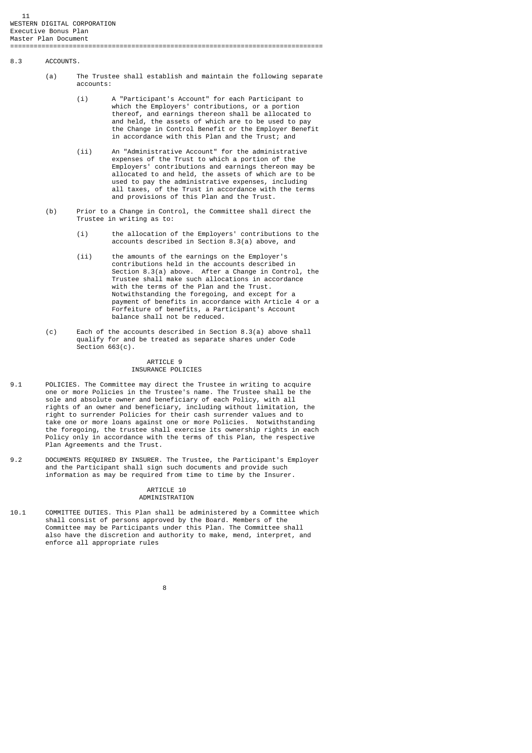8.3 ACCOUNTS.

(a) The Trustee shall establish and maintain the following separate accounts:

(i) A "Participant's Account" for each Participant to which the Employers' contributions, or a portion thereof, and earnings thereon shall be allocated to and held, the assets of which are to be used to pay the Change in Control Benefit or the Employer Benefit in accordance with this Plan and the Trust; and

(ii) An "Administrative Account" for the administrative expenses of the Trust to which a portion of the Employers' contributions and earnings thereon may be allocated to and held, the assets of which are to be used to pay the administrative expenses, including all taxes, of the Trust in accordance with the terms and provisions of this Plan and the Trust.

(b) Prior to a Change in Control, the Committee shall direct the Trustee in writing as to:

(i) the allocation of the Employers' contributions to the accounts described in Section 8.3(a) above, and

(ii) the amounts of the earnings on the Employer's contributions held in the accounts described in Section 8.3(a) above. After a Change in Control, the Trustee shall make such allocations in accordance with the terms of the Plan and the Trust. Notwithstanding the foregoing, and except for a payment of benefits in accordance with Article 4 or a Forfeiture of benefits, a Participant's Account balance shall not be reduced.

(c) Each of the accounts described in Section 8.3(a) above shall qualify for and be treated as separate shares under Code Section 663(c).

## ARTICLE 9
## INSURANCE POLICIES

9.1 POLICIES. The Committee may direct the Trustee in writing to acquire one or more Policies in the Trustee's name. The Trustee shall be the sole and absolute owner and beneficiary of each Policy, with all rights of an owner and beneficiary, including without limitation, the right to surrender Policies for their cash surrender values and to take one or more loans against one or more Policies. Notwithstanding the foregoing, the trustee shall exercise its ownership rights in each Policy only in accordance with the terms of this Plan, the respective Plan Agreements and the Trust.

9.2 DOCUMENTS REQUIRED BY INSURER. The Trustee, the Participant's Employer and the Participant shall sign such documents and provide such information as may be required from time to time by the Insurer.

## ARTICLE 10
## ADMINISTRATION

10.1 COMMITTEE DUTIES. This Plan shall be administered by a Committee which shall consist of persons approved by the Board. Members of the Committee may be Participants under this Plan. The Committee shall also have the discretion and authority to make, mend, interpret, and enforce all appropriate rules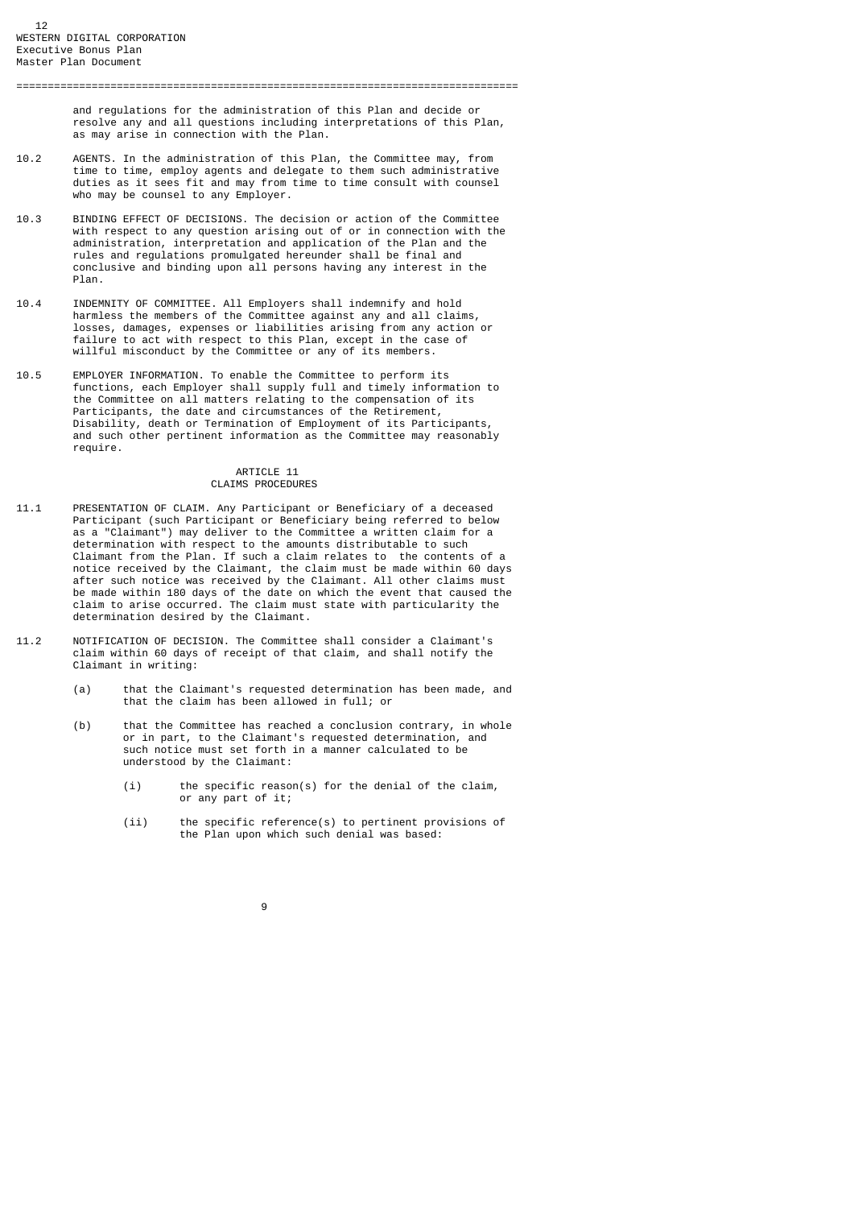and regulations for the administration of this Plan and decide or resolve any and all questions including interpretations of this Plan, as may arise in connection with the Plan.

10.2 AGENTS. In the administration of this Plan, the Committee may, from time to time, employ agents and delegate to them such administrative duties as it sees fit and may from time to time consult with counsel who may be counsel to any Employer.

10.3 BINDING EFFECT OF DECISIONS. The decision or action of the Committee with respect to any question arising out of or in connection with the administration, interpretation and application of the Plan and the rules and regulations promulgated hereunder shall be final and conclusive and binding upon all persons having any interest in the Plan.

10.4 INDEMNITY OF COMMITTEE. All Employers shall indemnify and hold harmless the members of the Committee against any and all claims, losses, damages, expenses or liabilities arising from any action or failure to act with respect to this Plan, except in the case of willful misconduct by the Committee or any of its members.

10.5 EMPLOYER INFORMATION. To enable the Committee to perform its functions, each Employer shall supply full and timely information to the Committee on all matters relating to the compensation of its Participants, the date and circumstances of the Retirement, Disability, death or Termination of Employment of its Participants, and such other pertinent information as the Committee may reasonably require.

## ARTICLE 11
## CLAIMS PROCEDURES

11.1 PRESENTATION OF CLAIM. Any Participant or Beneficiary of a deceased Participant (such Participant or Beneficiary being referred to below as a "Claimant") may deliver to the Committee a written claim for a determination with respect to the amounts distributable to such Claimant from the Plan. If such a claim relates to the contents of a notice received by the Claimant, the claim must be made within 60 days after such notice was received by the Claimant. All other claims must be made within 180 days of the date on which the event that caused the claim to arise occurred. The claim must state with particularity the determination desired by the Claimant.

11.2 NOTIFICATION OF DECISION. The Committee shall consider a Claimant's claim within 60 days of receipt of that claim, and shall notify the Claimant in writing:

(a) that the Claimant's requested determination has been made, and that the claim has been allowed in full; or

(b) that the Committee has reached a conclusion contrary, in whole or in part, to the Claimant's requested determination, and such notice must set forth in a manner calculated to be understood by the Claimant:

(i) the specific reason(s) for the denial of the claim, or any part of it;

(ii) the specific reference(s) to pertinent provisions of the Plan upon which such denial was based: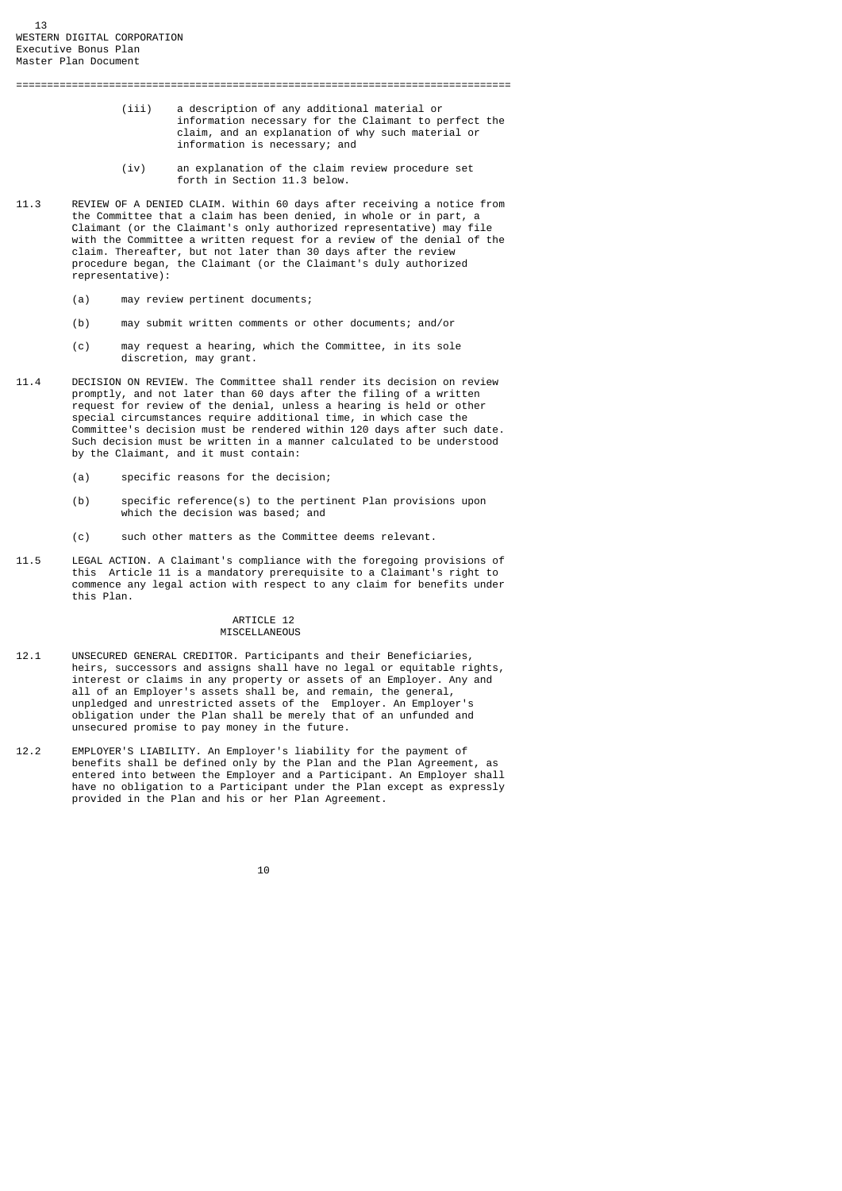(iii) a description of any additional material or information necessary for the Claimant to perfect the claim, and an explanation of why such material or information is necessary; and

(iv) an explanation of the claim review procedure set forth in Section 11.3 below.

11.3 REVIEW OF A DENIED CLAIM. Within 60 days after receiving a notice from the Committee that a claim has been denied, in whole or in part, a Claimant (or the Claimant's only authorized representative) may file with the Committee a written request for a review of the denial of the claim. Thereafter, but not later than 30 days after the review procedure began, the Claimant (or the Claimant's duly authorized representative):

(a) may review pertinent documents;

(b) may submit written comments or other documents; and/or

(c) may request a hearing, which the Committee, in its sole discretion, may grant.

11.4 DECISION ON REVIEW. The Committee shall render its decision on review promptly, and not later than 60 days after the filing of a written request for review of the denial, unless a hearing is held or other special circumstances require additional time, in which case the Committee's decision must be rendered within 120 days after such date. Such decision must be written in a manner calculated to be understood by the Claimant, and it must contain:

(a) specific reasons for the decision;

(b) specific reference(s) to the pertinent Plan provisions upon which the decision was based; and

(c) such other matters as the Committee deems relevant.

11.5 LEGAL ACTION. A Claimant's compliance with the foregoing provisions of this Article 11 is a mandatory prerequisite to a Claimant's right to commence any legal action with respect to any claim for benefits under this Plan.

## ARTICLE 12
## MISCELLANEOUS

12.1 UNSECURED GENERAL CREDITOR. Participants and their Beneficiaries, heirs, successors and assigns shall have no legal or equitable rights, interest or claims in any property or assets of an Employer. Any and all of an Employer's assets shall be, and remain, the general, unpledged and unrestricted assets of the Employer. An Employer's obligation under the Plan shall be merely that of an unfunded and unsecured promise to pay money in the future.

12.2 EMPLOYER'S LIABILITY. An Employer's liability for the payment of benefits shall be defined only by the Plan and the Plan Agreement, as entered into between the Employer and a Participant. An Employer shall have no obligation to a Participant under the Plan except as expressly provided in the Plan and his or her Plan Agreement.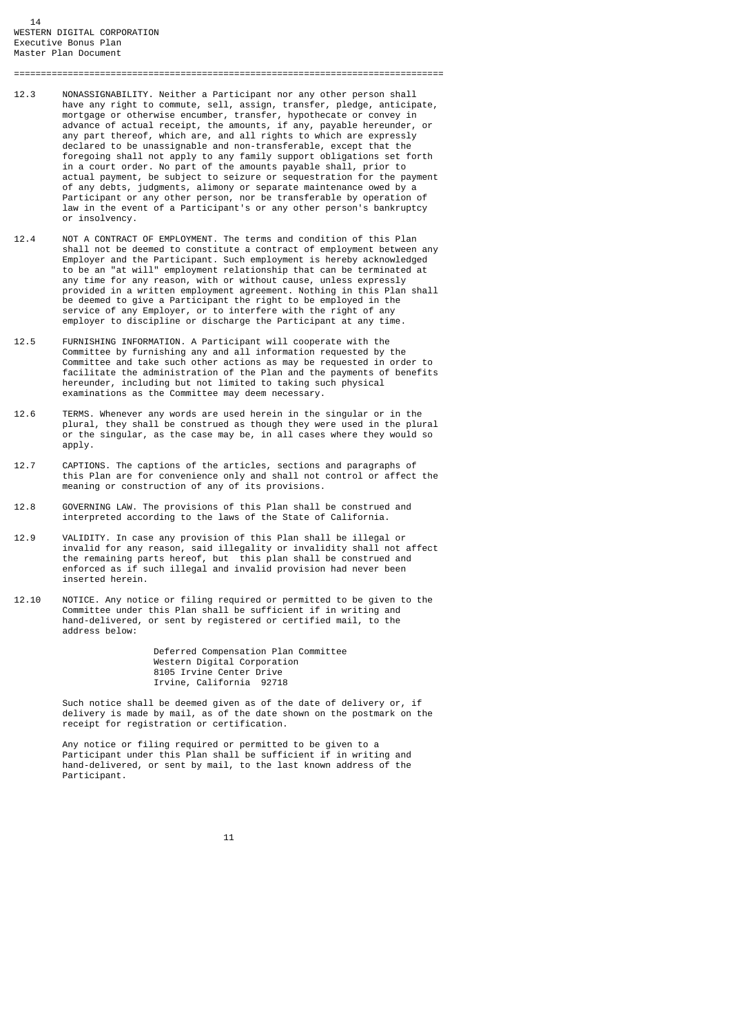12.3 NONASSIGNABILITY. Neither a Participant nor any other person shall have any right to commute, sell, assign, transfer, pledge, anticipate, mortgage or otherwise encumber, transfer, hypothecate or convey in advance of actual receipt, the amounts, if any, payable hereunder, or any part thereof, which are, and all rights to which are expressly declared to be unassignable and non-transferable, except that the foregoing shall not apply to any family support obligations set forth in a court order. No part of the amounts payable shall, prior to actual payment, be subject to seizure or sequestration for the payment of any debts, judgments, alimony or separate maintenance owed by a Participant or any other person, nor be transferable by operation of law in the event of a Participant's or any other person's bankruptcy or insolvency.

12.4 NOT A CONTRACT OF EMPLOYMENT. The terms and condition of this Plan shall not be deemed to constitute a contract of employment between any Employer and the Participant. Such employment is hereby acknowledged to be an "at will" employment relationship that can be terminated at any time for any reason, with or without cause, unless expressly provided in a written employment agreement. Nothing in this Plan shall be deemed to give a Participant the right to be employed in the service of any Employer, or to interfere with the right of any employer to discipline or discharge the Participant at any time.

12.5 FURNISHING INFORMATION. A Participant will cooperate with the Committee by furnishing any and all information requested by the Committee and take such other actions as may be requested in order to facilitate the administration of the Plan and the payments of benefits hereunder, including but not limited to taking such physical examinations as the Committee may deem necessary.

12.6 TERMS. Whenever any words are used herein in the singular or in the plural, they shall be construed as though they were used in the plural or the singular, as the case may be, in all cases where they would so apply.

12.7 CAPTIONS. The captions of the articles, sections and paragraphs of this Plan are for convenience only and shall not control or affect the meaning or construction of any of its provisions.

12.8 GOVERNING LAW. The provisions of this Plan shall be construed and interpreted according to the laws of the State of California.

12.9 VALIDITY. In case any provision of this Plan shall be illegal or invalid for any reason, said illegality or invalidity shall not affect the remaining parts hereof, but this plan shall be construed and enforced as if such illegal and invalid provision had never been inserted herein.

12.10 NOTICE. Any notice or filing required or permitted to be given to the Committee under this Plan shall be sufficient if in writing and hand-delivered, or sent by registered or certified mail, to the address below:

Deferred Compensation Plan Committee
Western Digital Corporation
8105 Irvine Center Drive
Irvine, California 92718

Such notice shall be deemed given as of the date of delivery or, if delivery is made by mail, as of the date shown on the postmark on the receipt for registration or certification.

Any notice or filing required or permitted to be given to a Participant under this Plan shall be sufficient if in writing and hand-delivered, or sent by mail, to the last known address of the Participant.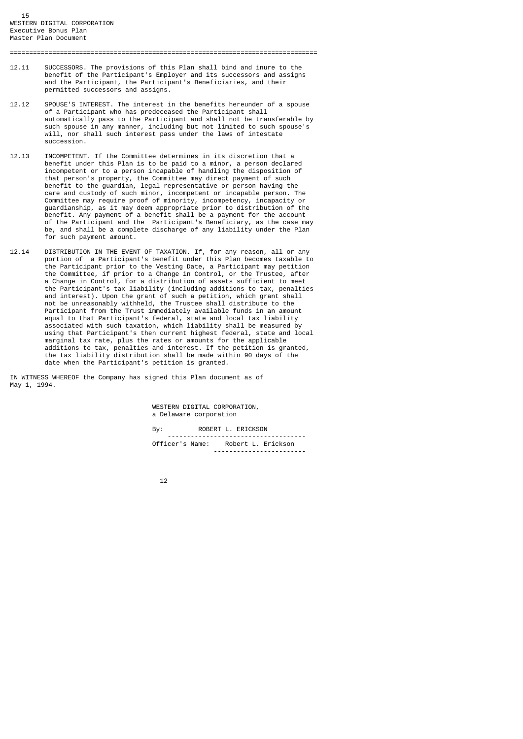12.11 SUCCESSORS. The provisions of this Plan shall bind and inure to the benefit of the Participant's Employer and its successors and assigns and the Participant, the Participant's Beneficiaries, and their permitted successors and assigns.

12.12 SPOUSE'S INTEREST. The interest in the benefits hereunder of a spouse of a Participant who has predeceased the Participant shall automatically pass to the Participant and shall not be transferable by such spouse in any manner, including but not limited to such spouse's will, nor shall such interest pass under the laws of intestate succession.

12.13 INCOMPETENT. If the Committee determines in its discretion that a benefit under this Plan is to be paid to a minor, a person declared incompetent or to a person incapable of handling the disposition of that person's property, the Committee may direct payment of such benefit to the guardian, legal representative or person having the care and custody of such minor, incompetent or incapable person. The Committee may require proof of minority, incompetency, incapacity or guardianship, as it may deem appropriate prior to distribution of the benefit. Any payment of a benefit shall be a payment for the account of the Participant and the Participant's Beneficiary, as the case may be, and shall be a complete discharge of any liability under the Plan for such payment amount.

12.14 DISTRIBUTION IN THE EVENT OF TAXATION. If, for any reason, all or any portion of a Participant's benefit under this Plan becomes taxable to the Participant prior to the Vesting Date, a Participant may petition the Committee, if prior to a Change in Control, or the Trustee, after a Change in Control, for a distribution of assets sufficient to meet the Participant's tax liability (including additions to tax, penalties and interest). Upon the grant of such a petition, which grant shall not be unreasonably withheld, the Trustee shall distribute to the Participant from the Trust immediately available funds in an amount equal to that Participant's federal, state and local tax liability associated with such taxation, which liability shall be measured by using that Participant's then current highest federal, state and local marginal tax rate, plus the rates or amounts for the applicable additions to tax, penalties and interest. If the petition is granted, the tax liability distribution shall be made within 90 days of the date when the Participant's petition is granted.

IN WITNESS WHEREOF the Company has signed this Plan document as of May 1, 1994.

WESTERN DIGITAL CORPORATION,
a Delaware corporation

By: ROBERT L. ERICKSON

Officer's Name: Robert L. Erickson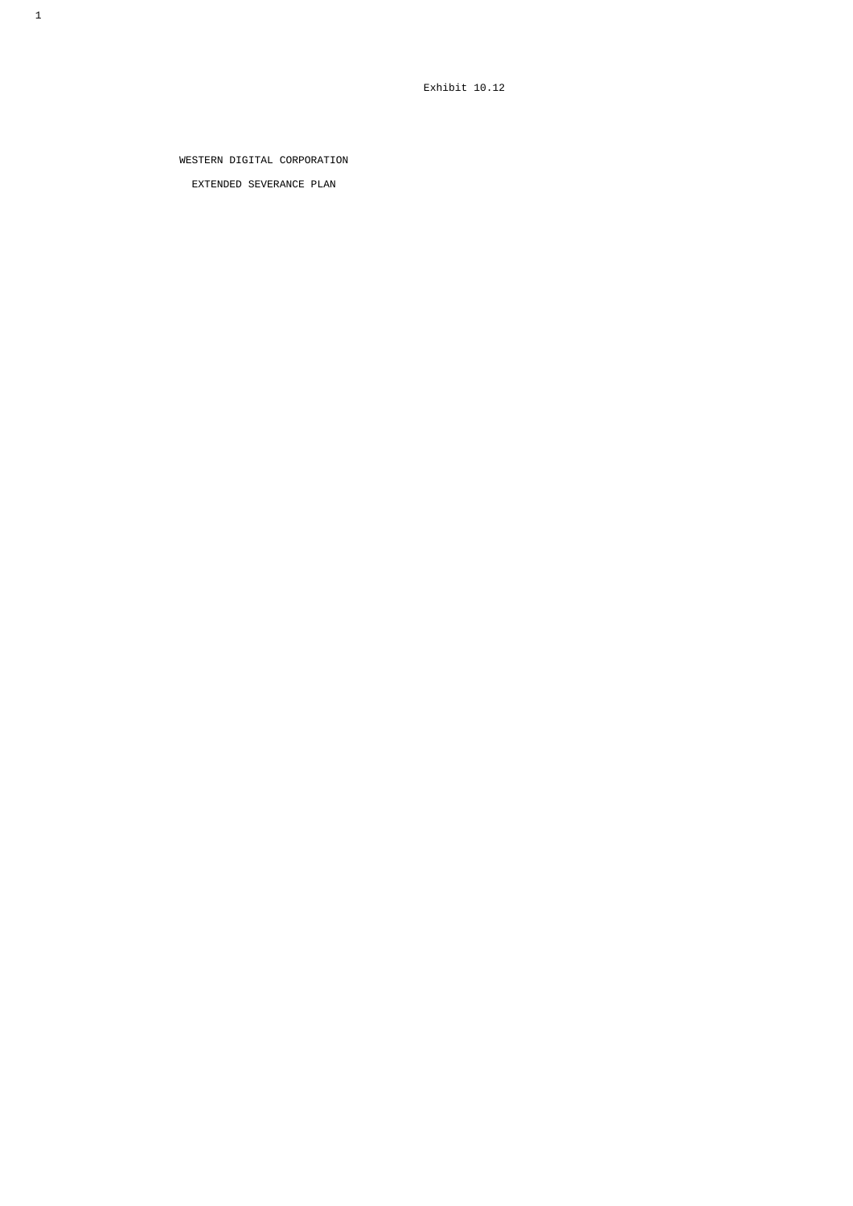Exhibit 10.12

# WESTERN DIGITAL CORPORATION

## EXTENDED SEVERANCE PLAN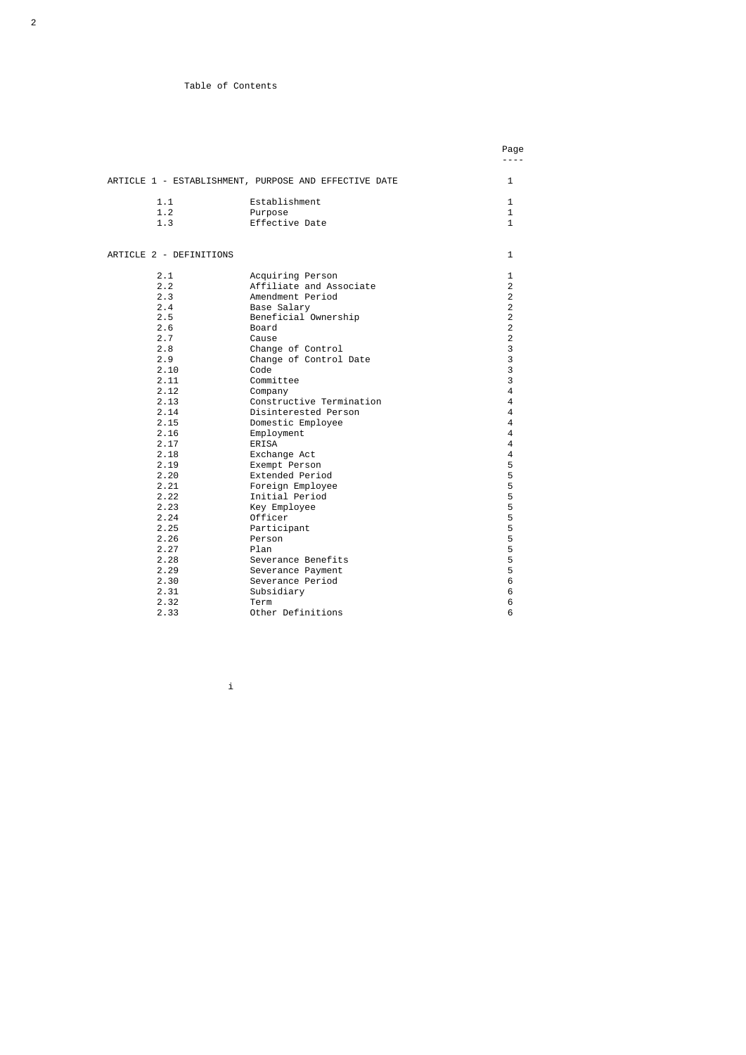Table of Contents

| | | Page |
|---|---|---|
| ARTICLE 1 - ESTABLISHMENT, PURPOSE AND EFFECTIVE DATE | | 1 |
| 1.1 | Establishment | 1 |
| 1.2 | Purpose | 1 |
| 1.3 | Effective Date | 1 |
| ARTICLE 2 - DEFINITIONS | | 1 |
| 2.1 | Acquiring Person | 1 |
| 2.2 | Affiliate and Associate | 2 |
| 2.3 | Amendment Period | 2 |
| 2.4 | Base Salary | 2 |
| 2.5 | Beneficial Ownership | 2 |
| 2.6 | Board | 2 |
| 2.7 | Cause | 2 |
| 2.8 | Change of Control | 3 |
| 2.9 | Change of Control Date | 3 |
| 2.10 | Code | 3 |
| 2.11 | Committee | 3 |
| 2.12 | Company | 4 |
| 2.13 | Constructive Termination | 4 |
| 2.14 | Disinterested Person | 4 |
| 2.15 | Domestic Employee | 4 |
| 2.16 | Employment | 4 |
| 2.17 | ERISA | 4 |
| 2.18 | Exchange Act | 4 |
| 2.19 | Exempt Person | 5 |
| 2.20 | Extended Period | 5 |
| 2.21 | Foreign Employee | 5 |
| 2.22 | Initial Period | 5 |
| 2.23 | Key Employee | 5 |
| 2.24 | Officer | 5 |
| 2.25 | Participant | 5 |
| 2.26 | Person | 5 |
| 2.27 | Plan | 5 |
| 2.28 | Severance Benefits | 5 |
| 2.29 | Severance Payment | 5 |
| 2.30 | Severance Period | 6 |
| 2.31 | Subsidiary | 6 |
| 2.32 | Term | 6 |
| 2.33 | Other Definitions | 6 |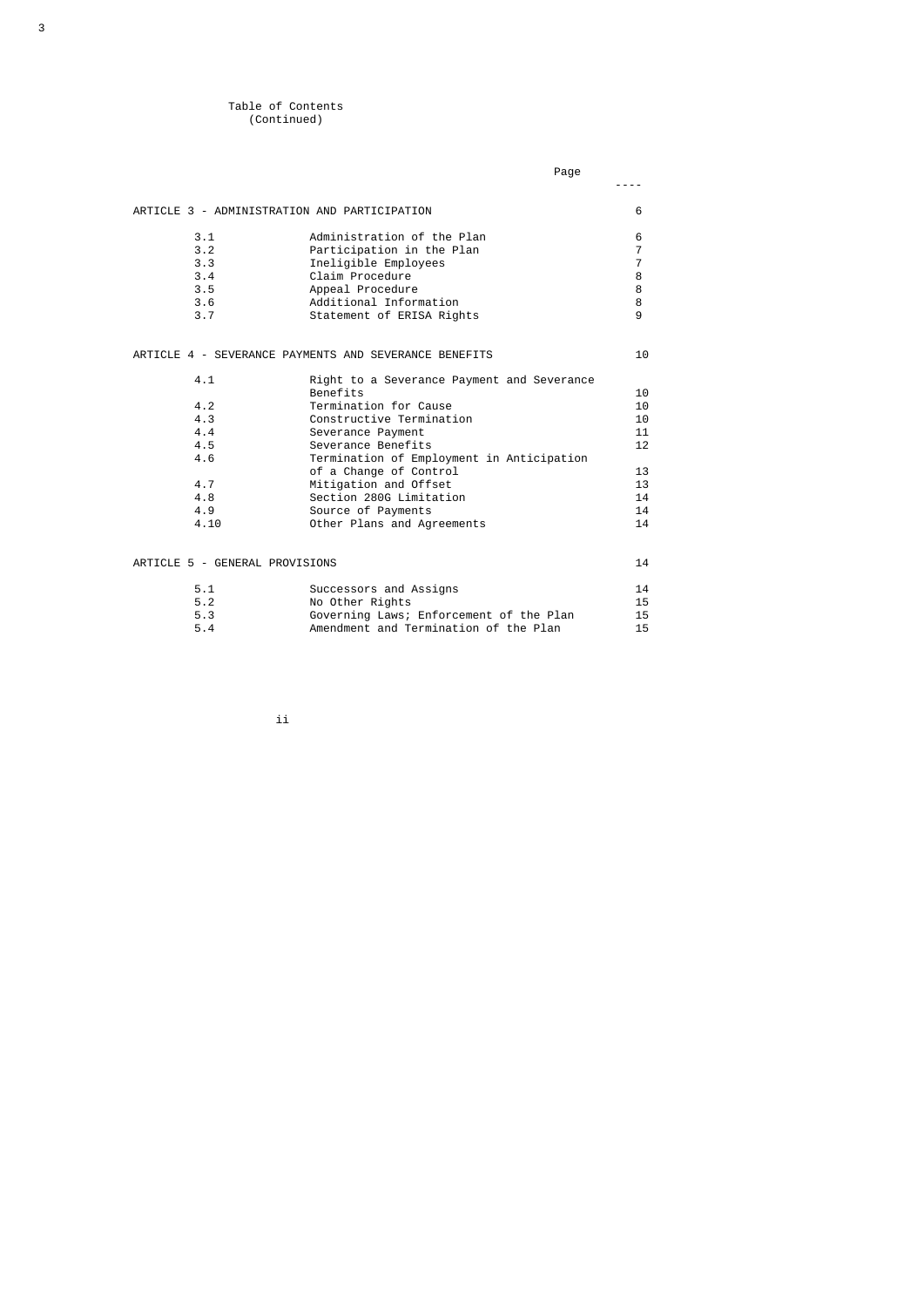Table of Contents
(Continued)

| | | Page |
|---|---|---|
| ARTICLE 3 - ADMINISTRATION AND PARTICIPATION | | 6 |
| 3.1 | Administration of the Plan | 6 |
| 3.2 | Participation in the Plan | 7 |
| 3.3 | Ineligible Employees | 7 |
| 3.4 | Claim Procedure | 8 |
| 3.5 | Appeal Procedure | 8 |
| 3.6 | Additional Information | 8 |
| 3.7 | Statement of ERISA Rights | 9 |
| ARTICLE 4 - SEVERANCE PAYMENTS AND SEVERANCE BENEFITS | | 10 |
| 4.1 | Right to a Severance Payment and Severance Benefits | 10 |
| 4.2 | Termination for Cause | 10 |
| 4.3 | Constructive Termination | 10 |
| 4.4 | Severance Payment | 11 |
| 4.5 | Severance Benefits | 12 |
| 4.6 | Termination of Employment in Anticipation of a Change of Control | 13 |
| 4.7 | Mitigation and Offset | 13 |
| 4.8 | Section 280G Limitation | 14 |
| 4.9 | Source of Payments | 14 |
| 4.10 | Other Plans and Agreements | 14 |
| ARTICLE 5 - GENERAL PROVISIONS | | 14 |
| 5.1 | Successors and Assigns | 14 |
| 5.2 | No Other Rights | 15 |
| 5.3 | Governing Laws; Enforcement of the Plan | 15 |
| 5.4 | Amendment and Termination of the Plan | 15 |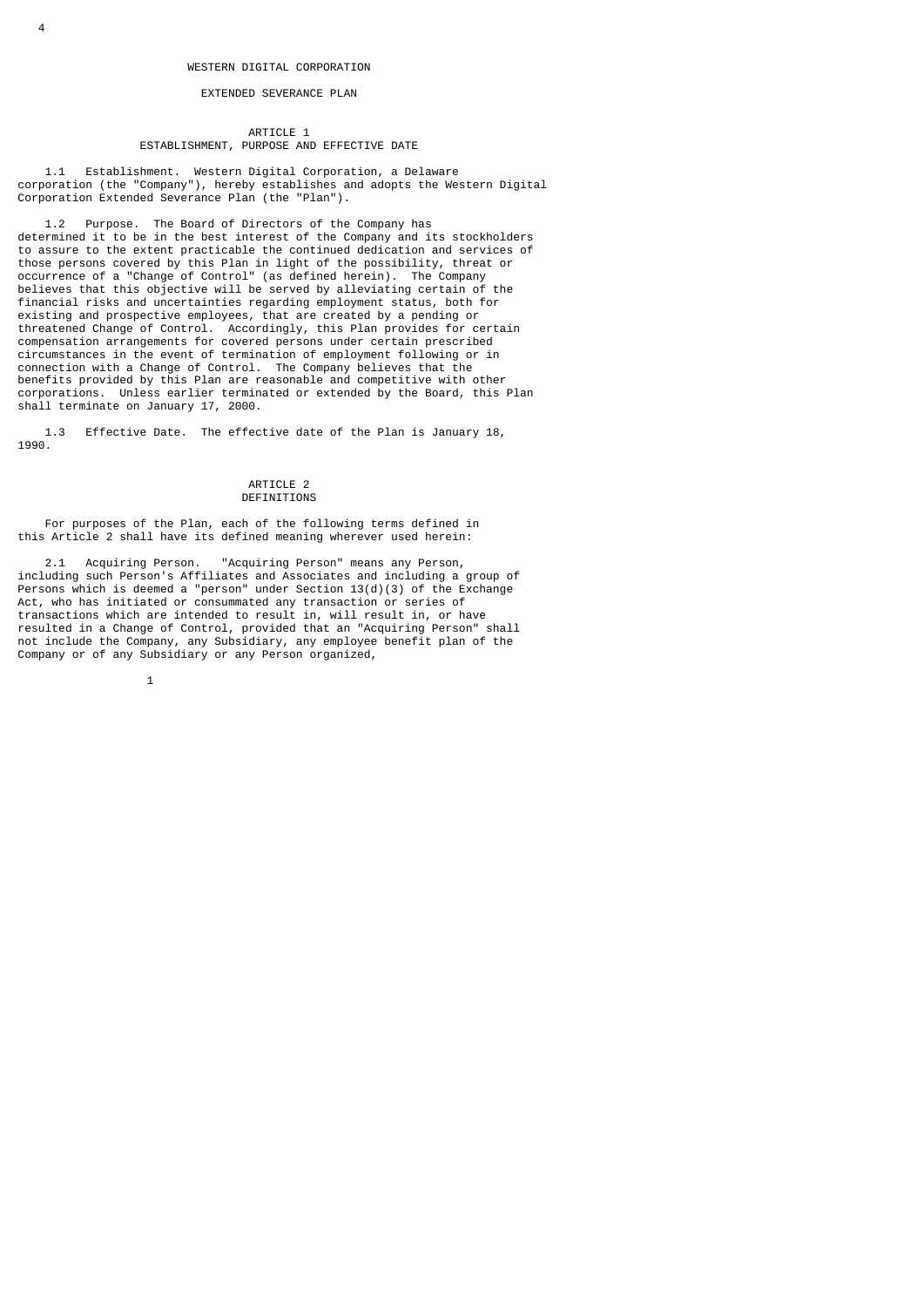# WESTERN DIGITAL CORPORATION

## EXTENDED SEVERANCE PLAN

### ARTICLE 1
### ESTABLISHMENT, PURPOSE AND EFFECTIVE DATE

1.1 Establishment. Western Digital Corporation, a Delaware corporation (the "Company"), hereby establishes and adopts the Western Digital Corporation Extended Severance Plan (the "Plan").

1.2 Purpose. The Board of Directors of the Company has determined it to be in the best interest of the Company and its stockholders to assure to the extent practicable the continued dedication and services of those persons covered by this Plan in light of the possibility, threat or occurrence of a "Change of Control" (as defined herein). The Company believes that this objective will be served by alleviating certain of the financial risks and uncertainties regarding employment status, both for existing and prospective employees, that are created by a pending or threatened Change of Control. Accordingly, this Plan provides for certain compensation arrangements for covered persons under certain prescribed circumstances in the event of termination of employment following or in connection with a Change of Control. The Company believes that the benefits provided by this Plan are reasonable and competitive with other corporations. Unless earlier terminated or extended by the Board, this Plan shall terminate on January 17, 2000.

1.3 Effective Date. The effective date of the Plan is January 18, 1990.

### ARTICLE 2
### DEFINITIONS

For purposes of the Plan, each of the following terms defined in this Article 2 shall have its defined meaning wherever used herein:

2.1 Acquiring Person. "Acquiring Person" means any Person, including such Person's Affiliates and Associates and including a group of Persons which is deemed a "person" under Section 13(d)(3) of the Exchange Act, who has initiated or consummated any transaction or series of transactions which are intended to result in, will result in, or have resulted in a Change of Control, provided that an "Acquiring Person" shall not include the Company, any Subsidiary, any employee benefit plan of the Company or of any Subsidiary or any Person organized,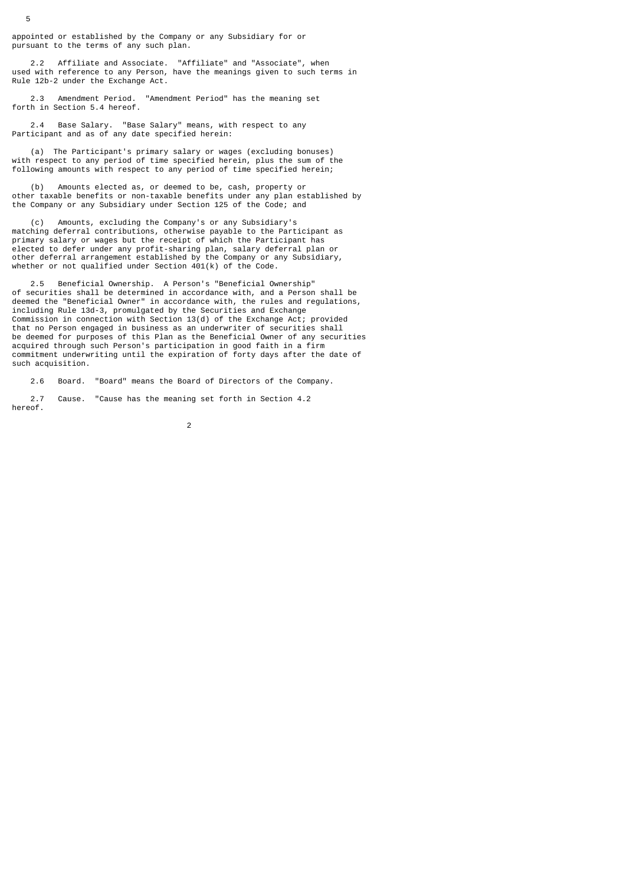appointed or established by the Company or any Subsidiary for or pursuant to the terms of any such plan.

2.2 Affiliate and Associate. "Affiliate" and "Associate", when used with reference to any Person, have the meanings given to such terms in Rule 12b-2 under the Exchange Act.

2.3 Amendment Period. "Amendment Period" has the meaning set forth in Section 5.4 hereof.

2.4 Base Salary. "Base Salary" means, with respect to any Participant and as of any date specified herein:

(a) The Participant's primary salary or wages (excluding bonuses) with respect to any period of time specified herein, plus the sum of the following amounts with respect to any period of time specified herein;

(b) Amounts elected as, or deemed to be, cash, property or other taxable benefits or non-taxable benefits under any plan established by the Company or any Subsidiary under Section 125 of the Code; and

(c) Amounts, excluding the Company's or any Subsidiary's matching deferral contributions, otherwise payable to the Participant as primary salary or wages but the receipt of which the Participant has elected to defer under any profit-sharing plan, salary deferral plan or other deferral arrangement established by the Company or any Subsidiary, whether or not qualified under Section 401(k) of the Code.

2.5 Beneficial Ownership. A Person's "Beneficial Ownership" of securities shall be determined in accordance with, and a Person shall be deemed the "Beneficial Owner" in accordance with, the rules and regulations, including Rule 13d-3, promulgated by the Securities and Exchange Commission in connection with Section 13(d) of the Exchange Act; provided that no Person engaged in business as an underwriter of securities shall be deemed for purposes of this Plan as the Beneficial Owner of any securities acquired through such Person's participation in good faith in a firm commitment underwriting until the expiration of forty days after the date of such acquisition.

2.6 Board. "Board" means the Board of Directors of the Company.

2.7 Cause. "Cause has the meaning set forth in Section 4.2 hereof.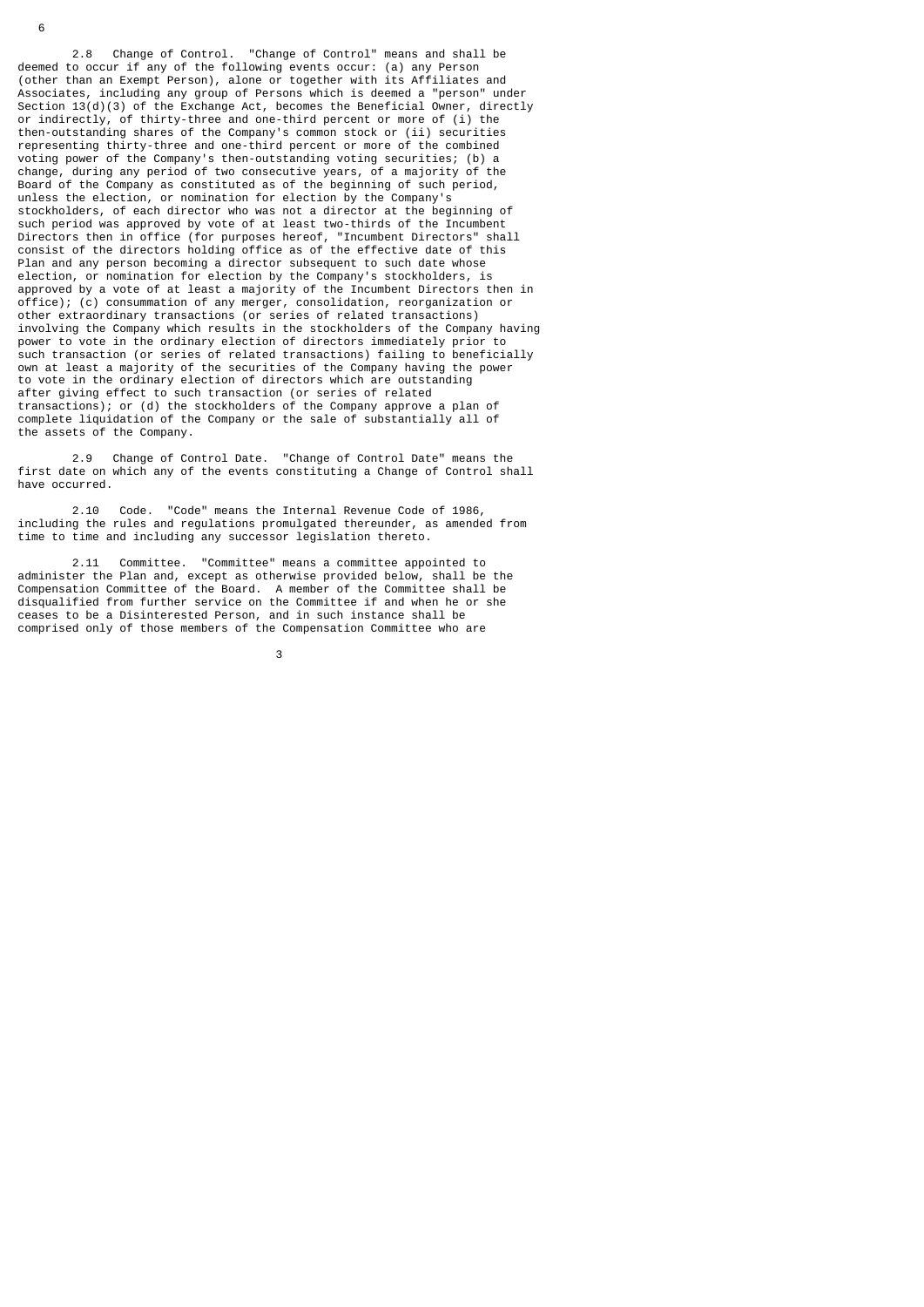2.8 Change of Control. "Change of Control" means and shall be deemed to occur if any of the following events occur: (a) any Person (other than an Exempt Person), alone or together with its Affiliates and Associates, including any group of Persons which is deemed a "person" under Section 13(d)(3) of the Exchange Act, becomes the Beneficial Owner, directly or indirectly, of thirty-three and one-third percent or more of (i) the then-outstanding shares of the Company's common stock or (ii) securities representing thirty-three and one-third percent or more of the combined voting power of the Company's then-outstanding voting securities; (b) a change, during any period of two consecutive years, of a majority of the Board of the Company as constituted as of the beginning of such period, unless the election, or nomination for election by the Company's stockholders, of each director who was not a director at the beginning of such period was approved by vote of at least two-thirds of the Incumbent Directors then in office (for purposes hereof, "Incumbent Directors" shall consist of the directors holding office as of the effective date of this Plan and any person becoming a director subsequent to such date whose election, or nomination for election by the Company's stockholders, is approved by a vote of at least a majority of the Incumbent Directors then in office); (c) consummation of any merger, consolidation, reorganization or other extraordinary transactions (or series of related transactions) involving the Company which results in the stockholders of the Company having power to vote in the ordinary election of directors immediately prior to such transaction (or series of related transactions) failing to beneficially own at least a majority of the securities of the Company having the power to vote in the ordinary election of directors which are outstanding after giving effect to such transaction (or series of related transactions); or (d) the stockholders of the Company approve a plan of complete liquidation of the Company or the sale of substantially all of the assets of the Company.

2.9 Change of Control Date. "Change of Control Date" means the first date on which any of the events constituting a Change of Control shall have occurred.

2.10 Code. "Code" means the Internal Revenue Code of 1986, including the rules and regulations promulgated thereunder, as amended from time to time and including any successor legislation thereto.

2.11 Committee. "Committee" means a committee appointed to administer the Plan and, except as otherwise provided below, shall be the Compensation Committee of the Board. A member of the Committee shall be disqualified from further service on the Committee if and when he or she ceases to be a Disinterested Person, and in such instance shall be comprised only of those members of the Compensation Committee who are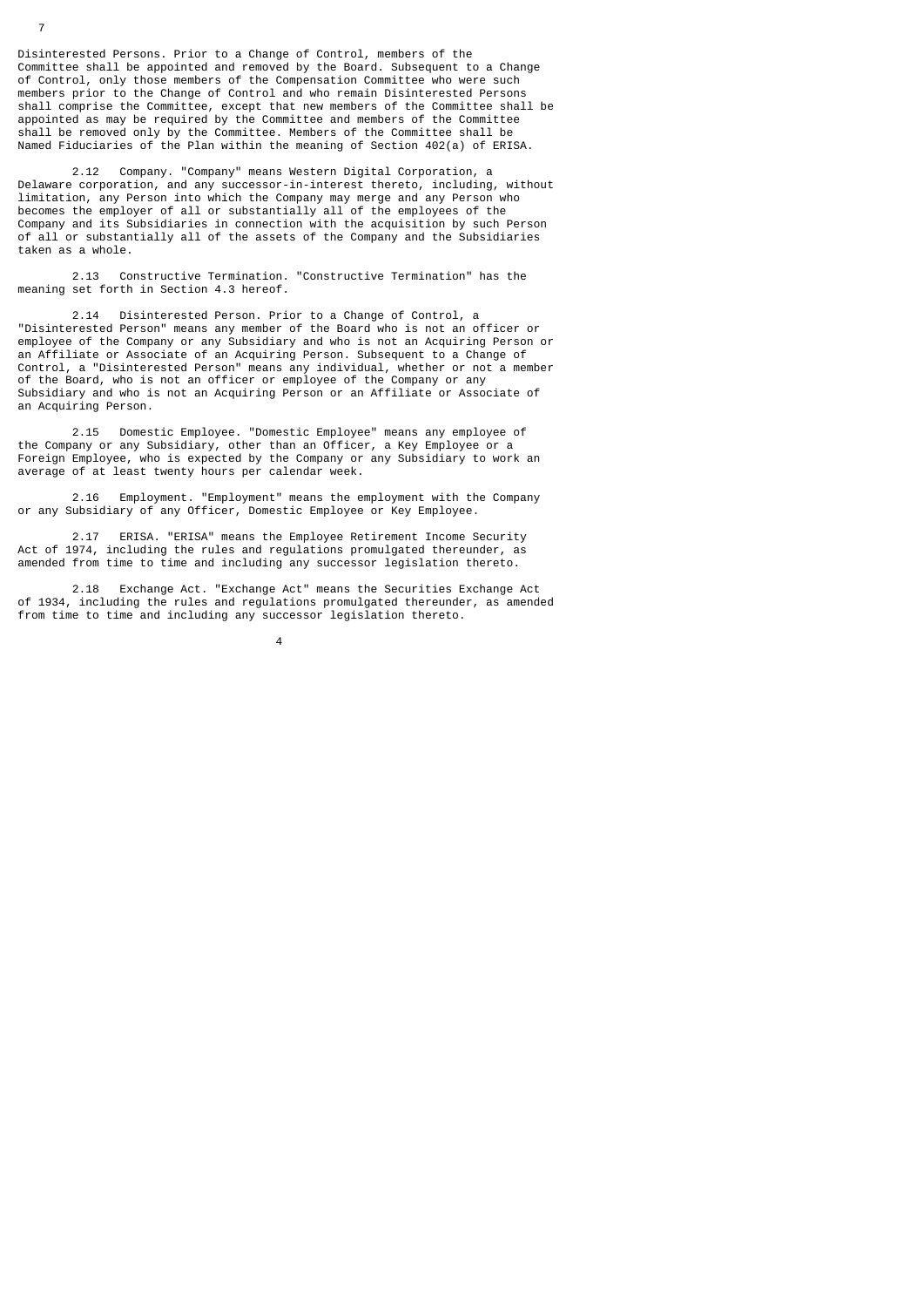Disinterested Persons. Prior to a Change of Control, members of the Committee shall be appointed and removed by the Board. Subsequent to a Change of Control, only those members of the Compensation Committee who were such members prior to the Change of Control and who remain Disinterested Persons shall comprise the Committee, except that new members of the Committee shall be appointed as may be required by the Committee and members of the Committee shall be removed only by the Committee. Members of the Committee shall be Named Fiduciaries of the Plan within the meaning of Section 402(a) of ERISA.

2.12 Company. "Company" means Western Digital Corporation, a Delaware corporation, and any successor-in-interest thereto, including, without limitation, any Person into which the Company may merge and any Person who becomes the employer of all or substantially all of the employees of the Company and its Subsidiaries in connection with the acquisition by such Person of all or substantially all of the assets of the Company and the Subsidiaries taken as a whole.

2.13 Constructive Termination. "Constructive Termination" has the meaning set forth in Section 4.3 hereof.

2.14 Disinterested Person. Prior to a Change of Control, a "Disinterested Person" means any member of the Board who is not an officer or employee of the Company or any Subsidiary and who is not an Acquiring Person or an Affiliate or Associate of an Acquiring Person. Subsequent to a Change of Control, a "Disinterested Person" means any individual, whether or not a member of the Board, who is not an officer or employee of the Company or any Subsidiary and who is not an Acquiring Person or an Affiliate or Associate of an Acquiring Person.

2.15 Domestic Employee. "Domestic Employee" means any employee of the Company or any Subsidiary, other than an Officer, a Key Employee or a Foreign Employee, who is expected by the Company or any Subsidiary to work an average of at least twenty hours per calendar week.

2.16 Employment. "Employment" means the employment with the Company or any Subsidiary of any Officer, Domestic Employee or Key Employee.

2.17 ERISA. "ERISA" means the Employee Retirement Income Security Act of 1974, including the rules and regulations promulgated thereunder, as amended from time to time and including any successor legislation thereto.

2.18 Exchange Act. "Exchange Act" means the Securities Exchange Act of 1934, including the rules and regulations promulgated thereunder, as amended from time to time and including any successor legislation thereto.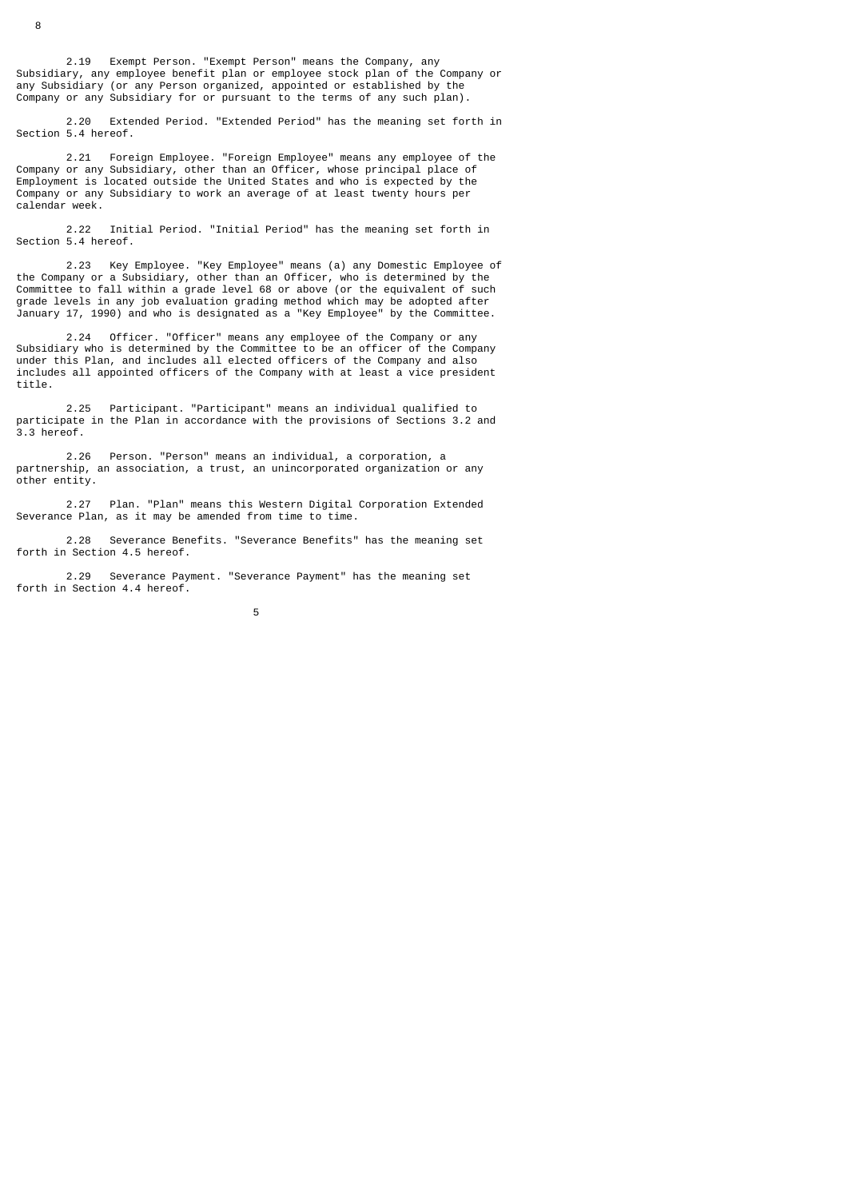2.19 Exempt Person. "Exempt Person" means the Company, any Subsidiary, any employee benefit plan or employee stock plan of the Company or any Subsidiary (or any Person organized, appointed or established by the Company or any Subsidiary for or pursuant to the terms of any such plan).

2.20 Extended Period. "Extended Period" has the meaning set forth in Section 5.4 hereof.

2.21 Foreign Employee. "Foreign Employee" means any employee of the Company or any Subsidiary, other than an Officer, whose principal place of Employment is located outside the United States and who is expected by the Company or any Subsidiary to work an average of at least twenty hours per calendar week.

2.22 Initial Period. "Initial Period" has the meaning set forth in Section 5.4 hereof.

2.23 Key Employee. "Key Employee" means (a) any Domestic Employee of the Company or a Subsidiary, other than an Officer, who is determined by the Committee to fall within a grade level 68 or above (or the equivalent of such grade levels in any job evaluation grading method which may be adopted after January 17, 1990) and who is designated as a "Key Employee" by the Committee.

2.24 Officer. "Officer" means any employee of the Company or any Subsidiary who is determined by the Committee to be an officer of the Company under this Plan, and includes all elected officers of the Company and also includes all appointed officers of the Company with at least a vice president title.

2.25 Participant. "Participant" means an individual qualified to participate in the Plan in accordance with the provisions of Sections 3.2 and 3.3 hereof.

2.26 Person. "Person" means an individual, a corporation, a partnership, an association, a trust, an unincorporated organization or any other entity.

2.27 Plan. "Plan" means this Western Digital Corporation Extended Severance Plan, as it may be amended from time to time.

2.28 Severance Benefits. "Severance Benefits" has the meaning set forth in Section 4.5 hereof.

2.29 Severance Payment. "Severance Payment" has the meaning set forth in Section 4.4 hereof.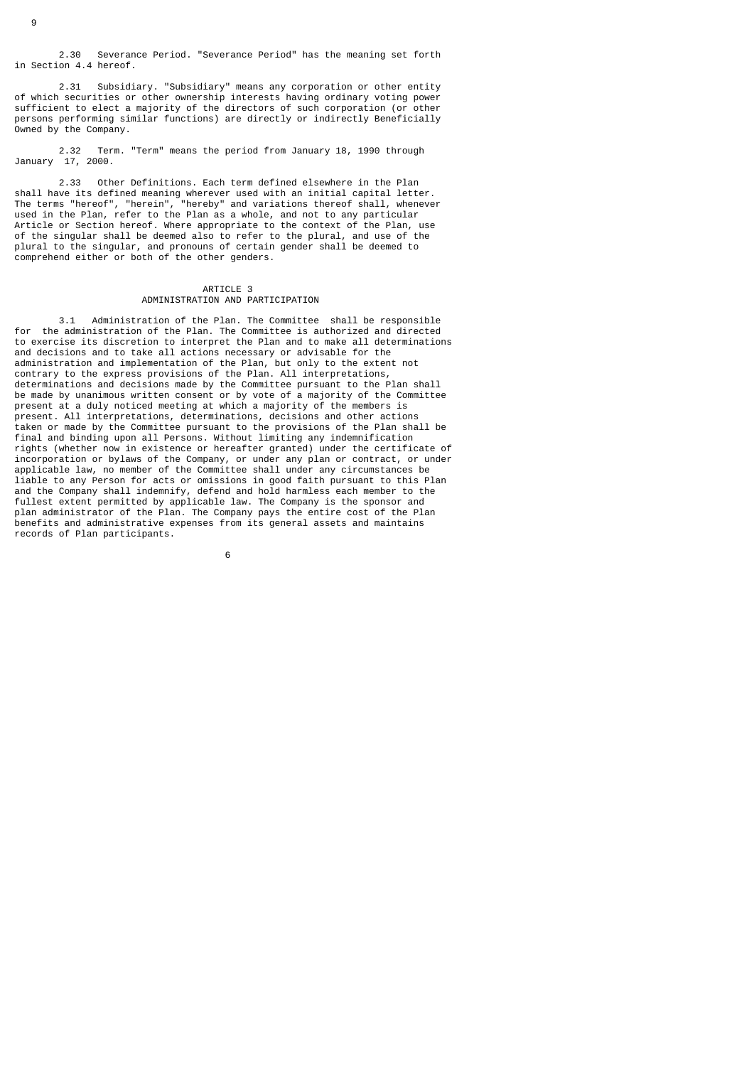2.30 Severance Period. "Severance Period" has the meaning set forth in Section 4.4 hereof.

2.31 Subsidiary. "Subsidiary" means any corporation or other entity of which securities or other ownership interests having ordinary voting power sufficient to elect a majority of the directors of such corporation (or other persons performing similar functions) are directly or indirectly Beneficially Owned by the Company.

2.32 Term. "Term" means the period from January 18, 1990 through January 17, 2000.

2.33 Other Definitions. Each term defined elsewhere in the Plan shall have its defined meaning wherever used with an initial capital letter. The terms "hereof", "herein", "hereby" and variations thereof shall, whenever used in the Plan, refer to the Plan as a whole, and not to any particular Article or Section hereof. Where appropriate to the context of the Plan, use of the singular shall be deemed also to refer to the plural, and use of the plural to the singular, and pronouns of certain gender shall be deemed to comprehend either or both of the other genders.

## ARTICLE 3
## ADMINISTRATION AND PARTICIPATION

3.1 Administration of the Plan. The Committee shall be responsible for the administration of the Plan. The Committee is authorized and directed to exercise its discretion to interpret the Plan and to make all determinations and decisions and to take all actions necessary or advisable for the administration and implementation of the Plan, but only to the extent not contrary to the express provisions of the Plan. All interpretations, determinations and decisions made by the Committee pursuant to the Plan shall be made by unanimous written consent or by vote of a majority of the Committee present at a duly noticed meeting at which a majority of the members is present. All interpretations, determinations, decisions and other actions taken or made by the Committee pursuant to the provisions of the Plan shall be final and binding upon all Persons. Without limiting any indemnification rights (whether now in existence or hereafter granted) under the certificate of incorporation or bylaws of the Company, or under any plan or contract, or under applicable law, no member of the Committee shall under any circumstances be liable to any Person for acts or omissions in good faith pursuant to this Plan and the Company shall indemnify, defend and hold harmless each member to the fullest extent permitted by applicable law. The Company is the sponsor and plan administrator of the Plan. The Company pays the entire cost of the Plan benefits and administrative expenses from its general assets and maintains records of Plan participants.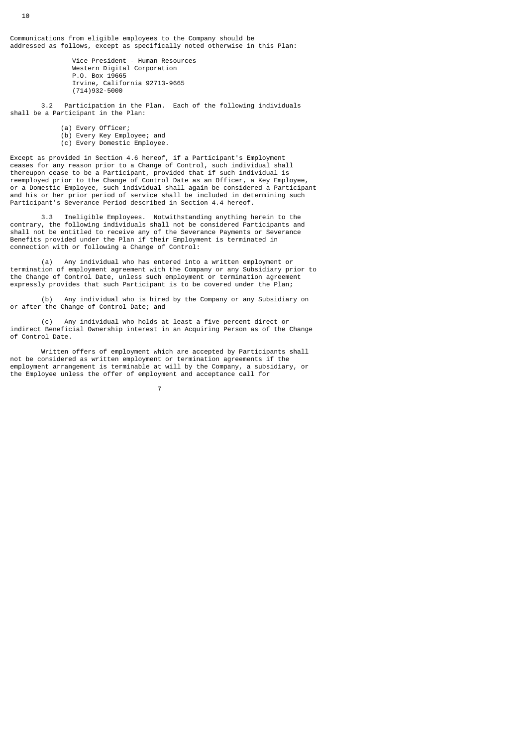Communications from eligible employees to the Company should be addressed as follows, except as specifically noted otherwise in this Plan:

> Vice President - Human Resources
> Western Digital Corporation
> P.O. Box 19665
> Irvine, California 92713-9665
> (714)932-5000

3.2 Participation in the Plan. Each of the following individuals shall be a Participant in the Plan:

(a) Every Officer;
(b) Every Key Employee; and
(c) Every Domestic Employee.

Except as provided in Section 4.6 hereof, if a Participant's Employment ceases for any reason prior to a Change of Control, such individual shall thereupon cease to be a Participant, provided that if such individual is reemployed prior to the Change of Control Date as an Officer, a Key Employee, or a Domestic Employee, such individual shall again be considered a Participant and his or her prior period of service shall be included in determining such Participant's Severance Period described in Section 4.4 hereof.

3.3 Ineligible Employees. Notwithstanding anything herein to the contrary, the following individuals shall not be considered Participants and shall not be entitled to receive any of the Severance Payments or Severance Benefits provided under the Plan if their Employment is terminated in connection with or following a Change of Control:

(a) Any individual who has entered into a written employment or termination of employment agreement with the Company or any Subsidiary prior to the Change of Control Date, unless such employment or termination agreement expressly provides that such Participant is to be covered under the Plan;

(b) Any individual who is hired by the Company or any Subsidiary on or after the Change of Control Date; and

(c) Any individual who holds at least a five percent direct or indirect Beneficial Ownership interest in an Acquiring Person as of the Change of Control Date.

Written offers of employment which are accepted by Participants shall not be considered as written employment or termination agreements if the employment arrangement is terminable at will by the Company, a subsidiary, or the Employee unless the offer of employment and acceptance call for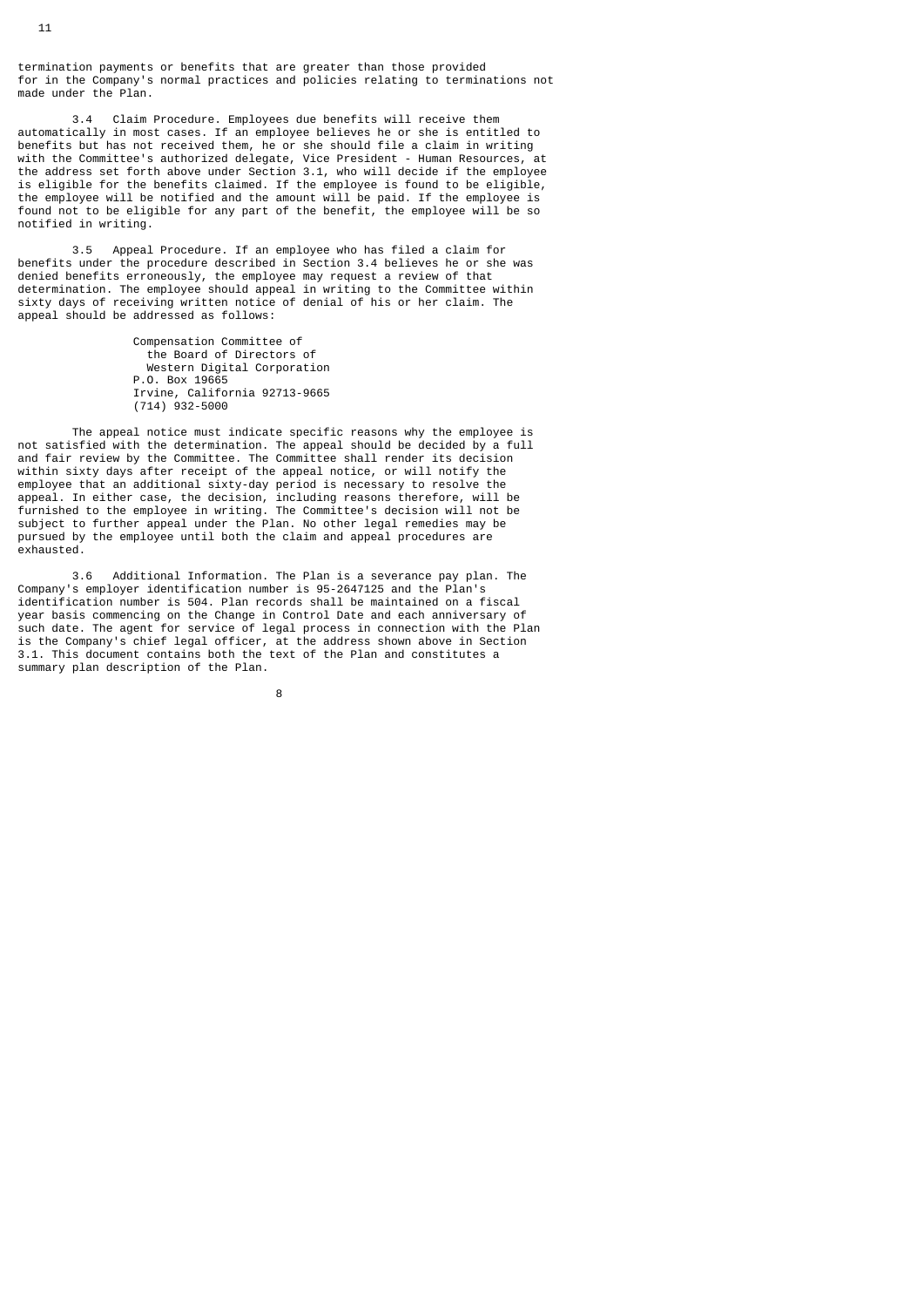termination payments or benefits that are greater than those provided for in the Company's normal practices and policies relating to terminations not made under the Plan.

3.4 Claim Procedure. Employees due benefits will receive them automatically in most cases. If an employee believes he or she is entitled to benefits but has not received them, he or she should file a claim in writing with the Committee's authorized delegate, Vice President - Human Resources, at the address set forth above under Section 3.1, who will decide if the employee is eligible for the benefits claimed. If the employee is found to be eligible, the employee will be notified and the amount will be paid. If the employee is found not to be eligible for any part of the benefit, the employee will be so notified in writing.

3.5 Appeal Procedure. If an employee who has filed a claim for benefits under the procedure described in Section 3.4 believes he or she was denied benefits erroneously, the employee may request a review of that determination. The employee should appeal in writing to the Committee within sixty days of receiving written notice of denial of his or her claim. The appeal should be addressed as follows:

Compensation Committee of
the Board of Directors of
Western Digital Corporation
P.O. Box 19665
Irvine, California 92713-9665
(714) 932-5000

The appeal notice must indicate specific reasons why the employee is not satisfied with the determination. The appeal should be decided by a full and fair review by the Committee. The Committee shall render its decision within sixty days after receipt of the appeal notice, or will notify the employee that an additional sixty-day period is necessary to resolve the appeal. In either case, the decision, including reasons therefore, will be furnished to the employee in writing. The Committee's decision will not be subject to further appeal under the Plan. No other legal remedies may be pursued by the employee until both the claim and appeal procedures are exhausted.

3.6 Additional Information. The Plan is a severance pay plan. The Company's employer identification number is 95-2647125 and the Plan's identification number is 504. Plan records shall be maintained on a fiscal year basis commencing on the Change in Control Date and each anniversary of such date. The agent for service of legal process in connection with the Plan is the Company's chief legal officer, at the address shown above in Section 3.1. This document contains both the text of the Plan and constitutes a summary plan description of the Plan.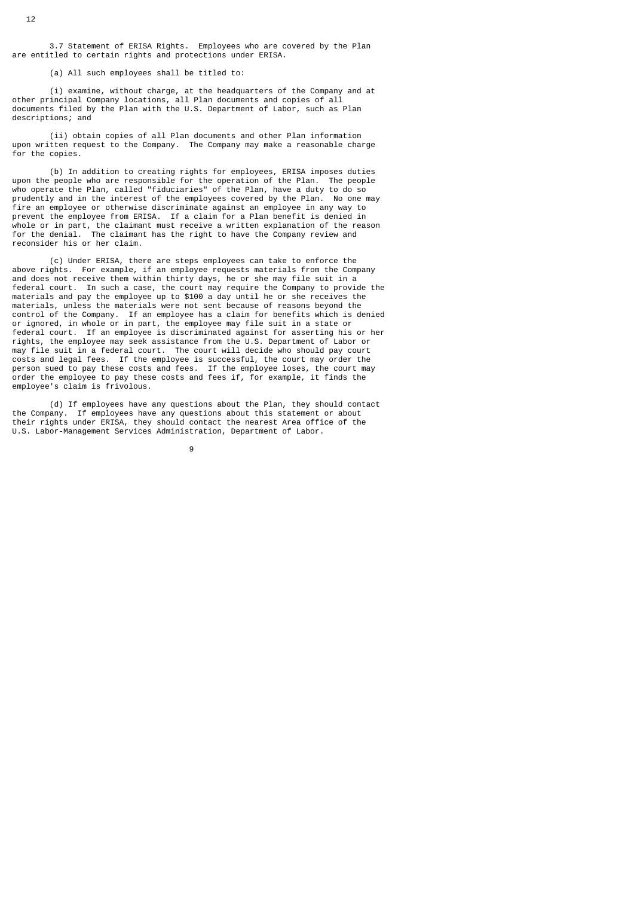3.7 Statement of ERISA Rights. Employees who are covered by the Plan are entitled to certain rights and protections under ERISA.

(a) All such employees shall be titled to:

(i) examine, without charge, at the headquarters of the Company and at other principal Company locations, all Plan documents and copies of all documents filed by the Plan with the U.S. Department of Labor, such as Plan descriptions; and

(ii) obtain copies of all Plan documents and other Plan information upon written request to the Company. The Company may make a reasonable charge for the copies.

(b) In addition to creating rights for employees, ERISA imposes duties upon the people who are responsible for the operation of the Plan. The people who operate the Plan, called "fiduciaries" of the Plan, have a duty to do so prudently and in the interest of the employees covered by the Plan. No one may fire an employee or otherwise discriminate against an employee in any way to prevent the employee from ERISA. If a claim for a Plan benefit is denied in whole or in part, the claimant must receive a written explanation of the reason for the denial. The claimant has the right to have the Company review and reconsider his or her claim.

(c) Under ERISA, there are steps employees can take to enforce the above rights. For example, if an employee requests materials from the Company and does not receive them within thirty days, he or she may file suit in a federal court. In such a case, the court may require the Company to provide the materials and pay the employee up to $100 a day until he or she receives the materials, unless the materials were not sent because of reasons beyond the control of the Company. If an employee has a claim for benefits which is denied or ignored, in whole or in part, the employee may file suit in a state or federal court. If an employee is discriminated against for asserting his or her rights, the employee may seek assistance from the U.S. Department of Labor or may file suit in a federal court. The court will decide who should pay court costs and legal fees. If the employee is successful, the court may order the person sued to pay these costs and fees. If the employee loses, the court may order the employee to pay these costs and fees if, for example, it finds the employee's claim is frivolous.

(d) If employees have any questions about the Plan, they should contact the Company. If employees have any questions about this statement or about their rights under ERISA, they should contact the nearest Area office of the U.S. Labor-Management Services Administration, Department of Labor.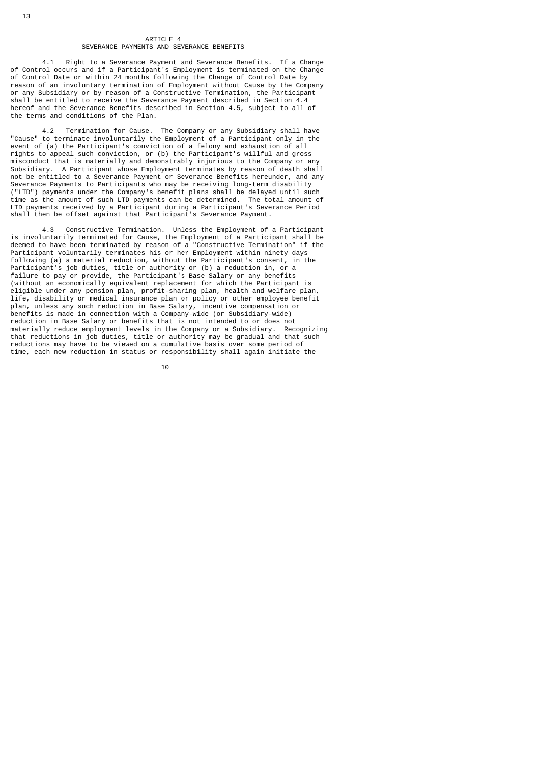## ARTICLE 4
## SEVERANCE PAYMENTS AND SEVERANCE BENEFITS

4.1 Right to a Severance Payment and Severance Benefits. If a Change of Control occurs and if a Participant's Employment is terminated on the Change of Control Date or within 24 months following the Change of Control Date by reason of an involuntary termination of Employment without Cause by the Company or any Subsidiary or by reason of a Constructive Termination, the Participant shall be entitled to receive the Severance Payment described in Section 4.4 hereof and the Severance Benefits described in Section 4.5, subject to all of the terms and conditions of the Plan.

4.2 Termination for Cause. The Company or any Subsidiary shall have "Cause" to terminate involuntarily the Employment of a Participant only in the event of (a) the Participant's conviction of a felony and exhaustion of all rights to appeal such conviction, or (b) the Participant's willful and gross misconduct that is materially and demonstrably injurious to the Company or any Subsidiary. A Participant whose Employment terminates by reason of death shall not be entitled to a Severance Payment or Severance Benefits hereunder, and any Severance Payments to Participants who may be receiving long-term disability ("LTD") payments under the Company's benefit plans shall be delayed until such time as the amount of such LTD payments can be determined. The total amount of LTD payments received by a Participant during a Participant's Severance Period shall then be offset against that Participant's Severance Payment.

4.3 Constructive Termination. Unless the Employment of a Participant is involuntarily terminated for Cause, the Employment of a Participant shall be deemed to have been terminated by reason of a "Constructive Termination" if the Participant voluntarily terminates his or her Employment within ninety days following (a) a material reduction, without the Participant's consent, in the Participant's job duties, title or authority or (b) a reduction in, or a failure to pay or provide, the Participant's Base Salary or any benefits (without an economically equivalent replacement for which the Participant is eligible under any pension plan, profit-sharing plan, health and welfare plan, life, disability or medical insurance plan or policy or other employee benefit plan, unless any such reduction in Base Salary, incentive compensation or benefits is made in connection with a Company-wide (or Subsidiary-wide) reduction in Base Salary or benefits that is not intended to or does not materially reduce employment levels in the Company or a Subsidiary. Recognizing that reductions in job duties, title or authority may be gradual and that such reductions may have to be viewed on a cumulative basis over some period of time, each new reduction in status or responsibility shall again initiate the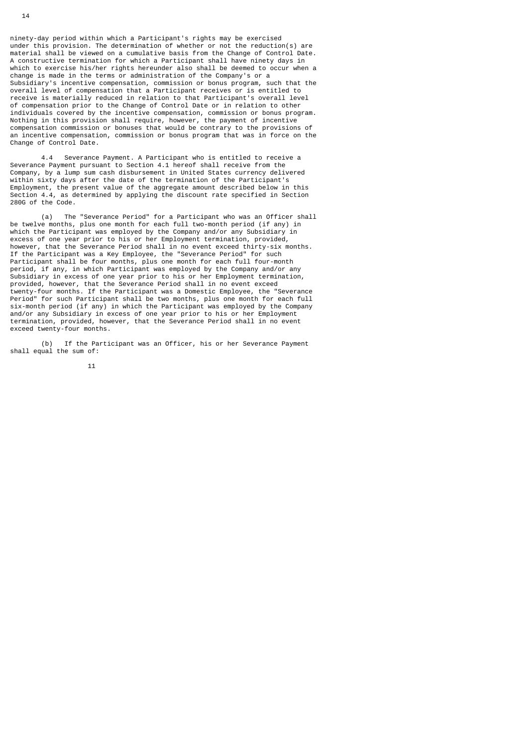ninety-day period within which a Participant's rights may be exercised under this provision. The determination of whether or not the reduction(s) are material shall be viewed on a cumulative basis from the Change of Control Date. A constructive termination for which a Participant shall have ninety days in which to exercise his/her rights hereunder also shall be deemed to occur when a change is made in the terms or administration of the Company's or a Subsidiary's incentive compensation, commission or bonus program, such that the overall level of compensation that a Participant receives or is entitled to receive is materially reduced in relation to that Participant's overall level of compensation prior to the Change of Control Date or in relation to other individuals covered by the incentive compensation, commission or bonus program. Nothing in this provision shall require, however, the payment of incentive compensation commission or bonuses that would be contrary to the provisions of an incentive compensation, commission or bonus program that was in force on the Change of Control Date.

4.4 Severance Payment. A Participant who is entitled to receive a Severance Payment pursuant to Section 4.1 hereof shall receive from the Company, by a lump sum cash disbursement in United States currency delivered within sixty days after the date of the termination of the Participant's Employment, the present value of the aggregate amount described below in this Section 4.4, as determined by applying the discount rate specified in Section 280G of the Code.

(a) The "Severance Period" for a Participant who was an Officer shall be twelve months, plus one month for each full two-month period (if any) in which the Participant was employed by the Company and/or any Subsidiary in excess of one year prior to his or her Employment termination, provided, however, that the Severance Period shall in no event exceed thirty-six months. If the Participant was a Key Employee, the "Severance Period" for such Participant shall be four months, plus one month for each full four-month period, if any, in which Participant was employed by the Company and/or any Subsidiary in excess of one year prior to his or her Employment termination, provided, however, that the Severance Period shall in no event exceed twenty-four months. If the Participant was a Domestic Employee, the "Severance Period" for such Participant shall be two months, plus one month for each full six-month period (if any) in which the Participant was employed by the Company and/or any Subsidiary in excess of one year prior to his or her Employment termination, provided, however, that the Severance Period shall in no event exceed twenty-four months.

(b) If the Participant was an Officer, his or her Severance Payment shall equal the sum of: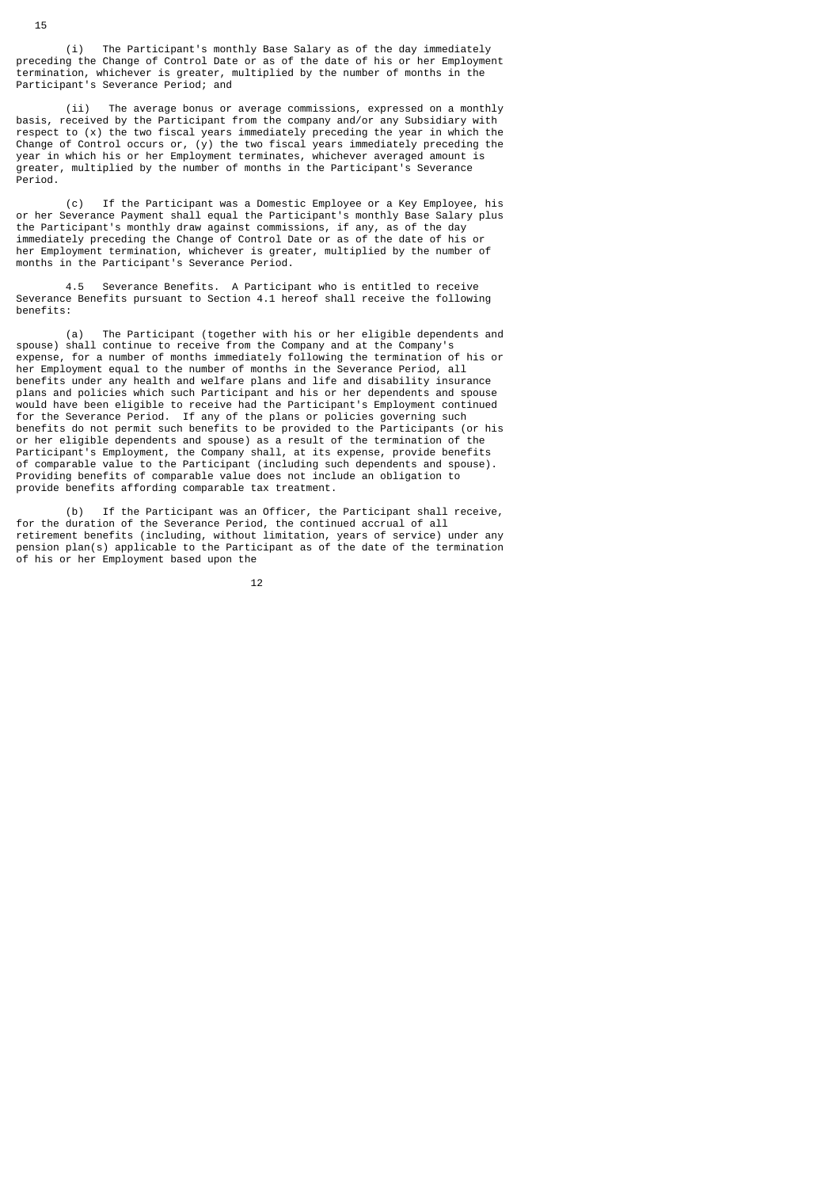(i) The Participant's monthly Base Salary as of the day immediately preceding the Change of Control Date or as of the date of his or her Employment termination, whichever is greater, multiplied by the number of months in the Participant's Severance Period; and

(ii) The average bonus or average commissions, expressed on a monthly basis, received by the Participant from the company and/or any Subsidiary with respect to (x) the two fiscal years immediately preceding the year in which the Change of Control occurs or, (y) the two fiscal years immediately preceding the year in which his or her Employment terminates, whichever averaged amount is greater, multiplied by the number of months in the Participant's Severance Period.

(c) If the Participant was a Domestic Employee or a Key Employee, his or her Severance Payment shall equal the Participant's monthly Base Salary plus the Participant's monthly draw against commissions, if any, as of the day immediately preceding the Change of Control Date or as of the date of his or her Employment termination, whichever is greater, multiplied by the number of months in the Participant's Severance Period.

4.5 Severance Benefits. A Participant who is entitled to receive Severance Benefits pursuant to Section 4.1 hereof shall receive the following benefits:

(a) The Participant (together with his or her eligible dependents and spouse) shall continue to receive from the Company and at the Company's expense, for a number of months immediately following the termination of his or her Employment equal to the number of months in the Severance Period, all benefits under any health and welfare plans and life and disability insurance plans and policies which such Participant and his or her dependents and spouse would have been eligible to receive had the Participant's Employment continued for the Severance Period. If any of the plans or policies governing such benefits do not permit such benefits to be provided to the Participants (or his or her eligible dependents and spouse) as a result of the termination of the Participant's Employment, the Company shall, at its expense, provide benefits of comparable value to the Participant (including such dependents and spouse). Providing benefits of comparable value does not include an obligation to provide benefits affording comparable tax treatment.

(b) If the Participant was an Officer, the Participant shall receive, for the duration of the Severance Period, the continued accrual of all retirement benefits (including, without limitation, years of service) under any pension plan(s) applicable to the Participant as of the date of the termination of his or her Employment based upon the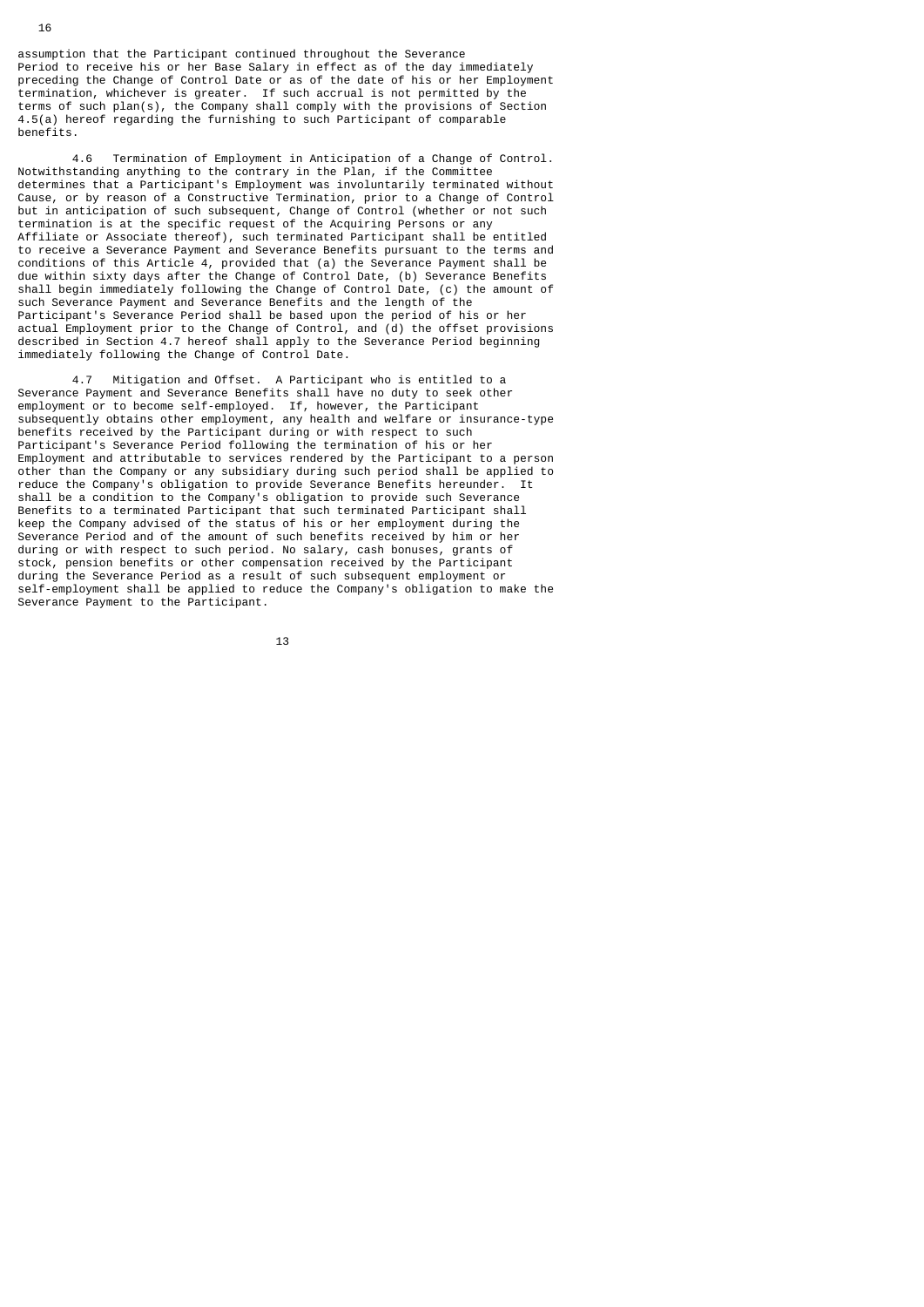assumption that the Participant continued throughout the Severance Period to receive his or her Base Salary in effect as of the day immediately preceding the Change of Control Date or as of the date of his or her Employment termination, whichever is greater. If such accrual is not permitted by the terms of such plan(s), the Company shall comply with the provisions of Section 4.5(a) hereof regarding the furnishing to such Participant of comparable benefits.

4.6 Termination of Employment in Anticipation of a Change of Control. Notwithstanding anything to the contrary in the Plan, if the Committee determines that a Participant's Employment was involuntarily terminated without Cause, or by reason of a Constructive Termination, prior to a Change of Control but in anticipation of such subsequent, Change of Control (whether or not such termination is at the specific request of the Acquiring Persons or any Affiliate or Associate thereof), such terminated Participant shall be entitled to receive a Severance Payment and Severance Benefits pursuant to the terms and conditions of this Article 4, provided that (a) the Severance Payment shall be due within sixty days after the Change of Control Date, (b) Severance Benefits shall begin immediately following the Change of Control Date, (c) the amount of such Severance Payment and Severance Benefits and the length of the Participant's Severance Period shall be based upon the period of his or her actual Employment prior to the Change of Control, and (d) the offset provisions described in Section 4.7 hereof shall apply to the Severance Period beginning immediately following the Change of Control Date.

4.7 Mitigation and Offset. A Participant who is entitled to a Severance Payment and Severance Benefits shall have no duty to seek other employment or to become self-employed. If, however, the Participant subsequently obtains other employment, any health and welfare or insurance-type benefits received by the Participant during or with respect to such Participant's Severance Period following the termination of his or her Employment and attributable to services rendered by the Participant to a person other than the Company or any subsidiary during such period shall be applied to reduce the Company's obligation to provide Severance Benefits hereunder. It shall be a condition to the Company's obligation to provide such Severance Benefits to a terminated Participant that such terminated Participant shall keep the Company advised of the status of his or her employment during the Severance Period and of the amount of such benefits received by him or her during or with respect to such period. No salary, cash bonuses, grants of stock, pension benefits or other compensation received by the Participant during the Severance Period as a result of such subsequent employment or self-employment shall be applied to reduce the Company's obligation to make the Severance Payment to the Participant.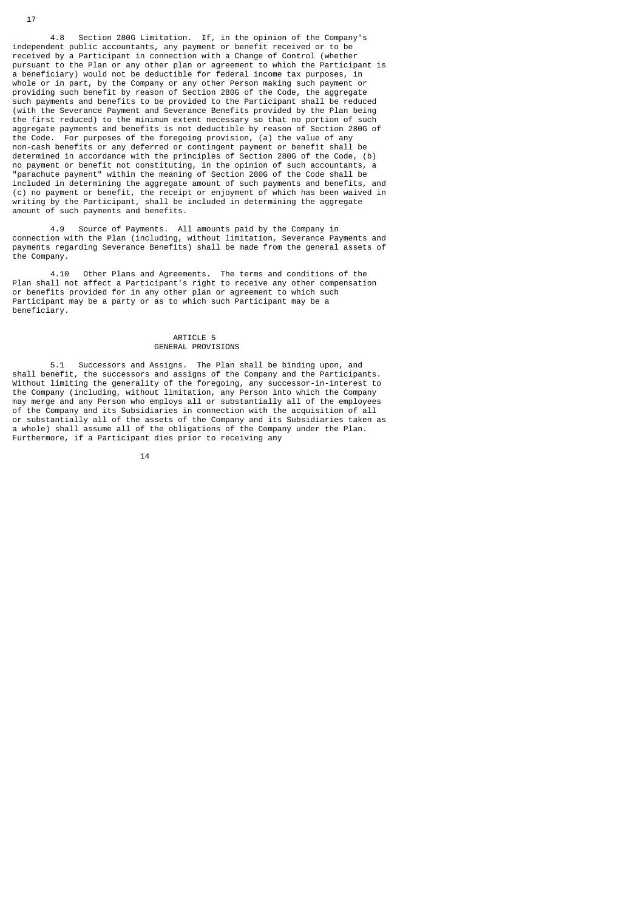4.8 Section 280G Limitation. If, in the opinion of the Company's independent public accountants, any payment or benefit received or to be received by a Participant in connection with a Change of Control (whether pursuant to the Plan or any other plan or agreement to which the Participant is a beneficiary) would not be deductible for federal income tax purposes, in whole or in part, by the Company or any other Person making such payment or providing such benefit by reason of Section 280G of the Code, the aggregate such payments and benefits to be provided to the Participant shall be reduced (with the Severance Payment and Severance Benefits provided by the Plan being the first reduced) to the minimum extent necessary so that no portion of such aggregate payments and benefits is not deductible by reason of Section 280G of the Code. For purposes of the foregoing provision, (a) the value of any non-cash benefits or any deferred or contingent payment or benefit shall be determined in accordance with the principles of Section 280G of the Code, (b) no payment or benefit not constituting, in the opinion of such accountants, a "parachute payment" within the meaning of Section 280G of the Code shall be included in determining the aggregate amount of such payments and benefits, and (c) no payment or benefit, the receipt or enjoyment of which has been waived in writing by the Participant, shall be included in determining the aggregate amount of such payments and benefits.

4.9 Source of Payments. All amounts paid by the Company in connection with the Plan (including, without limitation, Severance Payments and payments regarding Severance Benefits) shall be made from the general assets of the Company.

4.10 Other Plans and Agreements. The terms and conditions of the Plan shall not affect a Participant's right to receive any other compensation or benefits provided for in any other plan or agreement to which such Participant may be a party or as to which such Participant may be a beneficiary.

## ARTICLE 5
## GENERAL PROVISIONS

5.1 Successors and Assigns. The Plan shall be binding upon, and shall benefit, the successors and assigns of the Company and the Participants. Without limiting the generality of the foregoing, any successor-in-interest to the Company (including, without limitation, any Person into which the Company may merge and any Person who employs all or substantially all of the employees of the Company and its Subsidiaries in connection with the acquisition of all or substantially all of the assets of the Company and its Subsidiaries taken as a whole) shall assume all of the obligations of the Company under the Plan. Furthermore, if a Participant dies prior to receiving any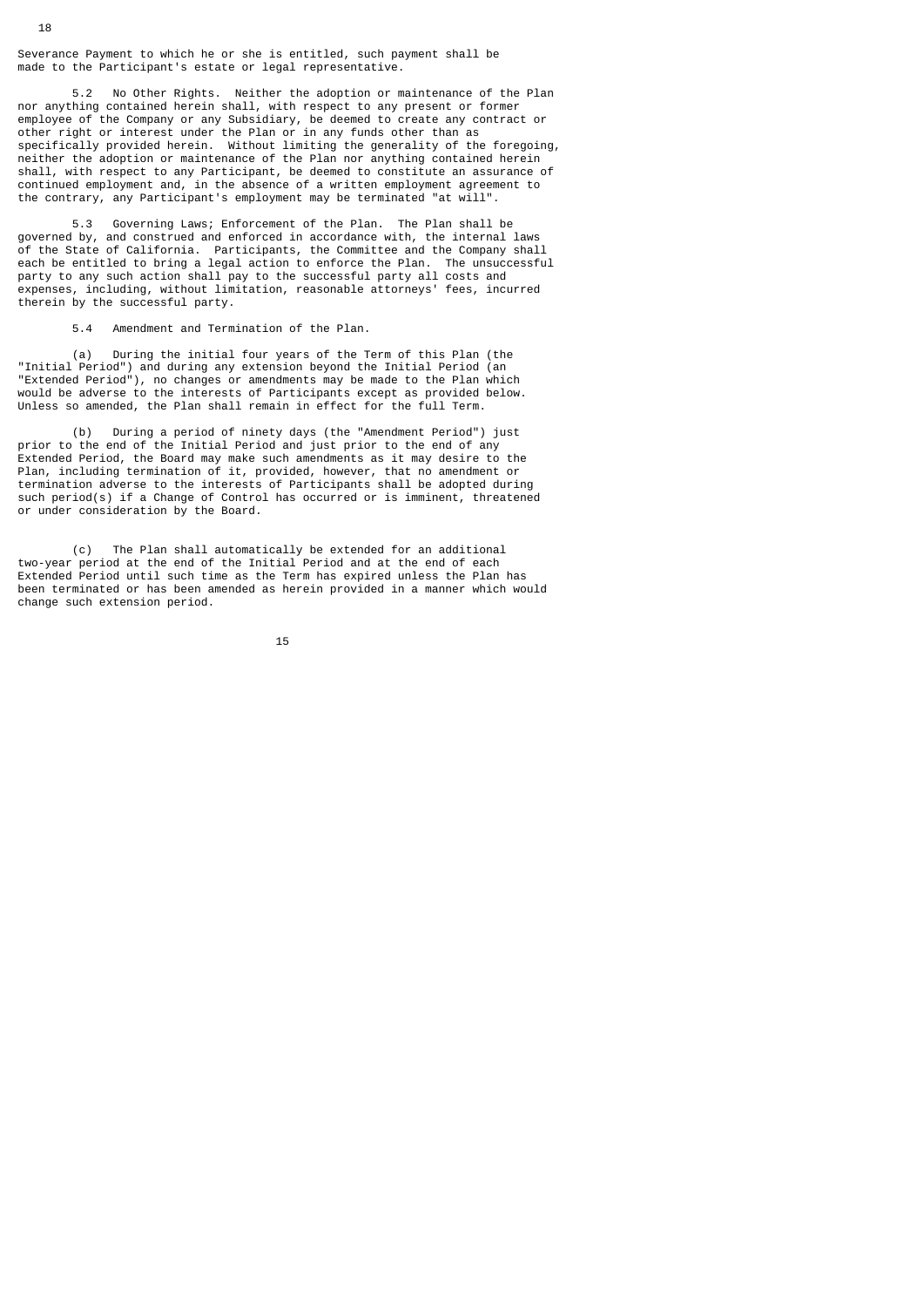Severance Payment to which he or she is entitled, such payment shall be made to the Participant's estate or legal representative.

5.2 No Other Rights. Neither the adoption or maintenance of the Plan nor anything contained herein shall, with respect to any present or former employee of the Company or any Subsidiary, be deemed to create any contract or other right or interest under the Plan or in any funds other than as specifically provided herein. Without limiting the generality of the foregoing, neither the adoption or maintenance of the Plan nor anything contained herein shall, with respect to any Participant, be deemed to constitute an assurance of continued employment and, in the absence of a written employment agreement to the contrary, any Participant's employment may be terminated "at will".

5.3 Governing Laws; Enforcement of the Plan. The Plan shall be governed by, and construed and enforced in accordance with, the internal laws of the State of California. Participants, the Committee and the Company shall each be entitled to bring a legal action to enforce the Plan. The unsuccessful party to any such action shall pay to the successful party all costs and expenses, including, without limitation, reasonable attorneys' fees, incurred therein by the successful party.

5.4 Amendment and Termination of the Plan.

(a) During the initial four years of the Term of this Plan (the "Initial Period") and during any extension beyond the Initial Period (an "Extended Period"), no changes or amendments may be made to the Plan which would be adverse to the interests of Participants except as provided below. Unless so amended, the Plan shall remain in effect for the full Term.

(b) During a period of ninety days (the "Amendment Period") just prior to the end of the Initial Period and just prior to the end of any Extended Period, the Board may make such amendments as it may desire to the Plan, including termination of it, provided, however, that no amendment or termination adverse to the interests of Participants shall be adopted during such period(s) if a Change of Control has occurred or is imminent, threatened or under consideration by the Board.

(c) The Plan shall automatically be extended for an additional two-year period at the end of the Initial Period and at the end of each Extended Period until such time as the Term has expired unless the Plan has been terminated or has been amended as herein provided in a manner which would change such extension period.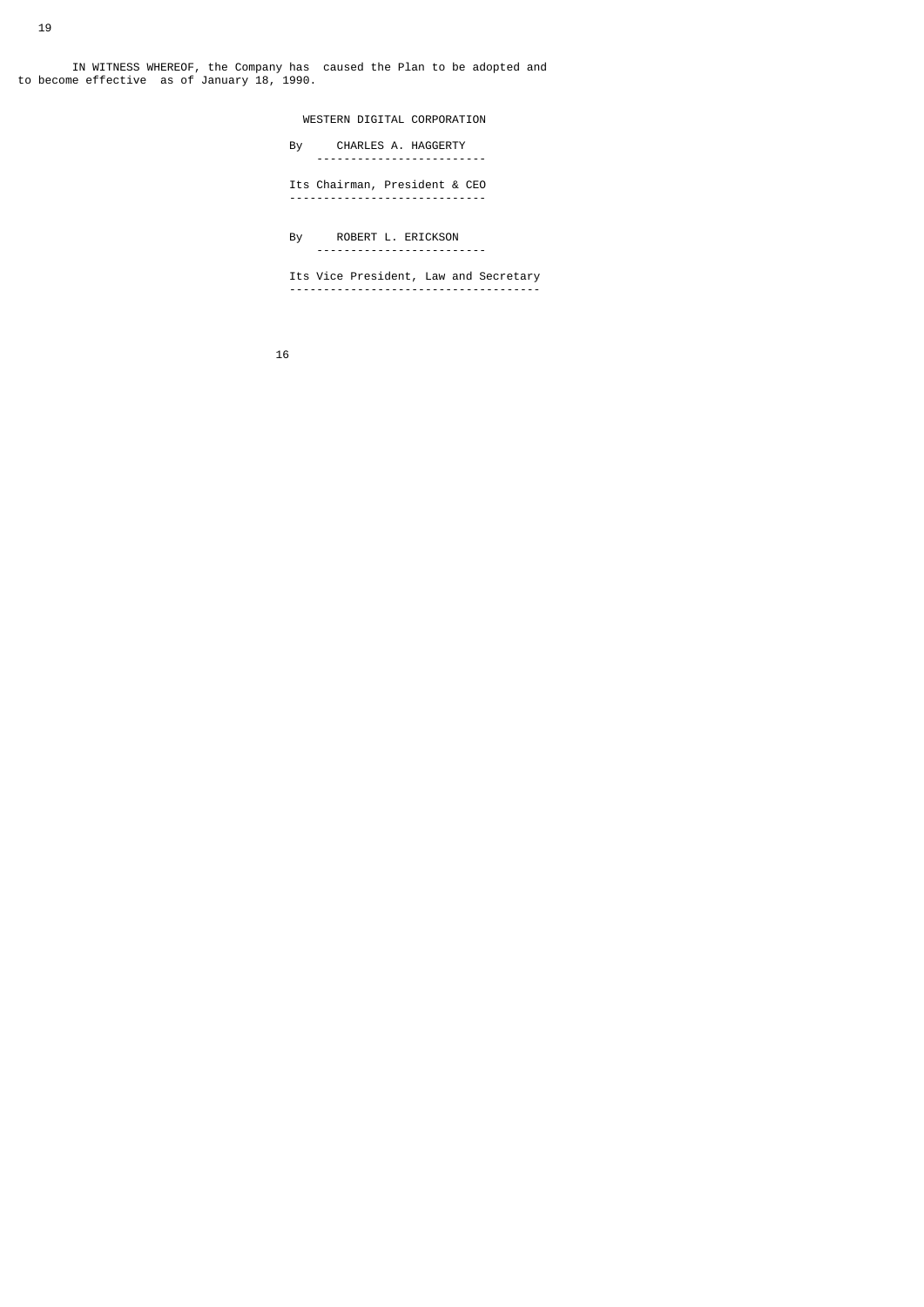IN WITNESS WHEREOF, the Company has caused the Plan to be adopted and to become effective as of January 18, 1990.

WESTERN DIGITAL CORPORATION

By CHARLES A. HAGGERTY

Its Chairman, President & CEO

By ROBERT L. ERICKSON

Its Vice President, Law and Secretary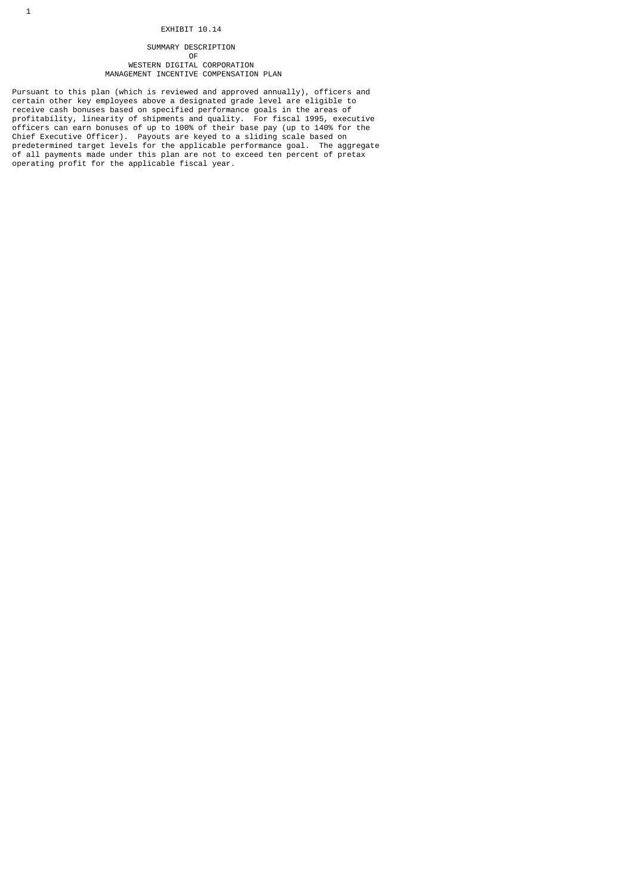EXHIBIT 10.14

# SUMMARY DESCRIPTION
# OF
# WESTERN DIGITAL CORPORATION
# MANAGEMENT INCENTIVE COMPENSATION PLAN

Pursuant to this plan (which is reviewed and approved annually), officers and certain other key employees above a designated grade level are eligible to receive cash bonuses based on specified performance goals in the areas of profitability, linearity of shipments and quality. For fiscal 1995, executive officers can earn bonuses of up to 100% of their base pay (up to 140% for the Chief Executive Officer). Payouts are keyed to a sliding scale based on predetermined target levels for the applicable performance goal. The aggregate of all payments made under this plan are not to exceed ten percent of pretax operating profit for the applicable fiscal year.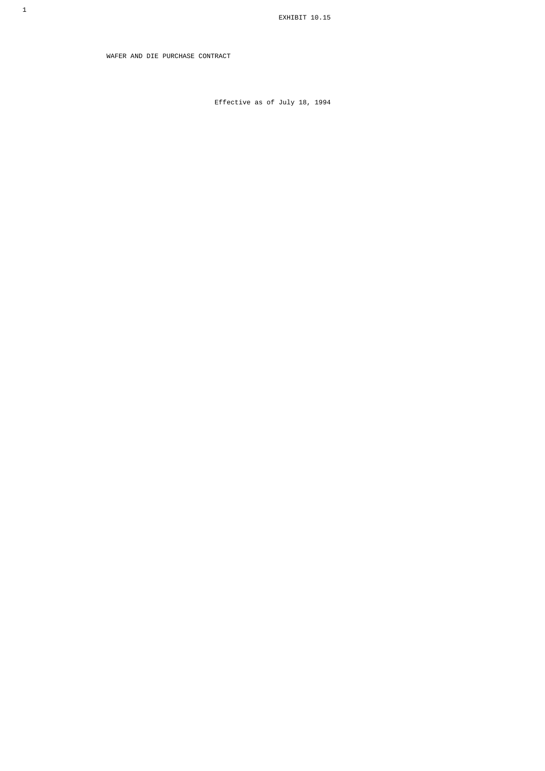EXHIBIT 10.15

# WAFER AND DIE PURCHASE CONTRACT

Effective as of July 18, 1994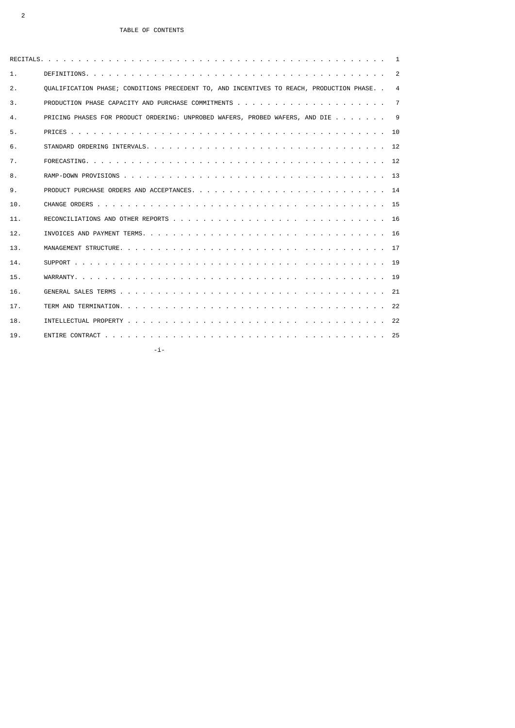TABLE OF CONTENTS

| | | |
|---|---|---|
| RECITALS | | 1 |
| 1. | DEFINITIONS | 2 |
| 2. | QUALIFICATION PHASE; CONDITIONS PRECEDENT TO, AND INCENTIVES TO REACH, PRODUCTION PHASE | 4 |
| 3. | PRODUCTION PHASE CAPACITY AND PURCHASE COMMITMENTS | 7 |
| 4. | PRICING PHASES FOR PRODUCT ORDERING: UNPROBED WAFERS, PROBED WAFERS, AND DIE | 9 |
| 5. | PRICES | 10 |
| 6. | STANDARD ORDERING INTERVALS | 12 |
| 7. | FORECASTING | 12 |
| 8. | RAMP-DOWN PROVISIONS | 13 |
| 9. | PRODUCT PURCHASE ORDERS AND ACCEPTANCES | 14 |
| 10. | CHANGE ORDERS | 15 |
| 11. | RECONCILIATIONS AND OTHER REPORTS | 16 |
| 12. | INVOICES AND PAYMENT TERMS | 16 |
| 13. | MANAGEMENT STRUCTURE | 17 |
| 14. | SUPPORT | 19 |
| 15. | WARRANTY | 19 |
| 16. | GENERAL SALES TERMS | 21 |
| 17. | TERM AND TERMINATION | 22 |
| 18. | INTELLECTUAL PROPERTY | 22 |
| 19. | ENTIRE CONTRACT | 25 |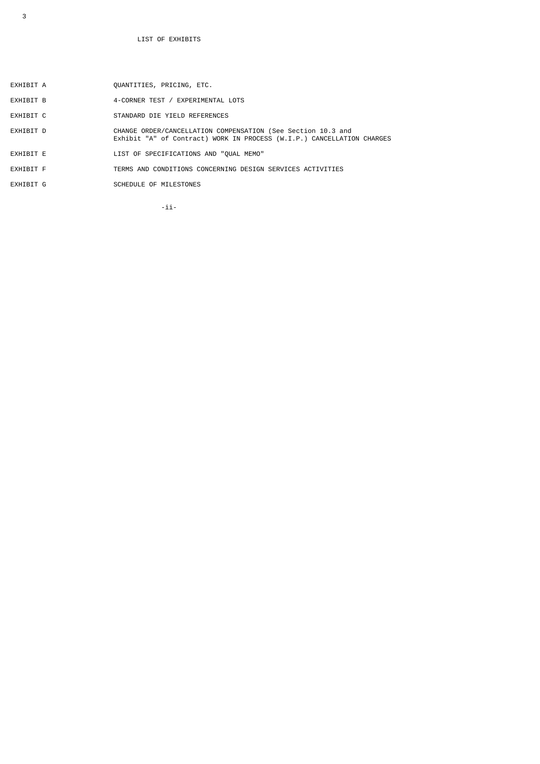# LIST OF EXHIBITS

| | |
|---|---|
| EXHIBIT A | QUANTITIES, PRICING, ETC. |
| EXHIBIT B | 4-CORNER TEST / EXPERIMENTAL LOTS |
| EXHIBIT C | STANDARD DIE YIELD REFERENCES |
| EXHIBIT D | CHANGE ORDER/CANCELLATION COMPENSATION (See Section 10.3 and Exhibit "A" of Contract) WORK IN PROCESS (W.I.P.) CANCELLATION CHARGES |
| EXHIBIT E | LIST OF SPECIFICATIONS AND "QUAL MEMO" |
| EXHIBIT F | TERMS AND CONDITIONS CONCERNING DESIGN SERVICES ACTIVITIES |
| EXHIBIT G | SCHEDULE OF MILESTONES |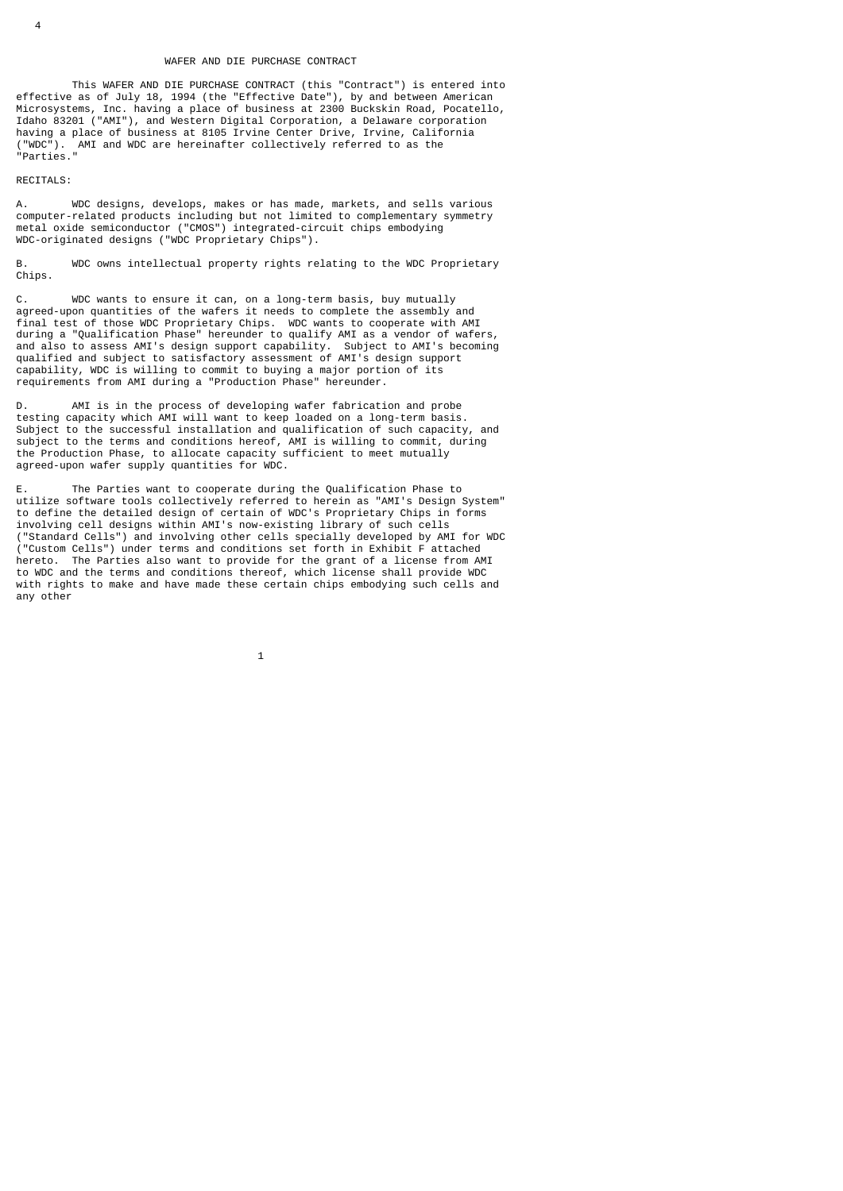# WAFER AND DIE PURCHASE CONTRACT

This WAFER AND DIE PURCHASE CONTRACT (this "Contract") is entered into effective as of July 18, 1994 (the "Effective Date"), by and between American Microsystems, Inc. having a place of business at 2300 Buckskin Road, Pocatello, Idaho 83201 ("AMI"), and Western Digital Corporation, a Delaware corporation having a place of business at 8105 Irvine Center Drive, Irvine, California ("WDC"). AMI and WDC are hereinafter collectively referred to as the "Parties."

RECITALS:

A. WDC designs, develops, makes or has made, markets, and sells various computer-related products including but not limited to complementary symmetry metal oxide semiconductor ("CMOS") integrated-circuit chips embodying WDC-originated designs ("WDC Proprietary Chips").

B. WDC owns intellectual property rights relating to the WDC Proprietary Chips.

C. WDC wants to ensure it can, on a long-term basis, buy mutually agreed-upon quantities of the wafers it needs to complete the assembly and final test of those WDC Proprietary Chips. WDC wants to cooperate with AMI during a "Qualification Phase" hereunder to qualify AMI as a vendor of wafers, and also to assess AMI's design support capability. Subject to AMI's becoming qualified and subject to satisfactory assessment of AMI's design support capability, WDC is willing to commit to buying a major portion of its requirements from AMI during a "Production Phase" hereunder.

D. AMI is in the process of developing wafer fabrication and probe testing capacity which AMI will want to keep loaded on a long-term basis. Subject to the successful installation and qualification of such capacity, and subject to the terms and conditions hereof, AMI is willing to commit, during the Production Phase, to allocate capacity sufficient to meet mutually agreed-upon wafer supply quantities for WDC.

E. The Parties want to cooperate during the Qualification Phase to utilize software tools collectively referred to herein as "AMI's Design System" to define the detailed design of certain of WDC's Proprietary Chips in forms involving cell designs within AMI's now-existing library of such cells ("Standard Cells") and involving other cells specially developed by AMI for WDC ("Custom Cells") under terms and conditions set forth in Exhibit F attached hereto. The Parties also want to provide for the grant of a license from AMI to WDC and the terms and conditions thereof, which license shall provide WDC with rights to make and have made these certain chips embodying such cells and any other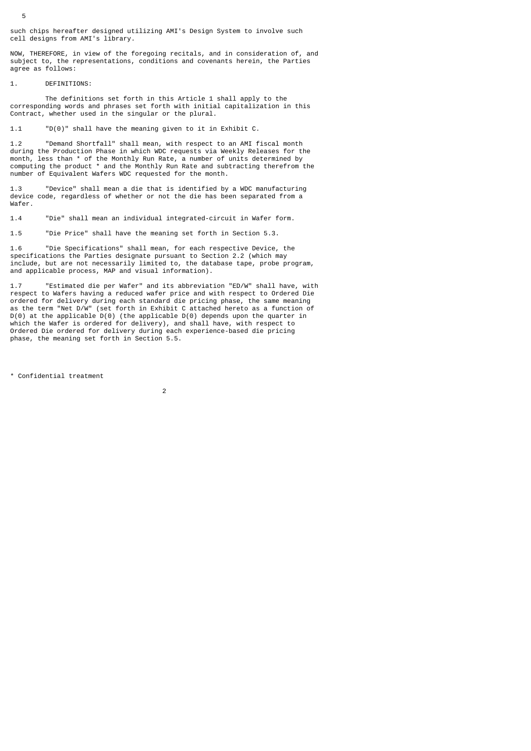such chips hereafter designed utilizing AMI's Design System to involve such cell designs from AMI's library.

NOW, THEREFORE, in view of the foregoing recitals, and in consideration of, and subject to, the representations, conditions and covenants herein, the Parties agree as follows:

1. DEFINITIONS:

The definitions set forth in this Article 1 shall apply to the corresponding words and phrases set forth with initial capitalization in this Contract, whether used in the singular or the plural.

1.1 "D(0)" shall have the meaning given to it in Exhibit C.

1.2 "Demand Shortfall" shall mean, with respect to an AMI fiscal month during the Production Phase in which WDC requests via Weekly Releases for the month, less than * of the Monthly Run Rate, a number of units determined by computing the product * and the Monthly Run Rate and subtracting therefrom the number of Equivalent Wafers WDC requested for the month.

1.3 "Device" shall mean a die that is identified by a WDC manufacturing device code, regardless of whether or not the die has been separated from a Wafer.

1.4 "Die" shall mean an individual integrated-circuit in Wafer form.

1.5 "Die Price" shall have the meaning set forth in Section 5.3.

1.6 "Die Specifications" shall mean, for each respective Device, the specifications the Parties designate pursuant to Section 2.2 (which may include, but are not necessarily limited to, the database tape, probe program, and applicable process, MAP and visual information).

1.7 "Estimated die per Wafer" and its abbreviation "ED/W" shall have, with respect to Wafers having a reduced wafer price and with respect to Ordered Die ordered for delivery during each standard die pricing phase, the same meaning as the term "Net D/W" (set forth in Exhibit C attached hereto as a function of D(0) at the applicable D(0) (the applicable D(0) depends upon the quarter in which the Wafer is ordered for delivery), and shall have, with respect to Ordered Die ordered for delivery during each experience-based die pricing phase, the meaning set forth in Section 5.5.

* Confidential treatment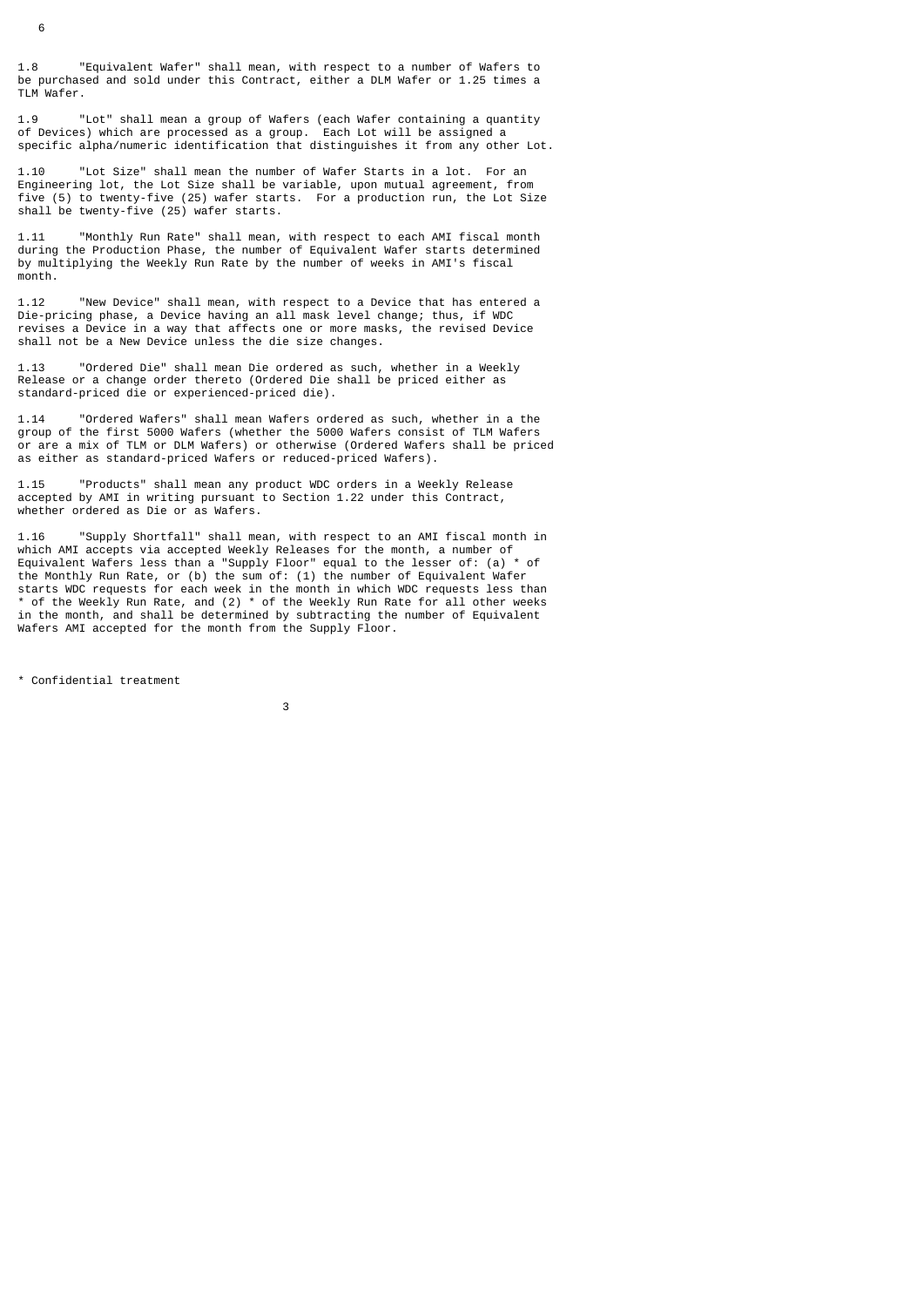1.8 "Equivalent Wafer" shall mean, with respect to a number of Wafers to be purchased and sold under this Contract, either a DLM Wafer or 1.25 times a TLM Wafer.

1.9 "Lot" shall mean a group of Wafers (each Wafer containing a quantity of Devices) which are processed as a group. Each Lot will be assigned a specific alpha/numeric identification that distinguishes it from any other Lot.

1.10 "Lot Size" shall mean the number of Wafer Starts in a lot. For an Engineering lot, the Lot Size shall be variable, upon mutual agreement, from five (5) to twenty-five (25) wafer starts. For a production run, the Lot Size shall be twenty-five (25) wafer starts.

1.11 "Monthly Run Rate" shall mean, with respect to each AMI fiscal month during the Production Phase, the number of Equivalent Wafer starts determined by multiplying the Weekly Run Rate by the number of weeks in AMI's fiscal month.

1.12 "New Device" shall mean, with respect to a Device that has entered a Die-pricing phase, a Device having an all mask level change; thus, if WDC revises a Device in a way that affects one or more masks, the revised Device shall not be a New Device unless the die size changes.

1.13 "Ordered Die" shall mean Die ordered as such, whether in a Weekly Release or a change order thereto (Ordered Die shall be priced either as standard-priced die or experienced-priced die).

1.14 "Ordered Wafers" shall mean Wafers ordered as such, whether in a the group of the first 5000 Wafers (whether the 5000 Wafers consist of TLM Wafers or are a mix of TLM or DLM Wafers) or otherwise (Ordered Wafers shall be priced as either as standard-priced Wafers or reduced-priced Wafers).

1.15 "Products" shall mean any product WDC orders in a Weekly Release accepted by AMI in writing pursuant to Section 1.22 under this Contract, whether ordered as Die or as Wafers.

1.16 "Supply Shortfall" shall mean, with respect to an AMI fiscal month in which AMI accepts via accepted Weekly Releases for the month, a number of Equivalent Wafers less than a "Supply Floor" equal to the lesser of: (a) * of the Monthly Run Rate, or (b) the sum of: (1) the number of Equivalent Wafer starts WDC requests for each week in the month in which WDC requests less than * of the Weekly Run Rate, and (2) * of the Weekly Run Rate for all other weeks in the month, and shall be determined by subtracting the number of Equivalent Wafers AMI accepted for the month from the Supply Floor.

* Confidential treatment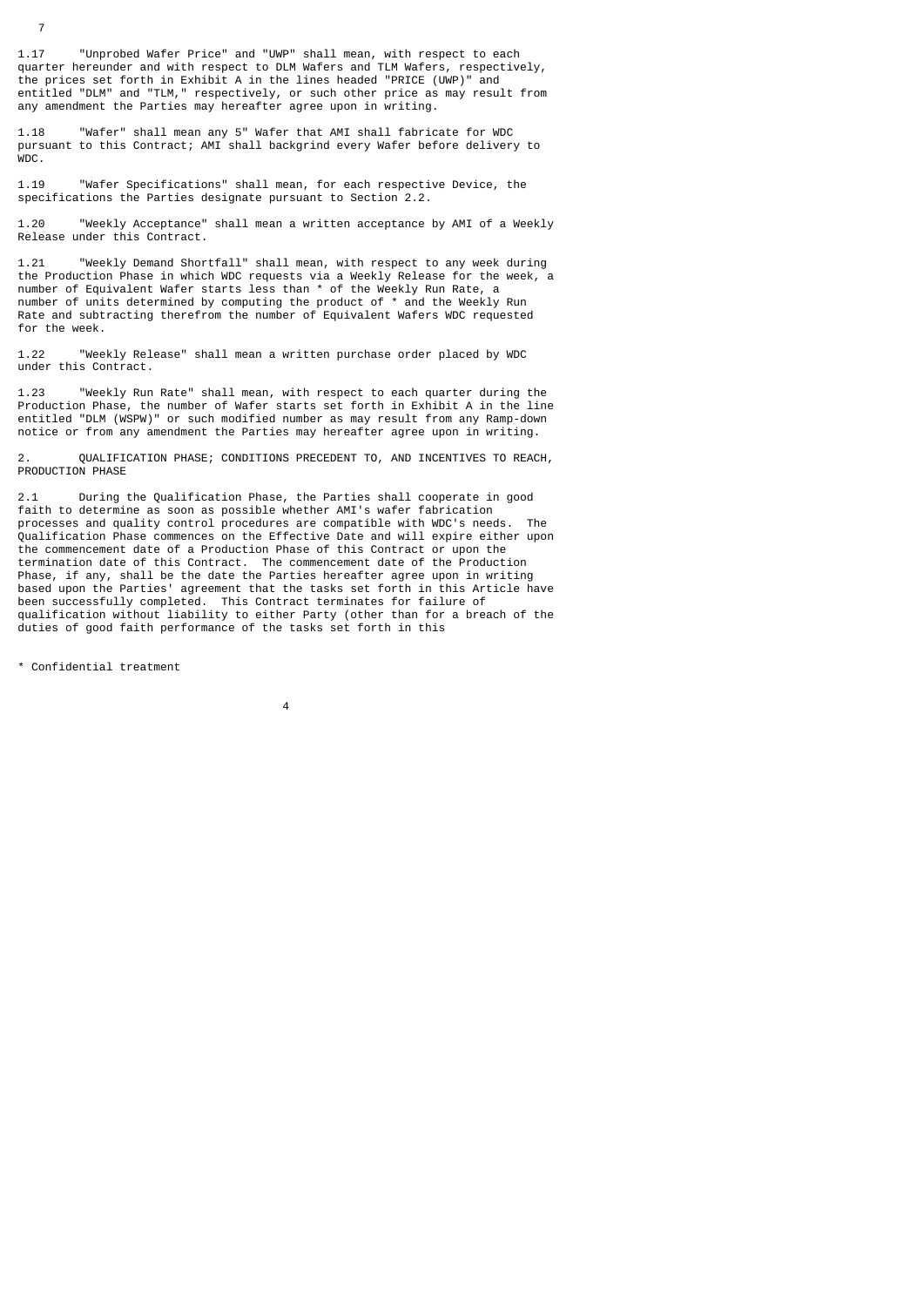1.17 "Unprobed Wafer Price" and "UWP" shall mean, with respect to each quarter hereunder and with respect to DLM Wafers and TLM Wafers, respectively, the prices set forth in Exhibit A in the lines headed "PRICE (UWP)" and entitled "DLM" and "TLM," respectively, or such other price as may result from any amendment the Parties may hereafter agree upon in writing.

1.18 "Wafer" shall mean any 5" Wafer that AMI shall fabricate for WDC pursuant to this Contract; AMI shall backgrind every Wafer before delivery to WDC.

1.19 "Wafer Specifications" shall mean, for each respective Device, the specifications the Parties designate pursuant to Section 2.2.

1.20 "Weekly Acceptance" shall mean a written acceptance by AMI of a Weekly Release under this Contract.

1.21 "Weekly Demand Shortfall" shall mean, with respect to any week during the Production Phase in which WDC requests via a Weekly Release for the week, a number of Equivalent Wafer starts less than * of the Weekly Run Rate, a number of units determined by computing the product of * and the Weekly Run Rate and subtracting therefrom the number of Equivalent Wafers WDC requested for the week.

1.22 "Weekly Release" shall mean a written purchase order placed by WDC under this Contract.

1.23 "Weekly Run Rate" shall mean, with respect to each quarter during the Production Phase, the number of Wafer starts set forth in Exhibit A in the line entitled "DLM (WSPW)" or such modified number as may result from any Ramp-down notice or from any amendment the Parties may hereafter agree upon in writing.

2. QUALIFICATION PHASE; CONDITIONS PRECEDENT TO, AND INCENTIVES TO REACH, PRODUCTION PHASE

2.1 During the Qualification Phase, the Parties shall cooperate in good faith to determine as soon as possible whether AMI's wafer fabrication processes and quality control procedures are compatible with WDC's needs. The Qualification Phase commences on the Effective Date and will expire either upon the commencement date of a Production Phase of this Contract or upon the termination date of this Contract. The commencement date of the Production Phase, if any, shall be the date the Parties hereafter agree upon in writing based upon the Parties' agreement that the tasks set forth in this Article have been successfully completed. This Contract terminates for failure of qualification without liability to either Party (other than for a breach of the duties of good faith performance of the tasks set forth in this

* Confidential treatment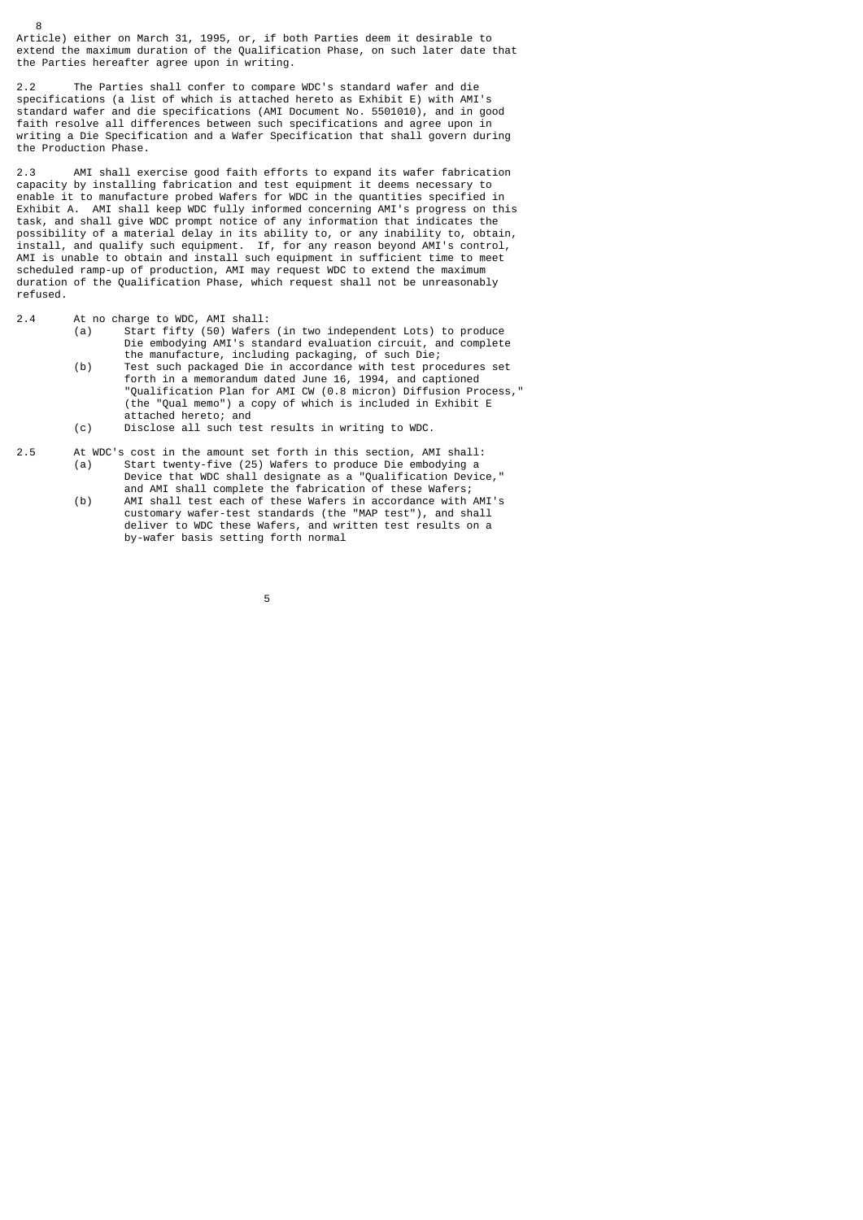Article) either on March 31, 1995, or, if both Parties deem it desirable to extend the maximum duration of the Qualification Phase, on such later date that the Parties hereafter agree upon in writing.

2.2 The Parties shall confer to compare WDC's standard wafer and die specifications (a list of which is attached hereto as Exhibit E) with AMI's standard wafer and die specifications (AMI Document No. 5501010), and in good faith resolve all differences between such specifications and agree upon in writing a Die Specification and a Wafer Specification that shall govern during the Production Phase.

2.3 AMI shall exercise good faith efforts to expand its wafer fabrication capacity by installing fabrication and test equipment it deems necessary to enable it to manufacture probed Wafers for WDC in the quantities specified in Exhibit A. AMI shall keep WDC fully informed concerning AMI's progress on this task, and shall give WDC prompt notice of any information that indicates the possibility of a material delay in its ability to, or any inability to, obtain, install, and qualify such equipment. If, for any reason beyond AMI's control, AMI is unable to obtain and install such equipment in sufficient time to meet scheduled ramp-up of production, AMI may request WDC to extend the maximum duration of the Qualification Phase, which request shall not be unreasonably refused.

2.4 At no charge to WDC, AMI shall:

- (a) Start fifty (50) Wafers (in two independent Lots) to produce Die embodying AMI's standard evaluation circuit, and complete the manufacture, including packaging, of such Die;
- (b) Test such packaged Die in accordance with test procedures set forth in a memorandum dated June 16, 1994, and captioned "Qualification Plan for AMI CW (0.8 micron) Diffusion Process," (the "Qual memo") a copy of which is included in Exhibit E attached hereto; and
- (c) Disclose all such test results in writing to WDC.

2.5 At WDC's cost in the amount set forth in this section, AMI shall:

- (a) Start twenty-five (25) Wafers to produce Die embodying a Device that WDC shall designate as a "Qualification Device," and AMI shall complete the fabrication of these Wafers;
- (b) AMI shall test each of these Wafers in accordance with AMI's customary wafer-test standards (the "MAP test"), and shall deliver to WDC these Wafers, and written test results on a by-wafer basis setting forth normal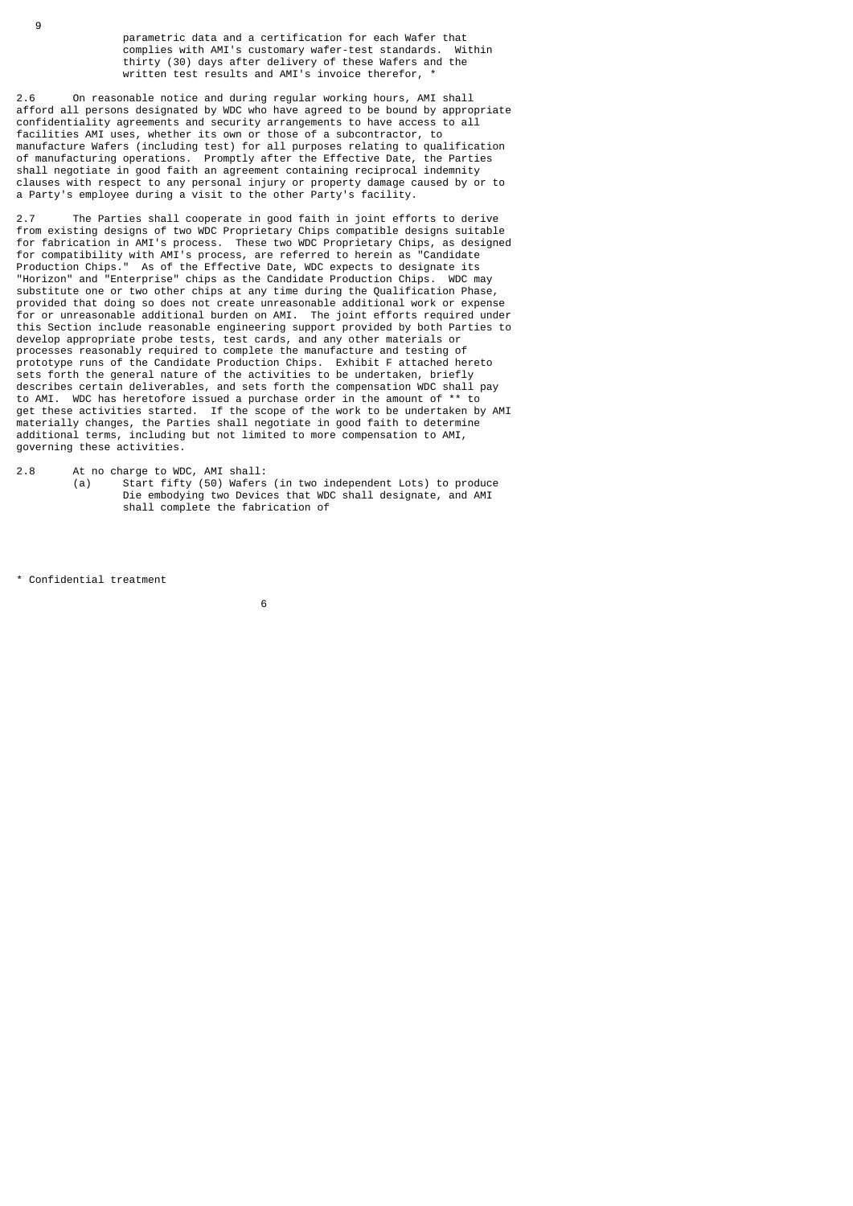parametric data and a certification for each Wafer that complies with AMI's customary wafer-test standards. Within thirty (30) days after delivery of these Wafers and the written test results and AMI's invoice therefor, *

2.6 On reasonable notice and during regular working hours, AMI shall afford all persons designated by WDC who have agreed to be bound by appropriate confidentiality agreements and security arrangements to have access to all facilities AMI uses, whether its own or those of a subcontractor, to manufacture Wafers (including test) for all purposes relating to qualification of manufacturing operations. Promptly after the Effective Date, the Parties shall negotiate in good faith an agreement containing reciprocal indemnity clauses with respect to any personal injury or property damage caused by or to a Party's employee during a visit to the other Party's facility.

2.7 The Parties shall cooperate in good faith in joint efforts to derive from existing designs of two WDC Proprietary Chips compatible designs suitable for fabrication in AMI's process. These two WDC Proprietary Chips, as designed for compatibility with AMI's process, are referred to herein as "Candidate Production Chips." As of the Effective Date, WDC expects to designate its "Horizon" and "Enterprise" chips as the Candidate Production Chips. WDC may substitute one or two other chips at any time during the Qualification Phase, provided that doing so does not create unreasonable additional work or expense for or unreasonable additional burden on AMI. The joint efforts required under this Section include reasonable engineering support provided by both Parties to develop appropriate probe tests, test cards, and any other materials or processes reasonably required to complete the manufacture and testing of prototype runs of the Candidate Production Chips. Exhibit F attached hereto sets forth the general nature of the activities to be undertaken, briefly describes certain deliverables, and sets forth the compensation WDC shall pay to AMI. WDC has heretofore issued a purchase order in the amount of ** to get these activities started. If the scope of the work to be undertaken by AMI materially changes, the Parties shall negotiate in good faith to determine additional terms, including but not limited to more compensation to AMI, governing these activities.

2.8 At no charge to WDC, AMI shall:

(a) Start fifty (50) Wafers (in two independent Lots) to produce Die embodying two Devices that WDC shall designate, and AMI shall complete the fabrication of

* Confidential treatment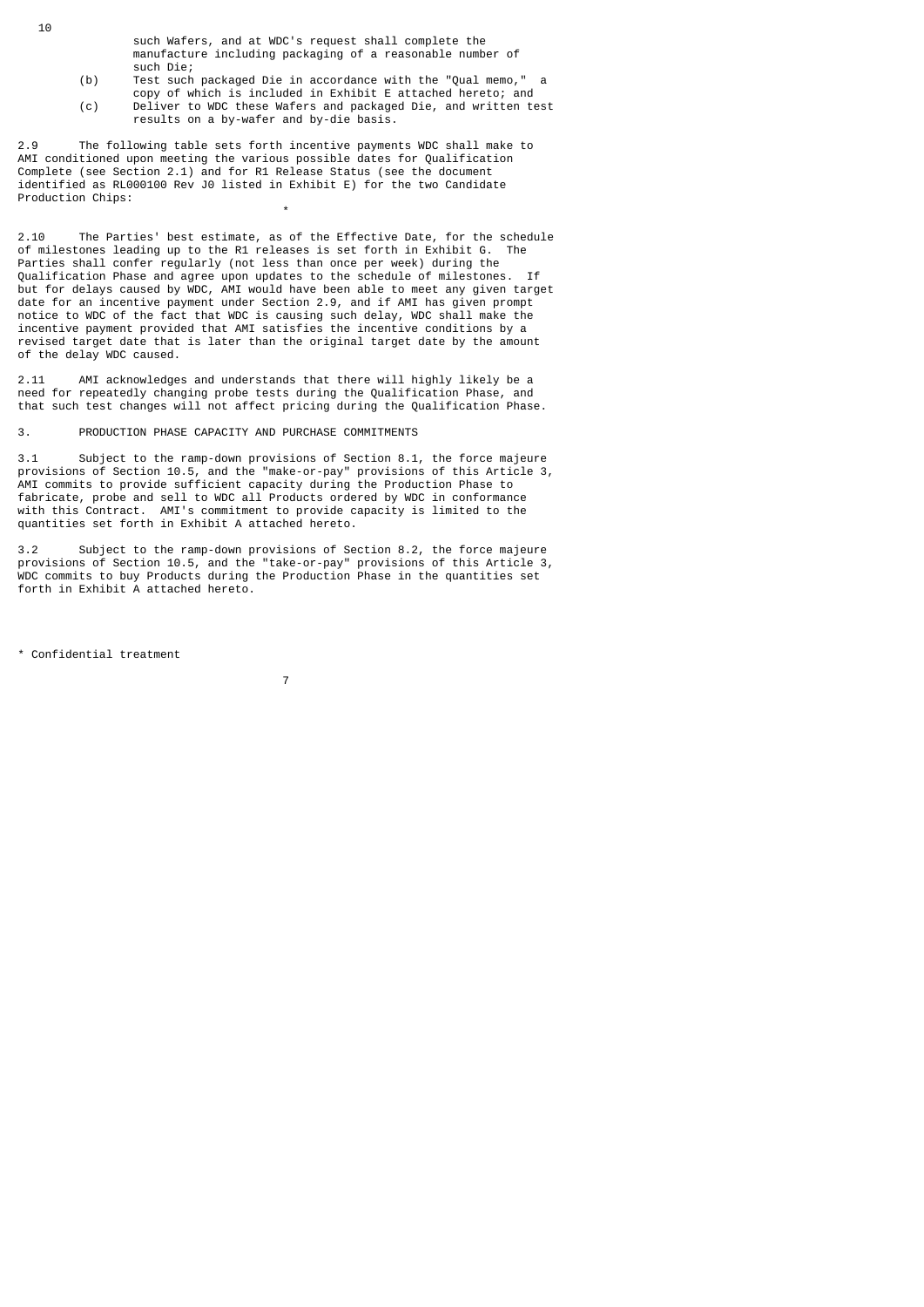such Wafers, and at WDC's request shall complete the manufacture including packaging of a reasonable number of such Die;

(b) Test such packaged Die in accordance with the "Qual memo," a copy of which is included in Exhibit E attached hereto; and

(c) Deliver to WDC these Wafers and packaged Die, and written test results on a by-wafer and by-die basis.

2.9 The following table sets forth incentive payments WDC shall make to AMI conditioned upon meeting the various possible dates for Qualification Complete (see Section 2.1) and for R1 Release Status (see the document identified as RL000100 Rev J0 listed in Exhibit E) for the two Candidate Production Chips:

*

2.10 The Parties' best estimate, as of the Effective Date, for the schedule of milestones leading up to the R1 releases is set forth in Exhibit G. The Parties shall confer regularly (not less than once per week) during the Qualification Phase and agree upon updates to the schedule of milestones. If but for delays caused by WDC, AMI would have been able to meet any given target date for an incentive payment under Section 2.9, and if AMI has given prompt notice to WDC of the fact that WDC is causing such delay, WDC shall make the incentive payment provided that AMI satisfies the incentive conditions by a revised target date that is later than the original target date by the amount of the delay WDC caused.

2.11 AMI acknowledges and understands that there will highly likely be a need for repeatedly changing probe tests during the Qualification Phase, and that such test changes will not affect pricing during the Qualification Phase.

3. PRODUCTION PHASE CAPACITY AND PURCHASE COMMITMENTS

3.1 Subject to the ramp-down provisions of Section 8.1, the force majeure provisions of Section 10.5, and the "make-or-pay" provisions of this Article 3, AMI commits to provide sufficient capacity during the Production Phase to fabricate, probe and sell to WDC all Products ordered by WDC in conformance with this Contract. AMI's commitment to provide capacity is limited to the quantities set forth in Exhibit A attached hereto.

3.2 Subject to the ramp-down provisions of Section 8.2, the force majeure provisions of Section 10.5, and the "take-or-pay" provisions of this Article 3, WDC commits to buy Products during the Production Phase in the quantities set forth in Exhibit A attached hereto.

\* Confidential treatment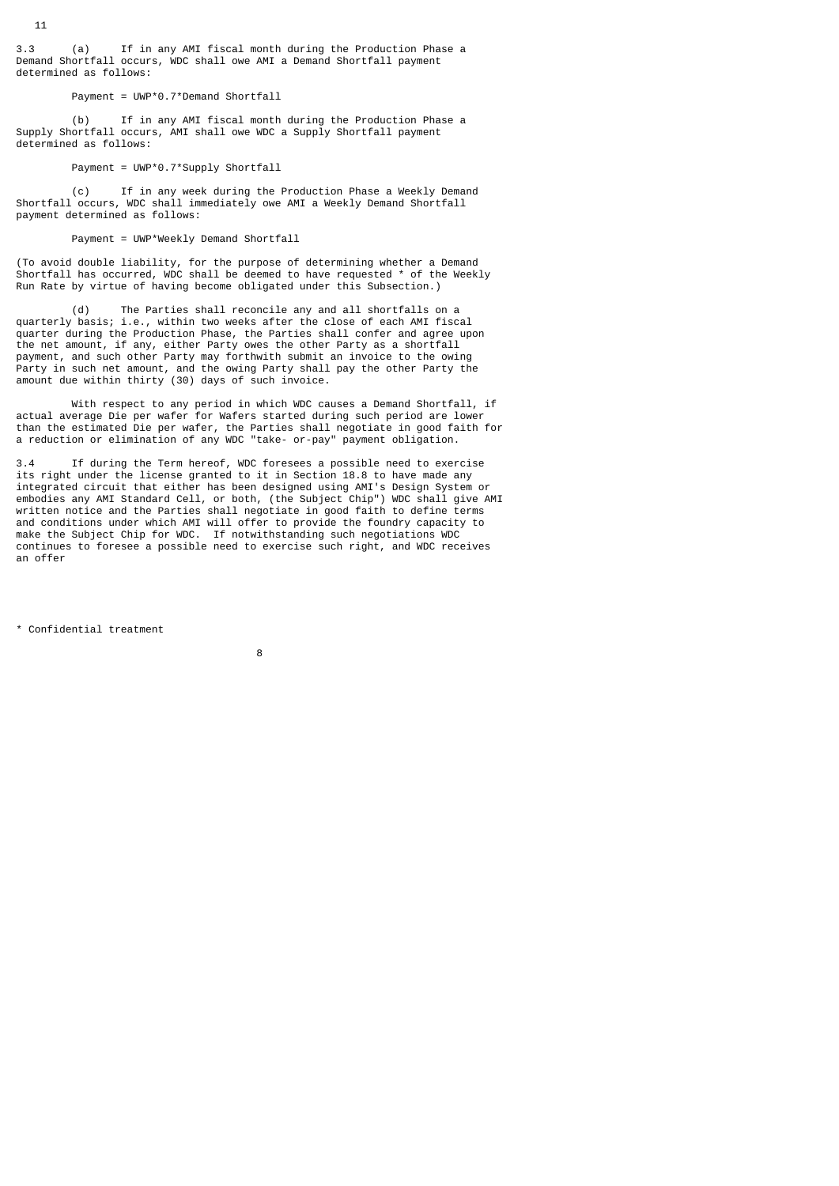3.3 (a) If in any AMI fiscal month during the Production Phase a Demand Shortfall occurs, WDC shall owe AMI a Demand Shortfall payment determined as follows:

Payment = UWP*0.7*Demand Shortfall

(b) If in any AMI fiscal month during the Production Phase a Supply Shortfall occurs, AMI shall owe WDC a Supply Shortfall payment determined as follows:

Payment = UWP*0.7*Supply Shortfall

(c) If in any week during the Production Phase a Weekly Demand Shortfall occurs, WDC shall immediately owe AMI a Weekly Demand Shortfall payment determined as follows:

Payment = UWP*Weekly Demand Shortfall

(To avoid double liability, for the purpose of determining whether a Demand Shortfall has occurred, WDC shall be deemed to have requested * of the Weekly Run Rate by virtue of having become obligated under this Subsection.)

(d) The Parties shall reconcile any and all shortfalls on a quarterly basis; i.e., within two weeks after the close of each AMI fiscal quarter during the Production Phase, the Parties shall confer and agree upon the net amount, if any, either Party owes the other Party as a shortfall payment, and such other Party may forthwith submit an invoice to the owing Party in such net amount, and the owing Party shall pay the other Party the amount due within thirty (30) days of such invoice.

With respect to any period in which WDC causes a Demand Shortfall, if actual average Die per wafer for Wafers started during such period are lower than the estimated Die per wafer, the Parties shall negotiate in good faith for a reduction or elimination of any WDC "take- or-pay" payment obligation.

3.4 If during the Term hereof, WDC foresees a possible need to exercise its right under the license granted to it in Section 18.8 to have made any integrated circuit that either has been designed using AMI's Design System or embodies any AMI Standard Cell, or both, (the Subject Chip") WDC shall give AMI written notice and the Parties shall negotiate in good faith to define terms and conditions under which AMI will offer to provide the foundry capacity to make the Subject Chip for WDC. If notwithstanding such negotiations WDC continues to foresee a possible need to exercise such right, and WDC receives an offer

* Confidential treatment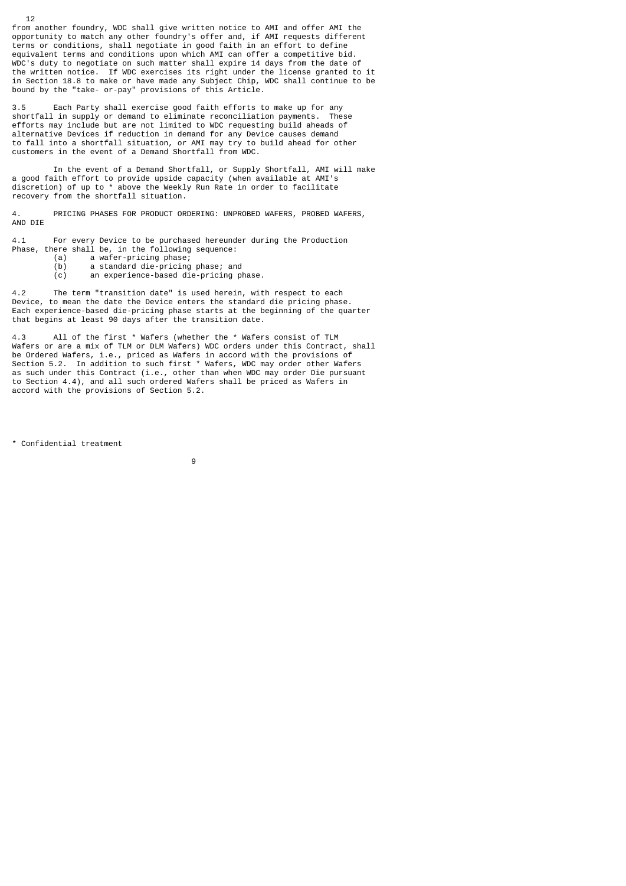from another foundry, WDC shall give written notice to AMI and offer AMI the opportunity to match any other foundry's offer and, if AMI requests different terms or conditions, shall negotiate in good faith in an effort to define equivalent terms and conditions upon which AMI can offer a competitive bid. WDC's duty to negotiate on such matter shall expire 14 days from the date of the written notice. If WDC exercises its right under the license granted to it in Section 18.8 to make or have made any Subject Chip, WDC shall continue to be bound by the "take- or-pay" provisions of this Article.

3.5 Each Party shall exercise good faith efforts to make up for any shortfall in supply or demand to eliminate reconciliation payments. These efforts may include but are not limited to WDC requesting build aheads of alternative Devices if reduction in demand for any Device causes demand to fall into a shortfall situation, or AMI may try to build ahead for other customers in the event of a Demand Shortfall from WDC.

In the event of a Demand Shortfall, or Supply Shortfall, AMI will make a good faith effort to provide upside capacity (when available at AMI's discretion) of up to * above the Weekly Run Rate in order to facilitate recovery from the shortfall situation.

4. PRICING PHASES FOR PRODUCT ORDERING: UNPROBED WAFERS, PROBED WAFERS, AND DIE

4.1 For every Device to be purchased hereunder during the Production Phase, there shall be, in the following sequence:

(a) a wafer-pricing phase;

(b) a standard die-pricing phase; and

(c) an experience-based die-pricing phase.

4.2 The term "transition date" is used herein, with respect to each Device, to mean the date the Device enters the standard die pricing phase. Each experience-based die-pricing phase starts at the beginning of the quarter that begins at least 90 days after the transition date.

4.3 All of the first * Wafers (whether the * Wafers consist of TLM Wafers or are a mix of TLM or DLM Wafers) WDC orders under this Contract, shall be Ordered Wafers, i.e., priced as Wafers in accord with the provisions of Section 5.2. In addition to such first * Wafers, WDC may order other Wafers as such under this Contract (i.e., other than when WDC may order Die pursuant to Section 4.4), and all such ordered Wafers shall be priced as Wafers in accord with the provisions of Section 5.2.

* Confidential treatment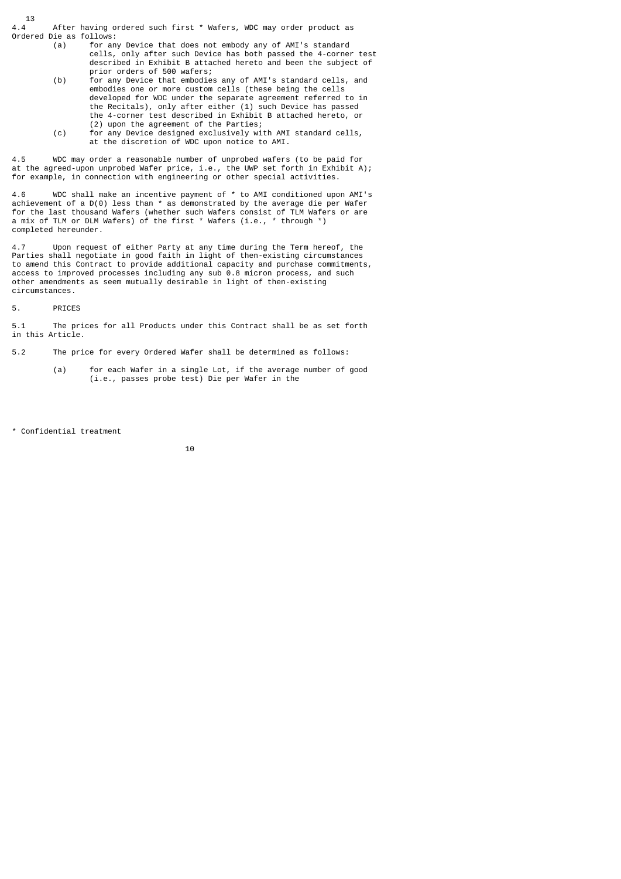4.4 After having ordered such first * Wafers, WDC may order product as Ordered Die as follows:

(a) for any Device that does not embody any of AMI's standard cells, only after such Device has both passed the 4-corner test described in Exhibit B attached hereto and been the subject of prior orders of 500 wafers;

(b) for any Device that embodies any of AMI's standard cells, and embodies one or more custom cells (these being the cells developed for WDC under the separate agreement referred to in the Recitals), only after either (1) such Device has passed the 4-corner test described in Exhibit B attached hereto, or (2) upon the agreement of the Parties;

(c) for any Device designed exclusively with AMI standard cells, at the discretion of WDC upon notice to AMI.

4.5 WDC may order a reasonable number of unprobed wafers (to be paid for at the agreed-upon unprobed Wafer price, i.e., the UWP set forth in Exhibit A); for example, in connection with engineering or other special activities.

4.6 WDC shall make an incentive payment of * to AMI conditioned upon AMI's achievement of a D(0) less than * as demonstrated by the average die per Wafer for the last thousand Wafers (whether such Wafers consist of TLM Wafers or are a mix of TLM or DLM Wafers) of the first * Wafers (i.e., * through *) completed hereunder.

4.7 Upon request of either Party at any time during the Term hereof, the Parties shall negotiate in good faith in light of then-existing circumstances to amend this Contract to provide additional capacity and purchase commitments, access to improved processes including any sub 0.8 micron process, and such other amendments as seem mutually desirable in light of then-existing circumstances.

5. PRICES

5.1 The prices for all Products under this Contract shall be as set forth in this Article.

5.2 The price for every Ordered Wafer shall be determined as follows:

(a) for each Wafer in a single Lot, if the average number of good (i.e., passes probe test) Die per Wafer in the

\* Confidential treatment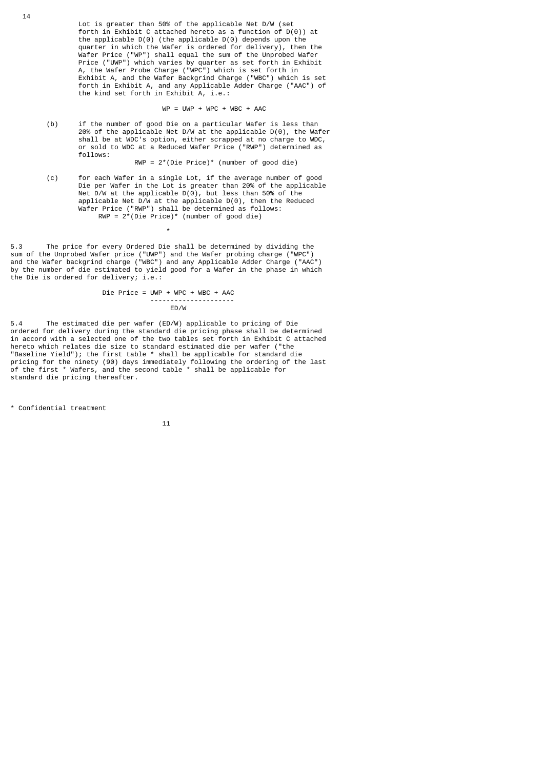Lot is greater than 50% of the applicable Net D/W (set forth in Exhibit C attached hereto as a function of D(0)) at the applicable D(0) (the applicable D(0) depends upon the quarter in which the Wafer is ordered for delivery), then the Wafer Price ("WP") shall equal the sum of the Unprobed Wafer Price ("UWP") which varies by quarter as set forth in Exhibit A, the Wafer Probe Charge ("WPC") which is set forth in Exhibit A, and the Wafer Backgrind Charge ("WBC") which is set forth in Exhibit A, and any Applicable Adder Charge ("AAC") of the kind set forth in Exhibit A, i.e.:

$$WP = UWP + WPC + WBC + AAC$$

(b) if the number of good Die on a particular Wafer is less than 20% of the applicable Net D/W at the applicable D(0), the Wafer shall be at WDC's option, either scrapped at no charge to WDC, or sold to WDC at a Reduced Wafer Price ("RWP") determined as follows:

$$RWP = 2*(\text{Die Price})*(\text{number of good die})$$

(c) for each Wafer in a single Lot, if the average number of good Die per Wafer in the Lot is greater than 20% of the applicable Net D/W at the applicable D(0), but less than 50% of the applicable Net D/W at the applicable D(0), then the Reduced Wafer Price ("RWP") shall be determined as follows:

$$RWP = 2*(\text{Die Price})*(\text{number of good die})$$

*

5.3 The price for every Ordered Die shall be determined by dividing the sum of the Unprobed Wafer price ("UWP") and the Wafer probing charge ("WPC") and the Wafer backgrind charge ("WBC") and any Applicable Adder Charge ("AAC") by the number of die estimated to yield good for a Wafer in the phase in which the Die is ordered for delivery; i.e.:

$$\text{Die Price} = \frac{UWP + WPC + WBC + AAC}{ED/W}$$

5.4 The estimated die per wafer (ED/W) applicable to pricing of Die ordered for delivery during the standard die pricing phase shall be determined in accord with a selected one of the two tables set forth in Exhibit C attached hereto which relates die size to standard estimated die per wafer ("the "Baseline Yield"); the first table * shall be applicable for standard die pricing for the ninety (90) days immediately following the ordering of the last of the first * Wafers, and the second table * shall be applicable for standard die pricing thereafter.

* Confidential treatment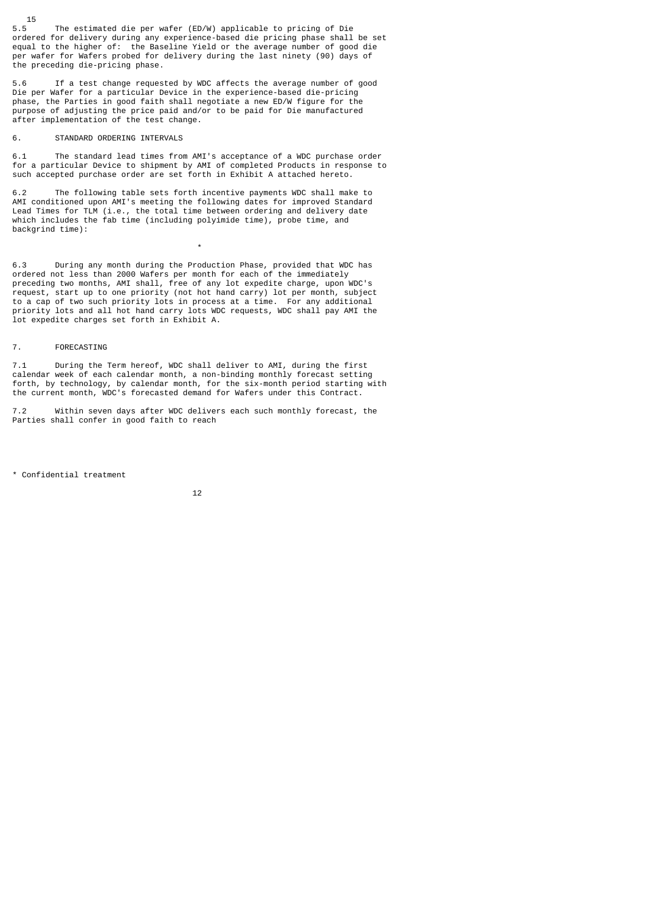5.5 The estimated die per wafer (ED/W) applicable to pricing of Die ordered for delivery during any experience-based die pricing phase shall be set equal to the higher of: the Baseline Yield or the average number of good die per wafer for Wafers probed for delivery during the last ninety (90) days of the preceding die-pricing phase.

5.6 If a test change requested by WDC affects the average number of good Die per Wafer for a particular Device in the experience-based die-pricing phase, the Parties in good faith shall negotiate a new ED/W figure for the purpose of adjusting the price paid and/or to be paid for Die manufactured after implementation of the test change.

## 6. STANDARD ORDERING INTERVALS

6.1 The standard lead times from AMI's acceptance of a WDC purchase order for a particular Device to shipment by AMI of completed Products in response to such accepted purchase order are set forth in Exhibit A attached hereto.

6.2 The following table sets forth incentive payments WDC shall make to AMI conditioned upon AMI's meeting the following dates for improved Standard Lead Times for TLM (i.e., the total time between ordering and delivery date which includes the fab time (including polyimide time), probe time, and backgrind time):

*

6.3 During any month during the Production Phase, provided that WDC has ordered not less than 2000 Wafers per month for each of the immediately preceding two months, AMI shall, free of any lot expedite charge, upon WDC's request, start up to one priority (not hot hand carry) lot per month, subject to a cap of two such priority lots in process at a time. For any additional priority lots and all hot hand carry lots WDC requests, WDC shall pay AMI the lot expedite charges set forth in Exhibit A.

## 7. FORECASTING

7.1 During the Term hereof, WDC shall deliver to AMI, during the first calendar week of each calendar month, a non-binding monthly forecast setting forth, by technology, by calendar month, for the six-month period starting with the current month, WDC's forecasted demand for Wafers under this Contract.

7.2 Within seven days after WDC delivers each such monthly forecast, the Parties shall confer in good faith to reach

* Confidential treatment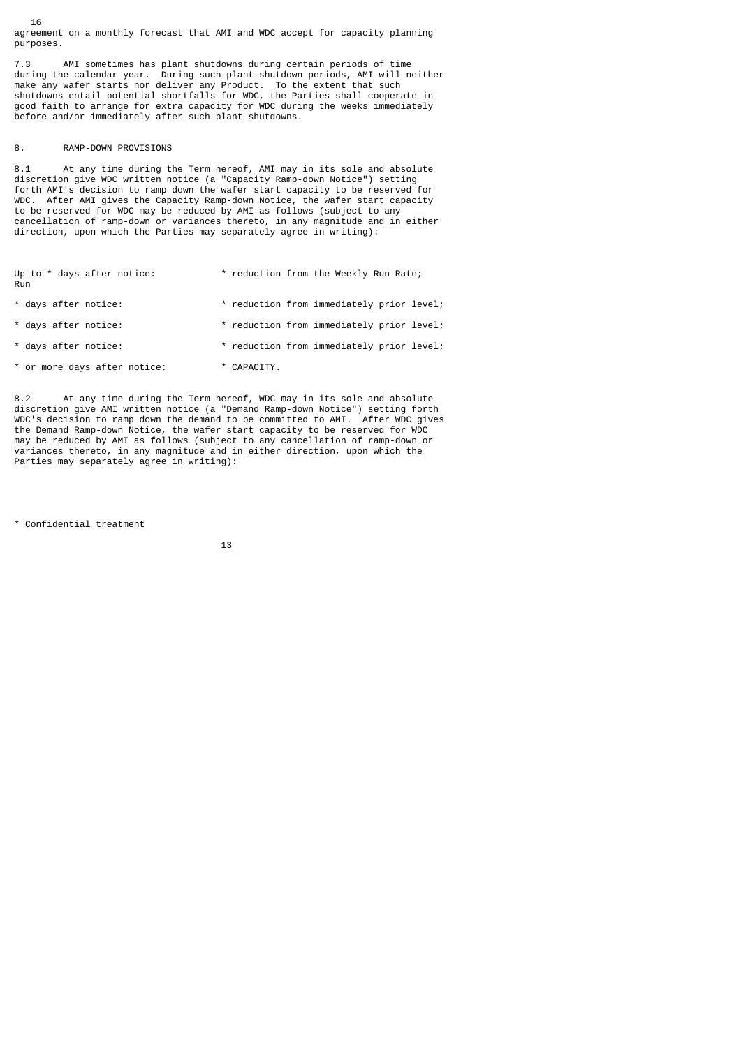agreement on a monthly forecast that AMI and WDC accept for capacity planning purposes.

7.3 AMI sometimes has plant shutdowns during certain periods of time during the calendar year. During such plant-shutdown periods, AMI will neither make any wafer starts nor deliver any Product. To the extent that such shutdowns entail potential shortfalls for WDC, the Parties shall cooperate in good faith to arrange for extra capacity for WDC during the weeks immediately before and/or immediately after such plant shutdowns.

## 8. RAMP-DOWN PROVISIONS

8.1 At any time during the Term hereof, AMI may in its sole and absolute discretion give WDC written notice (a "Capacity Ramp-down Notice") setting forth AMI's decision to ramp down the wafer start capacity to be reserved for WDC. After AMI gives the Capacity Ramp-down Notice, the wafer start capacity to be reserved for WDC may be reduced by AMI as follows (subject to any cancellation of ramp-down or variances thereto, in any magnitude and in either direction, upon which the Parties may separately agree in writing):

| | |
|---|---|
| Up to * days after notice: | * reduction from the Weekly Run Rate; |
| * days after notice: | * reduction from immediately prior level; |
| * days after notice: | * reduction from immediately prior level; |
| * days after notice: | * reduction from immediately prior level; |
| * or more days after notice: | * CAPACITY. |

8.2 At any time during the Term hereof, WDC may in its sole and absolute discretion give AMI written notice (a "Demand Ramp-down Notice") setting forth WDC's decision to ramp down the demand to be committed to AMI. After WDC gives the Demand Ramp-down Notice, the wafer start capacity to be reserved for WDC may be reduced by AMI as follows (subject to any cancellation of ramp-down or variances thereto, in any magnitude and in either direction, upon which the Parties may separately agree in writing):

\* Confidential treatment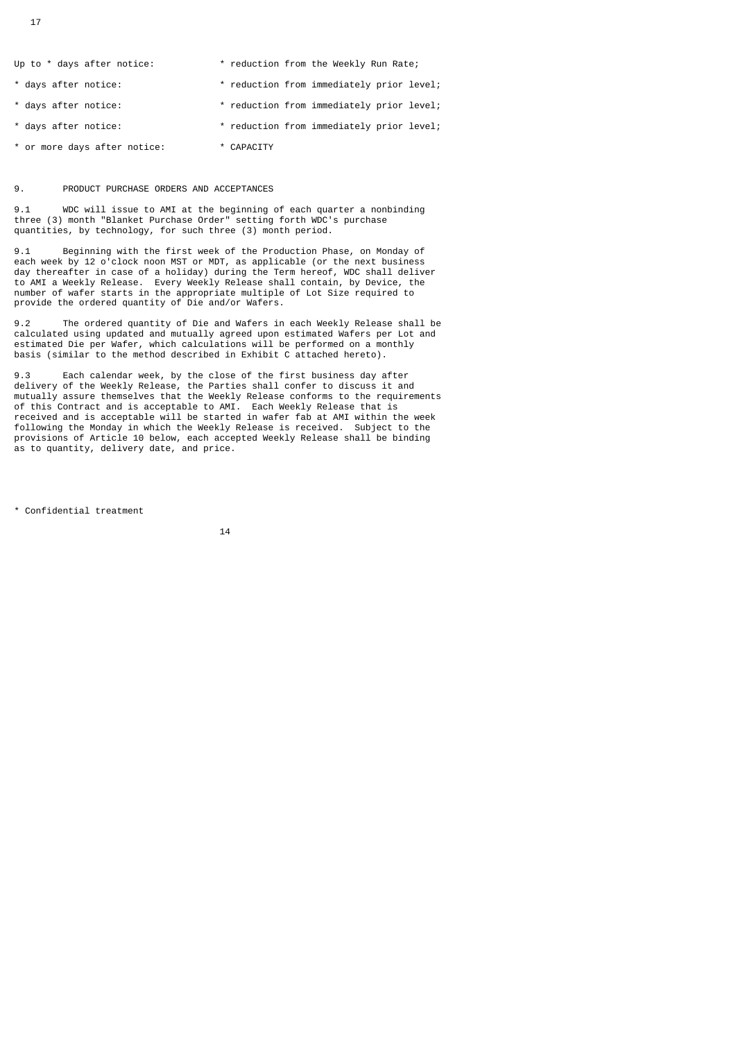| | |
|---|---|
| Up to * days after notice: | * reduction from the Weekly Run Rate; |
| * days after notice: | * reduction from immediately prior level; |
| * days after notice: | * reduction from immediately prior level; |
| * days after notice: | * reduction from immediately prior level; |
| * or more days after notice: | * CAPACITY |

## 9. PRODUCT PURCHASE ORDERS AND ACCEPTANCES

9.1 WDC will issue to AMI at the beginning of each quarter a nonbinding three (3) month "Blanket Purchase Order" setting forth WDC's purchase quantities, by technology, for such three (3) month period.

9.1 Beginning with the first week of the Production Phase, on Monday of each week by 12 o'clock noon MST or MDT, as applicable (or the next business day thereafter in case of a holiday) during the Term hereof, WDC shall deliver to AMI a Weekly Release. Every Weekly Release shall contain, by Device, the number of wafer starts in the appropriate multiple of Lot Size required to provide the ordered quantity of Die and/or Wafers.

9.2 The ordered quantity of Die and Wafers in each Weekly Release shall be calculated using updated and mutually agreed upon estimated Wafers per Lot and estimated Die per Wafer, which calculations will be performed on a monthly basis (similar to the method described in Exhibit C attached hereto).

9.3 Each calendar week, by the close of the first business day after delivery of the Weekly Release, the Parties shall confer to discuss it and mutually assure themselves that the Weekly Release conforms to the requirements of this Contract and is acceptable to AMI. Each Weekly Release that is received and is acceptable will be started in wafer fab at AMI within the week following the Monday in which the Weekly Release is received. Subject to the provisions of Article 10 below, each accepted Weekly Release shall be binding as to quantity, delivery date, and price.

* Confidential treatment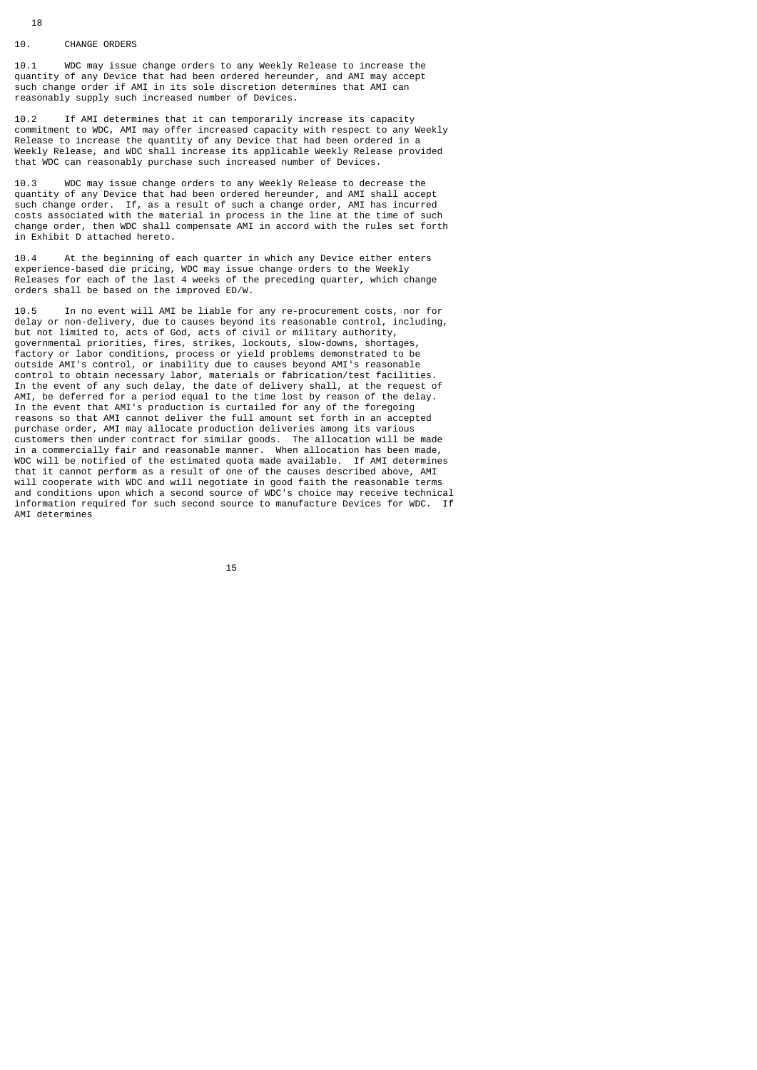## 10. CHANGE ORDERS

10.1 WDC may issue change orders to any Weekly Release to increase the quantity of any Device that had been ordered hereunder, and AMI may accept such change order if AMI in its sole discretion determines that AMI can reasonably supply such increased number of Devices.

10.2 If AMI determines that it can temporarily increase its capacity commitment to WDC, AMI may offer increased capacity with respect to any Weekly Release to increase the quantity of any Device that had been ordered in a Weekly Release, and WDC shall increase its applicable Weekly Release provided that WDC can reasonably purchase such increased number of Devices.

10.3 WDC may issue change orders to any Weekly Release to decrease the quantity of any Device that had been ordered hereunder, and AMI shall accept such change order. If, as a result of such a change order, AMI has incurred costs associated with the material in process in the line at the time of such change order, then WDC shall compensate AMI in accord with the rules set forth in Exhibit D attached hereto.

10.4 At the beginning of each quarter in which any Device either enters experience-based die pricing, WDC may issue change orders to the Weekly Releases for each of the last 4 weeks of the preceding quarter, which change orders shall be based on the improved ED/W.

10.5 In no event will AMI be liable for any re-procurement costs, nor for delay or non-delivery, due to causes beyond its reasonable control, including, but not limited to, acts of God, acts of civil or military authority, governmental priorities, fires, strikes, lockouts, slow-downs, shortages, factory or labor conditions, process or yield problems demonstrated to be outside AMI's control, or inability due to causes beyond AMI's reasonable control to obtain necessary labor, materials or fabrication/test facilities. In the event of any such delay, the date of delivery shall, at the request of AMI, be deferred for a period equal to the time lost by reason of the delay. In the event that AMI's production is curtailed for any of the foregoing reasons so that AMI cannot deliver the full amount set forth in an accepted purchase order, AMI may allocate production deliveries among its various customers then under contract for similar goods. The allocation will be made in a commercially fair and reasonable manner. When allocation has been made, WDC will be notified of the estimated quota made available. If AMI determines that it cannot perform as a result of one of the causes described above, AMI will cooperate with WDC and will negotiate in good faith the reasonable terms and conditions upon which a second source of WDC's choice may receive technical information required for such second source to manufacture Devices for WDC. If AMI determines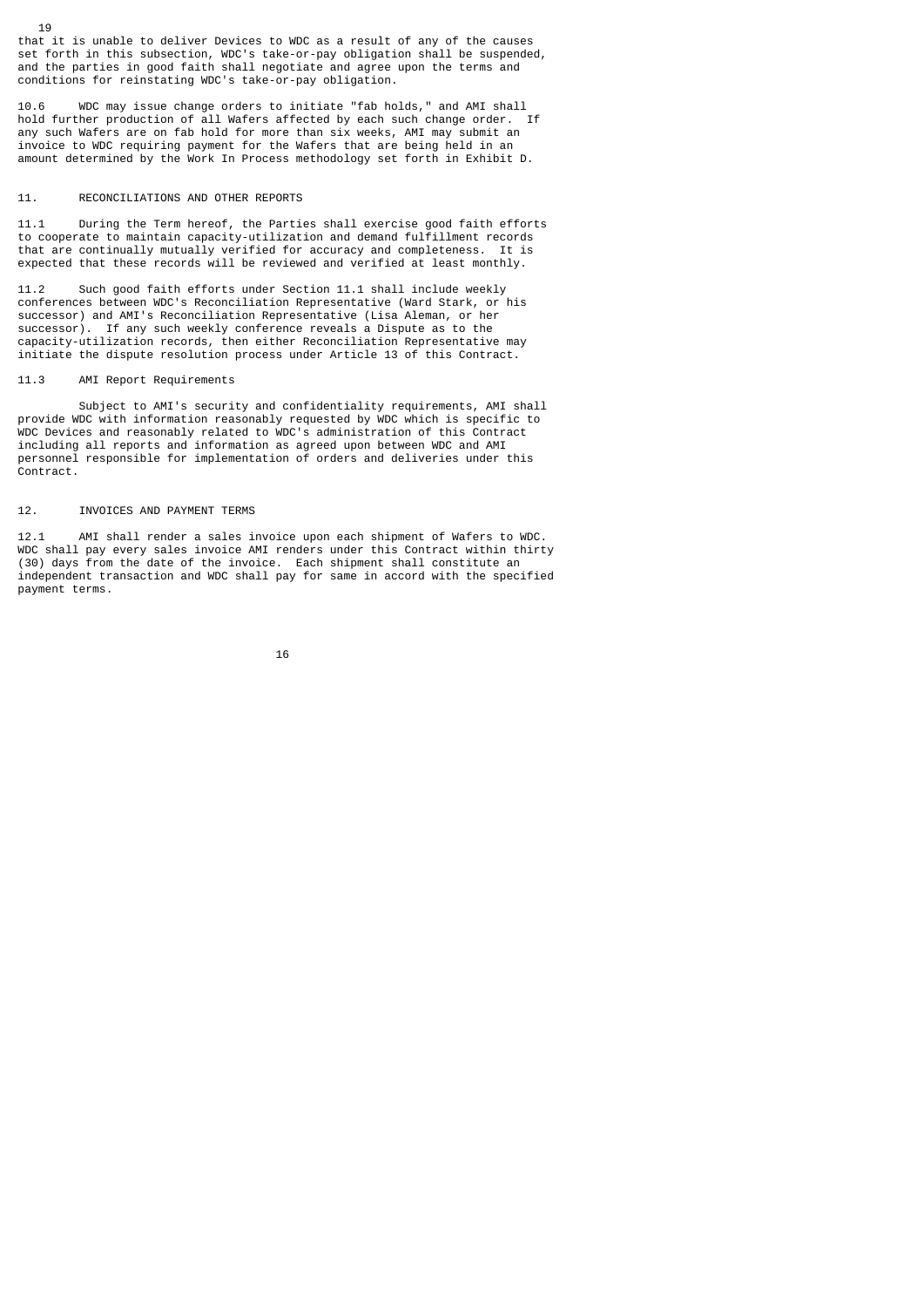that it is unable to deliver Devices to WDC as a result of any of the causes set forth in this subsection, WDC's take-or-pay obligation shall be suspended, and the parties in good faith shall negotiate and agree upon the terms and conditions for reinstating WDC's take-or-pay obligation.

10.6 WDC may issue change orders to initiate "fab holds," and AMI shall hold further production of all Wafers affected by each such change order. If any such Wafers are on fab hold for more than six weeks, AMI may submit an invoice to WDC requiring payment for the Wafers that are being held in an amount determined by the Work In Process methodology set forth in Exhibit D.

## 11. RECONCILIATIONS AND OTHER REPORTS

11.1 During the Term hereof, the Parties shall exercise good faith efforts to cooperate to maintain capacity-utilization and demand fulfillment records that are continually mutually verified for accuracy and completeness. It is expected that these records will be reviewed and verified at least monthly.

11.2 Such good faith efforts under Section 11.1 shall include weekly conferences between WDC's Reconciliation Representative (Ward Stark, or his successor) and AMI's Reconciliation Representative (Lisa Aleman, or her successor). If any such weekly conference reveals a Dispute as to the capacity-utilization records, then either Reconciliation Representative may initiate the dispute resolution process under Article 13 of this Contract.

11.3 AMI Report Requirements

Subject to AMI's security and confidentiality requirements, AMI shall provide WDC with information reasonably requested by WDC which is specific to WDC Devices and reasonably related to WDC's administration of this Contract including all reports and information as agreed upon between WDC and AMI personnel responsible for implementation of orders and deliveries under this Contract.

## 12. INVOICES AND PAYMENT TERMS

12.1 AMI shall render a sales invoice upon each shipment of Wafers to WDC. WDC shall pay every sales invoice AMI renders under this Contract within thirty (30) days from the date of the invoice. Each shipment shall constitute an independent transaction and WDC shall pay for same in accord with the specified payment terms.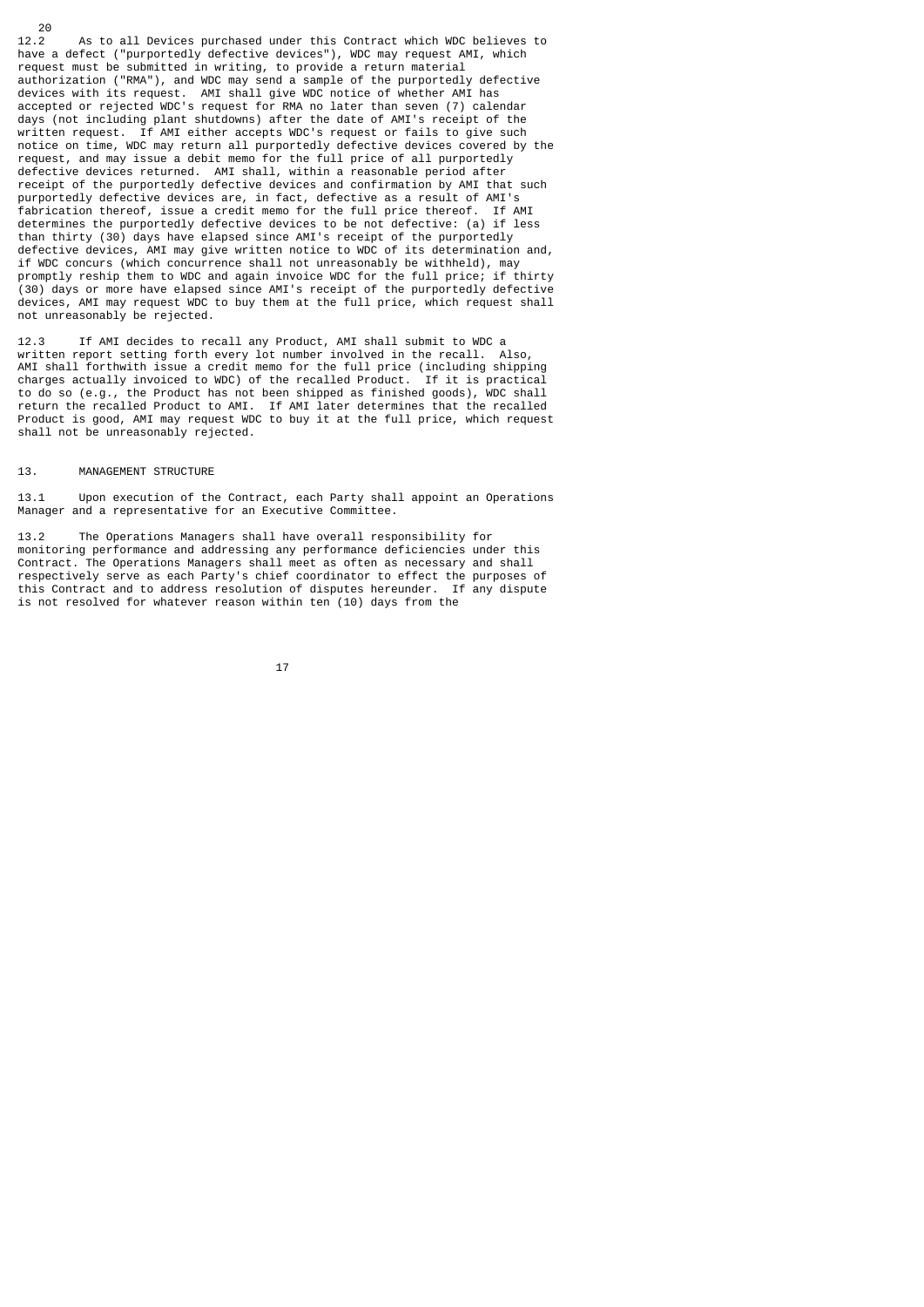12.2 As to all Devices purchased under this Contract which WDC believes to have a defect ("purportedly defective devices"), WDC may request AMI, which request must be submitted in writing, to provide a return material authorization ("RMA"), and WDC may send a sample of the purportedly defective devices with its request. AMI shall give WDC notice of whether AMI has accepted or rejected WDC's request for RMA no later than seven (7) calendar days (not including plant shutdowns) after the date of AMI's receipt of the written request. If AMI either accepts WDC's request or fails to give such notice on time, WDC may return all purportedly defective devices covered by the request, and may issue a debit memo for the full price of all purportedly defective devices returned. AMI shall, within a reasonable period after receipt of the purportedly defective devices and confirmation by AMI that such purportedly defective devices are, in fact, defective as a result of AMI's fabrication thereof, issue a credit memo for the full price thereof. If AMI determines the purportedly defective devices to be not defective: (a) if less than thirty (30) days have elapsed since AMI's receipt of the purportedly defective devices, AMI may give written notice to WDC of its determination and, if WDC concurs (which concurrence shall not unreasonably be withheld), may promptly reship them to WDC and again invoice WDC for the full price; if thirty (30) days or more have elapsed since AMI's receipt of the purportedly defective devices, AMI may request WDC to buy them at the full price, which request shall not unreasonably be rejected.

12.3 If AMI decides to recall any Product, AMI shall submit to WDC a written report setting forth every lot number involved in the recall. Also, AMI shall forthwith issue a credit memo for the full price (including shipping charges actually invoiced to WDC) of the recalled Product. If it is practical to do so (e.g., the Product has not been shipped as finished goods), WDC shall return the recalled Product to AMI. If AMI later determines that the recalled Product is good, AMI may request WDC to buy it at the full price, which request shall not be unreasonably rejected.

## 13. MANAGEMENT STRUCTURE

13.1 Upon execution of the Contract, each Party shall appoint an Operations Manager and a representative for an Executive Committee.

13.2 The Operations Managers shall have overall responsibility for monitoring performance and addressing any performance deficiencies under this Contract. The Operations Managers shall meet as often as necessary and shall respectively serve as each Party's chief coordinator to effect the purposes of this Contract and to address resolution of disputes hereunder. If any dispute is not resolved for whatever reason within ten (10) days from the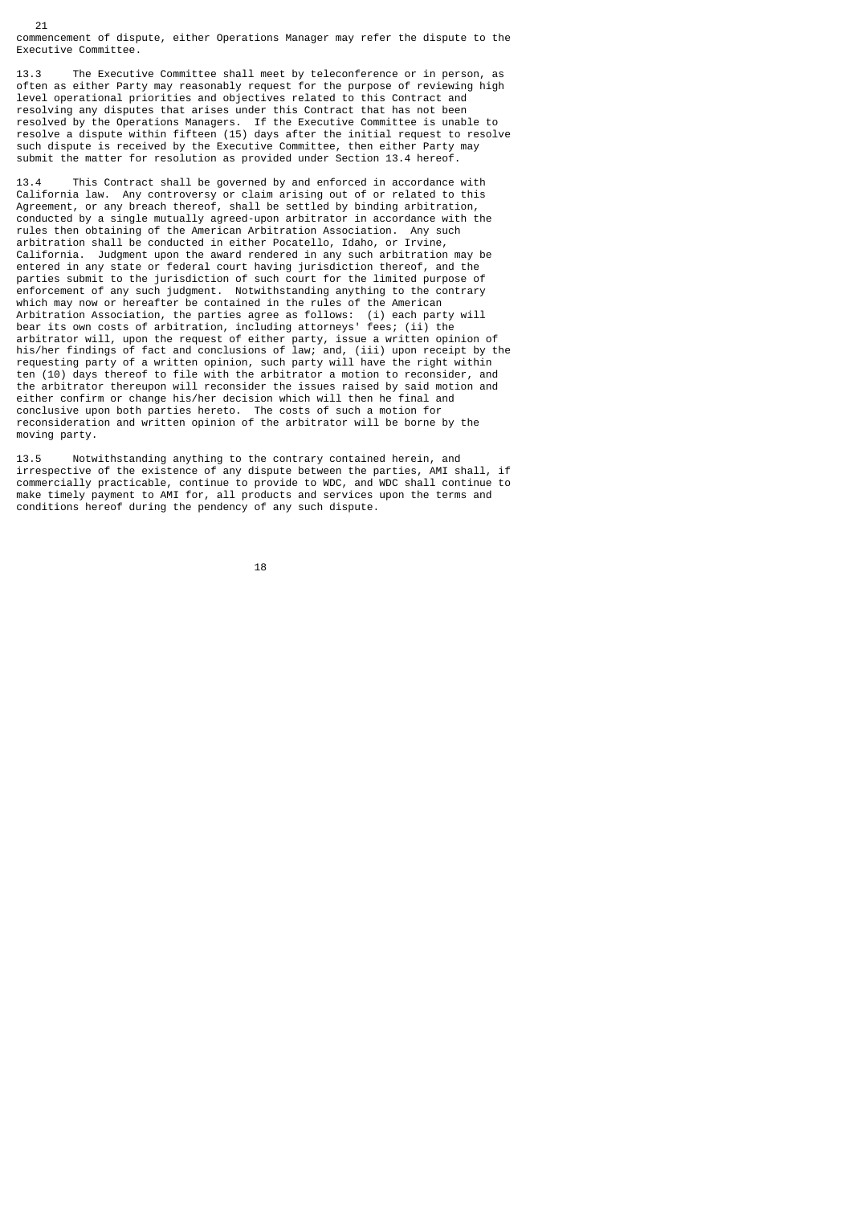commencement of dispute, either Operations Manager may refer the dispute to the Executive Committee.

13.3 The Executive Committee shall meet by teleconference or in person, as often as either Party may reasonably request for the purpose of reviewing high level operational priorities and objectives related to this Contract and resolving any disputes that arises under this Contract that has not been resolved by the Operations Managers. If the Executive Committee is unable to resolve a dispute within fifteen (15) days after the initial request to resolve such dispute is received by the Executive Committee, then either Party may submit the matter for resolution as provided under Section 13.4 hereof.

13.4 This Contract shall be governed by and enforced in accordance with California law. Any controversy or claim arising out of or related to this Agreement, or any breach thereof, shall be settled by binding arbitration, conducted by a single mutually agreed-upon arbitrator in accordance with the rules then obtaining of the American Arbitration Association. Any such arbitration shall be conducted in either Pocatello, Idaho, or Irvine, California. Judgment upon the award rendered in any such arbitration may be entered in any state or federal court having jurisdiction thereof, and the parties submit to the jurisdiction of such court for the limited purpose of enforcement of any such judgment. Notwithstanding anything to the contrary which may now or hereafter be contained in the rules of the American Arbitration Association, the parties agree as follows: (i) each party will bear its own costs of arbitration, including attorneys' fees; (ii) the arbitrator will, upon the request of either party, issue a written opinion of his/her findings of fact and conclusions of law; and, (iii) upon receipt by the requesting party of a written opinion, such party will have the right within ten (10) days thereof to file with the arbitrator a motion to reconsider, and the arbitrator thereupon will reconsider the issues raised by said motion and either confirm or change his/her decision which will then he final and conclusive upon both parties hereto. The costs of such a motion for reconsideration and written opinion of the arbitrator will be borne by the moving party.

13.5 Notwithstanding anything to the contrary contained herein, and irrespective of the existence of any dispute between the parties, AMI shall, if commercially practicable, continue to provide to WDC, and WDC shall continue to make timely payment to AMI for, all products and services upon the terms and conditions hereof during the pendency of any such dispute.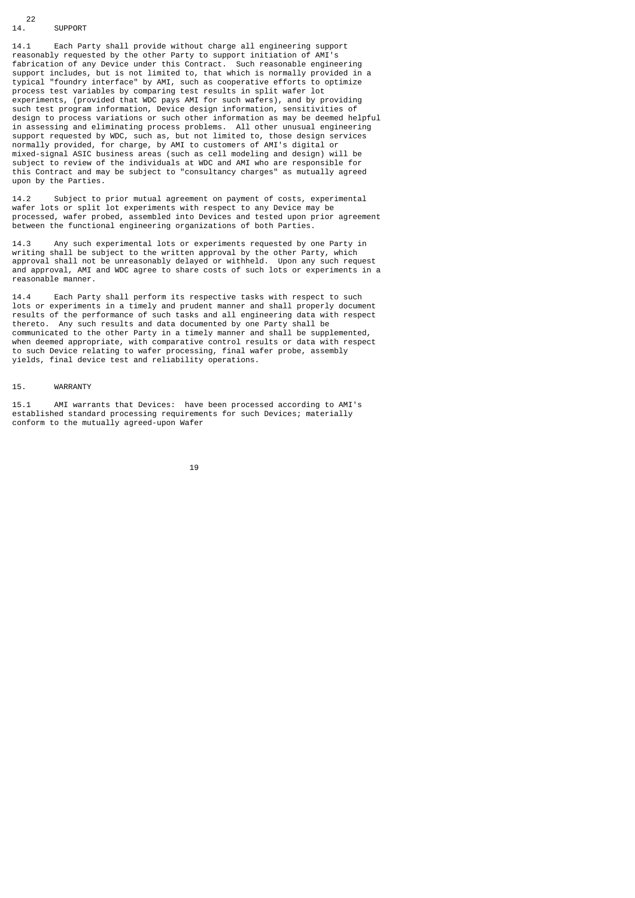## 14. SUPPORT

14.1 Each Party shall provide without charge all engineering support reasonably requested by the other Party to support initiation of AMI's fabrication of any Device under this Contract. Such reasonable engineering support includes, but is not limited to, that which is normally provided in a typical "foundry interface" by AMI, such as cooperative efforts to optimize process test variables by comparing test results in split wafer lot experiments, (provided that WDC pays AMI for such wafers), and by providing such test program information, Device design information, sensitivities of design to process variations or such other information as may be deemed helpful in assessing and eliminating process problems. All other unusual engineering support requested by WDC, such as, but not limited to, those design services normally provided, for charge, by AMI to customers of AMI's digital or mixed-signal ASIC business areas (such as cell modeling and design) will be subject to review of the individuals at WDC and AMI who are responsible for this Contract and may be subject to "consultancy charges" as mutually agreed upon by the Parties.

14.2 Subject to prior mutual agreement on payment of costs, experimental wafer lots or split lot experiments with respect to any Device may be processed, wafer probed, assembled into Devices and tested upon prior agreement between the functional engineering organizations of both Parties.

14.3 Any such experimental lots or experiments requested by one Party in writing shall be subject to the written approval by the other Party, which approval shall not be unreasonably delayed or withheld. Upon any such request and approval, AMI and WDC agree to share costs of such lots or experiments in a reasonable manner.

14.4 Each Party shall perform its respective tasks with respect to such lots or experiments in a timely and prudent manner and shall properly document results of the performance of such tasks and all engineering data with respect thereto. Any such results and data documented by one Party shall be communicated to the other Party in a timely manner and shall be supplemented, when deemed appropriate, with comparative control results or data with respect to such Device relating to wafer processing, final wafer probe, assembly yields, final device test and reliability operations.

## 15. WARRANTY

15.1 AMI warrants that Devices: have been processed according to AMI's established standard processing requirements for such Devices; materially conform to the mutually agreed-upon Wafer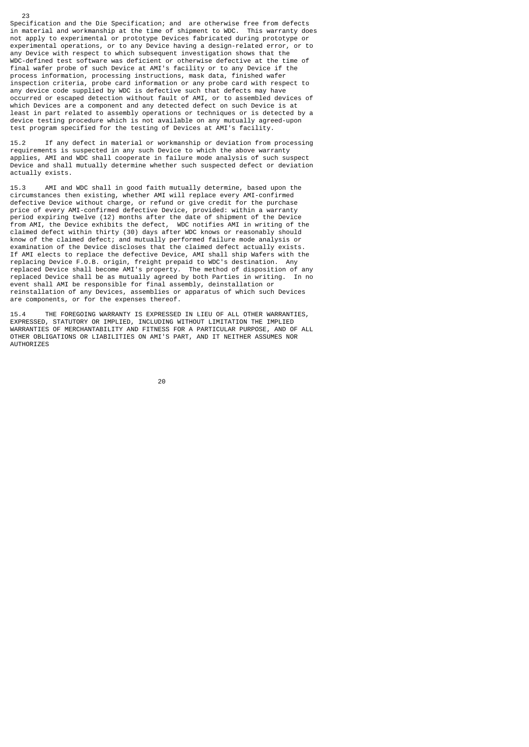Specification and the Die Specification; and are otherwise free from defects in material and workmanship at the time of shipment to WDC. This warranty does not apply to experimental or prototype Devices fabricated during prototype or experimental operations, or to any Device having a design-related error, or to any Device with respect to which subsequent investigation shows that the WDC-defined test software was deficient or otherwise defective at the time of final wafer probe of such Device at AMI's facility or to any Device if the process information, processing instructions, mask data, finished wafer inspection criteria, probe card information or any probe card with respect to any device code supplied by WDC is defective such that defects may have occurred or escaped detection without fault of AMI, or to assembled devices of which Devices are a component and any detected defect on such Device is at least in part related to assembly operations or techniques or is detected by a device testing procedure which is not available on any mutually agreed-upon test program specified for the testing of Devices at AMI's facility.

15.2 If any defect in material or workmanship or deviation from processing requirements is suspected in any such Device to which the above warranty applies, AMI and WDC shall cooperate in failure mode analysis of such suspect Device and shall mutually determine whether such suspected defect or deviation actually exists.

15.3 AMI and WDC shall in good faith mutually determine, based upon the circumstances then existing, whether AMI will replace every AMI-confirmed defective Device without charge, or refund or give credit for the purchase price of every AMI-confirmed defective Device, provided: within a warranty period expiring twelve (12) months after the date of shipment of the Device from AMI, the Device exhibits the defect, WDC notifies AMI in writing of the claimed defect within thirty (30) days after WDC knows or reasonably should know of the claimed defect; and mutually performed failure mode analysis or examination of the Device discloses that the claimed defect actually exists. If AMI elects to replace the defective Device, AMI shall ship Wafers with the replacing Device F.O.B. origin, freight prepaid to WDC's destination. Any replaced Device shall become AMI's property. The method of disposition of any replaced Device shall be as mutually agreed by both Parties in writing. In no event shall AMI be responsible for final assembly, deinstallation or reinstallation of any Devices, assemblies or apparatus of which such Devices are components, or for the expenses thereof.

15.4 THE FOREGOING WARRANTY IS EXPRESSED IN LIEU OF ALL OTHER WARRANTIES, EXPRESSED, STATUTORY OR IMPLIED, INCLUDING WITHOUT LIMITATION THE IMPLIED WARRANTIES OF MERCHANTABILITY AND FITNESS FOR A PARTICULAR PURPOSE, AND OF ALL OTHER OBLIGATIONS OR LIABILITIES ON AMI'S PART, AND IT NEITHER ASSUMES NOR AUTHORIZES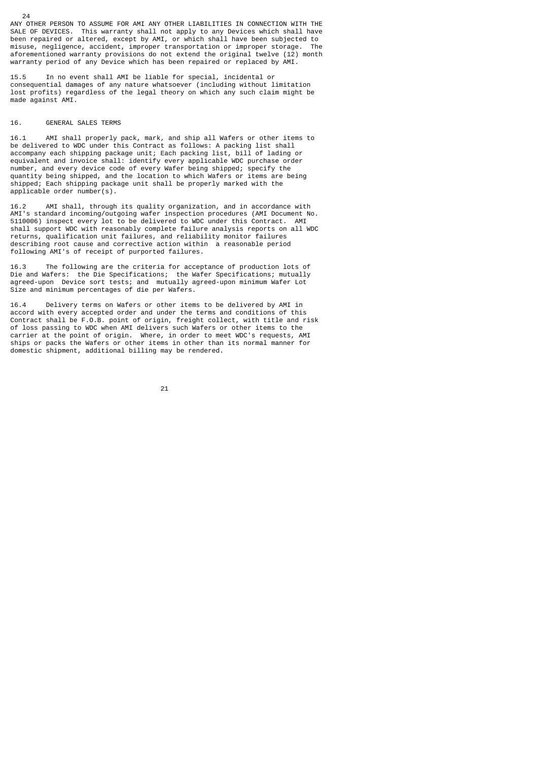ANY OTHER PERSON TO ASSUME FOR AMI ANY OTHER LIABILITIES IN CONNECTION WITH THE SALE OF DEVICES. This warranty shall not apply to any Devices which shall have been repaired or altered, except by AMI, or which shall have been subjected to misuse, negligence, accident, improper transportation or improper storage. The aforementioned warranty provisions do not extend the original twelve (12) month warranty period of any Device which has been repaired or replaced by AMI.

15.5 In no event shall AMI be liable for special, incidental or consequential damages of any nature whatsoever (including without limitation lost profits) regardless of the legal theory on which any such claim might be made against AMI.

## 16. GENERAL SALES TERMS

16.1 AMI shall properly pack, mark, and ship all Wafers or other items to be delivered to WDC under this Contract as follows: A packing list shall accompany each shipping package unit; Each packing list, bill of lading or equivalent and invoice shall: identify every applicable WDC purchase order number, and every device code of every Wafer being shipped; specify the quantity being shipped, and the location to which Wafers or items are being shipped; Each shipping package unit shall be properly marked with the applicable order number(s).

16.2 AMI shall, through its quality organization, and in accordance with AMI's standard incoming/outgoing wafer inspection procedures (AMI Document No. 5110006) inspect every lot to be delivered to WDC under this Contract. AMI shall support WDC with reasonably complete failure analysis reports on all WDC returns, qualification unit failures, and reliability monitor failures describing root cause and corrective action within a reasonable period following AMI's of receipt of purported failures.

16.3 The following are the criteria for acceptance of production lots of Die and Wafers: the Die Specifications; the Wafer Specifications; mutually agreed-upon Device sort tests; and mutually agreed-upon minimum Wafer Lot Size and minimum percentages of die per Wafers.

16.4 Delivery terms on Wafers or other items to be delivered by AMI in accord with every accepted order and under the terms and conditions of this Contract shall be F.O.B. point of origin, freight collect, with title and risk of loss passing to WDC when AMI delivers such Wafers or other items to the carrier at the point of origin. Where, in order to meet WDC's requests, AMI ships or packs the Wafers or other items in other than its normal manner for domestic shipment, additional billing may be rendered.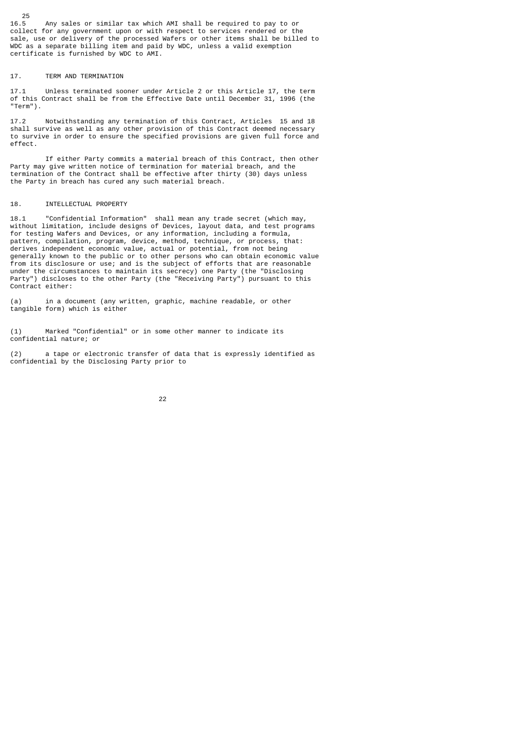16.5 Any sales or similar tax which AMI shall be required to pay to or collect for any government upon or with respect to services rendered or the sale, use or delivery of the processed Wafers or other items shall be billed to WDC as a separate billing item and paid by WDC, unless a valid exemption certificate is furnished by WDC to AMI.

## 17. TERM AND TERMINATION

17.1 Unless terminated sooner under Article 2 or this Article 17, the term of this Contract shall be from the Effective Date until December 31, 1996 (the "Term").

17.2 Notwithstanding any termination of this Contract, Articles 15 and 18 shall survive as well as any other provision of this Contract deemed necessary to survive in order to ensure the specified provisions are given full force and effect.

If either Party commits a material breach of this Contract, then other Party may give written notice of termination for material breach, and the termination of the Contract shall be effective after thirty (30) days unless the Party in breach has cured any such material breach.

## 18. INTELLECTUAL PROPERTY

18.1 "Confidential Information" shall mean any trade secret (which may, without limitation, include designs of Devices, layout data, and test programs for testing Wafers and Devices, or any information, including a formula, pattern, compilation, program, device, method, technique, or process, that: derives independent economic value, actual or potential, from not being generally known to the public or to other persons who can obtain economic value from its disclosure or use; and is the subject of efforts that are reasonable under the circumstances to maintain its secrecy) one Party (the "Disclosing Party") discloses to the other Party (the "Receiving Party") pursuant to this Contract either:

(a) in a document (any written, graphic, machine readable, or other tangible form) which is either

(1) Marked "Confidential" or in some other manner to indicate its confidential nature; or

(2) a tape or electronic transfer of data that is expressly identified as confidential by the Disclosing Party prior to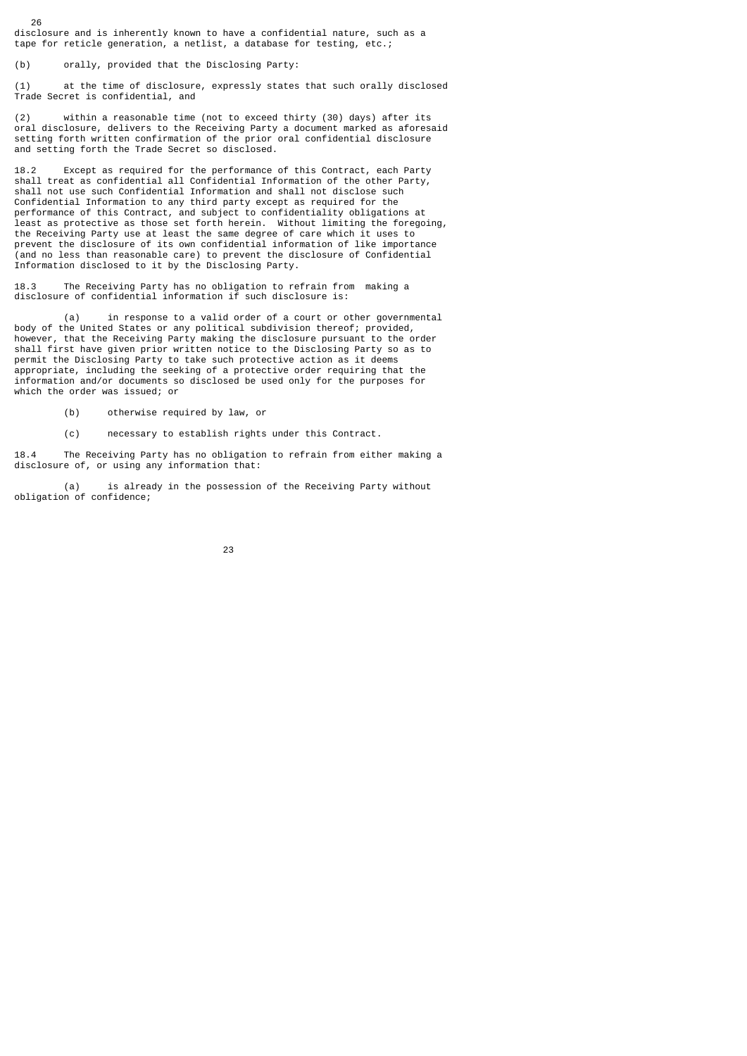disclosure and is inherently known to have a confidential nature, such as a tape for reticle generation, a netlist, a database for testing, etc.;

(b) orally, provided that the Disclosing Party:

(1) at the time of disclosure, expressly states that such orally disclosed Trade Secret is confidential, and

(2) within a reasonable time (not to exceed thirty (30) days) after its oral disclosure, delivers to the Receiving Party a document marked as aforesaid setting forth written confirmation of the prior oral confidential disclosure and setting forth the Trade Secret so disclosed.

18.2 Except as required for the performance of this Contract, each Party shall treat as confidential all Confidential Information of the other Party, shall not use such Confidential Information and shall not disclose such Confidential Information to any third party except as required for the performance of this Contract, and subject to confidentiality obligations at least as protective as those set forth herein. Without limiting the foregoing, the Receiving Party use at least the same degree of care which it uses to prevent the disclosure of its own confidential information of like importance (and no less than reasonable care) to prevent the disclosure of Confidential Information disclosed to it by the Disclosing Party.

18.3 The Receiving Party has no obligation to refrain from making a disclosure of confidential information if such disclosure is:

(a) in response to a valid order of a court or other governmental body of the United States or any political subdivision thereof; provided, however, that the Receiving Party making the disclosure pursuant to the order shall first have given prior written notice to the Disclosing Party so as to permit the Disclosing Party to take such protective action as it deems appropriate, including the seeking of a protective order requiring that the information and/or documents so disclosed be used only for the purposes for which the order was issued; or

(b) otherwise required by law, or

(c) necessary to establish rights under this Contract.

18.4 The Receiving Party has no obligation to refrain from either making a disclosure of, or using any information that:

(a) is already in the possession of the Receiving Party without obligation of confidence;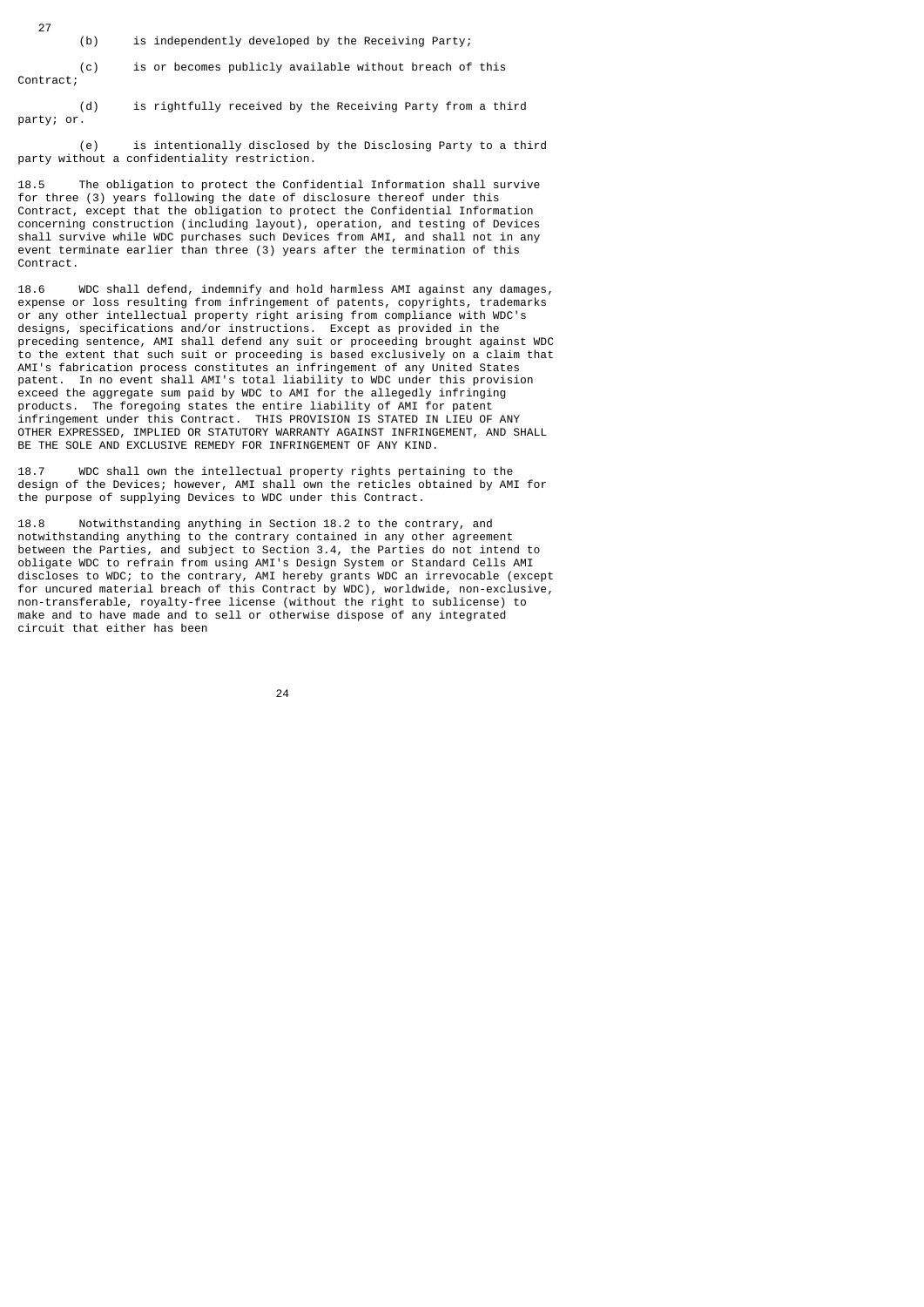(b) is independently developed by the Receiving Party;

(c) is or becomes publicly available without breach of this Contract;

(d) is rightfully received by the Receiving Party from a third party; or.

(e) is intentionally disclosed by the Disclosing Party to a third party without a confidentiality restriction.

18.5 The obligation to protect the Confidential Information shall survive for three (3) years following the date of disclosure thereof under this Contract, except that the obligation to protect the Confidential Information concerning construction (including layout), operation, and testing of Devices shall survive while WDC purchases such Devices from AMI, and shall not in any event terminate earlier than three (3) years after the termination of this Contract.

18.6 WDC shall defend, indemnify and hold harmless AMI against any damages, expense or loss resulting from infringement of patents, copyrights, trademarks or any other intellectual property right arising from compliance with WDC's designs, specifications and/or instructions. Except as provided in the preceding sentence, AMI shall defend any suit or proceeding brought against WDC to the extent that such suit or proceeding is based exclusively on a claim that AMI's fabrication process constitutes an infringement of any United States patent. In no event shall AMI's total liability to WDC under this provision exceed the aggregate sum paid by WDC to AMI for the allegedly infringing products. The foregoing states the entire liability of AMI for patent infringement under this Contract. THIS PROVISION IS STATED IN LIEU OF ANY OTHER EXPRESSED, IMPLIED OR STATUTORY WARRANTY AGAINST INFRINGEMENT, AND SHALL BE THE SOLE AND EXCLUSIVE REMEDY FOR INFRINGEMENT OF ANY KIND.

18.7 WDC shall own the intellectual property rights pertaining to the design of the Devices; however, AMI shall own the reticles obtained by AMI for the purpose of supplying Devices to WDC under this Contract.

18.8 Notwithstanding anything in Section 18.2 to the contrary, and notwithstanding anything to the contrary contained in any other agreement between the Parties, and subject to Section 3.4, the Parties do not intend to obligate WDC to refrain from using AMI's Design System or Standard Cells AMI discloses to WDC; to the contrary, AMI hereby grants WDC an irrevocable (except for uncured material breach of this Contract by WDC), worldwide, non-exclusive, non-transferable, royalty-free license (without the right to sublicense) to make and to have made and to sell or otherwise dispose of any integrated circuit that either has been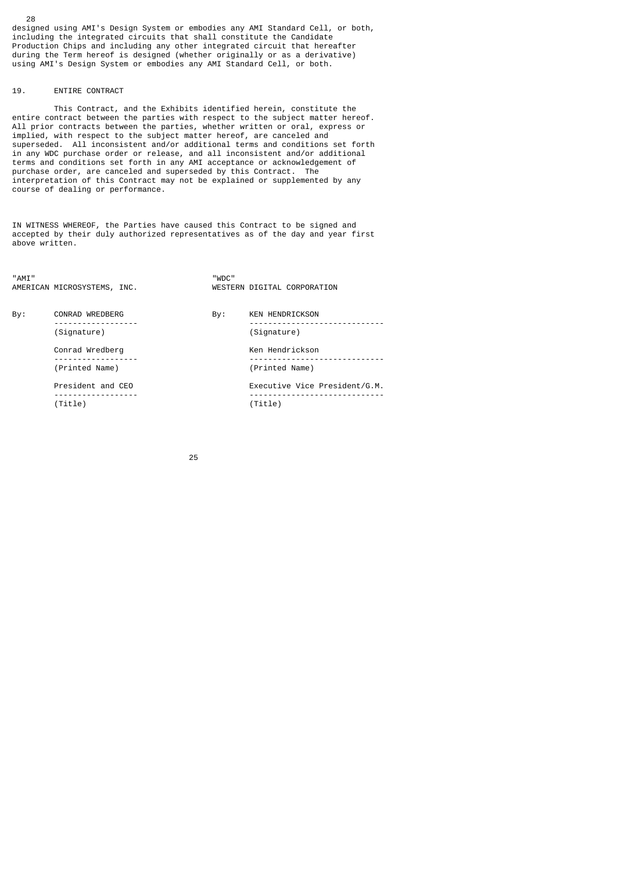designed using AMI's Design System or embodies any AMI Standard Cell, or both, including the integrated circuits that shall constitute the Candidate Production Chips and including any other integrated circuit that hereafter during the Term hereof is designed (whether originally or as a derivative) using AMI's Design System or embodies any AMI Standard Cell, or both.

## 19. ENTIRE CONTRACT

This Contract, and the Exhibits identified herein, constitute the entire contract between the parties with respect to the subject matter hereof. All prior contracts between the parties, whether written or oral, express or implied, with respect to the subject matter hereof, are canceled and superseded. All inconsistent and/or additional terms and conditions set forth in any WDC purchase order or release, and all inconsistent and/or additional terms and conditions set forth in any AMI acceptance or acknowledgement of purchase order, are canceled and superseded by this Contract. The interpretation of this Contract may not be explained or supplemented by any course of dealing or performance.

IN WITNESS WHEREOF, the Parties have caused this Contract to be signed and accepted by their duly authorized representatives as of the day and year first above written.

| "AMI" AMERICAN MICROSYSTEMS, INC. | "WDC" WESTERN DIGITAL CORPORATION |
|---|---|
| By: CONRAD WREDBERG (Signature) | By: KEN HENDRICKSON (Signature) |
| Conrad Wredberg (Printed Name) | Ken Hendrickson (Printed Name) |
| President and CEO (Title) | Executive Vice President/G.M. (Title) |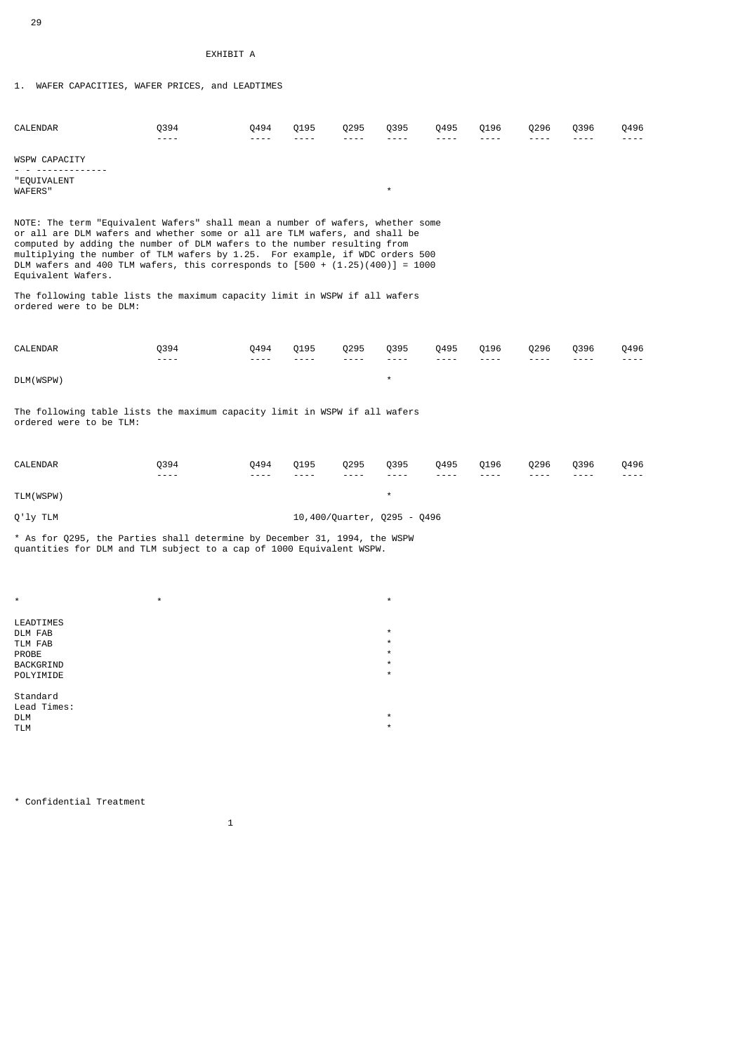EXHIBIT A

1. WAFER CAPACITIES, WAFER PRICES, and LEADTIMES

| CALENDAR | Q394 | Q494 | Q195 | Q295 | Q395 | Q495 | Q196 | Q296 | Q396 | Q496 |
|---|---|---|---|---|---|---|---|---|---|---|
| WSPW CAPACITY | | | | | | | | | | |
| "EQUIVALENT WAFERS" | | | | | * | | | | | |

NOTE: The term "Equivalent Wafers" shall mean a number of wafers, whether some or all are DLM wafers and whether some or all are TLM wafers, and shall be computed by adding the number of DLM wafers to the number resulting from multiplying the number of TLM wafers by 1.25. For example, if WDC orders 500 DLM wafers and 400 TLM wafers, this corresponds to [500 + (1.25)(400)] = 1000 Equivalent Wafers.

The following table lists the maximum capacity limit in WSPW if all wafers ordered were to be DLM:

| CALENDAR | Q394 | Q494 | Q195 | Q295 | Q395 | Q495 | Q196 | Q296 | Q396 | Q496 |
|---|---|---|---|---|---|---|---|---|---|---|
| DLM(WSPW) | | | | | * | | | | | |

The following table lists the maximum capacity limit in WSPW if all wafers ordered were to be TLM:

| CALENDAR | Q394 | Q494 | Q195 | Q295 | Q395 | Q495 | Q196 | Q296 | Q396 | Q496 |
|---|---|---|---|---|---|---|---|---|---|---|
| TLM(WSPW) | | | | | * | | | | | |
| Q'ly TLM | | | | 10,400/Quarter, Q295 - Q496 | | | | | | |

* As for Q295, the Parties shall determine by December 31, 1994, the WSPW quantities for DLM and TLM subject to a cap of 1000 Equivalent WSPW.

| * | * | * |
|---|---|---|
| LEADTIMES | | |
| DLM FAB | | * |
| TLM FAB | | * |
| PROBE | | * |
| BACKGRIND | | * |
| POLYIMIDE | | * |
| Standard Lead Times: | | |
| DLM | | * |
| TLM | | * |

* Confidential Treatment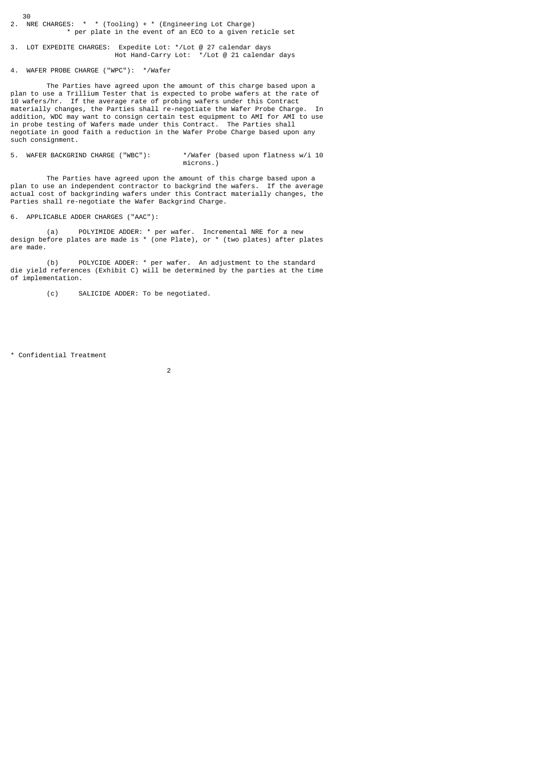2. NRE CHARGES: * * (Tooling) + * (Engineering Lot Charge)
   * per plate in the event of an ECO to a given reticle set

3. LOT EXPEDITE CHARGES: Expedite Lot: */Lot @ 27 calendar days
   Hot Hand-Carry Lot: */Lot @ 21 calendar days

4. WAFER PROBE CHARGE ("WPC"): */Wafer

The Parties have agreed upon the amount of this charge based upon a plan to use a Trillium Tester that is expected to probe wafers at the rate of 10 wafers/hr. If the average rate of probing wafers under this Contract materially changes, the Parties shall re-negotiate the Wafer Probe Charge. In addition, WDC may want to consign certain test equipment to AMI for AMI to use in probe testing of Wafers made under this Contract. The Parties shall negotiate in good faith a reduction in the Wafer Probe Charge based upon any such consignment.

5. WAFER BACKGRIND CHARGE ("WBC"): */Wafer (based upon flatness w/i 10 microns.)

The Parties have agreed upon the amount of this charge based upon a plan to use an independent contractor to backgrind the wafers. If the average actual cost of backgrinding wafers under this Contract materially changes, the Parties shall re-negotiate the Wafer Backgrind Charge.

6. APPLICABLE ADDER CHARGES ("AAC"):

(a) POLYIMIDE ADDER: * per wafer. Incremental NRE for a new design before plates are made is * (one Plate), or * (two plates) after plates are made.

(b) POLYCIDE ADDER: * per wafer. An adjustment to the standard die yield references (Exhibit C) will be determined by the parties at the time of implementation.

(c) SALICIDE ADDER: To be negotiated.

* Confidential Treatment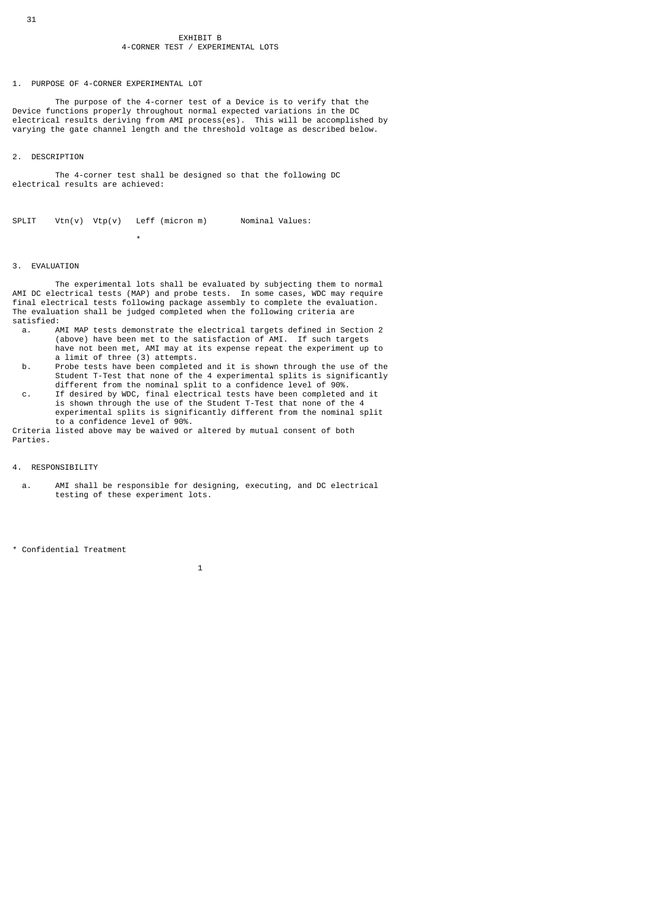# EXHIBIT B
## 4-CORNER TEST / EXPERIMENTAL LOTS

1. PURPOSE OF 4-CORNER EXPERIMENTAL LOT

The purpose of the 4-corner test of a Device is to verify that the Device functions properly throughout normal expected variations in the DC electrical results deriving from AMI process(es). This will be accomplished by varying the gate channel length and the threshold voltage as described below.

2. DESCRIPTION

The 4-corner test shall be designed so that the following DC electrical results are achieved:

| SPLIT | Vtn(v) | Vtp(v) | Leff (micron m) | Nominal Values: |
|---|---|---|---|---|
| | | * | | |

3. EVALUATION

The experimental lots shall be evaluated by subjecting them to normal AMI DC electrical tests (MAP) and probe tests. In some cases, WDC may require final electrical tests following package assembly to complete the evaluation. The evaluation shall be judged completed when the following criteria are satisfied:

a. AMI MAP tests demonstrate the electrical targets defined in Section 2 (above) have been met to the satisfaction of AMI. If such targets have not been met, AMI may at its expense repeat the experiment up to a limit of three (3) attempts.

b. Probe tests have been completed and it is shown through the use of the Student T-Test that none of the 4 experimental splits is significantly different from the nominal split to a confidence level of 90%.

c. If desired by WDC, final electrical tests have been completed and it is shown through the use of the Student T-Test that none of the 4 experimental splits is significantly different from the nominal split to a confidence level of 90%.

Criteria listed above may be waived or altered by mutual consent of both Parties.

4. RESPONSIBILITY

a. AMI shall be responsible for designing, executing, and DC electrical testing of these experiment lots.

* Confidential Treatment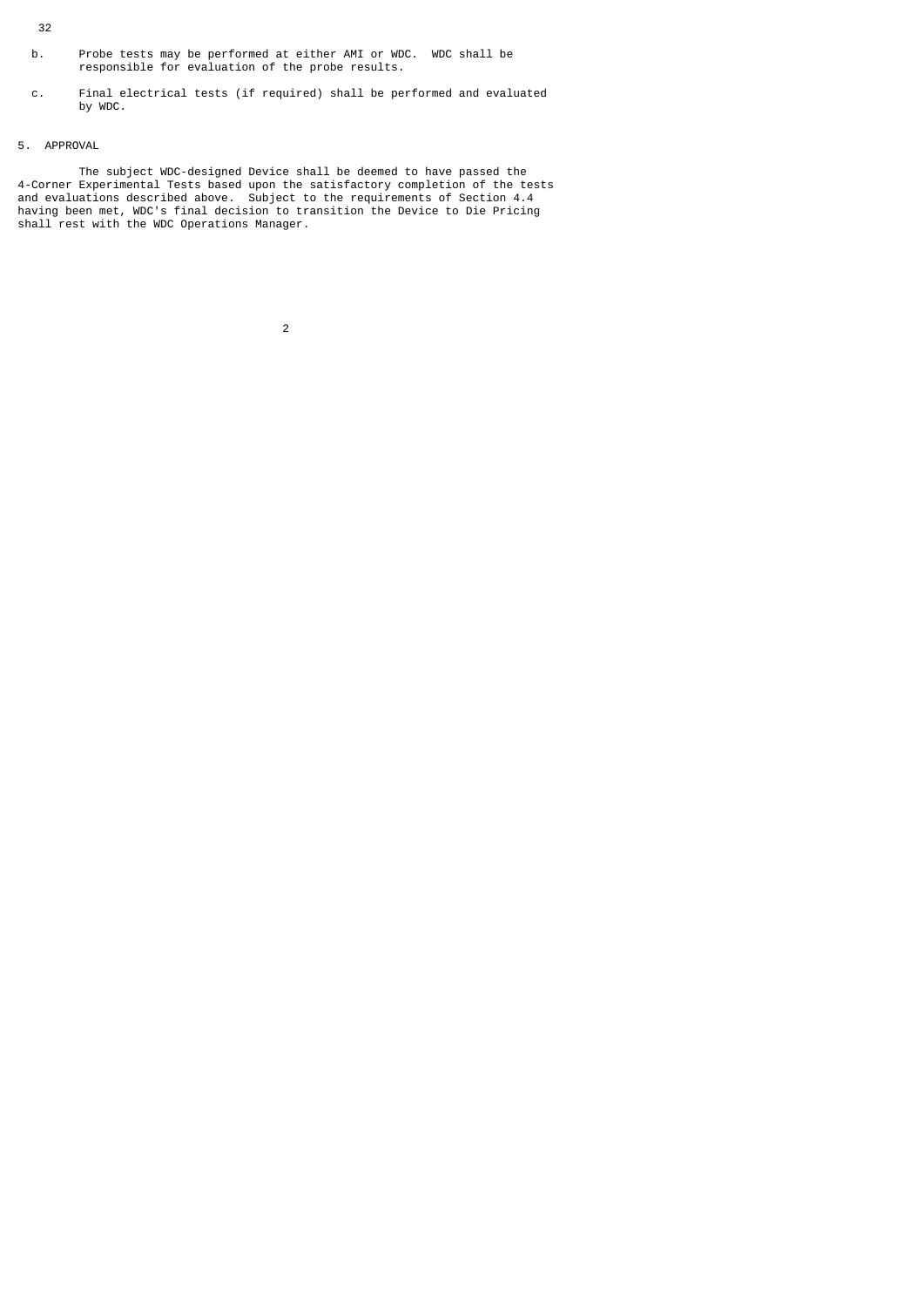b. Probe tests may be performed at either AMI or WDC. WDC shall be responsible for evaluation of the probe results.

c. Final electrical tests (if required) shall be performed and evaluated by WDC.

5. APPROVAL

The subject WDC-designed Device shall be deemed to have passed the 4-Corner Experimental Tests based upon the satisfactory completion of the tests and evaluations described above. Subject to the requirements of Section 4.4 having been met, WDC's final decision to transition the Device to Die Pricing shall rest with the WDC Operations Manager.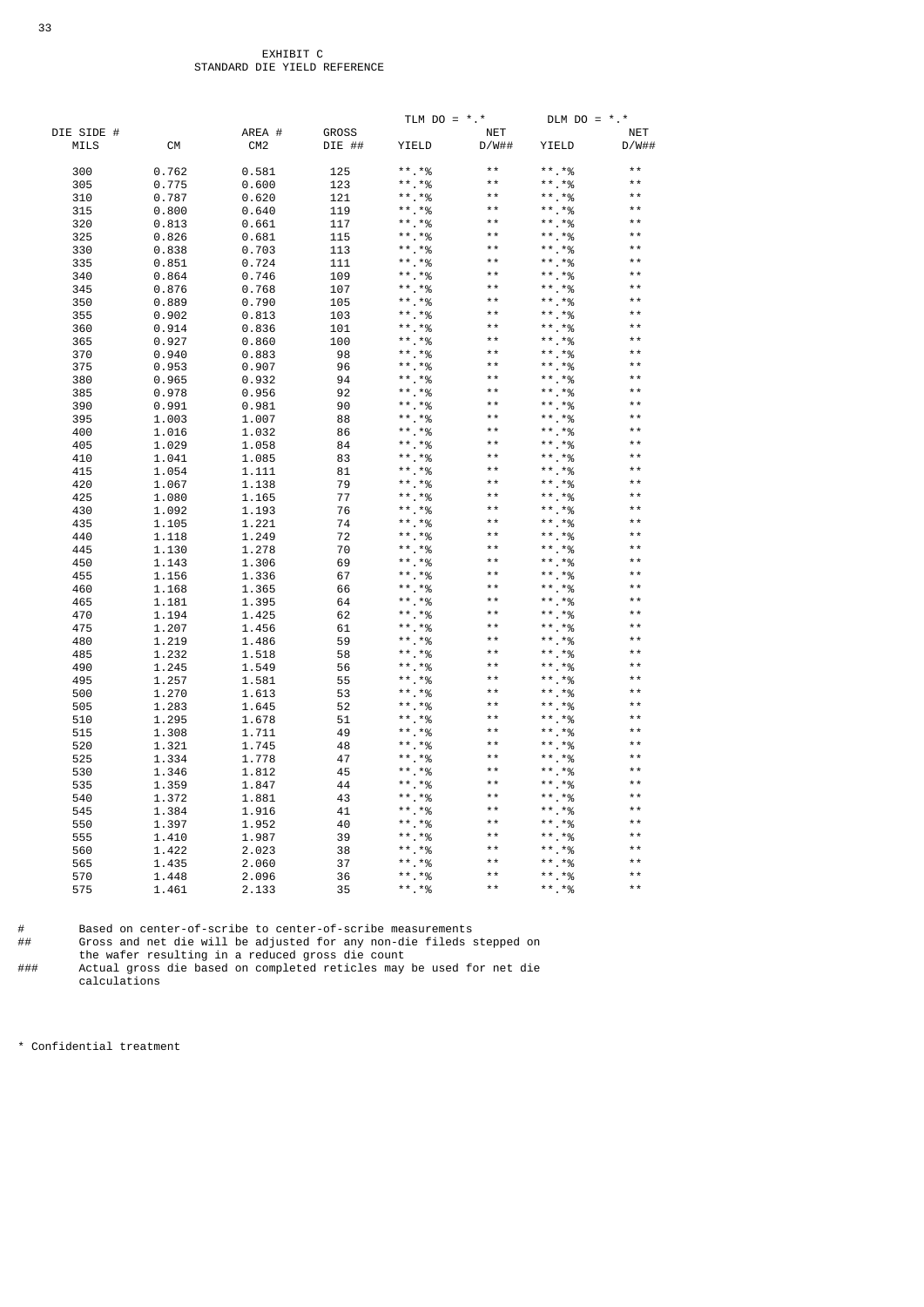EXHIBIT C
STANDARD DIE YIELD REFERENCE

| DIE SIDE # | | AREA # | GROSS | TLM DO = *.* | | DLM DO = *.* | |
|---|---|---|---|---|---|---|---|
| MILS | CM | CM2 | DIE ## | YIELD | NET D/W## | YIELD | NET D/W## |
| 300 | 0.762 | 0.581 | 125 | **.*% | ** | **.*% | ** |
| 305 | 0.775 | 0.600 | 123 | **.*% | ** | **.*% | ** |
| 310 | 0.787 | 0.620 | 121 | **.*% | ** | **.*% | ** |
| 315 | 0.800 | 0.640 | 119 | **.*% | ** | **.*% | ** |
| 320 | 0.813 | 0.661 | 117 | **.*% | ** | **.*% | ** |
| 325 | 0.826 | 0.681 | 115 | **.*% | ** | **.*% | ** |
| 330 | 0.838 | 0.703 | 113 | **.*% | ** | **.*% | ** |
| 335 | 0.851 | 0.724 | 111 | **.*% | ** | **.*% | ** |
| 340 | 0.864 | 0.746 | 109 | **.*% | ** | **.*% | ** |
| 345 | 0.876 | 0.768 | 107 | **.*% | ** | **.*% | ** |
| 350 | 0.889 | 0.790 | 105 | **.*% | ** | **.*% | ** |
| 355 | 0.902 | 0.813 | 103 | **.*% | ** | **.*% | ** |
| 360 | 0.914 | 0.836 | 101 | **.*% | ** | **.*% | ** |
| 365 | 0.927 | 0.860 | 100 | **.*% | ** | **.*% | ** |
| 370 | 0.940 | 0.883 | 98 | **.*% | ** | **.*% | ** |
| 375 | 0.953 | 0.907 | 96 | **.*% | ** | **.*% | ** |
| 380 | 0.965 | 0.932 | 94 | **.*% | ** | **.*% | ** |
| 385 | 0.978 | 0.956 | 92 | **.*% | ** | **.*% | ** |
| 390 | 0.991 | 0.981 | 90 | **.*% | ** | **.*% | ** |
| 395 | 1.003 | 1.007 | 88 | **.*% | ** | **.*% | ** |
| 400 | 1.016 | 1.032 | 86 | **.*% | ** | **.*% | ** |
| 405 | 1.029 | 1.058 | 84 | **.*% | ** | **.*% | ** |
| 410 | 1.041 | 1.085 | 83 | **.*% | ** | **.*% | ** |
| 415 | 1.054 | 1.111 | 81 | **.*% | ** | **.*% | ** |
| 420 | 1.067 | 1.138 | 79 | **.*% | ** | **.*% | ** |
| 425 | 1.080 | 1.165 | 77 | **.*% | ** | **.*% | ** |
| 430 | 1.092 | 1.193 | 76 | **.*% | ** | **.*% | ** |
| 435 | 1.105 | 1.221 | 74 | **.*% | ** | **.*% | ** |
| 440 | 1.118 | 1.249 | 72 | **.*% | ** | **.*% | ** |
| 445 | 1.130 | 1.278 | 70 | **.*% | ** | **.*% | ** |
| 450 | 1.143 | 1.306 | 69 | **.*% | ** | **.*% | ** |
| 455 | 1.156 | 1.336 | 67 | **.*% | ** | **.*% | ** |
| 460 | 1.168 | 1.365 | 66 | **.*% | ** | **.*% | ** |
| 465 | 1.181 | 1.395 | 64 | **.*% | ** | **.*% | ** |
| 470 | 1.194 | 1.425 | 62 | **.*% | ** | **.*% | ** |
| 475 | 1.207 | 1.456 | 61 | **.*% | ** | **.*% | ** |
| 480 | 1.219 | 1.486 | 59 | **.*% | ** | **.*% | ** |
| 485 | 1.232 | 1.518 | 58 | **.*% | ** | **.*% | ** |
| 490 | 1.245 | 1.549 | 56 | **.*% | ** | **.*% | ** |
| 495 | 1.257 | 1.581 | 55 | **.*% | ** | **.*% | ** |
| 500 | 1.270 | 1.613 | 53 | **.*% | ** | **.*% | ** |
| 505 | 1.283 | 1.645 | 52 | **.*% | ** | **.*% | ** |
| 510 | 1.295 | 1.678 | 51 | **.*% | ** | **.*% | ** |
| 515 | 1.308 | 1.711 | 49 | **.*% | ** | **.*% | ** |
| 520 | 1.321 | 1.745 | 48 | **.*% | ** | **.*% | ** |
| 525 | 1.334 | 1.778 | 47 | **.*% | ** | **.*% | ** |
| 530 | 1.346 | 1.812 | 45 | **.*% | ** | **.*% | ** |
| 535 | 1.359 | 1.847 | 44 | **.*% | ** | **.*% | ** |
| 540 | 1.372 | 1.881 | 43 | **.*% | ** | **.*% | ** |
| 545 | 1.384 | 1.916 | 41 | **.*% | ** | **.*% | ** |
| 550 | 1.397 | 1.952 | 40 | **.*% | ** | **.*% | ** |
| 555 | 1.410 | 1.987 | 39 | **.*% | ** | **.*% | ** |
| 560 | 1.422 | 2.023 | 38 | **.*% | ** | **.*% | ** |
| 565 | 1.435 | 2.060 | 37 | **.*% | ** | **.*% | ** |
| 570 | 1.448 | 2.096 | 36 | **.*% | ** | **.*% | ** |
| 575 | 1.461 | 2.133 | 35 | **.*% | ** | **.*% | ** |

`#` Based on center-of-scribe to center-of-scribe measurements

`##` Gross and net die will be adjusted for any non-die fileds stepped on the wafer resulting in a reduced gross die count

`###` Actual gross die based on completed reticles may be used for net die calculations

* Confidential treatment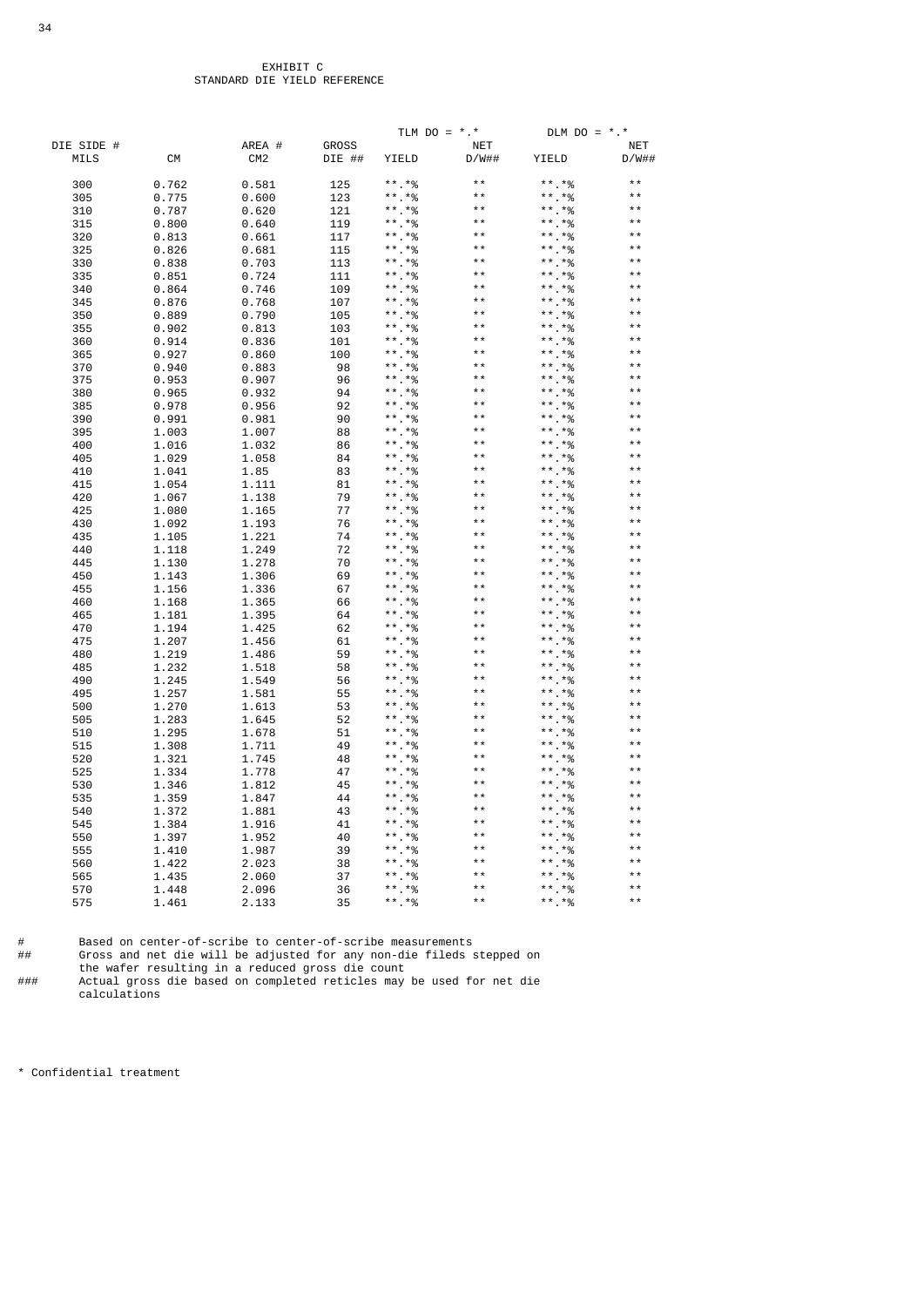EXHIBIT C
STANDARD DIE YIELD REFERENCE

| DIE SIDE # | | AREA # | GROSS | TLM DO = *.* | | DLM DO = *.* | |
|---|---|---|---|---|---|---|---|
| MILS | CM | CM2 | DIE ## | YIELD | NET D/W## | YIELD | NET D/W## |
| 300 | 0.762 | 0.581 | 125 | **.*% | ** | **.*% | ** |
| 305 | 0.775 | 0.600 | 123 | **.*% | ** | **.*% | ** |
| 310 | 0.787 | 0.620 | 121 | **.*% | ** | **.*% | ** |
| 315 | 0.800 | 0.640 | 119 | **.*% | ** | **.*% | ** |
| 320 | 0.813 | 0.661 | 117 | **.*% | ** | **.*% | ** |
| 325 | 0.826 | 0.681 | 115 | **.*% | ** | **.*% | ** |
| 330 | 0.838 | 0.703 | 113 | **.*% | ** | **.*% | ** |
| 335 | 0.851 | 0.724 | 111 | **.*% | ** | **.*% | ** |
| 340 | 0.864 | 0.746 | 109 | **.*% | ** | **.*% | ** |
| 345 | 0.876 | 0.768 | 107 | **.*% | ** | **.*% | ** |
| 350 | 0.889 | 0.790 | 105 | **.*% | ** | **.*% | ** |
| 355 | 0.902 | 0.813 | 103 | **.*% | ** | **.*% | ** |
| 360 | 0.914 | 0.836 | 101 | **.*% | ** | **.*% | ** |
| 365 | 0.927 | 0.860 | 100 | **.*% | ** | **.*% | ** |
| 370 | 0.940 | 0.883 | 98 | **.*% | ** | **.*% | ** |
| 375 | 0.953 | 0.907 | 96 | **.*% | ** | **.*% | ** |
| 380 | 0.965 | 0.932 | 94 | **.*% | ** | **.*% | ** |
| 385 | 0.978 | 0.956 | 92 | **.*% | ** | **.*% | ** |
| 390 | 0.991 | 0.981 | 90 | **.*% | ** | **.*% | ** |
| 395 | 1.003 | 1.007 | 88 | **.*% | ** | **.*% | ** |
| 400 | 1.016 | 1.032 | 86 | **.*% | ** | **.*% | ** |
| 405 | 1.029 | 1.058 | 84 | **.*% | ** | **.*% | ** |
| 410 | 1.041 | 1.85 | 83 | **.*% | ** | **.*% | ** |
| 415 | 1.054 | 1.111 | 81 | **.*% | ** | **.*% | ** |
| 420 | 1.067 | 1.138 | 79 | **.*% | ** | **.*% | ** |
| 425 | 1.080 | 1.165 | 77 | **.*% | ** | **.*% | ** |
| 430 | 1.092 | 1.193 | 76 | **.*% | ** | **.*% | ** |
| 435 | 1.105 | 1.221 | 74 | **.*% | ** | **.*% | ** |
| 440 | 1.118 | 1.249 | 72 | **.*% | ** | **.*% | ** |
| 445 | 1.130 | 1.278 | 70 | **.*% | ** | **.*% | ** |
| 450 | 1.143 | 1.306 | 69 | **.*% | ** | **.*% | ** |
| 455 | 1.156 | 1.336 | 67 | **.*% | ** | **.*% | ** |
| 460 | 1.168 | 1.365 | 66 | **.*% | ** | **.*% | ** |
| 465 | 1.181 | 1.395 | 64 | **.*% | ** | **.*% | ** |
| 470 | 1.194 | 1.425 | 62 | **.*% | ** | **.*% | ** |
| 475 | 1.207 | 1.456 | 61 | **.*% | ** | **.*% | ** |
| 480 | 1.219 | 1.486 | 59 | **.*% | ** | **.*% | ** |
| 485 | 1.232 | 1.518 | 58 | **.*% | ** | **.*% | ** |
| 490 | 1.245 | 1.549 | 56 | **.*% | ** | **.*% | ** |
| 495 | 1.257 | 1.581 | 55 | **.*% | ** | **.*% | ** |
| 500 | 1.270 | 1.613 | 53 | **.*% | ** | **.*% | ** |
| 505 | 1.283 | 1.645 | 52 | **.*% | ** | **.*% | ** |
| 510 | 1.295 | 1.678 | 51 | **.*% | ** | **.*% | ** |
| 515 | 1.308 | 1.711 | 49 | **.*% | ** | **.*% | ** |
| 520 | 1.321 | 1.745 | 48 | **.*% | ** | **.*% | ** |
| 525 | 1.334 | 1.778 | 47 | **.*% | ** | **.*% | ** |
| 530 | 1.346 | 1.812 | 45 | **.*% | ** | **.*% | ** |
| 535 | 1.359 | 1.847 | 44 | **.*% | ** | **.*% | ** |
| 540 | 1.372 | 1.881 | 43 | **.*% | ** | **.*% | ** |
| 545 | 1.384 | 1.916 | 41 | **.*% | ** | **.*% | ** |
| 550 | 1.397 | 1.952 | 40 | **.*% | ** | **.*% | ** |
| 555 | 1.410 | 1.987 | 39 | **.*% | ** | **.*% | ** |
| 560 | 1.422 | 2.023 | 38 | **.*% | ** | **.*% | ** |
| 565 | 1.435 | 2.060 | 37 | **.*% | ** | **.*% | ** |
| 570 | 1.448 | 2.096 | 36 | **.*% | ** | **.*% | ** |
| 575 | 1.461 | 2.133 | 35 | **.*% | ** | **.*% | ** |

\# Based on center-of-scribe to center-of-scribe measurements

\## Gross and net die will be adjusted for any non-die fileds stepped on the wafer resulting in a reduced gross die count

\### Actual gross die based on completed reticles may be used for net die calculations

\* Confidential treatment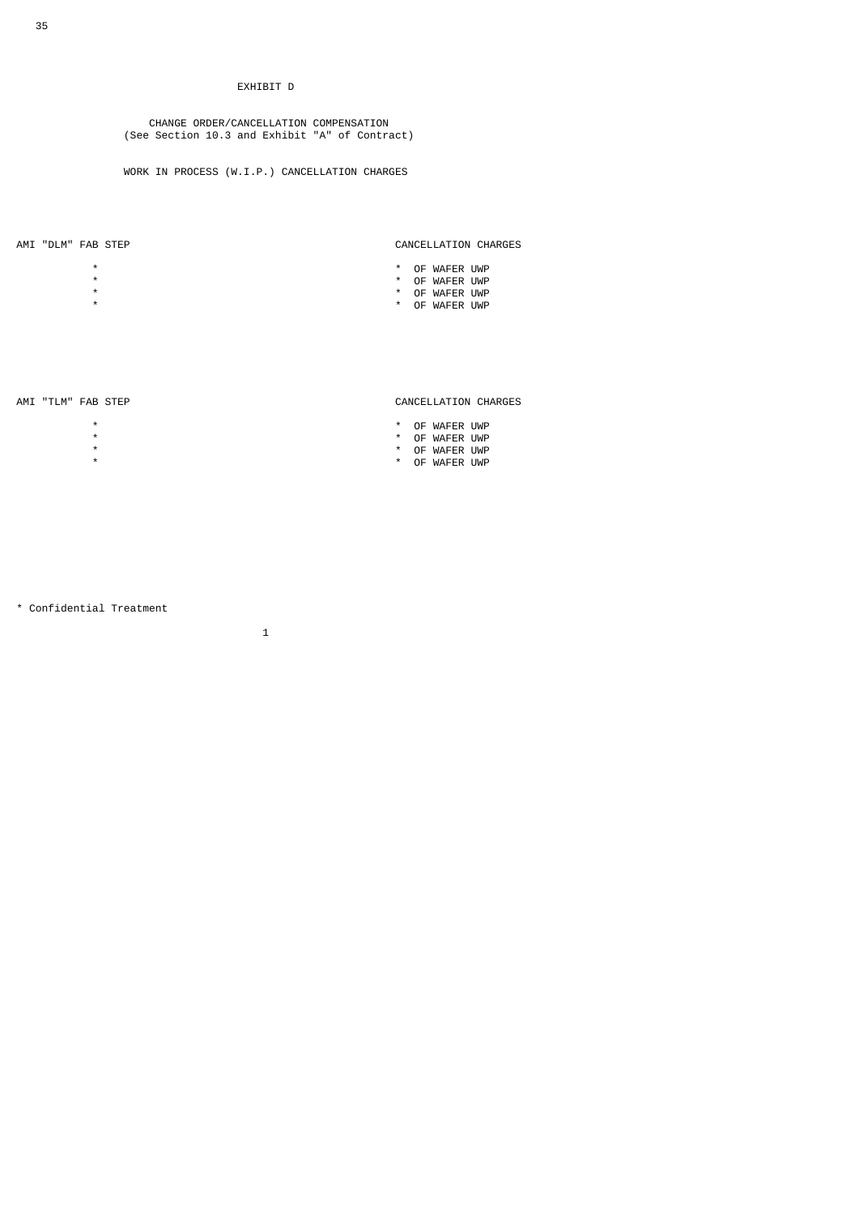# EXHIBIT D

## CHANGE ORDER/CANCELLATION COMPENSATION
(See Section 10.3 and Exhibit "A" of Contract)

### WORK IN PROCESS (W.I.P.) CANCELLATION CHARGES

| AMI "DLM" FAB STEP | CANCELLATION CHARGES |
| --- | --- |
| * | * OF WAFER UWP |
| * | * OF WAFER UWP |
| * | * OF WAFER UWP |
| * | * OF WAFER UWP |

| AMI "TLM" FAB STEP | CANCELLATION CHARGES |
| --- | --- |
| * | * OF WAFER UWP |
| * | * OF WAFER UWP |
| * | * OF WAFER UWP |
| * | * OF WAFER UWP |

* Confidential Treatment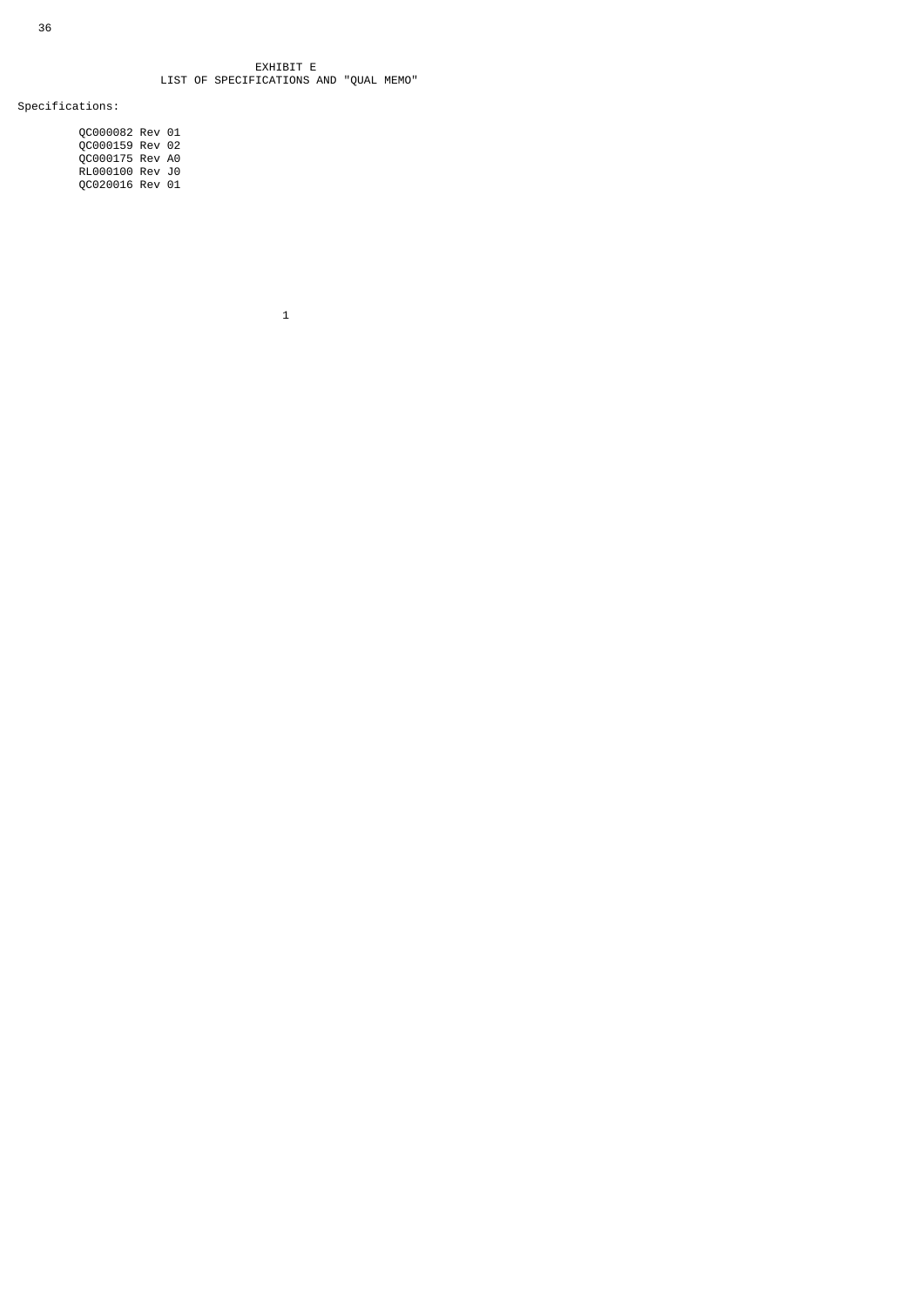# EXHIBIT E
## LIST OF SPECIFICATIONS AND "QUAL MEMO"

Specifications:

- QC000082 Rev 01
- QC000159 Rev 02
- QC000175 Rev A0
- RL000100 Rev J0
- QC020016 Rev 01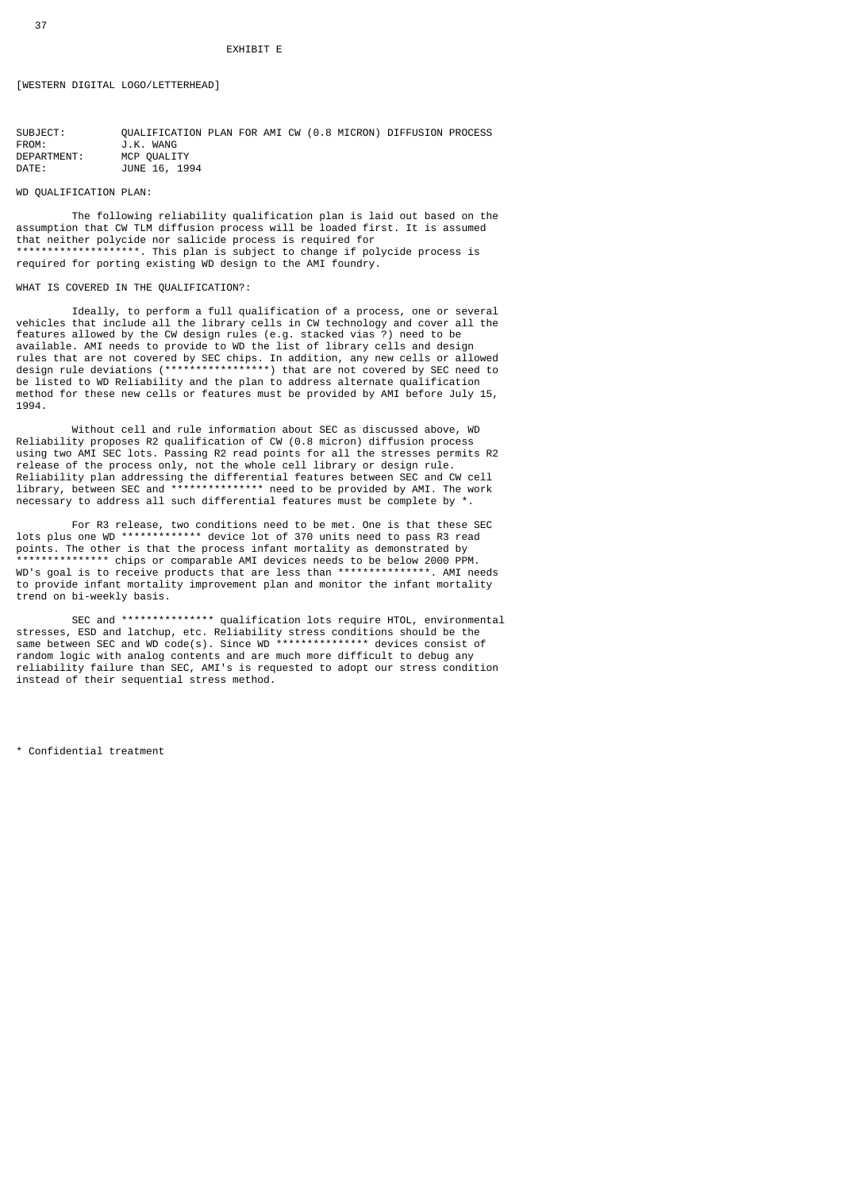EXHIBIT E

[WESTERN DIGITAL LOGO/LETTERHEAD]

SUBJECT: QUALIFICATION PLAN FOR AMI CW (0.8 MICRON) DIFFUSION PROCESS
FROM: J.K. WANG
DEPARTMENT: MCP QUALITY
DATE: JUNE 16, 1994

WD QUALIFICATION PLAN:

The following reliability qualification plan is laid out based on the assumption that CW TLM diffusion process will be loaded first. It is assumed that neither polycide nor salicide process is required for ********************. This plan is subject to change if polycide process is required for porting existing WD design to the AMI foundry.

WHAT IS COVERED IN THE QUALIFICATION?:

Ideally, to perform a full qualification of a process, one or several vehicles that include all the library cells in CW technology and cover all the features allowed by the CW design rules (e.g. stacked vias ?) need to be available. AMI needs to provide to WD the list of library cells and design rules that are not covered by SEC chips. In addition, any new cells or allowed design rule deviations (*****************) that are not covered by SEC need to be listed to WD Reliability and the plan to address alternate qualification method for these new cells or features must be provided by AMI before July 15, 1994.

Without cell and rule information about SEC as discussed above, WD Reliability proposes R2 qualification of CW (0.8 micron) diffusion process using two AMI SEC lots. Passing R2 read points for all the stresses permits R2 release of the process only, not the whole cell library or design rule. Reliability plan addressing the differential features between SEC and CW cell library, between SEC and *************** need to be provided by AMI. The work necessary to address all such differential features must be complete by *.

For R3 release, two conditions need to be met. One is that these SEC lots plus one WD ************* device lot of 370 units need to pass R3 read points. The other is that the process infant mortality as demonstrated by *************** chips or comparable AMI devices needs to be below 2000 PPM. WD's goal is to receive products that are less than ***************. AMI needs to provide infant mortality improvement plan and monitor the infant mortality trend on bi-weekly basis.

SEC and *************** qualification lots require HTOL, environmental stresses, ESD and latchup, etc. Reliability stress conditions should be the same between SEC and WD code(s). Since WD *************** devices consist of random logic with analog contents and are much more difficult to debug any reliability failure than SEC, AMI's is requested to adopt our stress condition instead of their sequential stress method.

* Confidential treatment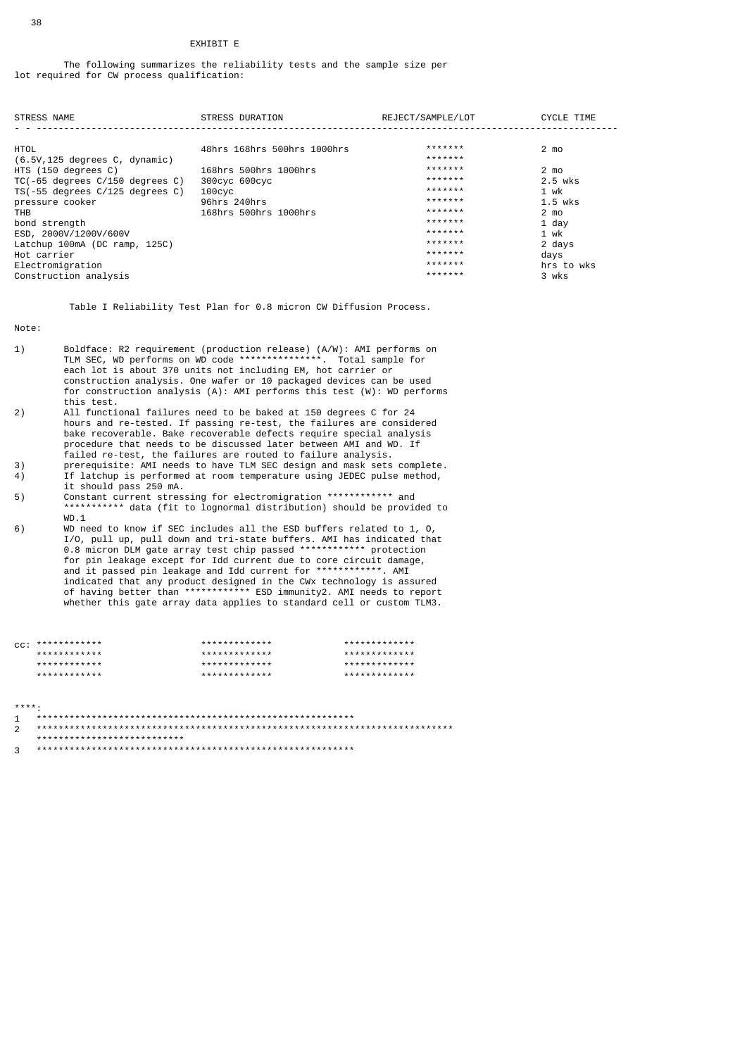EXHIBIT E

The following summarizes the reliability tests and the sample size per lot required for CW process qualification:

| STRESS NAME | STRESS DURATION | REJECT/SAMPLE/LOT | CYCLE TIME |
|---|---|---|---|
| HTOL (6.5V,125 degrees C, dynamic) | 48hrs 168hrs 500hrs 1000hrs | ******* ******* | 2 mo |
| HTS (150 degrees C) | 168hrs 500hrs 1000hrs | ******* | 2 mo |
| TC(-65 degrees C/150 degrees C) | 300cyc 600cyc | ******* | 2.5 wks |
| TS(-55 degrees C/125 degrees C) | 100cyc | ******* | 1 wk |
| pressure cooker | 96hrs 240hrs | ******* | 1.5 wks |
| THB | 168hrs 500hrs 1000hrs | ******* | 2 mo |
| bond strength | | ******* | 1 day |
| ESD, 2000V/1200V/600V | | ******* | 1 wk |
| Latchup 100mA (DC ramp, 125C) | | ******* | 2 days |
| Hot carrier | | ******* | days |
| Electromigration | | ******* | hrs to wks |
| Construction analysis | | ******* | 3 wks |

Table I Reliability Test Plan for 0.8 micron CW Diffusion Process.

Note:

1) Boldface: R2 requirement (production release) (A/W): AMI performs on TLM SEC, WD performs on WD code ***************. Total sample for each lot is about 370 units not including EM, hot carrier or construction analysis. One wafer or 10 packaged devices can be used for construction analysis (A): AMI performs this test (W): WD performs this test.
2) All functional failures need to be baked at 150 degrees C for 24 hours and re-tested. If passing re-test, the failures are considered bake recoverable. Bake recoverable defects require special analysis procedure that needs to be discussed later between AMI and WD. If failed re-test, the failures are routed to failure analysis.
3) prerequisite: AMI needs to have TLM SEC design and mask sets complete.
4) If latchup is performed at room temperature using JEDEC pulse method, it should pass 250 mA.
5) Constant current stressing for electromigration ************ and *********** data (fit to lognormal distribution) should be provided to WD.1
6) WD need to know if SEC includes all the ESD buffers related to 1, O, I/O, pull up, pull down and tri-state buffers. AMI has indicated that 0.8 micron DLM gate array test chip passed ************ protection for pin leakage except for Idd current due to core circuit damage, and it passed pin leakage and Idd current for ************. AMI indicated that any product designed in the CWx technology is assured of having better than ************ ESD immunity2. AMI needs to report whether this gate array data applies to standard cell or custom TLM3.

cc: ************ ************* *************
************ ************* *************
************ ************* *************
************ ************* *************

****:

1 **********************************************************
2 ****************************************************************************
**************************
3 **********************************************************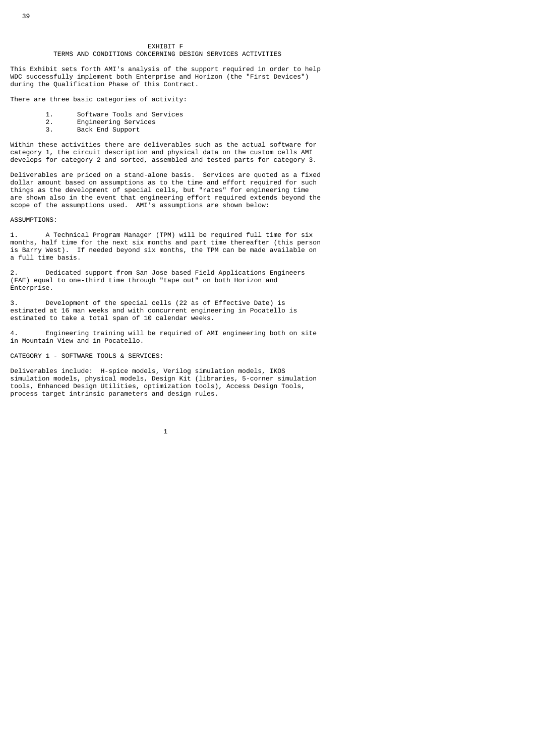# EXHIBIT F
## TERMS AND CONDITIONS CONCERNING DESIGN SERVICES ACTIVITIES

This Exhibit sets forth AMI's analysis of the support required in order to help WDC successfully implement both Enterprise and Horizon (the "First Devices") during the Qualification Phase of this Contract.

There are three basic categories of activity:

1. Software Tools and Services
2. Engineering Services
3. Back End Support

Within these activities there are deliverables such as the actual software for category 1, the circuit description and physical data on the custom cells AMI develops for category 2 and sorted, assembled and tested parts for category 3.

Deliverables are priced on a stand-alone basis. Services are quoted as a fixed dollar amount based on assumptions as to the time and effort required for such things as the development of special cells, but "rates" for engineering time are shown also in the event that engineering effort required extends beyond the scope of the assumptions used. AMI's assumptions are shown below:

ASSUMPTIONS:

1. A Technical Program Manager (TPM) will be required full time for six months, half time for the next six months and part time thereafter (this person is Barry West). If needed beyond six months, the TPM can be made available on a full time basis.

2. Dedicated support from San Jose based Field Applications Engineers (FAE) equal to one-third time through "tape out" on both Horizon and Enterprise.

3. Development of the special cells (22 as of Effective Date) is estimated at 16 man weeks and with concurrent engineering in Pocatello is estimated to take a total span of 10 calendar weeks.

4. Engineering training will be required of AMI engineering both on site in Mountain View and in Pocatello.

CATEGORY 1 - SOFTWARE TOOLS & SERVICES:

Deliverables include: H-spice models, Verilog simulation models, IKOS simulation models, physical models, Design Kit (libraries, 5-corner simulation tools, Enhanced Design Utilities, optimization tools), Access Design Tools, process target intrinsic parameters and design rules.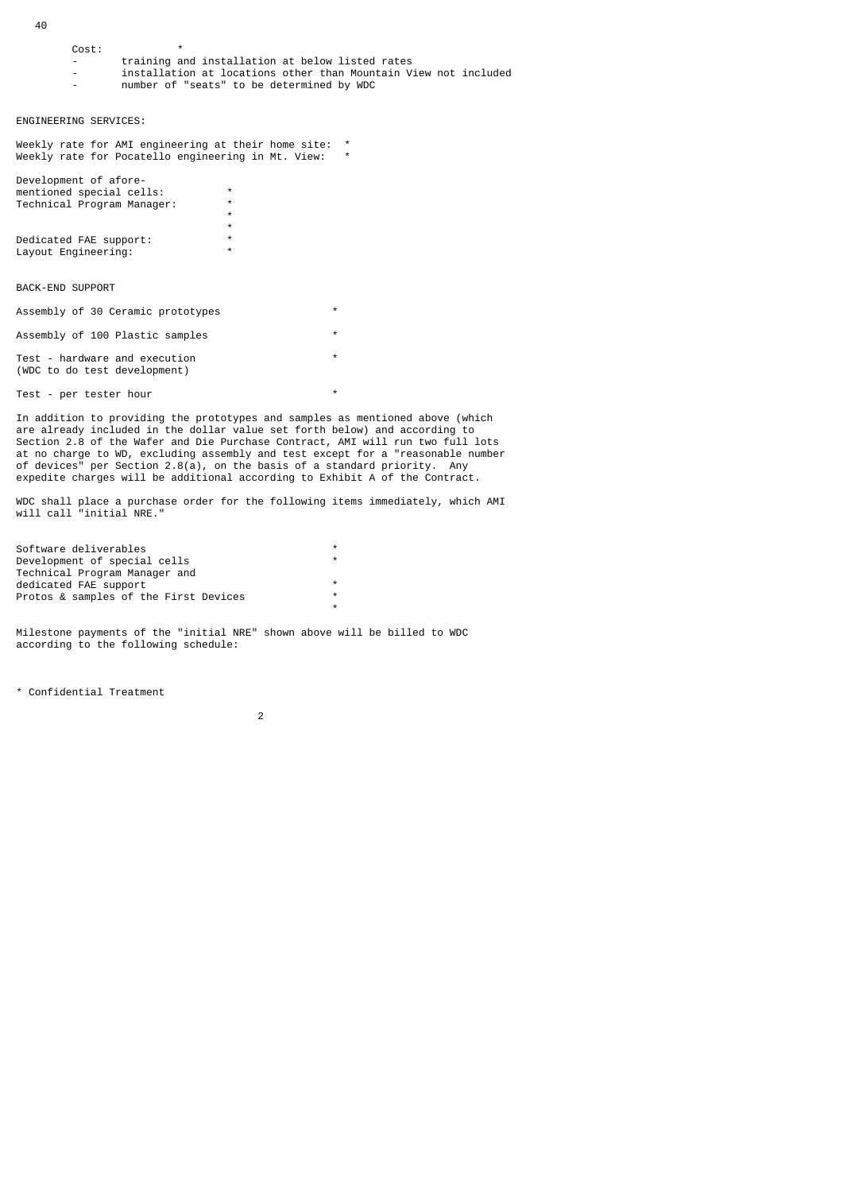Cost: *

- training and installation at below listed rates
- installation at locations other than Mountain View not included
- number of "seats" to be determined by WDC

ENGINEERING SERVICES:

| | |
|---|---|
| Weekly rate for AMI engineering at their home site: | * |
| Weekly rate for Pocatello engineering in Mt. View: | * |

| | |
|---|---|
| Development of afore-mentioned special cells: | * |
| Technical Program Manager: | * |
| | * |
| | * |
| Dedicated FAE support: | * |
| Layout Engineering: | * |

BACK-END SUPPORT

| | |
|---|---|
| Assembly of 30 Ceramic prototypes | * |
| Assembly of 100 Plastic samples | * |
| Test - hardware and execution (WDC to do test development) | * |
| Test - per tester hour | * |

In addition to providing the prototypes and samples as mentioned above (which are already included in the dollar value set forth below) and according to Section 2.8 of the Wafer and Die Purchase Contract, AMI will run two full lots at no charge to WD, excluding assembly and test except for a "reasonable number of devices" per Section 2.8(a), on the basis of a standard priority. Any expedite charges will be additional according to Exhibit A of the Contract.

WDC shall place a purchase order for the following items immediately, which AMI will call "initial NRE."

| | |
|---|---|
| Software deliverables | * |
| Development of special cells | * |
| Technical Program Manager and dedicated FAE support | * |
| Protos & samples of the First Devices | * |
| | * |

Milestone payments of the "initial NRE" shown above will be billed to WDC according to the following schedule:

* Confidential Treatment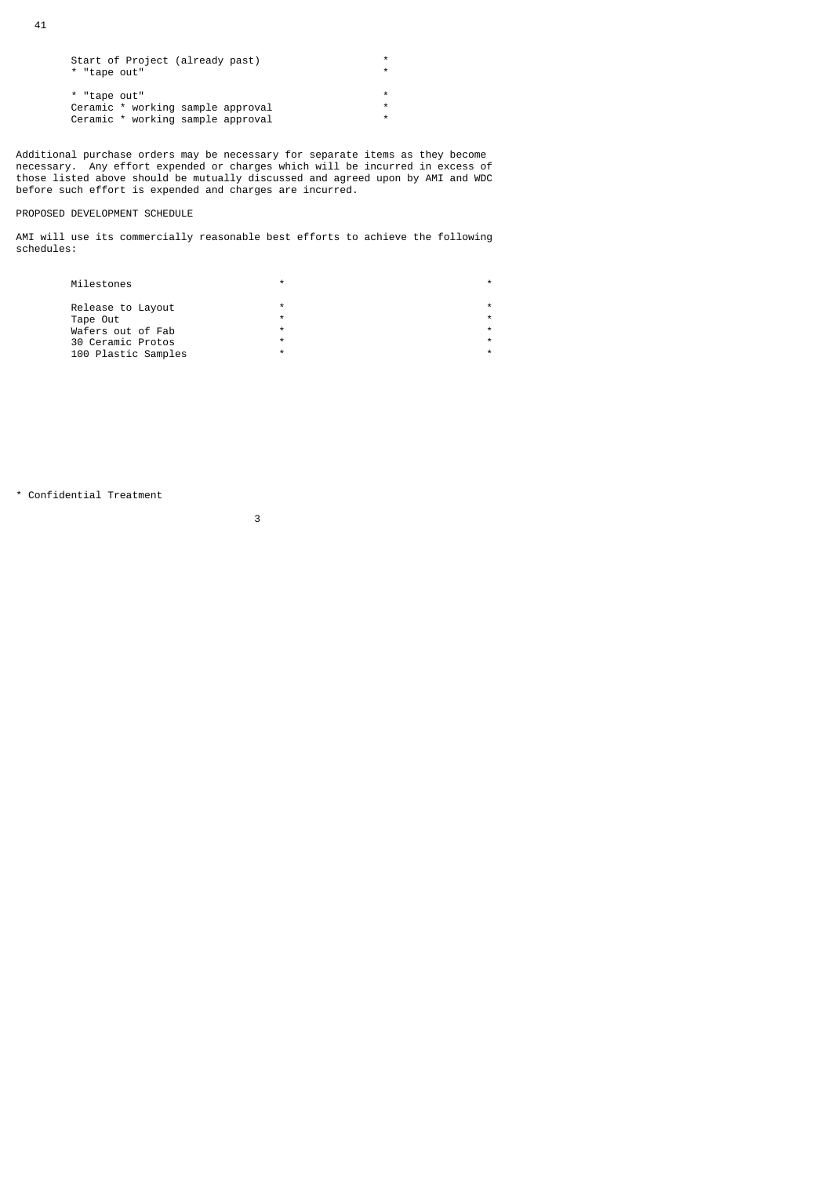| | |
|---|---|
| Start of Project (already past) | * |
| * "tape out" | * |
| | |
| * "tape out" | * |
| Ceramic * working sample approval | * |
| Ceramic * working sample approval | * |

Additional purchase orders may be necessary for separate items as they become necessary. Any effort expended or charges which will be incurred in excess of those listed above should be mutually discussed and agreed upon by AMI and WDC before such effort is expended and charges are incurred.

PROPOSED DEVELOPMENT SCHEDULE

AMI will use its commercially reasonable best efforts to achieve the following schedules:

| Milestones | * | * |
|---|---|---|
| Release to Layout | * | * |
| Tape Out | * | * |
| Wafers out of Fab | * | * |
| 30 Ceramic Protos | * | * |
| 100 Plastic Samples | * | * |

* Confidential Treatment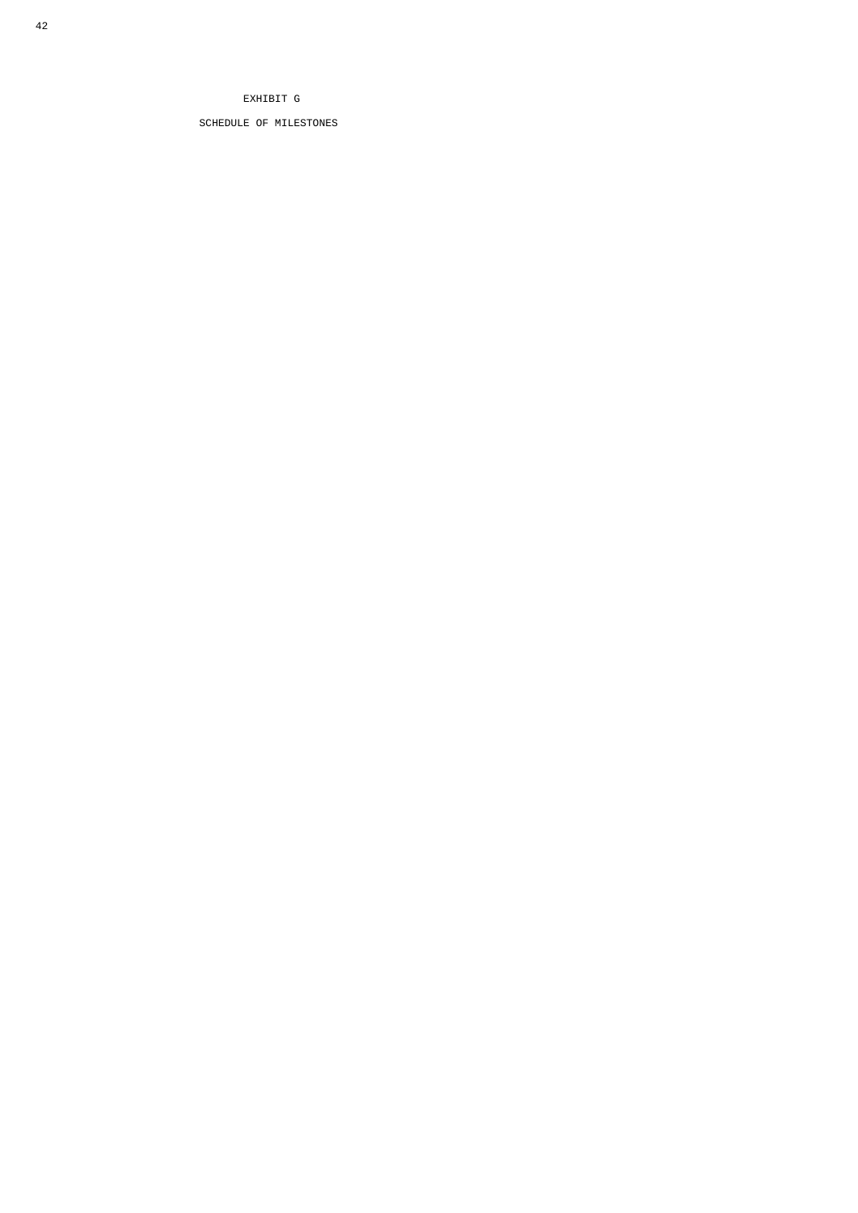# EXHIBIT G

## SCHEDULE OF MILESTONES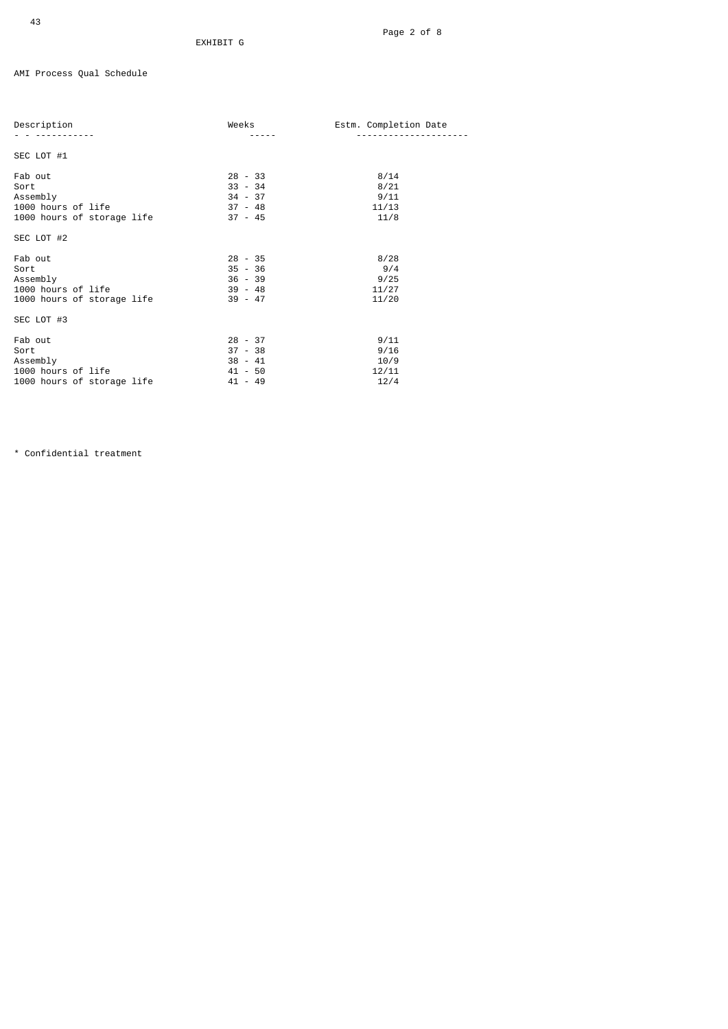EXHIBIT G

AMI Process Qual Schedule

| Description | Weeks | Estm. Completion Date |
|---|---|---|
| SEC LOT #1 | | |
| Fab out | 28 - 33 | 8/14 |
| Sort | 33 - 34 | 8/21 |
| Assembly | 34 - 37 | 9/11 |
| 1000 hours of life | 37 - 48 | 11/13 |
| 1000 hours of storage life | 37 - 45 | 11/8 |
| SEC LOT #2 | | |
| Fab out | 28 - 35 | 8/28 |
| Sort | 35 - 36 | 9/4 |
| Assembly | 36 - 39 | 9/25 |
| 1000 hours of life | 39 - 48 | 11/27 |
| 1000 hours of storage life | 39 - 47 | 11/20 |
| SEC LOT #3 | | |
| Fab out | 28 - 37 | 9/11 |
| Sort | 37 - 38 | 9/16 |
| Assembly | 38 - 41 | 10/9 |
| 1000 hours of life | 41 - 50 | 12/11 |
| 1000 hours of storage life | 41 - 49 | 12/4 |

* Confidential treatment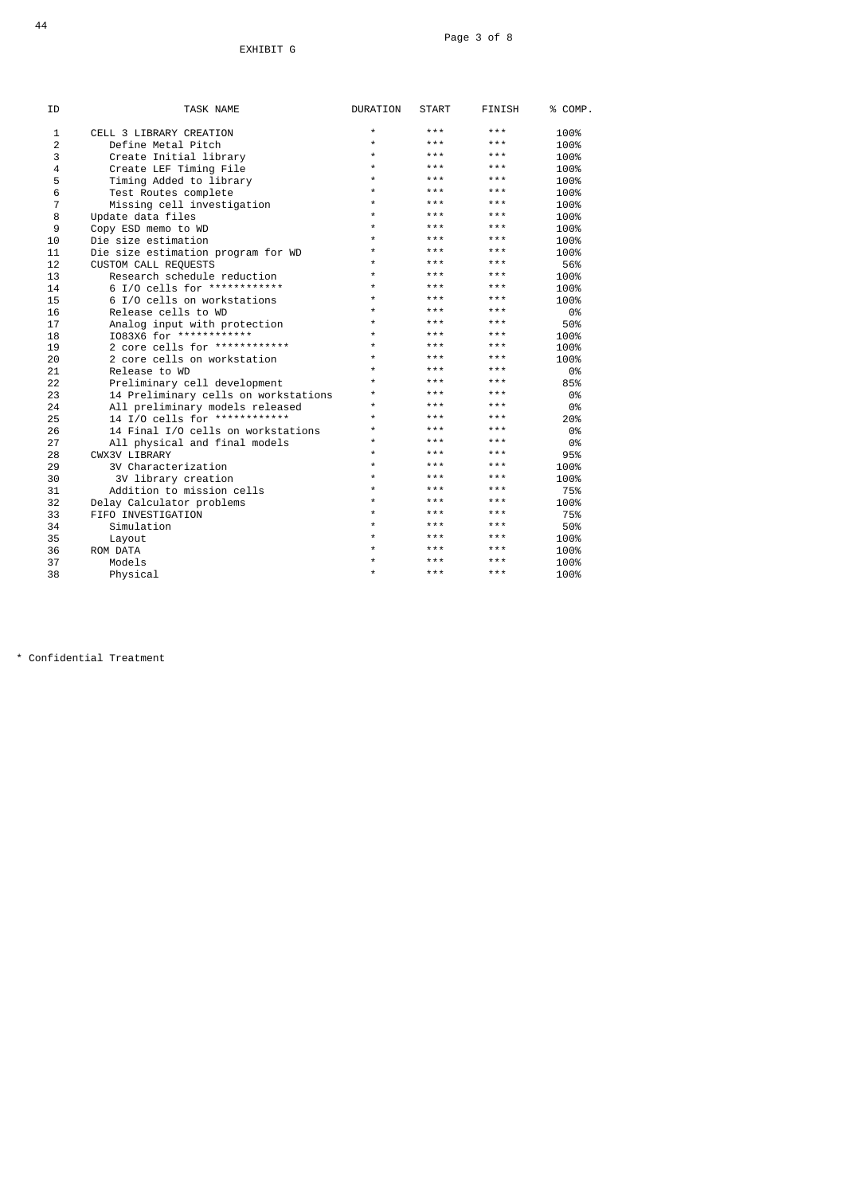EXHIBIT G

| ID | TASK NAME | DURATION | START | FINISH | % COMP. |
|---|---|---|---|---|---|
| 1 | CELL 3 LIBRARY CREATION | * | *** | *** | 100% |
| 2 | Define Metal Pitch | * | *** | *** | 100% |
| 3 | Create Initial library | * | *** | *** | 100% |
| 4 | Create LEF Timing File | * | *** | *** | 100% |
| 5 | Timing Added to library | * | *** | *** | 100% |
| 6 | Test Routes complete | * | *** | *** | 100% |
| 7 | Missing cell investigation | * | *** | *** | 100% |
| 8 | Update data files | * | *** | *** | 100% |
| 9 | Copy ESD memo to WD | * | *** | *** | 100% |
| 10 | Die size estimation | * | *** | *** | 100% |
| 11 | Die size estimation program for WD | * | *** | *** | 100% |
| 12 | CUSTOM CALL REQUESTS | * | *** | *** | 56% |
| 13 | Research schedule reduction | * | *** | *** | 100% |
| 14 | 6 I/O cells for ************ | * | *** | *** | 100% |
| 15 | 6 I/O cells on workstations | * | *** | *** | 100% |
| 16 | Release cells to WD | * | *** | *** | 0% |
| 17 | Analog input with protection | * | *** | *** | 50% |
| 18 | IO83X6 for ************ | * | *** | *** | 100% |
| 19 | 2 core cells for ************ | * | *** | *** | 100% |
| 20 | 2 core cells on workstation | * | *** | *** | 100% |
| 21 | Release to WD | * | *** | *** | 0% |
| 22 | Preliminary cell development | * | *** | *** | 85% |
| 23 | 14 Preliminary cells on workstations | * | *** | *** | 0% |
| 24 | All preliminary models released | * | *** | *** | 0% |
| 25 | 14 I/O cells for ************ | * | *** | *** | 20% |
| 26 | 14 Final I/O cells on workstations | * | *** | *** | 0% |
| 27 | All physical and final models | * | *** | *** | 0% |
| 28 | CWX3V LIBRARY | * | *** | *** | 95% |
| 29 | 3V Characterization | * | *** | *** | 100% |
| 30 | 3V library creation | * | *** | *** | 100% |
| 31 | Addition to mission cells | * | *** | *** | 75% |
| 32 | Delay Calculator problems | * | *** | *** | 100% |
| 33 | FIFO INVESTIGATION | * | *** | *** | 75% |
| 34 | Simulation | * | *** | *** | 50% |
| 35 | Layout | * | *** | *** | 100% |
| 36 | ROM DATA | * | *** | *** | 100% |
| 37 | Models | * | *** | *** | 100% |
| 38 | Physical | * | *** | *** | 100% |

* Confidential Treatment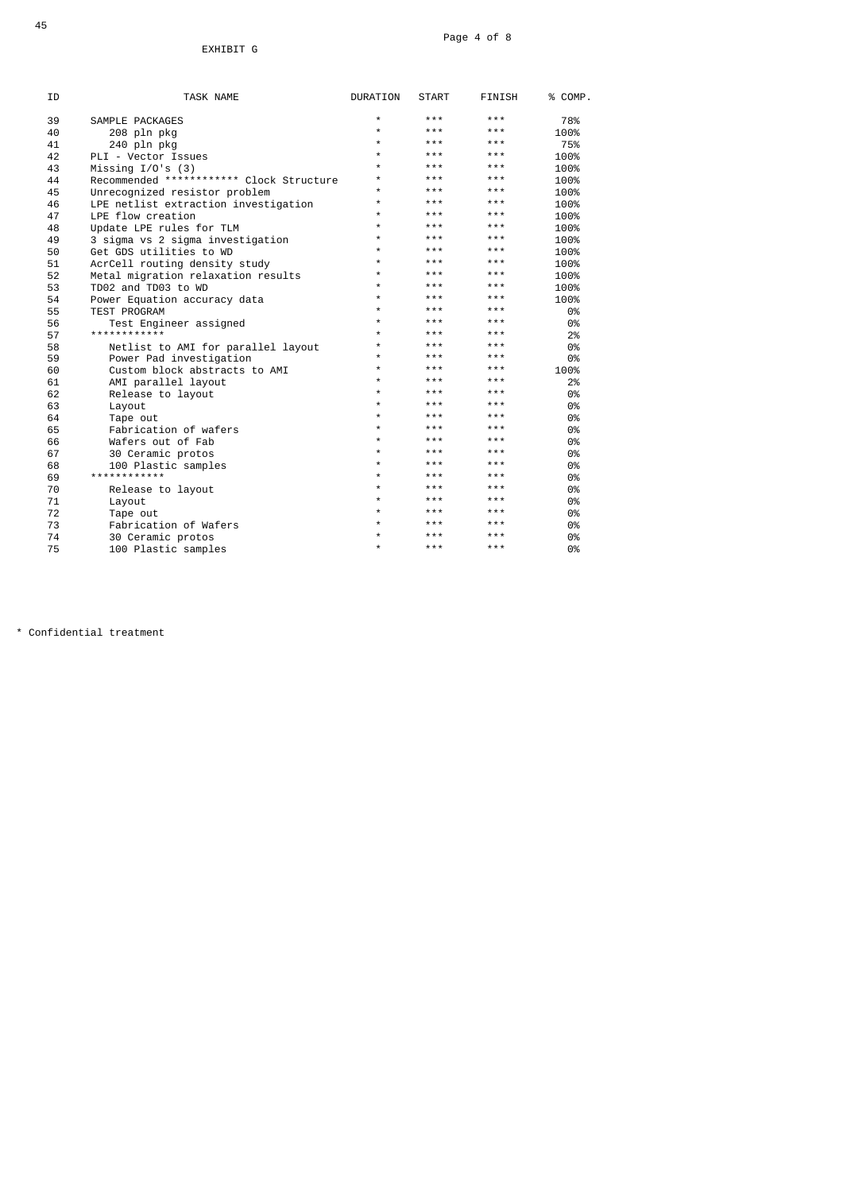EXHIBIT G

| ID | TASK NAME | DURATION | START | FINISH | % COMP. |
|---|---|---|---|---|---|
| 39 | SAMPLE PACKAGES | * | *** | *** | 78% |
| 40 | 208 pln pkg | * | *** | *** | 100% |
| 41 | 240 pln pkg | * | *** | *** | 75% |
| 42 | PLI - Vector Issues | * | *** | *** | 100% |
| 43 | Missing I/O's (3) | * | *** | *** | 100% |
| 44 | Recommended ************ Clock Structure | * | *** | *** | 100% |
| 45 | Unrecognized resistor problem | * | *** | *** | 100% |
| 46 | LPE netlist extraction investigation | * | *** | *** | 100% |
| 47 | LPE flow creation | * | *** | *** | 100% |
| 48 | Update LPE rules for TLM | * | *** | *** | 100% |
| 49 | 3 sigma vs 2 sigma investigation | * | *** | *** | 100% |
| 50 | Get GDS utilities to WD | * | *** | *** | 100% |
| 51 | AcrCell routing density study | * | *** | *** | 100% |
| 52 | Metal migration relaxation results | * | *** | *** | 100% |
| 53 | TD02 and TD03 to WD | * | *** | *** | 100% |
| 54 | Power Equation accuracy data | * | *** | *** | 100% |
| 55 | TEST PROGRAM | * | *** | *** | 0% |
| 56 | Test Engineer assigned | * | *** | *** | 0% |
| 57 | ************ | * | *** | *** | 2% |
| 58 | Netlist to AMI for parallel layout | * | *** | *** | 0% |
| 59 | Power Pad investigation | * | *** | *** | 0% |
| 60 | Custom block abstracts to AMI | * | *** | *** | 100% |
| 61 | AMI parallel layout | * | *** | *** | 2% |
| 62 | Release to layout | * | *** | *** | 0% |
| 63 | Layout | * | *** | *** | 0% |
| 64 | Tape out | * | *** | *** | 0% |
| 65 | Fabrication of wafers | * | *** | *** | 0% |
| 66 | Wafers out of Fab | * | *** | *** | 0% |
| 67 | 30 Ceramic protos | * | *** | *** | 0% |
| 68 | 100 Plastic samples | * | *** | *** | 0% |
| 69 | ************ | * | *** | *** | 0% |
| 70 | Release to layout | * | *** | *** | 0% |
| 71 | Layout | * | *** | *** | 0% |
| 72 | Tape out | * | *** | *** | 0% |
| 73 | Fabrication of Wafers | * | *** | *** | 0% |
| 74 | 30 Ceramic protos | * | *** | *** | 0% |
| 75 | 100 Plastic samples | * | *** | *** | 0% |

* Confidential treatment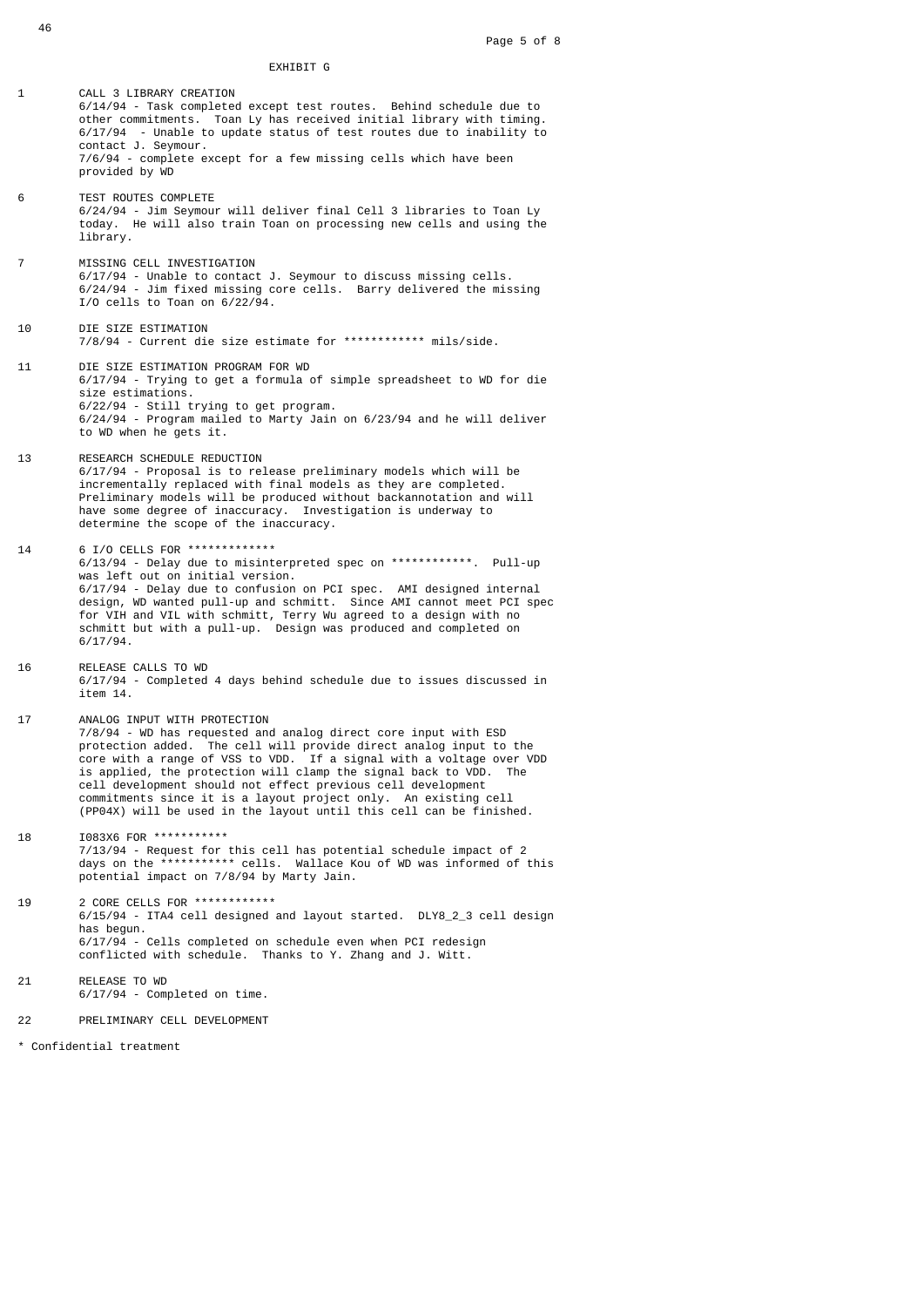EXHIBIT G

1 CALL 3 LIBRARY CREATION
6/14/94 - Task completed except test routes. Behind schedule due to other commitments. Toan Ly has received initial library with timing.
6/17/94 - Unable to update status of test routes due to inability to contact J. Seymour.
7/6/94 - complete except for a few missing cells which have been provided by WD

6 TEST ROUTES COMPLETE
6/24/94 - Jim Seymour will deliver final Cell 3 libraries to Toan Ly today. He will also train Toan on processing new cells and using the library.

7 MISSING CELL INVESTIGATION
6/17/94 - Unable to contact J. Seymour to discuss missing cells.
6/24/94 - Jim fixed missing core cells. Barry delivered the missing I/O cells to Toan on 6/22/94.

10 DIE SIZE ESTIMATION
7/8/94 - Current die size estimate for ************ mils/side.

11 DIE SIZE ESTIMATION PROGRAM FOR WD
6/17/94 - Trying to get a formula of simple spreadsheet to WD for die size estimations.
6/22/94 - Still trying to get program.
6/24/94 - Program mailed to Marty Jain on 6/23/94 and he will deliver to WD when he gets it.

13 RESEARCH SCHEDULE REDUCTION
6/17/94 - Proposal is to release preliminary models which will be incrementally replaced with final models as they are completed. Preliminary models will be produced without backannotation and will have some degree of inaccuracy. Investigation is underway to determine the scope of the inaccuracy.

14 6 I/O CELLS FOR *************
6/13/94 - Delay due to misinterpreted spec on ************. Pull-up was left out on initial version.
6/17/94 - Delay due to confusion on PCI spec. AMI designed internal design, WD wanted pull-up and schmitt. Since AMI cannot meet PCI spec for VIH and VIL with schmitt, Terry Wu agreed to a design with no schmitt but with a pull-up. Design was produced and completed on 6/17/94.

16 RELEASE CALLS TO WD
6/17/94 - Completed 4 days behind schedule due to issues discussed in item 14.

17 ANALOG INPUT WITH PROTECTION
7/8/94 - WD has requested and analog direct core input with ESD protection added. The cell will provide direct analog input to the core with a range of VSS to VDD. If a signal with a voltage over VDD is applied, the protection will clamp the signal back to VDD. The cell development should not effect previous cell development commitments since it is a layout project only. An existing cell (PP04X) will be used in the layout until this cell can be finished.

18 I083X6 FOR ***********
7/13/94 - Request for this cell has potential schedule impact of 2 days on the *********** cells. Wallace Kou of WD was informed of this potential impact on 7/8/94 by Marty Jain.

19 2 CORE CELLS FOR ************
6/15/94 - ITA4 cell designed and layout started. DLY8_2_3 cell design has begun.
6/17/94 - Cells completed on schedule even when PCI redesign conflicted with schedule. Thanks to Y. Zhang and J. Witt.

21 RELEASE TO WD
6/17/94 - Completed on time.

22 PRELIMINARY CELL DEVELOPMENT

* Confidential treatment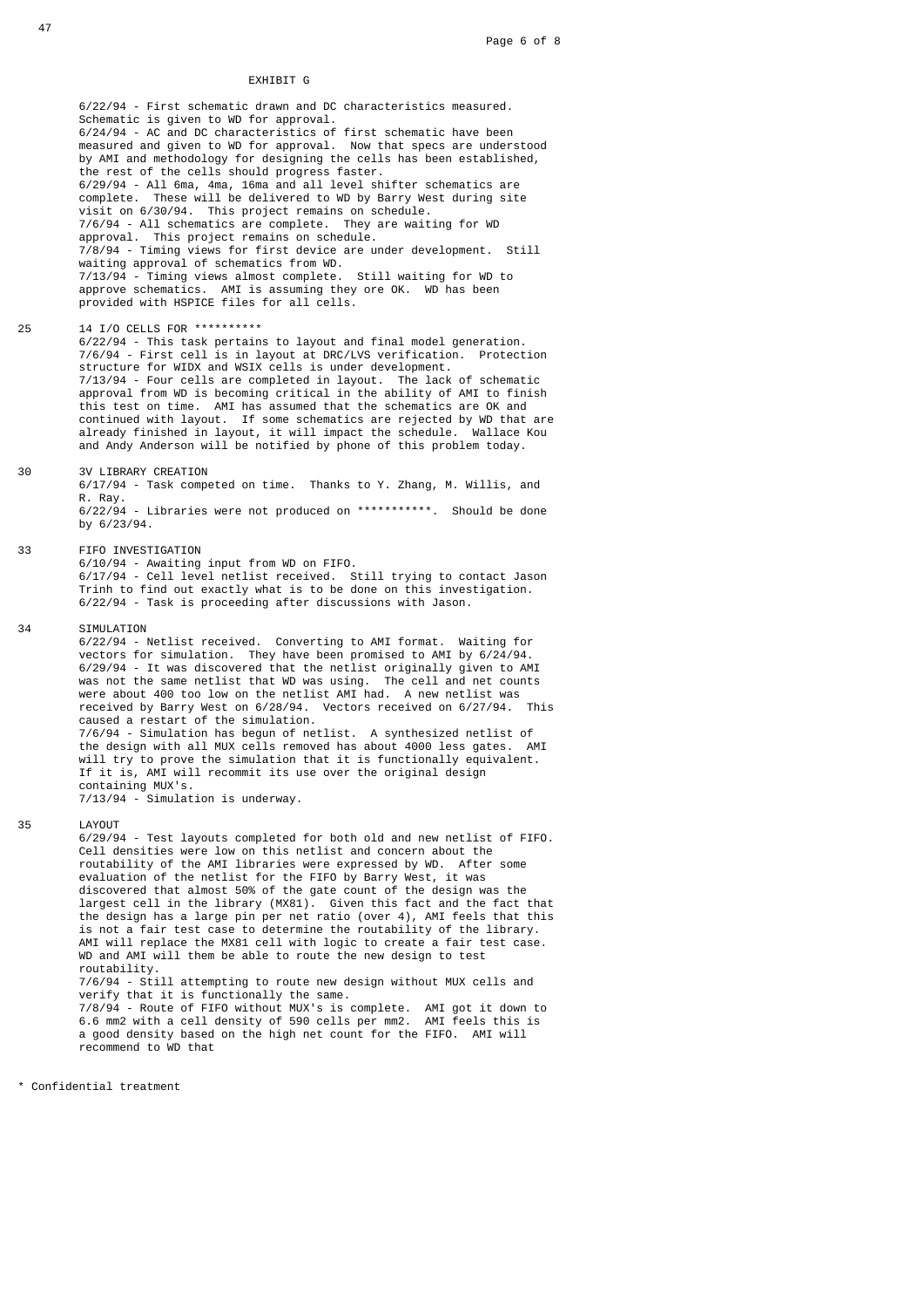EXHIBIT G

6/22/94 - First schematic drawn and DC characteristics measured. Schematic is given to WD for approval.
6/24/94 - AC and DC characteristics of first schematic have been measured and given to WD for approval. Now that specs are understood by AMI and methodology for designing the cells has been established, the rest of the cells should progress faster.
6/29/94 - All 6ma, 4ma, 16ma and all level shifter schematics are complete. These will be delivered to WD by Barry West during site visit on 6/30/94. This project remains on schedule.
7/6/94 - All schematics are complete. They are waiting for WD approval. This project remains on schedule.
7/8/94 - Timing views for first device are under development. Still waiting approval of schematics from WD.
7/13/94 - Timing views almost complete. Still waiting for WD to approve schematics. AMI is assuming they ore OK. WD has been provided with HSPICE files for all cells.

25 14 I/O CELLS FOR **********
6/22/94 - This task pertains to layout and final model generation.
7/6/94 - First cell is in layout at DRC/LVS verification. Protection structure for WIDX and WSIX cells is under development.
7/13/94 - Four cells are completed in layout. The lack of schematic approval from WD is becoming critical in the ability of AMI to finish this test on time. AMI has assumed that the schematics are OK and continued with layout. If some schematics are rejected by WD that are already finished in layout, it will impact the schedule. Wallace Kou and Andy Anderson will be notified by phone of this problem today.

30 3V LIBRARY CREATION
6/17/94 - Task competed on time. Thanks to Y. Zhang, M. Willis, and R. Ray.
6/22/94 - Libraries were not produced on ***********. Should be done by 6/23/94.

33 FIFO INVESTIGATION
6/10/94 - Awaiting input from WD on FIFO.
6/17/94 - Cell level netlist received. Still trying to contact Jason Trinh to find out exactly what is to be done on this investigation.
6/22/94 - Task is proceeding after discussions with Jason.

34 SIMULATION
6/22/94 - Netlist received. Converting to AMI format. Waiting for vectors for simulation. They have been promised to AMI by 6/24/94.
6/29/94 - It was discovered that the netlist originally given to AMI was not the same netlist that WD was using. The cell and net counts were about 400 too low on the netlist AMI had. A new netlist was received by Barry West on 6/28/94. Vectors received on 6/27/94. This caused a restart of the simulation.
7/6/94 - Simulation has begun of netlist. A synthesized netlist of the design with all MUX cells removed has about 4000 less gates. AMI will try to prove the simulation that it is functionally equivalent. If it is, AMI will recommit its use over the original design containing MUX's.
7/13/94 - Simulation is underway.

35 LAYOUT
6/29/94 - Test layouts completed for both old and new netlist of FIFO. Cell densities were low on this netlist and concern about the routability of the AMI libraries were expressed by WD. After some evaluation of the netlist for the FIFO by Barry West, it was discovered that almost 50% of the gate count of the design was the largest cell in the library (MX81). Given this fact and the fact that the design has a large pin per net ratio (over 4), AMI feels that this is not a fair test case to determine the routability of the library. AMI will replace the MX81 cell with logic to create a fair test case. WD and AMI will them be able to route the new design to test routability.
7/6/94 - Still attempting to route new design without MUX cells and verify that it is functionally the same.
7/8/94 - Route of FIFO without MUX's is complete. AMI got it down to 6.6 mm2 with a cell density of 590 cells per mm2. AMI feels this is a good density based on the high net count for the FIFO. AMI will recommend to WD that

* Confidential treatment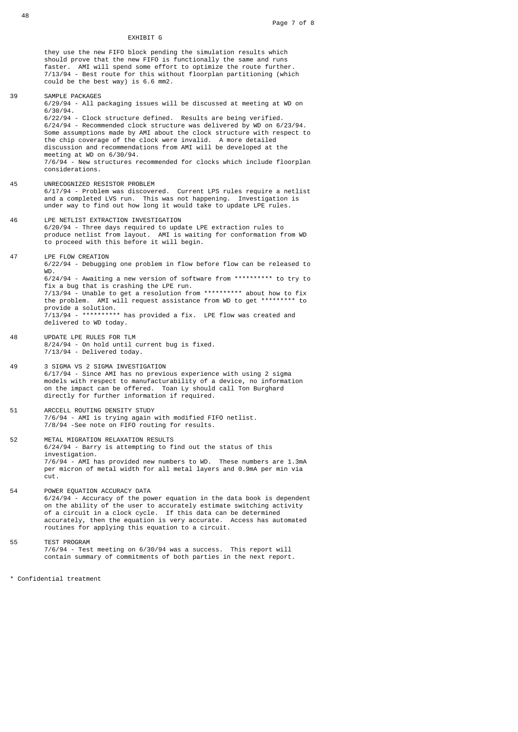EXHIBIT G

they use the new FIFO block pending the simulation results which should prove that the new FIFO is functionally the same and runs faster. AMI will spend some effort to optimize the route further.
7/13/94 - Best route for this without floorplan partitioning (which could be the best way) is 6.6 mm2.

39 SAMPLE PACKAGES
6/29/94 - All packaging issues will be discussed at meeting at WD on 6/30/94.
6/22/94 - Clock structure defined. Results are being verified.
6/24/94 - Recommended clock structure was delivered by WD on 6/23/94. Some assumptions made by AMI about the clock structure with respect to the chip coverage of the clock were invalid. A more detailed discussion and recommendations from AMI will be developed at the meeting at WD on 6/30/94.
7/6/94 - New structures recommended for clocks which include floorplan considerations.

45 UNRECOGNIZED RESISTOR PROBLEM
6/17/94 - Problem was discovered. Current LPS rules require a netlist and a completed LVS run. This was not happening. Investigation is under way to find out how long it would take to update LPE rules.

46 LPE NETLIST EXTRACTION INVESTIGATION
6/20/94 - Three days required to update LPE extraction rules to produce netlist from layout. AMI is waiting for conformation from WD to proceed with this before it will begin.

47 LPE FLOW CREATION
6/22/94 - Debugging one problem in flow before flow can be released to WD.
6/24/94 - Awaiting a new version of software from ********** to try to fix a bug that is crashing the LPE run.
7/13/94 - Unable to get a resolution from ********** about how to fix the problem. AMI will request assistance from WD to get ********* to provide a solution.
7/13/94 - ********** has provided a fix. LPE flow was created and delivered to WD today.

48 UPDATE LPE RULES FOR TLM
8/24/94 - On hold until current bug is fixed.
7/13/94 - Delivered today.

49 3 SIGMA VS 2 SIGMA INVESTIGATION
6/17/94 - Since AMI has no previous experience with using 2 sigma models with respect to manufacturability of a device, no information on the impact can be offered. Toan Ly should call Ton Burghard directly for further information if required.

51 ARCCELL ROUTING DENSITY STUDY
7/6/94 - AMI is trying again with modified FIFO netlist.
7/8/94 -See note on FIFO routing for results.

52 METAL MIGRATION RELAXATION RESULTS
6/24/94 - Barry is attempting to find out the status of this investigation.
7/6/94 - AMI has provided new numbers to WD. These numbers are 1.3mA per micron of metal width for all metal layers and 0.9mA per min via cut.

54 POWER EQUATION ACCURACY DATA
6/24/94 - Accuracy of the power equation in the data book is dependent on the ability of the user to accurately estimate switching activity of a circuit in a clock cycle. If this data can be determined accurately, then the equation is very accurate. Access has automated routines for applying this equation to a circuit.

55 TEST PROGRAM
7/6/94 - Test meeting on 6/30/94 was a success. This report will contain summary of commitments of both parties in the next report.

* Confidential treatment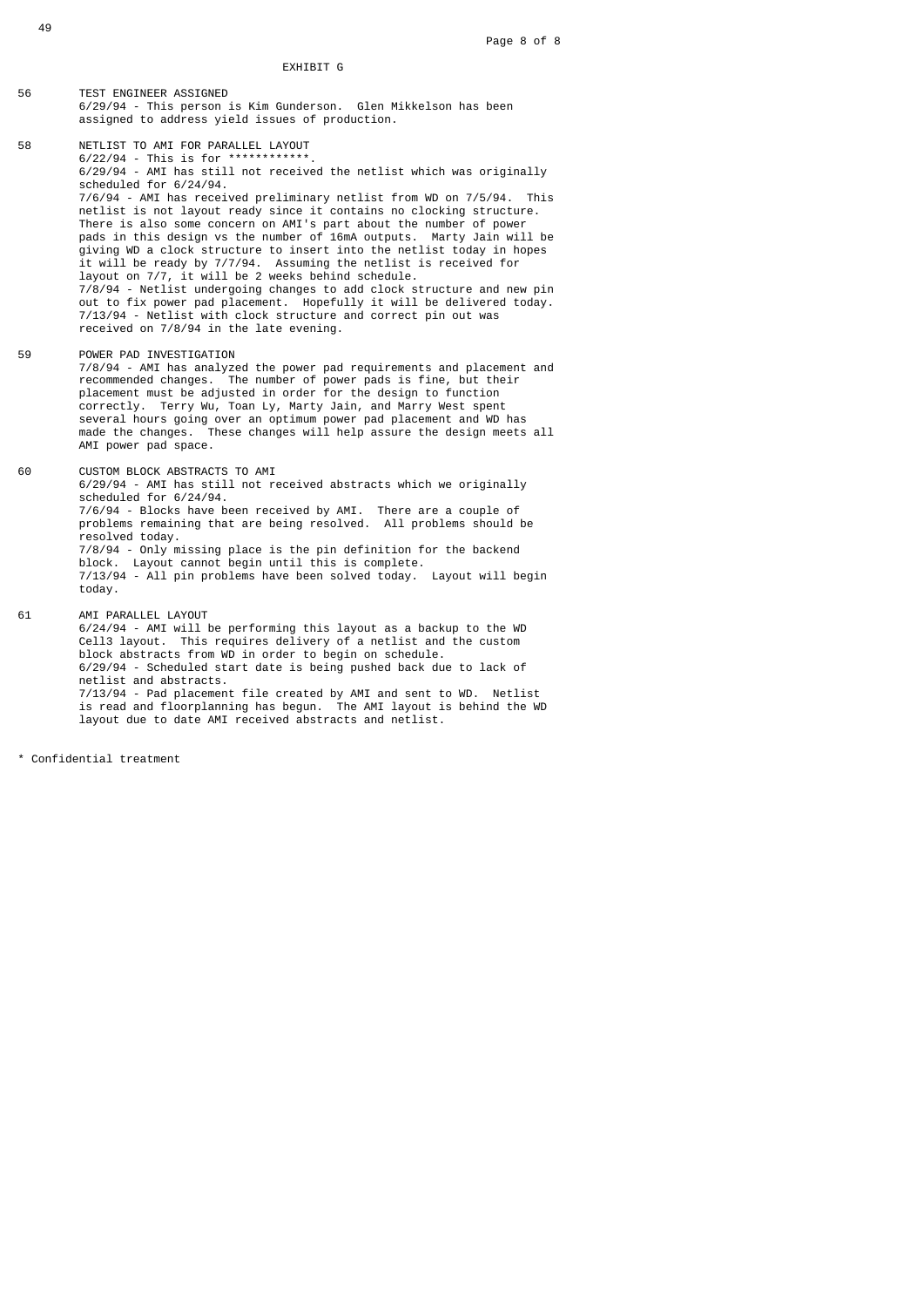EXHIBIT G

56 TEST ENGINEER ASSIGNED
6/29/94 - This person is Kim Gunderson. Glen Mikkelson has been assigned to address yield issues of production.

58 NETLIST TO AMI FOR PARALLEL LAYOUT
6/22/94 - This is for ************.
6/29/94 - AMI has still not received the netlist which was originally scheduled for 6/24/94.
7/6/94 - AMI has received preliminary netlist from WD on 7/5/94. This netlist is not layout ready since it contains no clocking structure. There is also some concern on AMI's part about the number of power pads in this design vs the number of 16mA outputs. Marty Jain will be giving WD a clock structure to insert into the netlist today in hopes it will be ready by 7/7/94. Assuming the netlist is received for layout on 7/7, it will be 2 weeks behind schedule.
7/8/94 - Netlist undergoing changes to add clock structure and new pin out to fix power pad placement. Hopefully it will be delivered today.
7/13/94 - Netlist with clock structure and correct pin out was received on 7/8/94 in the late evening.

59 POWER PAD INVESTIGATION
7/8/94 - AMI has analyzed the power pad requirements and placement and recommended changes. The number of power pads is fine, but their placement must be adjusted in order for the design to function correctly. Terry Wu, Toan Ly, Marty Jain, and Marry West spent several hours going over an optimum power pad placement and WD has made the changes. These changes will help assure the design meets all AMI power pad space.

60 CUSTOM BLOCK ABSTRACTS TO AMI
6/29/94 - AMI has still not received abstracts which we originally scheduled for 6/24/94.
7/6/94 - Blocks have been received by AMI. There are a couple of problems remaining that are being resolved. All problems should be resolved today.
7/8/94 - Only missing place is the pin definition for the backend block. Layout cannot begin until this is complete.
7/13/94 - All pin problems have been solved today. Layout will begin today.

61 AMI PARALLEL LAYOUT
6/24/94 - AMI will be performing this layout as a backup to the WD Cell3 layout. This requires delivery of a netlist and the custom block abstracts from WD in order to begin on schedule.
6/29/94 - Scheduled start date is being pushed back due to lack of netlist and abstracts.
7/13/94 - Pad placement file created by AMI and sent to WD. Netlist is read and floorplanning has begun. The AMI layout is behind the WD layout due to date AMI received abstracts and netlist.

* Confidential treatment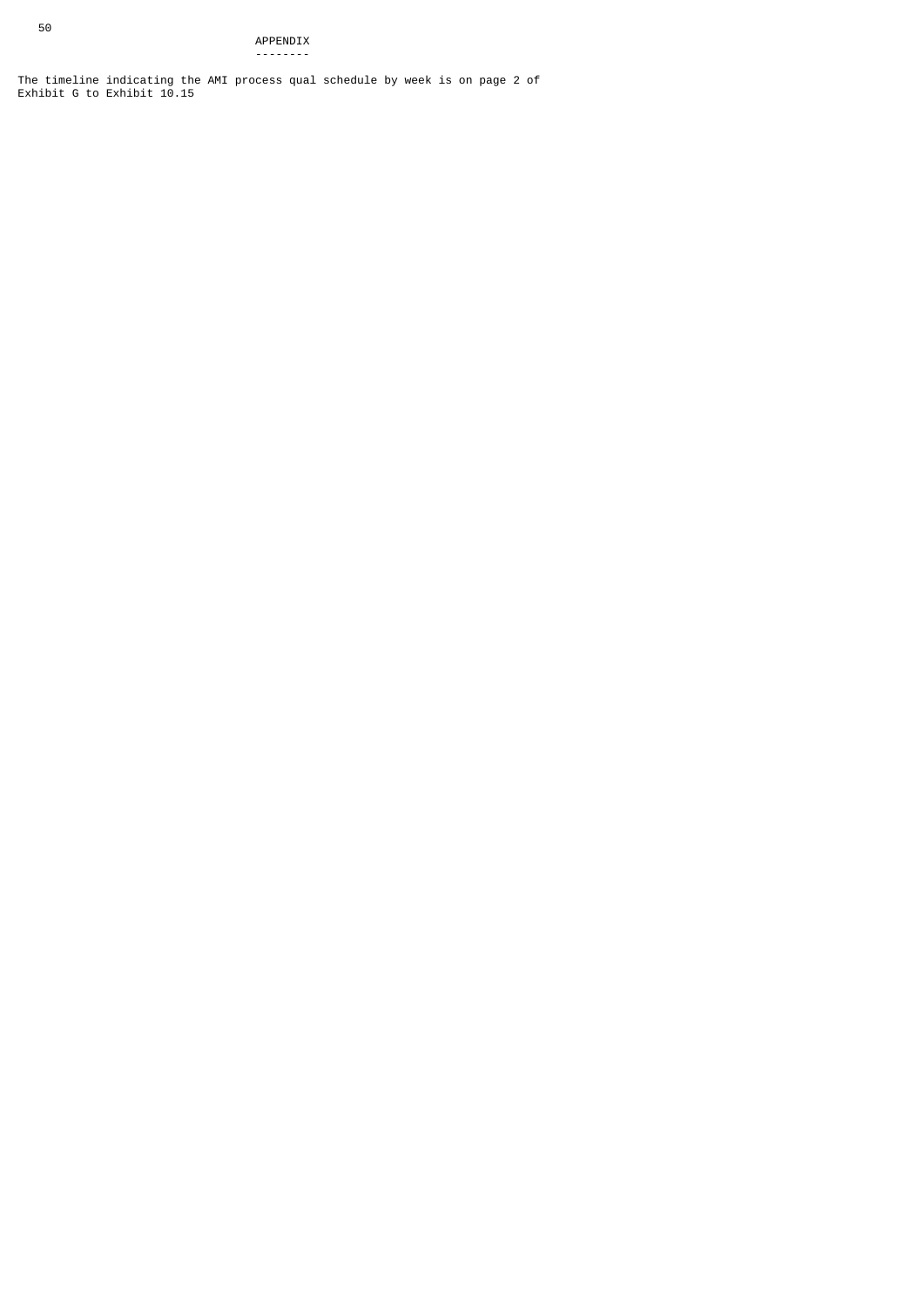## APPENDIX

The timeline indicating the AMI process qual schedule by week is on page 2 of Exhibit G to Exhibit 10.15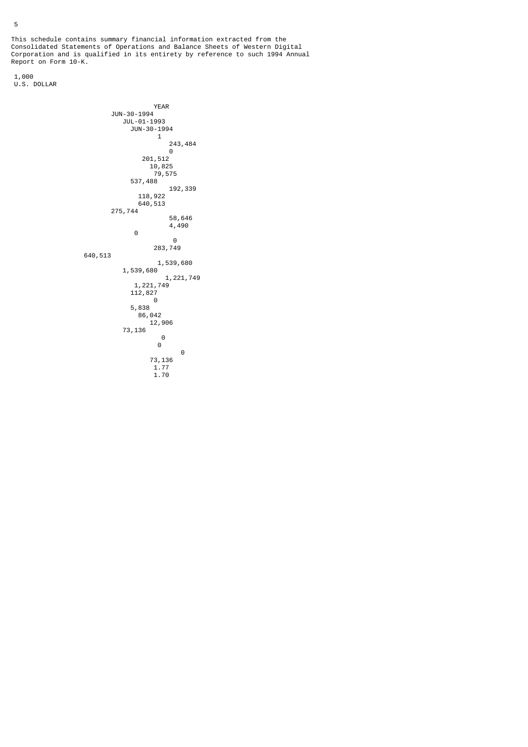This schedule contains summary financial information extracted from the Consolidated Statements of Operations and Balance Sheets of Western Digital Corporation and is qualified in its entirety by reference to such 1994 Annual Report on Form 10-K.

1,000
U.S. DOLLAR

```
                          YEAR
                   JUN-30-1994
                      JUL-01-1993
                        JUN-30-1994
                              1
                                 243,484
                                0
                         201,512
                           10,825
                            79,575
                      537,488
                                 192,339
                        118,922
                        640,513
                 275,744
                                 58,646
                                 4,490
                       0
                                  0
                             283,749
            640,513
                               1,539,680
                    1,539,680
                                 1,221,749
                         1,221,749
                      112,827
                             0
                      5,838
                        86,042
                           12,906
                    73,136
                               0
                              0
                                    0
                           73,136
                            1.77
                            1.70
```